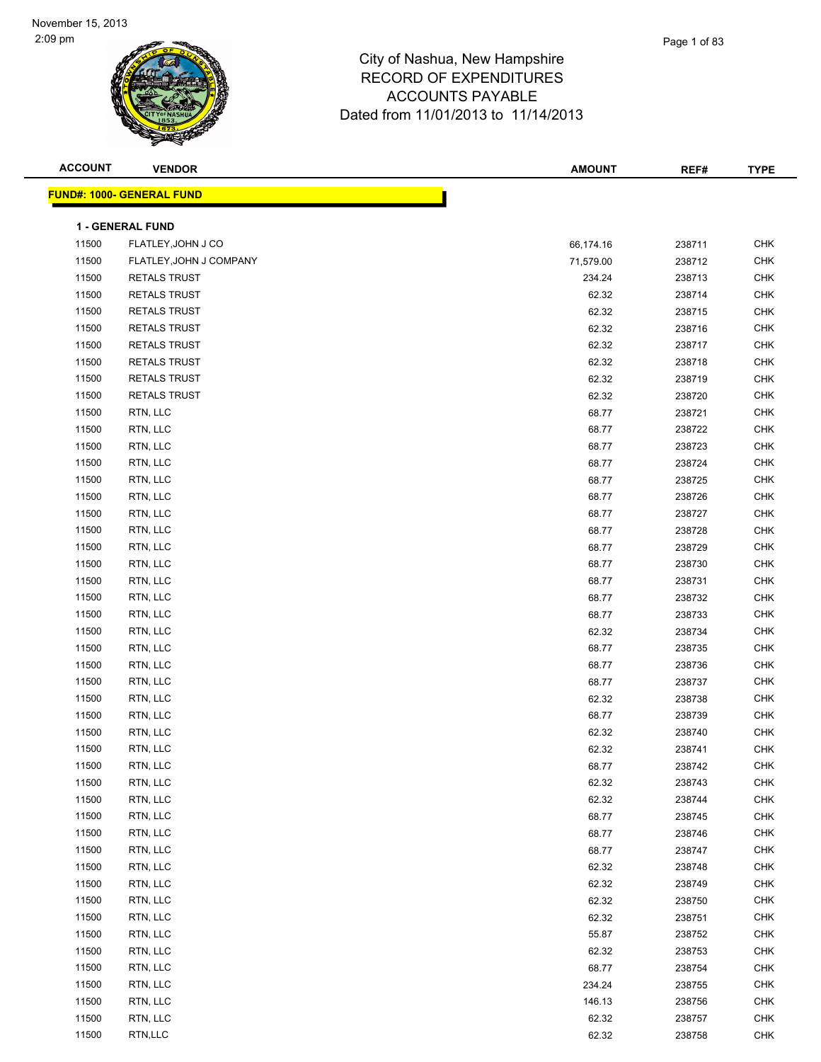November 15, 2013
2:09 pm

# City of Nashua, New Hampshire
## RECORD OF EXPENDITURES
## ACCOUNTS PAYABLE
## Dated from 11/01/2013 to 11/14/2013

**FUND#: 1000- GENERAL FUND**

**1 - GENERAL FUND**

| ACCOUNT | VENDOR | AMOUNT | REF# | TYPE |
|---|---|---|---|---|
| 11500 | FLATLEY,JOHN J CO | 66,174.16 | 238711 | CHK |
| 11500 | FLATLEY,JOHN J COMPANY | 71,579.00 | 238712 | CHK |
| 11500 | RETALS TRUST | 234.24 | 238713 | CHK |
| 11500 | RETALS TRUST | 62.32 | 238714 | CHK |
| 11500 | RETALS TRUST | 62.32 | 238715 | CHK |
| 11500 | RETALS TRUST | 62.32 | 238716 | CHK |
| 11500 | RETALS TRUST | 62.32 | 238717 | CHK |
| 11500 | RETALS TRUST | 62.32 | 238718 | CHK |
| 11500 | RETALS TRUST | 62.32 | 238719 | CHK |
| 11500 | RETALS TRUST | 62.32 | 238720 | CHK |
| 11500 | RTN, LLC | 68.77 | 238721 | CHK |
| 11500 | RTN, LLC | 68.77 | 238722 | CHK |
| 11500 | RTN, LLC | 68.77 | 238723 | CHK |
| 11500 | RTN, LLC | 68.77 | 238724 | CHK |
| 11500 | RTN, LLC | 68.77 | 238725 | CHK |
| 11500 | RTN, LLC | 68.77 | 238726 | CHK |
| 11500 | RTN, LLC | 68.77 | 238727 | CHK |
| 11500 | RTN, LLC | 68.77 | 238728 | CHK |
| 11500 | RTN, LLC | 68.77 | 238729 | CHK |
| 11500 | RTN, LLC | 68.77 | 238730 | CHK |
| 11500 | RTN, LLC | 68.77 | 238731 | CHK |
| 11500 | RTN, LLC | 68.77 | 238732 | CHK |
| 11500 | RTN, LLC | 68.77 | 238733 | CHK |
| 11500 | RTN, LLC | 62.32 | 238734 | CHK |
| 11500 | RTN, LLC | 68.77 | 238735 | CHK |
| 11500 | RTN, LLC | 68.77 | 238736 | CHK |
| 11500 | RTN, LLC | 68.77 | 238737 | CHK |
| 11500 | RTN, LLC | 62.32 | 238738 | CHK |
| 11500 | RTN, LLC | 68.77 | 238739 | CHK |
| 11500 | RTN, LLC | 62.32 | 238740 | CHK |
| 11500 | RTN, LLC | 62.32 | 238741 | CHK |
| 11500 | RTN, LLC | 68.77 | 238742 | CHK |
| 11500 | RTN, LLC | 62.32 | 238743 | CHK |
| 11500 | RTN, LLC | 62.32 | 238744 | CHK |
| 11500 | RTN, LLC | 68.77 | 238745 | CHK |
| 11500 | RTN, LLC | 68.77 | 238746 | CHK |
| 11500 | RTN, LLC | 68.77 | 238747 | CHK |
| 11500 | RTN, LLC | 62.32 | 238748 | CHK |
| 11500 | RTN, LLC | 62.32 | 238749 | CHK |
| 11500 | RTN, LLC | 62.32 | 238750 | CHK |
| 11500 | RTN, LLC | 62.32 | 238751 | CHK |
| 11500 | RTN, LLC | 55.87 | 238752 | CHK |
| 11500 | RTN, LLC | 62.32 | 238753 | CHK |
| 11500 | RTN, LLC | 68.77 | 238754 | CHK |
| 11500 | RTN, LLC | 234.24 | 238755 | CHK |
| 11500 | RTN, LLC | 146.13 | 238756 | CHK |
| 11500 | RTN, LLC | 62.32 | 238757 | CHK |
| 11500 | RTN,LLC | 62.32 | 238758 | CHK |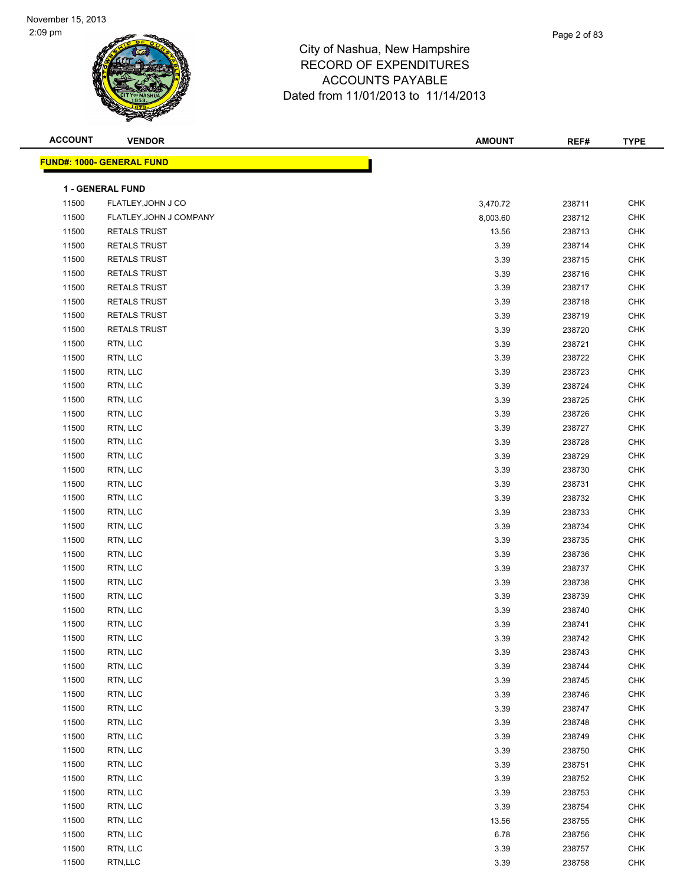# City of Nashua, New Hampshire
## RECORD OF EXPENDITURES
## ACCOUNTS PAYABLE
### Dated from 11/01/2013 to 11/14/2013

November 15, 2013
2:09 pm

| ACCOUNT | VENDOR | AMOUNT | REF# | TYPE |
|---|---|---|---|---|

**FUND#: 1000- GENERAL FUND**

**1 - GENERAL FUND**

| ACCOUNT | VENDOR | AMOUNT | REF# | TYPE |
|---|---|---|---|---|
| 11500 | FLATLEY,JOHN J CO | 3,470.72 | 238711 | CHK |
| 11500 | FLATLEY,JOHN J COMPANY | 8,003.60 | 238712 | CHK |
| 11500 | RETALS TRUST | 13.56 | 238713 | CHK |
| 11500 | RETALS TRUST | 3.39 | 238714 | CHK |
| 11500 | RETALS TRUST | 3.39 | 238715 | CHK |
| 11500 | RETALS TRUST | 3.39 | 238716 | CHK |
| 11500 | RETALS TRUST | 3.39 | 238717 | CHK |
| 11500 | RETALS TRUST | 3.39 | 238718 | CHK |
| 11500 | RETALS TRUST | 3.39 | 238719 | CHK |
| 11500 | RETALS TRUST | 3.39 | 238720 | CHK |
| 11500 | RTN, LLC | 3.39 | 238721 | CHK |
| 11500 | RTN, LLC | 3.39 | 238722 | CHK |
| 11500 | RTN, LLC | 3.39 | 238723 | CHK |
| 11500 | RTN, LLC | 3.39 | 238724 | CHK |
| 11500 | RTN, LLC | 3.39 | 238725 | CHK |
| 11500 | RTN, LLC | 3.39 | 238726 | CHK |
| 11500 | RTN, LLC | 3.39 | 238727 | CHK |
| 11500 | RTN, LLC | 3.39 | 238728 | CHK |
| 11500 | RTN, LLC | 3.39 | 238729 | CHK |
| 11500 | RTN, LLC | 3.39 | 238730 | CHK |
| 11500 | RTN, LLC | 3.39 | 238731 | CHK |
| 11500 | RTN, LLC | 3.39 | 238732 | CHK |
| 11500 | RTN, LLC | 3.39 | 238733 | CHK |
| 11500 | RTN, LLC | 3.39 | 238734 | CHK |
| 11500 | RTN, LLC | 3.39 | 238735 | CHK |
| 11500 | RTN, LLC | 3.39 | 238736 | CHK |
| 11500 | RTN, LLC | 3.39 | 238737 | CHK |
| 11500 | RTN, LLC | 3.39 | 238738 | CHK |
| 11500 | RTN, LLC | 3.39 | 238739 | CHK |
| 11500 | RTN, LLC | 3.39 | 238740 | CHK |
| 11500 | RTN, LLC | 3.39 | 238741 | CHK |
| 11500 | RTN, LLC | 3.39 | 238742 | CHK |
| 11500 | RTN, LLC | 3.39 | 238743 | CHK |
| 11500 | RTN, LLC | 3.39 | 238744 | CHK |
| 11500 | RTN, LLC | 3.39 | 238745 | CHK |
| 11500 | RTN, LLC | 3.39 | 238746 | CHK |
| 11500 | RTN, LLC | 3.39 | 238747 | CHK |
| 11500 | RTN, LLC | 3.39 | 238748 | CHK |
| 11500 | RTN, LLC | 3.39 | 238749 | CHK |
| 11500 | RTN, LLC | 3.39 | 238750 | CHK |
| 11500 | RTN, LLC | 3.39 | 238751 | CHK |
| 11500 | RTN, LLC | 3.39 | 238752 | CHK |
| 11500 | RTN, LLC | 3.39 | 238753 | CHK |
| 11500 | RTN, LLC | 3.39 | 238754 | CHK |
| 11500 | RTN, LLC | 13.56 | 238755 | CHK |
| 11500 | RTN, LLC | 6.78 | 238756 | CHK |
| 11500 | RTN, LLC | 3.39 | 238757 | CHK |
| 11500 | RTN,LLC | 3.39 | 238758 | CHK |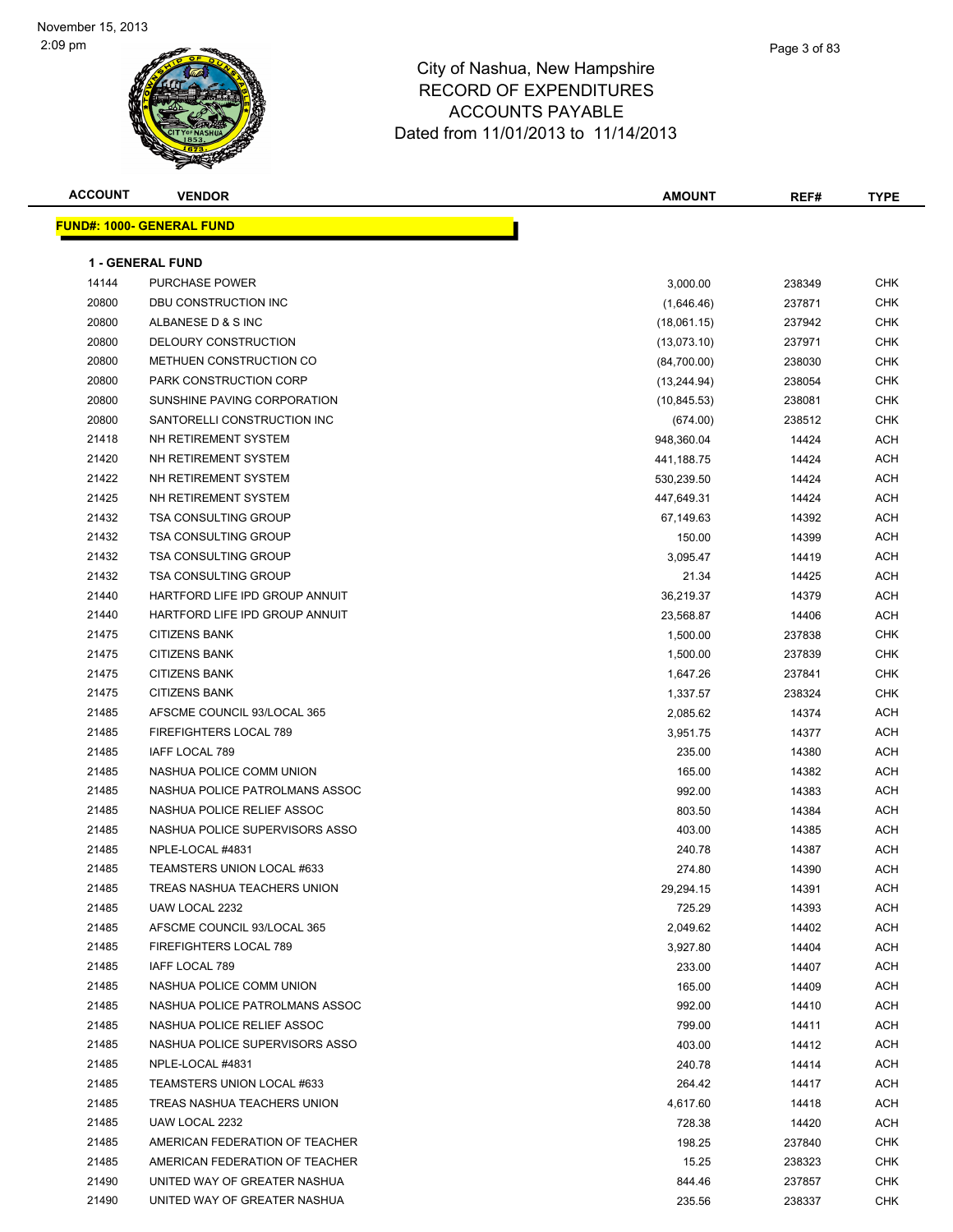# City of Nashua, New Hampshire
## RECORD OF EXPENDITURES
## ACCOUNTS PAYABLE
## Dated from 11/01/2013 to 11/14/2013

| ACCOUNT | VENDOR | AMOUNT | REF# | TYPE |
|---|---|---|---|---|

**FUND#: 1000- GENERAL FUND**

**1 - GENERAL FUND**

| ACCOUNT | VENDOR | AMOUNT | REF# | TYPE |
|---|---|---|---|---|
| 14144 | PURCHASE POWER | 3,000.00 | 238349 | CHK |
| 20800 | DBU CONSTRUCTION INC | (1,646.46) | 237871 | CHK |
| 20800 | ALBANESE D & S INC | (18,061.15) | 237942 | CHK |
| 20800 | DELOURY CONSTRUCTION | (13,073.10) | 237971 | CHK |
| 20800 | METHUEN CONSTRUCTION CO | (84,700.00) | 238030 | CHK |
| 20800 | PARK CONSTRUCTION CORP | (13,244.94) | 238054 | CHK |
| 20800 | SUNSHINE PAVING CORPORATION | (10,845.53) | 238081 | CHK |
| 20800 | SANTORELLI CONSTRUCTION INC | (674.00) | 238512 | CHK |
| 21418 | NH RETIREMENT SYSTEM | 948,360.04 | 14424 | ACH |
| 21420 | NH RETIREMENT SYSTEM | 441,188.75 | 14424 | ACH |
| 21422 | NH RETIREMENT SYSTEM | 530,239.50 | 14424 | ACH |
| 21425 | NH RETIREMENT SYSTEM | 447,649.31 | 14424 | ACH |
| 21432 | TSA CONSULTING GROUP | 67,149.63 | 14392 | ACH |
| 21432 | TSA CONSULTING GROUP | 150.00 | 14399 | ACH |
| 21432 | TSA CONSULTING GROUP | 3,095.47 | 14419 | ACH |
| 21432 | TSA CONSULTING GROUP | 21.34 | 14425 | ACH |
| 21440 | HARTFORD LIFE IPD GROUP ANNUIT | 36,219.37 | 14379 | ACH |
| 21440 | HARTFORD LIFE IPD GROUP ANNUIT | 23,568.87 | 14406 | ACH |
| 21475 | CITIZENS BANK | 1,500.00 | 237838 | CHK |
| 21475 | CITIZENS BANK | 1,500.00 | 237839 | CHK |
| 21475 | CITIZENS BANK | 1,647.26 | 237841 | CHK |
| 21475 | CITIZENS BANK | 1,337.57 | 238324 | CHK |
| 21485 | AFSCME COUNCIL 93/LOCAL 365 | 2,085.62 | 14374 | ACH |
| 21485 | FIREFIGHTERS LOCAL 789 | 3,951.75 | 14377 | ACH |
| 21485 | IAFF LOCAL 789 | 235.00 | 14380 | ACH |
| 21485 | NASHUA POLICE COMM UNION | 165.00 | 14382 | ACH |
| 21485 | NASHUA POLICE PATROLMANS ASSOC | 992.00 | 14383 | ACH |
| 21485 | NASHUA POLICE RELIEF ASSOC | 803.50 | 14384 | ACH |
| 21485 | NASHUA POLICE SUPERVISORS ASSO | 403.00 | 14385 | ACH |
| 21485 | NPLE-LOCAL #4831 | 240.78 | 14387 | ACH |
| 21485 | TEAMSTERS UNION LOCAL #633 | 274.80 | 14390 | ACH |
| 21485 | TREAS NASHUA TEACHERS UNION | 29,294.15 | 14391 | ACH |
| 21485 | UAW LOCAL 2232 | 725.29 | 14393 | ACH |
| 21485 | AFSCME COUNCIL 93/LOCAL 365 | 2,049.62 | 14402 | ACH |
| 21485 | FIREFIGHTERS LOCAL 789 | 3,927.80 | 14404 | ACH |
| 21485 | IAFF LOCAL 789 | 233.00 | 14407 | ACH |
| 21485 | NASHUA POLICE COMM UNION | 165.00 | 14409 | ACH |
| 21485 | NASHUA POLICE PATROLMANS ASSOC | 992.00 | 14410 | ACH |
| 21485 | NASHUA POLICE RELIEF ASSOC | 799.00 | 14411 | ACH |
| 21485 | NASHUA POLICE SUPERVISORS ASSO | 403.00 | 14412 | ACH |
| 21485 | NPLE-LOCAL #4831 | 240.78 | 14414 | ACH |
| 21485 | TEAMSTERS UNION LOCAL #633 | 264.42 | 14417 | ACH |
| 21485 | TREAS NASHUA TEACHERS UNION | 4,617.60 | 14418 | ACH |
| 21485 | UAW LOCAL 2232 | 728.38 | 14420 | ACH |
| 21485 | AMERICAN FEDERATION OF TEACHER | 198.25 | 237840 | CHK |
| 21485 | AMERICAN FEDERATION OF TEACHER | 15.25 | 238323 | CHK |
| 21490 | UNITED WAY OF GREATER NASHUA | 844.46 | 237857 | CHK |
| 21490 | UNITED WAY OF GREATER NASHUA | 235.56 | 238337 | CHK |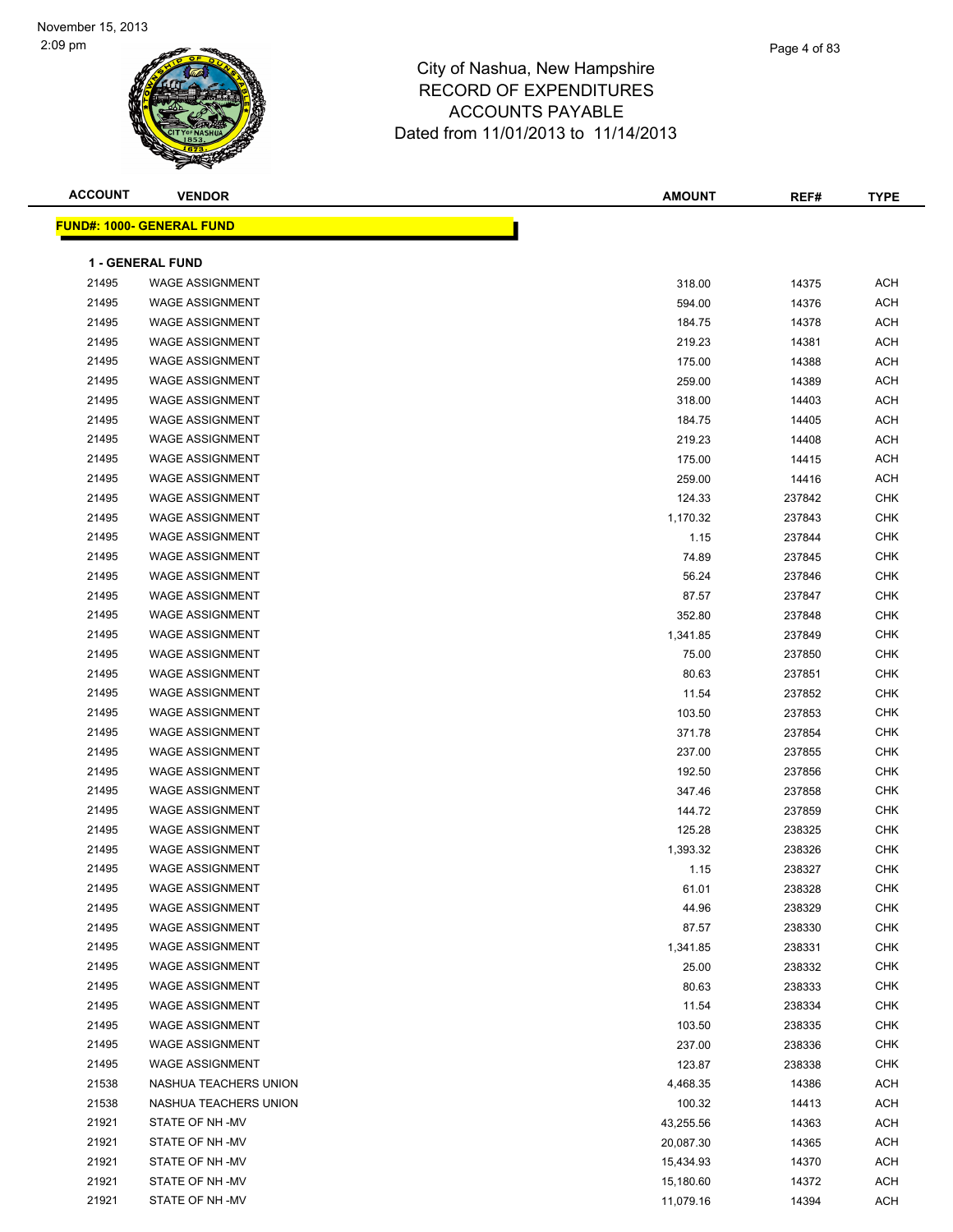November 15, 2013
2:09 pm

# City of Nashua, New Hampshire
## RECORD OF EXPENDITURES
## ACCOUNTS PAYABLE
## Dated from 11/01/2013 to 11/14/2013

**FUND#: 1000- GENERAL FUND**

**1 - GENERAL FUND**

| ACCOUNT | VENDOR | AMOUNT | REF# | TYPE |
|---|---|---|---|---|
| 21495 | WAGE ASSIGNMENT | 318.00 | 14375 | ACH |
| 21495 | WAGE ASSIGNMENT | 594.00 | 14376 | ACH |
| 21495 | WAGE ASSIGNMENT | 184.75 | 14378 | ACH |
| 21495 | WAGE ASSIGNMENT | 219.23 | 14381 | ACH |
| 21495 | WAGE ASSIGNMENT | 175.00 | 14388 | ACH |
| 21495 | WAGE ASSIGNMENT | 259.00 | 14389 | ACH |
| 21495 | WAGE ASSIGNMENT | 318.00 | 14403 | ACH |
| 21495 | WAGE ASSIGNMENT | 184.75 | 14405 | ACH |
| 21495 | WAGE ASSIGNMENT | 219.23 | 14408 | ACH |
| 21495 | WAGE ASSIGNMENT | 175.00 | 14415 | ACH |
| 21495 | WAGE ASSIGNMENT | 259.00 | 14416 | ACH |
| 21495 | WAGE ASSIGNMENT | 124.33 | 237842 | CHK |
| 21495 | WAGE ASSIGNMENT | 1,170.32 | 237843 | CHK |
| 21495 | WAGE ASSIGNMENT | 1.15 | 237844 | CHK |
| 21495 | WAGE ASSIGNMENT | 74.89 | 237845 | CHK |
| 21495 | WAGE ASSIGNMENT | 56.24 | 237846 | CHK |
| 21495 | WAGE ASSIGNMENT | 87.57 | 237847 | CHK |
| 21495 | WAGE ASSIGNMENT | 352.80 | 237848 | CHK |
| 21495 | WAGE ASSIGNMENT | 1,341.85 | 237849 | CHK |
| 21495 | WAGE ASSIGNMENT | 75.00 | 237850 | CHK |
| 21495 | WAGE ASSIGNMENT | 80.63 | 237851 | CHK |
| 21495 | WAGE ASSIGNMENT | 11.54 | 237852 | CHK |
| 21495 | WAGE ASSIGNMENT | 103.50 | 237853 | CHK |
| 21495 | WAGE ASSIGNMENT | 371.78 | 237854 | CHK |
| 21495 | WAGE ASSIGNMENT | 237.00 | 237855 | CHK |
| 21495 | WAGE ASSIGNMENT | 192.50 | 237856 | CHK |
| 21495 | WAGE ASSIGNMENT | 347.46 | 237858 | CHK |
| 21495 | WAGE ASSIGNMENT | 144.72 | 237859 | CHK |
| 21495 | WAGE ASSIGNMENT | 125.28 | 238325 | CHK |
| 21495 | WAGE ASSIGNMENT | 1,393.32 | 238326 | CHK |
| 21495 | WAGE ASSIGNMENT | 1.15 | 238327 | CHK |
| 21495 | WAGE ASSIGNMENT | 61.01 | 238328 | CHK |
| 21495 | WAGE ASSIGNMENT | 44.96 | 238329 | CHK |
| 21495 | WAGE ASSIGNMENT | 87.57 | 238330 | CHK |
| 21495 | WAGE ASSIGNMENT | 1,341.85 | 238331 | CHK |
| 21495 | WAGE ASSIGNMENT | 25.00 | 238332 | CHK |
| 21495 | WAGE ASSIGNMENT | 80.63 | 238333 | CHK |
| 21495 | WAGE ASSIGNMENT | 11.54 | 238334 | CHK |
| 21495 | WAGE ASSIGNMENT | 103.50 | 238335 | CHK |
| 21495 | WAGE ASSIGNMENT | 237.00 | 238336 | CHK |
| 21495 | WAGE ASSIGNMENT | 123.87 | 238338 | CHK |
| 21538 | NASHUA TEACHERS UNION | 4,468.35 | 14386 | ACH |
| 21538 | NASHUA TEACHERS UNION | 100.32 | 14413 | ACH |
| 21921 | STATE OF NH -MV | 43,255.56 | 14363 | ACH |
| 21921 | STATE OF NH -MV | 20,087.30 | 14365 | ACH |
| 21921 | STATE OF NH -MV | 15,434.93 | 14370 | ACH |
| 21921 | STATE OF NH -MV | 15,180.60 | 14372 | ACH |
| 21921 | STATE OF NH -MV | 11,079.16 | 14394 | ACH |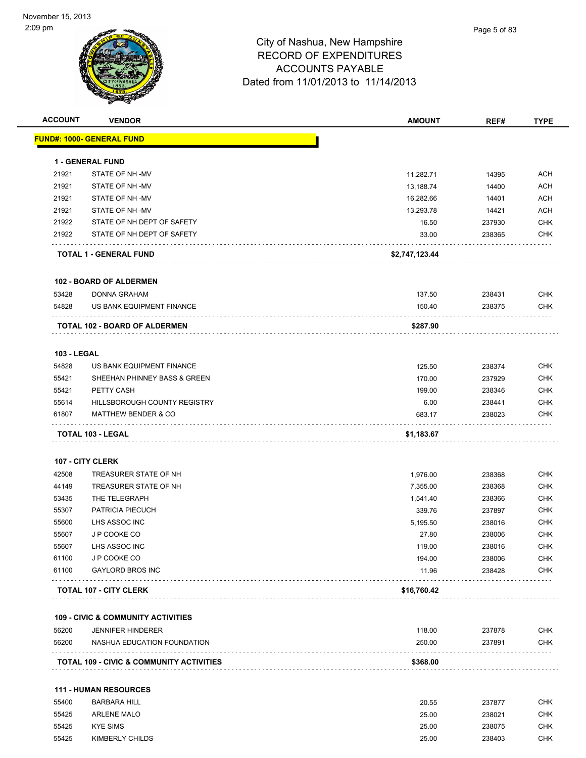# City of Nashua, New Hampshire
## RECORD OF EXPENDITURES
## ACCOUNTS PAYABLE
## Dated from 11/01/2013 to 11/14/2013

November 15, 2013
2:09 pm

| ACCOUNT | VENDOR | AMOUNT | REF# | TYPE |
|---|---|---|---|---|
| **FUND#: 1000- GENERAL FUND** | | | | |
| **1 - GENERAL FUND** | | | | |
| 21921 | STATE OF NH -MV | 11,282.71 | 14395 | ACH |
| 21921 | STATE OF NH -MV | 13,188.74 | 14400 | ACH |
| 21921 | STATE OF NH -MV | 16,282.66 | 14401 | ACH |
| 21921 | STATE OF NH -MV | 13,293.78 | 14421 | ACH |
| 21922 | STATE OF NH DEPT OF SAFETY | 16.50 | 237930 | CHK |
| 21922 | STATE OF NH DEPT OF SAFETY | 33.00 | 238365 | CHK |
| **TOTAL 1 - GENERAL FUND** | | **$2,747,123.44** | | |
| **102 - BOARD OF ALDERMEN** | | | | |
| 53428 | DONNA GRAHAM | 137.50 | 238431 | CHK |
| 54828 | US BANK EQUIPMENT FINANCE | 150.40 | 238375 | CHK |
| **TOTAL 102 - BOARD OF ALDERMEN** | | **$287.90** | | |
| **103 - LEGAL** | | | | |
| 54828 | US BANK EQUIPMENT FINANCE | 125.50 | 238374 | CHK |
| 55421 | SHEEHAN PHINNEY BASS & GREEN | 170.00 | 237929 | CHK |
| 55421 | PETTY CASH | 199.00 | 238346 | CHK |
| 55614 | HILLSBOROUGH COUNTY REGISTRY | 6.00 | 238441 | CHK |
| 61807 | MATTHEW BENDER & CO | 683.17 | 238023 | CHK |
| **TOTAL 103 - LEGAL** | | **$1,183.67** | | |
| **107 - CITY CLERK** | | | | |
| 42508 | TREASURER STATE OF NH | 1,976.00 | 238368 | CHK |
| 44149 | TREASURER STATE OF NH | 7,355.00 | 238368 | CHK |
| 53435 | THE TELEGRAPH | 1,541.40 | 238366 | CHK |
| 55307 | PATRICIA PIECUCH | 339.76 | 237897 | CHK |
| 55600 | LHS ASSOC INC | 5,195.50 | 238016 | CHK |
| 55607 | J P COOKE CO | 27.80 | 238006 | CHK |
| 55607 | LHS ASSOC INC | 119.00 | 238016 | CHK |
| 61100 | J P COOKE CO | 194.00 | 238006 | CHK |
| 61100 | GAYLORD BROS INC | 11.96 | 238428 | CHK |
| **TOTAL 107 - CITY CLERK** | | **$16,760.42** | | |
| **109 - CIVIC & COMMUNITY ACTIVITIES** | | | | |
| 56200 | JENNIFER HINDERER | 118.00 | 237878 | CHK |
| 56200 | NASHUA EDUCATION FOUNDATION | 250.00 | 237891 | CHK |
| **TOTAL 109 - CIVIC & COMMUNITY ACTIVITIES** | | **$368.00** | | |
| **111 - HUMAN RESOURCES** | | | | |
| 55400 | BARBARA HILL | 20.55 | 237877 | CHK |
| 55425 | ARLENE MALO | 25.00 | 238021 | CHK |
| 55425 | KYE SIMS | 25.00 | 238075 | CHK |
| 55425 | KIMBERLY CHILDS | 25.00 | 238403 | CHK |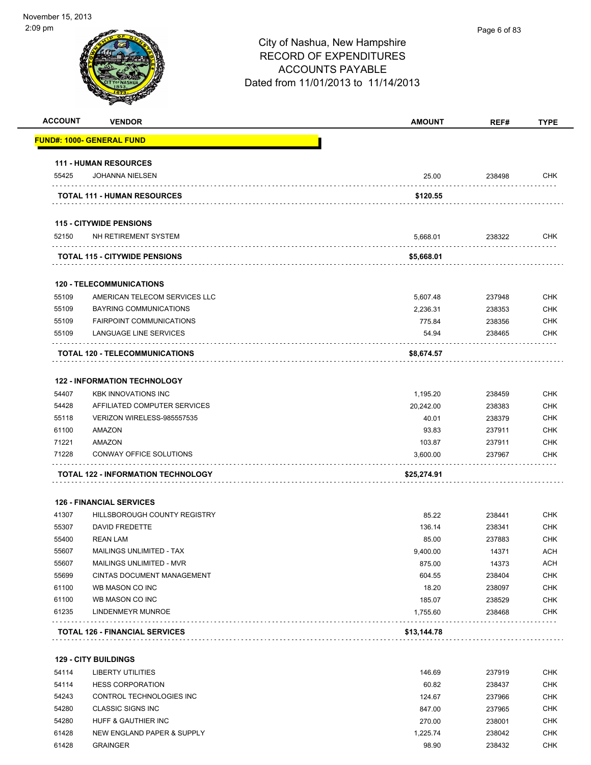City of Nashua, New Hampshire
RECORD OF EXPENDITURES
ACCOUNTS PAYABLE
Dated from 11/01/2013 to 11/14/2013

| ACCOUNT | VENDOR | AMOUNT | REF# | TYPE |
|---|---|---|---|---|
| **FUND#: 1000- GENERAL FUND** | | | | |
| **111 - HUMAN RESOURCES** | | | | |
| 55425 | JOHANNA NIELSEN | 25.00 | 238498 | CHK |
| **TOTAL 111 - HUMAN RESOURCES** | | **$120.55** | | |
| **115 - CITYWIDE PENSIONS** | | | | |
| 52150 | NH RETIREMENT SYSTEM | 5,668.01 | 238322 | CHK |
| **TOTAL 115 - CITYWIDE PENSIONS** | | **$5,668.01** | | |
| **120 - TELECOMMUNICATIONS** | | | | |
| 55109 | AMERICAN TELECOM SERVICES LLC | 5,607.48 | 237948 | CHK |
| 55109 | BAYRING COMMUNICATIONS | 2,236.31 | 238353 | CHK |
| 55109 | FAIRPOINT COMMUNICATIONS | 775.84 | 238356 | CHK |
| 55109 | LANGUAGE LINE SERVICES | 54.94 | 238465 | CHK |
| **TOTAL 120 - TELECOMMUNICATIONS** | | **$8,674.57** | | |
| **122 - INFORMATION TECHNOLOGY** | | | | |
| 54407 | KBK INNOVATIONS INC | 1,195.20 | 238459 | CHK |
| 54428 | AFFILIATED COMPUTER SERVICES | 20,242.00 | 238383 | CHK |
| 55118 | VERIZON WIRELESS-985557535 | 40.01 | 238379 | CHK |
| 61100 | AMAZON | 93.83 | 237911 | CHK |
| 71221 | AMAZON | 103.87 | 237911 | CHK |
| 71228 | CONWAY OFFICE SOLUTIONS | 3,600.00 | 237967 | CHK |
| **TOTAL 122 - INFORMATION TECHNOLOGY** | | **$25,274.91** | | |
| **126 - FINANCIAL SERVICES** | | | | |
| 41307 | HILLSBOROUGH COUNTY REGISTRY | 85.22 | 238441 | CHK |
| 55307 | DAVID FREDETTE | 136.14 | 238341 | CHK |
| 55400 | REAN LAM | 85.00 | 237883 | CHK |
| 55607 | MAILINGS UNLIMITED - TAX | 9,400.00 | 14371 | ACH |
| 55607 | MAILINGS UNLIMITED - MVR | 875.00 | 14373 | ACH |
| 55699 | CINTAS DOCUMENT MANAGEMENT | 604.55 | 238404 | CHK |
| 61100 | WB MASON CO INC | 18.20 | 238097 | CHK |
| 61100 | WB MASON CO INC | 185.07 | 238529 | CHK |
| 61235 | LINDENMEYR MUNROE | 1,755.60 | 238468 | CHK |
| **TOTAL 126 - FINANCIAL SERVICES** | | **$13,144.78** | | |
| **129 - CITY BUILDINGS** | | | | |
| 54114 | LIBERTY UTILITIES | 146.69 | 237919 | CHK |
| 54114 | HESS CORPORATION | 60.82 | 238437 | CHK |
| 54243 | CONTROL TECHNOLOGIES INC | 124.67 | 237966 | CHK |
| 54280 | CLASSIC SIGNS INC | 847.00 | 237965 | CHK |
| 54280 | HUFF & GAUTHIER INC | 270.00 | 238001 | CHK |
| 61428 | NEW ENGLAND PAPER & SUPPLY | 1,225.74 | 238042 | CHK |
| 61428 | GRAINGER | 98.90 | 238432 | CHK |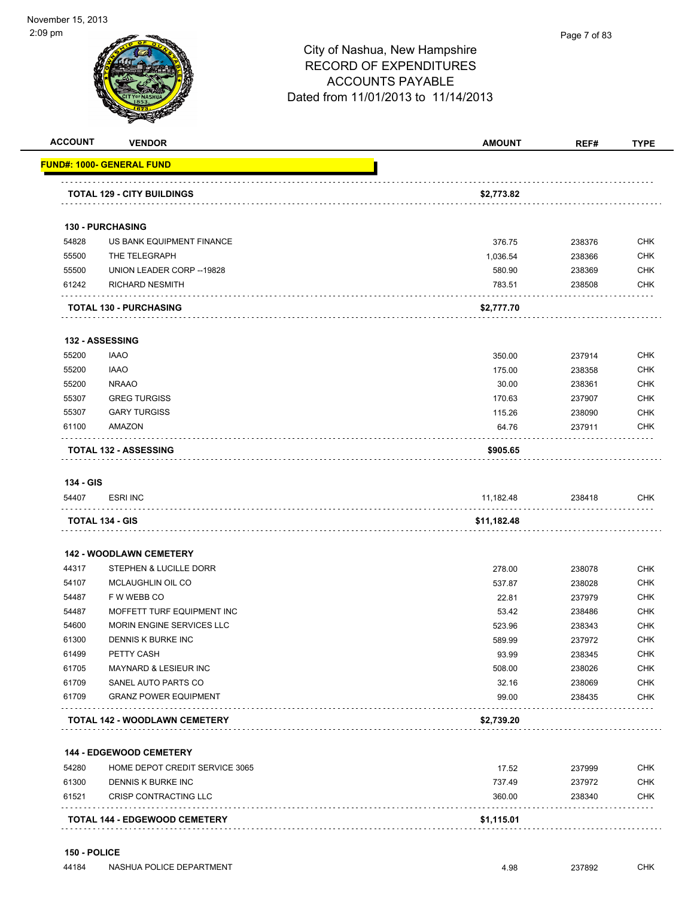# City of Nashua, New Hampshire
# RECORD OF EXPENDITURES
# ACCOUNTS PAYABLE
## Dated from 11/01/2013 to 11/14/2013

November 15, 2013
2:09 pm

| ACCOUNT | VENDOR | AMOUNT | REF# | TYPE |
|---|---|---|---|---|
| **FUND#: 1000- GENERAL FUND** | | | | |
| | **TOTAL 129 - CITY BUILDINGS** | **$2,773.82** | | |
| **130 - PURCHASING** | | | | |
| 54828 | US BANK EQUIPMENT FINANCE | 376.75 | 238376 | CHK |
| 55500 | THE TELEGRAPH | 1,036.54 | 238366 | CHK |
| 55500 | UNION LEADER CORP --19828 | 580.90 | 238369 | CHK |
| 61242 | RICHARD NESMITH | 783.51 | 238508 | CHK |
| | **TOTAL 130 - PURCHASING** | **$2,777.70** | | |
| **132 - ASSESSING** | | | | |
| 55200 | IAAO | 350.00 | 237914 | CHK |
| 55200 | IAAO | 175.00 | 238358 | CHK |
| 55200 | NRAAO | 30.00 | 238361 | CHK |
| 55307 | GREG TURGISS | 170.63 | 237907 | CHK |
| 55307 | GARY TURGISS | 115.26 | 238090 | CHK |
| 61100 | AMAZON | 64.76 | 237911 | CHK |
| | **TOTAL 132 - ASSESSING** | **$905.65** | | |
| **134 - GIS** | | | | |
| 54407 | ESRI INC | 11,182.48 | 238418 | CHK |
| | **TOTAL 134 - GIS** | **$11,182.48** | | |
| **142 - WOODLAWN CEMETERY** | | | | |
| 44317 | STEPHEN & LUCILLE DORR | 278.00 | 238078 | CHK |
| 54107 | MCLAUGHLIN OIL CO | 537.87 | 238028 | CHK |
| 54487 | F W WEBB CO | 22.81 | 237979 | CHK |
| 54487 | MOFFETT TURF EQUIPMENT INC | 53.42 | 238486 | CHK |
| 54600 | MORIN ENGINE SERVICES LLC | 523.96 | 238343 | CHK |
| 61300 | DENNIS K BURKE INC | 589.99 | 237972 | CHK |
| 61499 | PETTY CASH | 93.99 | 238345 | CHK |
| 61705 | MAYNARD & LESIEUR INC | 508.00 | 238026 | CHK |
| 61709 | SANEL AUTO PARTS CO | 32.16 | 238069 | CHK |
| 61709 | GRANZ POWER EQUIPMENT | 99.00 | 238435 | CHK |
| | **TOTAL 142 - WOODLAWN CEMETERY** | **$2,739.20** | | |
| **144 - EDGEWOOD CEMETERY** | | | | |
| 54280 | HOME DEPOT CREDIT SERVICE 3065 | 17.52 | 237999 | CHK |
| 61300 | DENNIS K BURKE INC | 737.49 | 237972 | CHK |
| 61521 | CRISP CONTRACTING LLC | 360.00 | 238340 | CHK |
| | **TOTAL 144 - EDGEWOOD CEMETERY** | **$1,115.01** | | |
| **150 - POLICE** | | | | |
| 44184 | NASHUA POLICE DEPARTMENT | 4.98 | 237892 | CHK |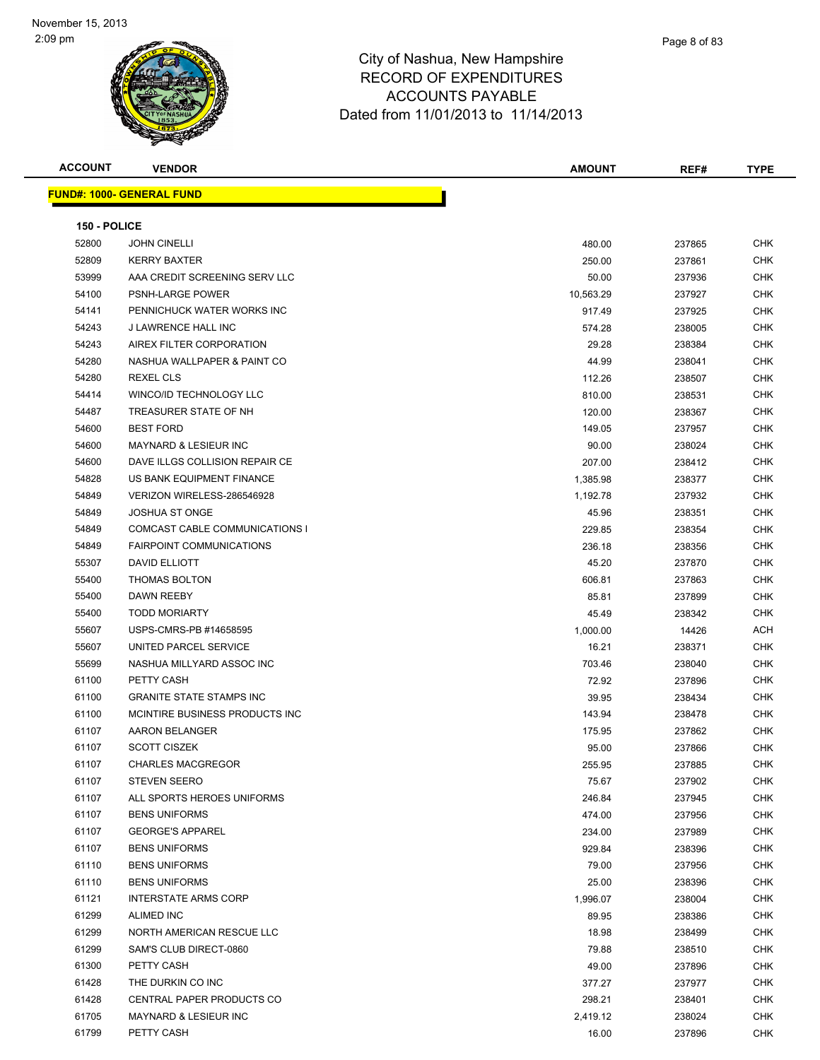November 15, 2013
2:09 pm

# City of Nashua, New Hampshire
## RECORD OF EXPENDITURES
## ACCOUNTS PAYABLE
## Dated from 11/01/2013 to 11/14/2013

**FUND#: 1000- GENERAL FUND**

**150 - POLICE**

| ACCOUNT | VENDOR | AMOUNT | REF# | TYPE |
|---|---|---|---|---|
| 52800 | JOHN CINELLI | 480.00 | 237865 | CHK |
| 52809 | KERRY BAXTER | 250.00 | 237861 | CHK |
| 53999 | AAA CREDIT SCREENING SERV LLC | 50.00 | 237936 | CHK |
| 54100 | PSNH-LARGE POWER | 10,563.29 | 237927 | CHK |
| 54141 | PENNICHUCK WATER WORKS INC | 917.49 | 237925 | CHK |
| 54243 | J LAWRENCE HALL INC | 574.28 | 238005 | CHK |
| 54243 | AIREX FILTER CORPORATION | 29.28 | 238384 | CHK |
| 54280 | NASHUA WALLPAPER & PAINT CO | 44.99 | 238041 | CHK |
| 54280 | REXEL CLS | 112.26 | 238507 | CHK |
| 54414 | WINCO/ID TECHNOLOGY LLC | 810.00 | 238531 | CHK |
| 54487 | TREASURER STATE OF NH | 120.00 | 238367 | CHK |
| 54600 | BEST FORD | 149.05 | 237957 | CHK |
| 54600 | MAYNARD & LESIEUR INC | 90.00 | 238024 | CHK |
| 54600 | DAVE ILLGS COLLISION REPAIR CE | 207.00 | 238412 | CHK |
| 54828 | US BANK EQUIPMENT FINANCE | 1,385.98 | 238377 | CHK |
| 54849 | VERIZON WIRELESS-286546928 | 1,192.78 | 237932 | CHK |
| 54849 | JOSHUA ST ONGE | 45.96 | 238351 | CHK |
| 54849 | COMCAST CABLE COMMUNICATIONS I | 229.85 | 238354 | CHK |
| 54849 | FAIRPOINT COMMUNICATIONS | 236.18 | 238356 | CHK |
| 55307 | DAVID ELLIOTT | 45.20 | 237870 | CHK |
| 55400 | THOMAS BOLTON | 606.81 | 237863 | CHK |
| 55400 | DAWN REEBY | 85.81 | 237899 | CHK |
| 55400 | TODD MORIARTY | 45.49 | 238342 | CHK |
| 55607 | USPS-CMRS-PB #14658595 | 1,000.00 | 14426 | ACH |
| 55607 | UNITED PARCEL SERVICE | 16.21 | 238371 | CHK |
| 55699 | NASHUA MILLYARD ASSOC INC | 703.46 | 238040 | CHK |
| 61100 | PETTY CASH | 72.92 | 237896 | CHK |
| 61100 | GRANITE STATE STAMPS INC | 39.95 | 238434 | CHK |
| 61100 | MCINTIRE BUSINESS PRODUCTS INC | 143.94 | 238478 | CHK |
| 61107 | AARON BELANGER | 175.95 | 237862 | CHK |
| 61107 | SCOTT CISZEK | 95.00 | 237866 | CHK |
| 61107 | CHARLES MACGREGOR | 255.95 | 237885 | CHK |
| 61107 | STEVEN SEERO | 75.67 | 237902 | CHK |
| 61107 | ALL SPORTS HEROES UNIFORMS | 246.84 | 237945 | CHK |
| 61107 | BENS UNIFORMS | 474.00 | 237956 | CHK |
| 61107 | GEORGE'S APPAREL | 234.00 | 237989 | CHK |
| 61107 | BENS UNIFORMS | 929.84 | 238396 | CHK |
| 61110 | BENS UNIFORMS | 79.00 | 237956 | CHK |
| 61110 | BENS UNIFORMS | 25.00 | 238396 | CHK |
| 61121 | INTERSTATE ARMS CORP | 1,996.07 | 238004 | CHK |
| 61299 | ALIMED INC | 89.95 | 238386 | CHK |
| 61299 | NORTH AMERICAN RESCUE LLC | 18.98 | 238499 | CHK |
| 61299 | SAM'S CLUB DIRECT-0860 | 79.88 | 238510 | CHK |
| 61300 | PETTY CASH | 49.00 | 237896 | CHK |
| 61428 | THE DURKIN CO INC | 377.27 | 237977 | CHK |
| 61428 | CENTRAL PAPER PRODUCTS CO | 298.21 | 238401 | CHK |
| 61705 | MAYNARD & LESIEUR INC | 2,419.12 | 238024 | CHK |
| 61799 | PETTY CASH | 16.00 | 237896 | CHK |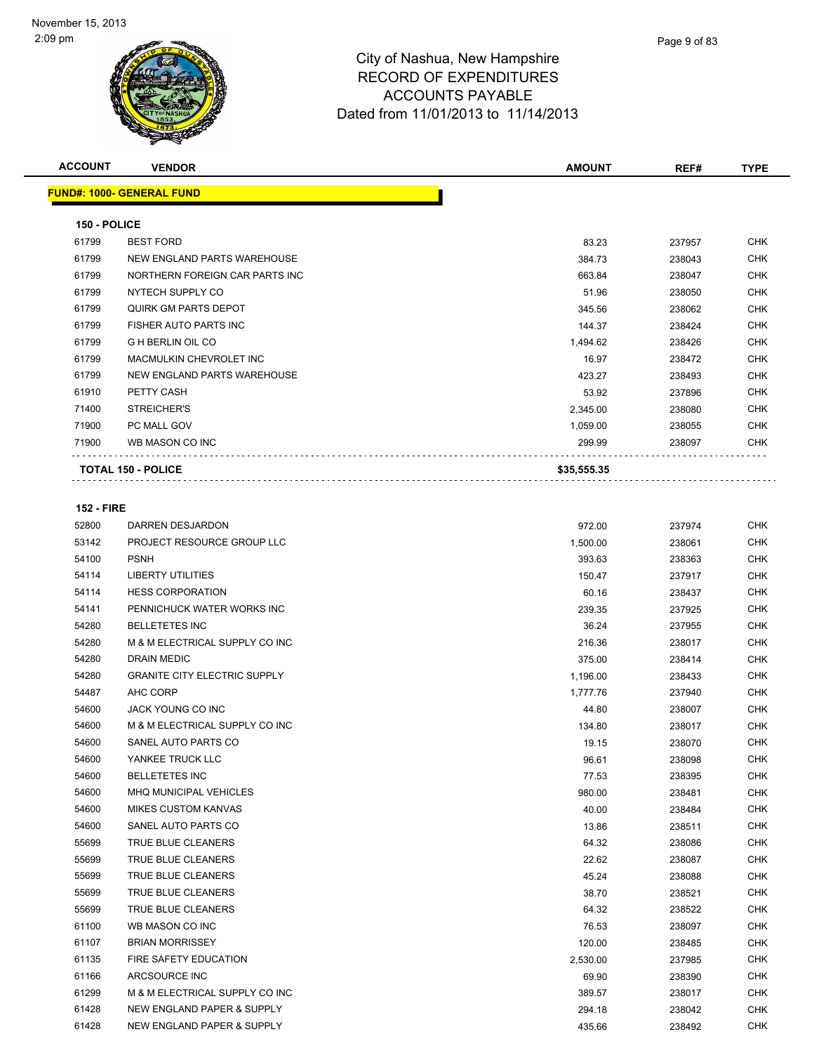# City of Nashua, New Hampshire
## RECORD OF EXPENDITURES
## ACCOUNTS PAYABLE
## Dated from 11/01/2013 to 11/14/2013

| ACCOUNT | VENDOR | AMOUNT | REF# | TYPE |
|---|---|---|---|---|
| **FUND#: 1000- GENERAL FUND** | | | | |
| **150 - POLICE** | | | | |
| 61799 | BEST FORD | 83.23 | 237957 | CHK |
| 61799 | NEW ENGLAND PARTS WAREHOUSE | 384.73 | 238043 | CHK |
| 61799 | NORTHERN FOREIGN CAR PARTS INC | 663.84 | 238047 | CHK |
| 61799 | NYTECH SUPPLY CO | 51.96 | 238050 | CHK |
| 61799 | QUIRK GM PARTS DEPOT | 345.56 | 238062 | CHK |
| 61799 | FISHER AUTO PARTS INC | 144.37 | 238424 | CHK |
| 61799 | G H BERLIN OIL CO | 1,494.62 | 238426 | CHK |
| 61799 | MACMULKIN CHEVROLET INC | 16.97 | 238472 | CHK |
| 61799 | NEW ENGLAND PARTS WAREHOUSE | 423.27 | 238493 | CHK |
| 61910 | PETTY CASH | 53.92 | 237896 | CHK |
| 71400 | STREICHER'S | 2,345.00 | 238080 | CHK |
| 71900 | PC MALL GOV | 1,059.00 | 238055 | CHK |
| 71900 | WB MASON CO INC | 299.99 | 238097 | CHK |
| **TOTAL 150 - POLICE** | | **$35,555.35** | | |
| **152 - FIRE** | | | | |
| 52800 | DARREN DESJARDON | 972.00 | 237974 | CHK |
| 53142 | PROJECT RESOURCE GROUP LLC | 1,500.00 | 238061 | CHK |
| 54100 | PSNH | 393.63 | 238363 | CHK |
| 54114 | LIBERTY UTILITIES | 150.47 | 237917 | CHK |
| 54114 | HESS CORPORATION | 60.16 | 238437 | CHK |
| 54141 | PENNICHUCK WATER WORKS INC | 239.35 | 237925 | CHK |
| 54280 | BELLETETES INC | 36.24 | 237955 | CHK |
| 54280 | M & M ELECTRICAL SUPPLY CO INC | 216.36 | 238017 | CHK |
| 54280 | DRAIN MEDIC | 375.00 | 238414 | CHK |
| 54280 | GRANITE CITY ELECTRIC SUPPLY | 1,196.00 | 238433 | CHK |
| 54487 | AHC CORP | 1,777.76 | 237940 | CHK |
| 54600 | JACK YOUNG CO INC | 44.80 | 238007 | CHK |
| 54600 | M & M ELECTRICAL SUPPLY CO INC | 134.80 | 238017 | CHK |
| 54600 | SANEL AUTO PARTS CO | 19.15 | 238070 | CHK |
| 54600 | YANKEE TRUCK LLC | 96.61 | 238098 | CHK |
| 54600 | BELLETETES INC | 77.53 | 238395 | CHK |
| 54600 | MHQ MUNICIPAL VEHICLES | 980.00 | 238481 | CHK |
| 54600 | MIKES CUSTOM KANVAS | 40.00 | 238484 | CHK |
| 54600 | SANEL AUTO PARTS CO | 13.86 | 238511 | CHK |
| 55699 | TRUE BLUE CLEANERS | 64.32 | 238086 | CHK |
| 55699 | TRUE BLUE CLEANERS | 22.62 | 238087 | CHK |
| 55699 | TRUE BLUE CLEANERS | 45.24 | 238088 | CHK |
| 55699 | TRUE BLUE CLEANERS | 38.70 | 238521 | CHK |
| 55699 | TRUE BLUE CLEANERS | 64.32 | 238522 | CHK |
| 61100 | WB MASON CO INC | 76.53 | 238097 | CHK |
| 61107 | BRIAN MORRISSEY | 120.00 | 238485 | CHK |
| 61135 | FIRE SAFETY EDUCATION | 2,530.00 | 237985 | CHK |
| 61166 | ARCSOURCE INC | 69.90 | 238390 | CHK |
| 61299 | M & M ELECTRICAL SUPPLY CO INC | 389.57 | 238017 | CHK |
| 61428 | NEW ENGLAND PAPER & SUPPLY | 294.18 | 238042 | CHK |
| 61428 | NEW ENGLAND PAPER & SUPPLY | 435.66 | 238492 | CHK |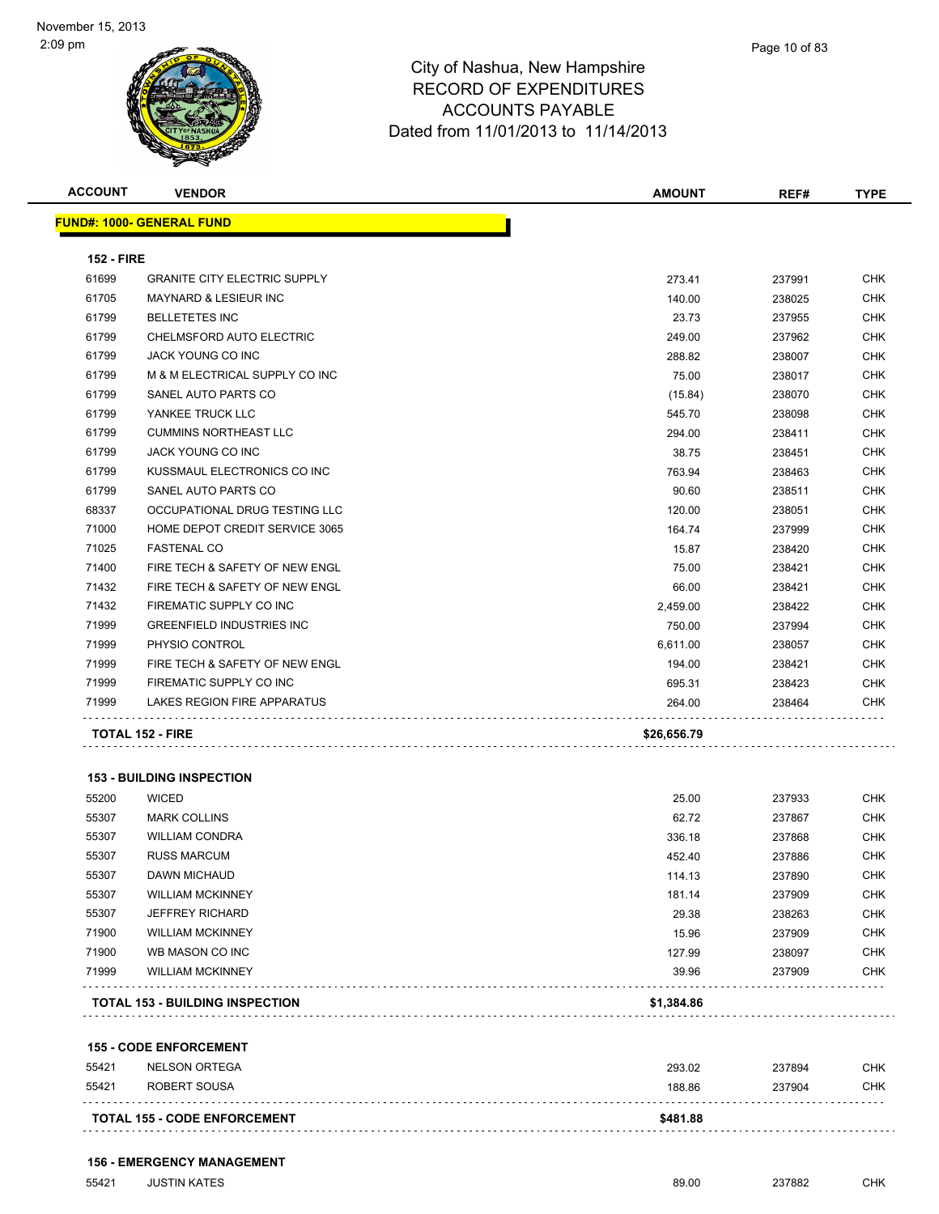# City of Nashua, New Hampshire
## RECORD OF EXPENDITURES
## ACCOUNTS PAYABLE
## Dated from 11/01/2013 to 11/14/2013

| ACCOUNT | VENDOR | AMOUNT | REF# | TYPE |
|---|---|---|---|---|
| **FUND#: 1000- GENERAL FUND** | | | | |
| **152 - FIRE** | | | | |
| 61699 | GRANITE CITY ELECTRIC SUPPLY | 273.41 | 237991 | CHK |
| 61705 | MAYNARD & LESIEUR INC | 140.00 | 238025 | CHK |
| 61799 | BELLETETES INC | 23.73 | 237955 | CHK |
| 61799 | CHELMSFORD AUTO ELECTRIC | 249.00 | 237962 | CHK |
| 61799 | JACK YOUNG CO INC | 288.82 | 238007 | CHK |
| 61799 | M & M ELECTRICAL SUPPLY CO INC | 75.00 | 238017 | CHK |
| 61799 | SANEL AUTO PARTS CO | (15.84) | 238070 | CHK |
| 61799 | YANKEE TRUCK LLC | 545.70 | 238098 | CHK |
| 61799 | CUMMINS NORTHEAST LLC | 294.00 | 238411 | CHK |
| 61799 | JACK YOUNG CO INC | 38.75 | 238451 | CHK |
| 61799 | KUSSMAUL ELECTRONICS CO INC | 763.94 | 238463 | CHK |
| 61799 | SANEL AUTO PARTS CO | 90.60 | 238511 | CHK |
| 68337 | OCCUPATIONAL DRUG TESTING LLC | 120.00 | 238051 | CHK |
| 71000 | HOME DEPOT CREDIT SERVICE 3065 | 164.74 | 237999 | CHK |
| 71025 | FASTENAL CO | 15.87 | 238420 | CHK |
| 71400 | FIRE TECH & SAFETY OF NEW ENGL | 75.00 | 238421 | CHK |
| 71432 | FIRE TECH & SAFETY OF NEW ENGL | 66.00 | 238421 | CHK |
| 71432 | FIREMATIC SUPPLY CO INC | 2,459.00 | 238422 | CHK |
| 71999 | GREENFIELD INDUSTRIES INC | 750.00 | 237994 | CHK |
| 71999 | PHYSIO CONTROL | 6,611.00 | 238057 | CHK |
| 71999 | FIRE TECH & SAFETY OF NEW ENGL | 194.00 | 238421 | CHK |
| 71999 | FIREMATIC SUPPLY CO INC | 695.31 | 238423 | CHK |
| 71999 | LAKES REGION FIRE APPARATUS | 264.00 | 238464 | CHK |
| **TOTAL 152 - FIRE** | | **$26,656.79** | | |
| **153 - BUILDING INSPECTION** | | | | |
| 55200 | WICED | 25.00 | 237933 | CHK |
| 55307 | MARK COLLINS | 62.72 | 237867 | CHK |
| 55307 | WILLIAM CONDRA | 336.18 | 237868 | CHK |
| 55307 | RUSS MARCUM | 452.40 | 237886 | CHK |
| 55307 | DAWN MICHAUD | 114.13 | 237890 | CHK |
| 55307 | WILLIAM MCKINNEY | 181.14 | 237909 | CHK |
| 55307 | JEFFREY RICHARD | 29.38 | 238263 | CHK |
| 71900 | WILLIAM MCKINNEY | 15.96 | 237909 | CHK |
| 71900 | WB MASON CO INC | 127.99 | 238097 | CHK |
| 71999 | WILLIAM MCKINNEY | 39.96 | 237909 | CHK |
| **TOTAL 153 - BUILDING INSPECTION** | | **$1,384.86** | | |
| **155 - CODE ENFORCEMENT** | | | | |
| 55421 | NELSON ORTEGA | 293.02 | 237894 | CHK |
| 55421 | ROBERT SOUSA | 188.86 | 237904 | CHK |
| **TOTAL 155 - CODE ENFORCEMENT** | | **$481.88** | | |
| **156 - EMERGENCY MANAGEMENT** | | | | |
| 55421 | JUSTIN KATES | 89.00 | 237882 | CHK |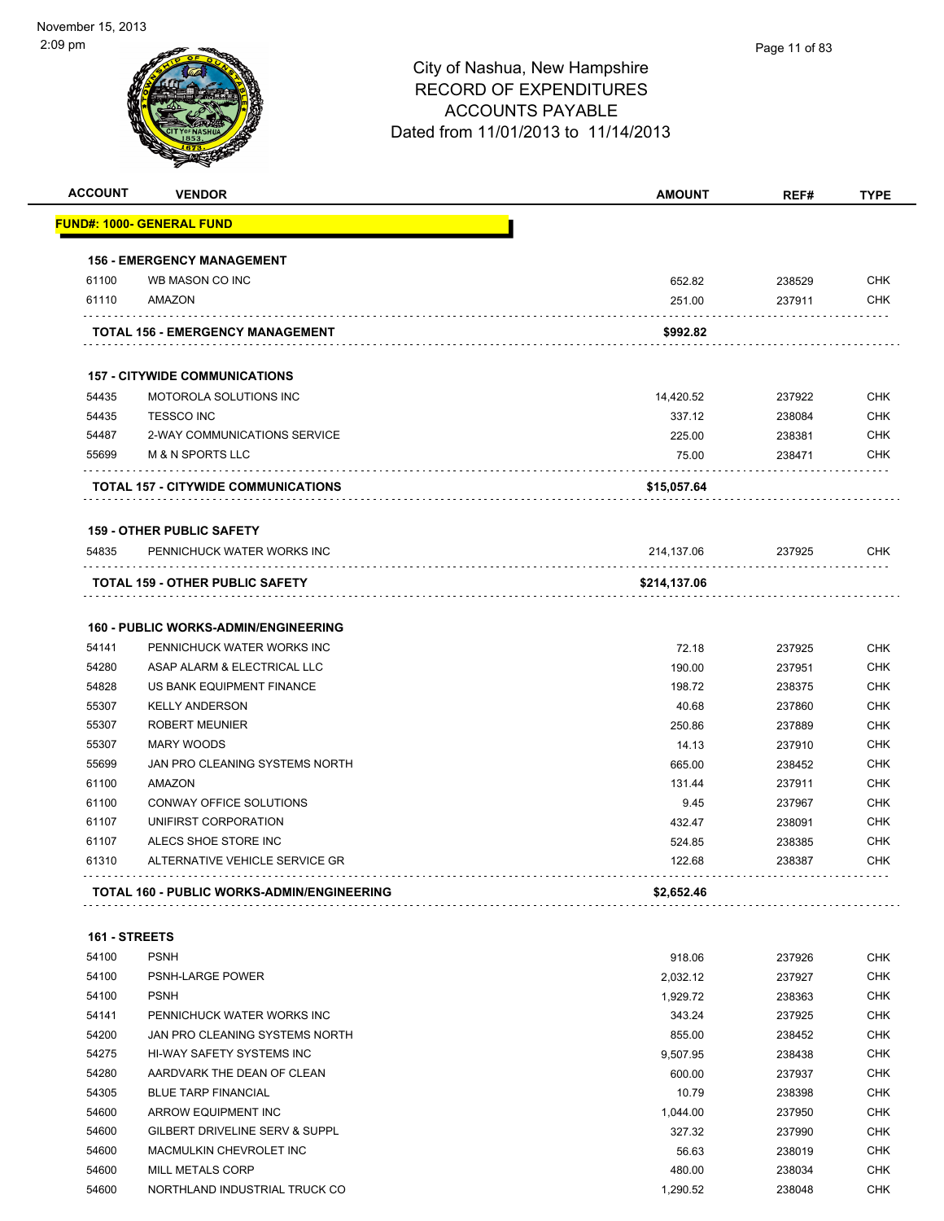# City of Nashua, New Hampshire
## RECORD OF EXPENDITURES
## ACCOUNTS PAYABLE
## Dated from 11/01/2013 to 11/14/2013

| ACCOUNT | VENDOR | AMOUNT | REF# | TYPE |
|---|---|---|---|---|
| **FUND#: 1000- GENERAL FUND** | | | | |
| **156 - EMERGENCY MANAGEMENT** | | | | |
| 61100 | WB MASON CO INC | 652.82 | 238529 | CHK |
| 61110 | AMAZON | 251.00 | 237911 | CHK |
| **TOTAL 156 - EMERGENCY MANAGEMENT** | | **$992.82** | | |
| **157 - CITYWIDE COMMUNICATIONS** | | | | |
| 54435 | MOTOROLA SOLUTIONS INC | 14,420.52 | 237922 | CHK |
| 54435 | TESSCO INC | 337.12 | 238084 | CHK |
| 54487 | 2-WAY COMMUNICATIONS SERVICE | 225.00 | 238381 | CHK |
| 55699 | M & N SPORTS LLC | 75.00 | 238471 | CHK |
| **TOTAL 157 - CITYWIDE COMMUNICATIONS** | | **$15,057.64** | | |
| **159 - OTHER PUBLIC SAFETY** | | | | |
| 54835 | PENNICHUCK WATER WORKS INC | 214,137.06 | 237925 | CHK |
| **TOTAL 159 - OTHER PUBLIC SAFETY** | | **$214,137.06** | | |
| **160 - PUBLIC WORKS-ADMIN/ENGINEERING** | | | | |
| 54141 | PENNICHUCK WATER WORKS INC | 72.18 | 237925 | CHK |
| 54280 | ASAP ALARM & ELECTRICAL LLC | 190.00 | 237951 | CHK |
| 54828 | US BANK EQUIPMENT FINANCE | 198.72 | 238375 | CHK |
| 55307 | KELLY ANDERSON | 40.68 | 237860 | CHK |
| 55307 | ROBERT MEUNIER | 250.86 | 237889 | CHK |
| 55307 | MARY WOODS | 14.13 | 237910 | CHK |
| 55699 | JAN PRO CLEANING SYSTEMS NORTH | 665.00 | 238452 | CHK |
| 61100 | AMAZON | 131.44 | 237911 | CHK |
| 61100 | CONWAY OFFICE SOLUTIONS | 9.45 | 237967 | CHK |
| 61107 | UNIFIRST CORPORATION | 432.47 | 238091 | CHK |
| 61107 | ALECS SHOE STORE INC | 524.85 | 238385 | CHK |
| 61310 | ALTERNATIVE VEHICLE SERVICE GR | 122.68 | 238387 | CHK |
| **TOTAL 160 - PUBLIC WORKS-ADMIN/ENGINEERING** | | **$2,652.46** | | |
| **161 - STREETS** | | | | |
| 54100 | PSNH | 918.06 | 237926 | CHK |
| 54100 | PSNH-LARGE POWER | 2,032.12 | 237927 | CHK |
| 54100 | PSNH | 1,929.72 | 238363 | CHK |
| 54141 | PENNICHUCK WATER WORKS INC | 343.24 | 237925 | CHK |
| 54200 | JAN PRO CLEANING SYSTEMS NORTH | 855.00 | 238452 | CHK |
| 54275 | HI-WAY SAFETY SYSTEMS INC | 9,507.95 | 238438 | CHK |
| 54280 | AARDVARK THE DEAN OF CLEAN | 600.00 | 237937 | CHK |
| 54305 | BLUE TARP FINANCIAL | 10.79 | 238398 | CHK |
| 54600 | ARROW EQUIPMENT INC | 1,044.00 | 237950 | CHK |
| 54600 | GILBERT DRIVELINE SERV & SUPPL | 327.32 | 237990 | CHK |
| 54600 | MACMULKIN CHEVROLET INC | 56.63 | 238019 | CHK |
| 54600 | MILL METALS CORP | 480.00 | 238034 | CHK |
| 54600 | NORTHLAND INDUSTRIAL TRUCK CO | 1,290.52 | 238048 | CHK |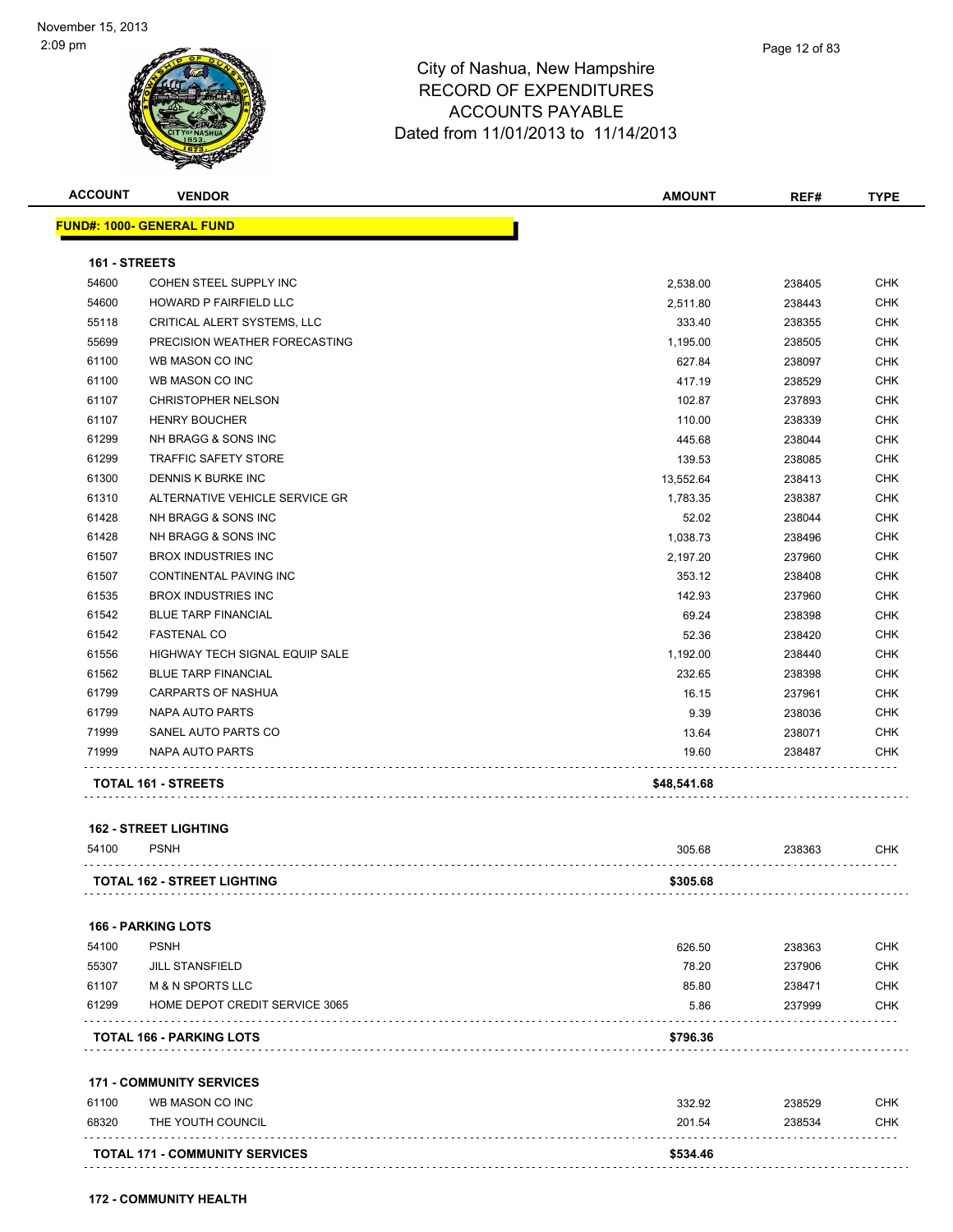# City of Nashua, New Hampshire
## RECORD OF EXPENDITURES
## ACCOUNTS PAYABLE
### Dated from 11/01/2013 to 11/14/2013

November 15, 2013
2:09 pm

| ACCOUNT | VENDOR | AMOUNT | REF# | TYPE |
|---|---|---|---|---|
| **FUND#: 1000- GENERAL FUND** | | | | |
| **161 - STREETS** | | | | |
| 54600 | COHEN STEEL SUPPLY INC | 2,538.00 | 238405 | CHK |
| 54600 | HOWARD P FAIRFIELD LLC | 2,511.80 | 238443 | CHK |
| 55118 | CRITICAL ALERT SYSTEMS, LLC | 333.40 | 238355 | CHK |
| 55699 | PRECISION WEATHER FORECASTING | 1,195.00 | 238505 | CHK |
| 61100 | WB MASON CO INC | 627.84 | 238097 | CHK |
| 61100 | WB MASON CO INC | 417.19 | 238529 | CHK |
| 61107 | CHRISTOPHER NELSON | 102.87 | 237893 | CHK |
| 61107 | HENRY BOUCHER | 110.00 | 238339 | CHK |
| 61299 | NH BRAGG & SONS INC | 445.68 | 238044 | CHK |
| 61299 | TRAFFIC SAFETY STORE | 139.53 | 238085 | CHK |
| 61300 | DENNIS K BURKE INC | 13,552.64 | 238413 | CHK |
| 61310 | ALTERNATIVE VEHICLE SERVICE GR | 1,783.35 | 238387 | CHK |
| 61428 | NH BRAGG & SONS INC | 52.02 | 238044 | CHK |
| 61428 | NH BRAGG & SONS INC | 1,038.73 | 238496 | CHK |
| 61507 | BROX INDUSTRIES INC | 2,197.20 | 237960 | CHK |
| 61507 | CONTINENTAL PAVING INC | 353.12 | 238408 | CHK |
| 61535 | BROX INDUSTRIES INC | 142.93 | 237960 | CHK |
| 61542 | BLUE TARP FINANCIAL | 69.24 | 238398 | CHK |
| 61542 | FASTENAL CO | 52.36 | 238420 | CHK |
| 61556 | HIGHWAY TECH SIGNAL EQUIP SALE | 1,192.00 | 238440 | CHK |
| 61562 | BLUE TARP FINANCIAL | 232.65 | 238398 | CHK |
| 61799 | CARPARTS OF NASHUA | 16.15 | 237961 | CHK |
| 61799 | NAPA AUTO PARTS | 9.39 | 238036 | CHK |
| 71999 | SANEL AUTO PARTS CO | 13.64 | 238071 | CHK |
| 71999 | NAPA AUTO PARTS | 19.60 | 238487 | CHK |
| **TOTAL 161 - STREETS** | | **$48,541.68** | | |
| **162 - STREET LIGHTING** | | | | |
| 54100 | PSNH | 305.68 | 238363 | CHK |
| **TOTAL 162 - STREET LIGHTING** | | **$305.68** | | |
| **166 - PARKING LOTS** | | | | |
| 54100 | PSNH | 626.50 | 238363 | CHK |
| 55307 | JILL STANSFIELD | 78.20 | 237906 | CHK |
| 61107 | M & N SPORTS LLC | 85.80 | 238471 | CHK |
| 61299 | HOME DEPOT CREDIT SERVICE 3065 | 5.86 | 237999 | CHK |
| **TOTAL 166 - PARKING LOTS** | | **$796.36** | | |
| **171 - COMMUNITY SERVICES** | | | | |
| 61100 | WB MASON CO INC | 332.92 | 238529 | CHK |
| 68320 | THE YOUTH COUNCIL | 201.54 | 238534 | CHK |
| **TOTAL 171 - COMMUNITY SERVICES** | | **$534.46** | | |
| **172 - COMMUNITY HEALTH** | | | | |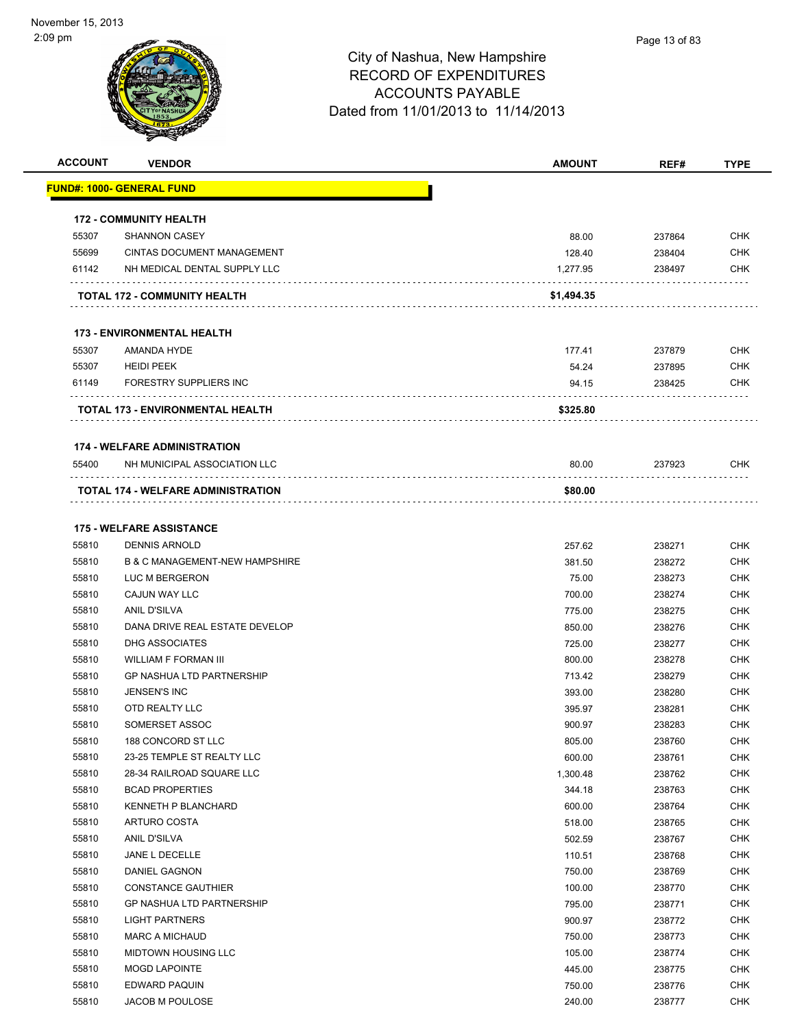# City of Nashua, New Hampshire
## RECORD OF EXPENDITURES
## ACCOUNTS PAYABLE
## Dated from 11/01/2013 to 11/14/2013

| ACCOUNT | VENDOR | AMOUNT | REF# | TYPE |
|---|---|---|---|---|
| **FUND#: 1000- GENERAL FUND** | | | | |
| **172 - COMMUNITY HEALTH** | | | | |
| 55307 | SHANNON CASEY | 88.00 | 237864 | CHK |
| 55699 | CINTAS DOCUMENT MANAGEMENT | 128.40 | 238404 | CHK |
| 61142 | NH MEDICAL DENTAL SUPPLY LLC | 1,277.95 | 238497 | CHK |
| | **TOTAL 172 - COMMUNITY HEALTH** | **$1,494.35** | | |
| **173 - ENVIRONMENTAL HEALTH** | | | | |
| 55307 | AMANDA HYDE | 177.41 | 237879 | CHK |
| 55307 | HEIDI PEEK | 54.24 | 237895 | CHK |
| 61149 | FORESTRY SUPPLIERS INC | 94.15 | 238425 | CHK |
| | **TOTAL 173 - ENVIRONMENTAL HEALTH** | **$325.80** | | |
| **174 - WELFARE ADMINISTRATION** | | | | |
| 55400 | NH MUNICIPAL ASSOCIATION LLC | 80.00 | 237923 | CHK |
| | **TOTAL 174 - WELFARE ADMINISTRATION** | **$80.00** | | |
| **175 - WELFARE ASSISTANCE** | | | | |
| 55810 | DENNIS ARNOLD | 257.62 | 238271 | CHK |
| 55810 | B & C MANAGEMENT-NEW HAMPSHIRE | 381.50 | 238272 | CHK |
| 55810 | LUC M BERGERON | 75.00 | 238273 | CHK |
| 55810 | CAJUN WAY LLC | 700.00 | 238274 | CHK |
| 55810 | ANIL D'SILVA | 775.00 | 238275 | CHK |
| 55810 | DANA DRIVE REAL ESTATE DEVELOP | 850.00 | 238276 | CHK |
| 55810 | DHG ASSOCIATES | 725.00 | 238277 | CHK |
| 55810 | WILLIAM F FORMAN III | 800.00 | 238278 | CHK |
| 55810 | GP NASHUA LTD PARTNERSHIP | 713.42 | 238279 | CHK |
| 55810 | JENSEN'S INC | 393.00 | 238280 | CHK |
| 55810 | OTD REALTY LLC | 395.97 | 238281 | CHK |
| 55810 | SOMERSET ASSOC | 900.97 | 238283 | CHK |
| 55810 | 188 CONCORD ST LLC | 805.00 | 238760 | CHK |
| 55810 | 23-25 TEMPLE ST REALTY LLC | 600.00 | 238761 | CHK |
| 55810 | 28-34 RAILROAD SQUARE LLC | 1,300.48 | 238762 | CHK |
| 55810 | BCAD PROPERTIES | 344.18 | 238763 | CHK |
| 55810 | KENNETH P BLANCHARD | 600.00 | 238764 | CHK |
| 55810 | ARTURO COSTA | 518.00 | 238765 | CHK |
| 55810 | ANIL D'SILVA | 502.59 | 238767 | CHK |
| 55810 | JANE L DECELLE | 110.51 | 238768 | CHK |
| 55810 | DANIEL GAGNON | 750.00 | 238769 | CHK |
| 55810 | CONSTANCE GAUTHIER | 100.00 | 238770 | CHK |
| 55810 | GP NASHUA LTD PARTNERSHIP | 795.00 | 238771 | CHK |
| 55810 | LIGHT PARTNERS | 900.97 | 238772 | CHK |
| 55810 | MARC A MICHAUD | 750.00 | 238773 | CHK |
| 55810 | MIDTOWN HOUSING LLC | 105.00 | 238774 | CHK |
| 55810 | MOGD LAPOINTE | 445.00 | 238775 | CHK |
| 55810 | EDWARD PAQUIN | 750.00 | 238776 | CHK |
| 55810 | JACOB M POULOSE | 240.00 | 238777 | CHK |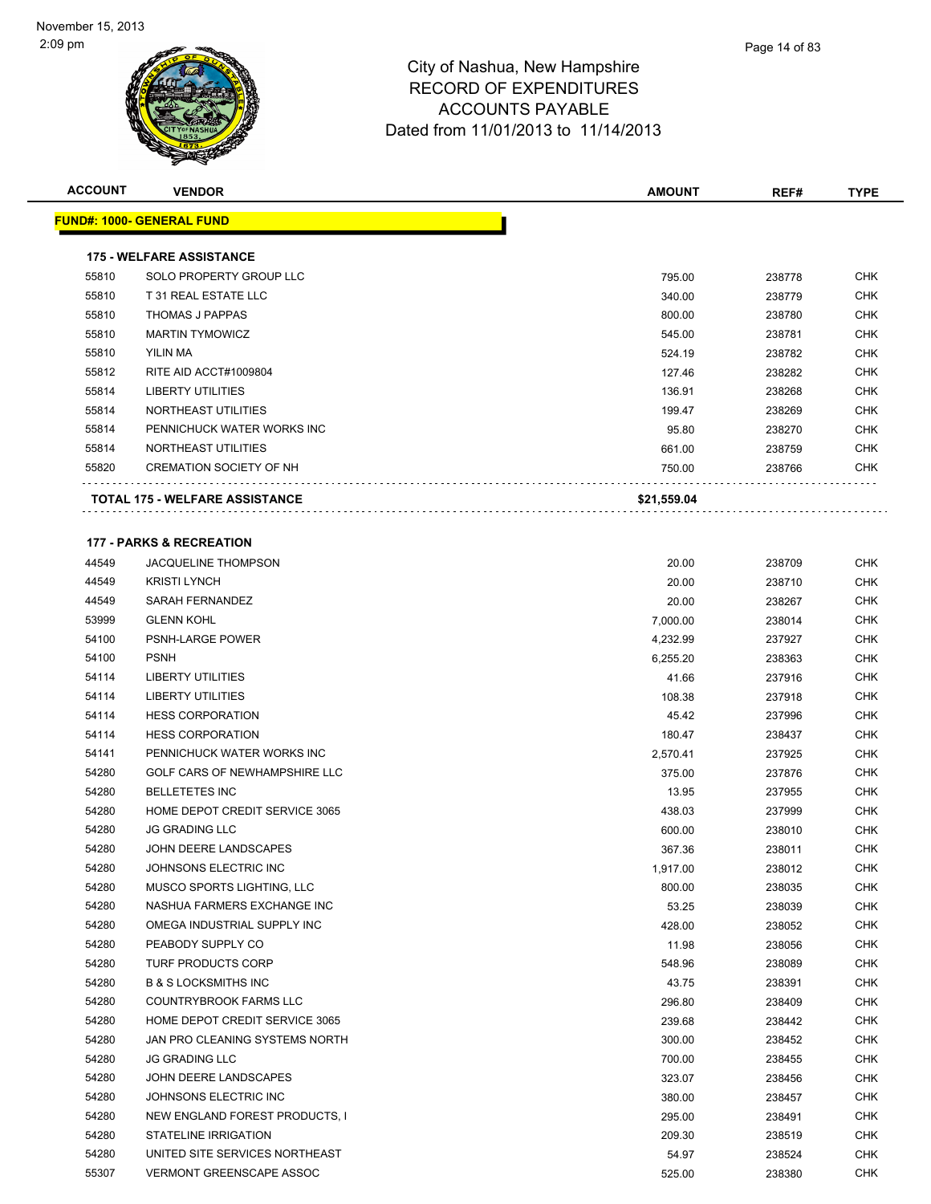City of Nashua, New Hampshire
RECORD OF EXPENDITURES
ACCOUNTS PAYABLE
Dated from 11/01/2013 to 11/14/2013

| ACCOUNT | VENDOR | AMOUNT | REF# | TYPE |
|---|---|---|---|---|
| **FUND#: 1000- GENERAL FUND** | | | | |
| **175 - WELFARE ASSISTANCE** | | | | |
| 55810 | SOLO PROPERTY GROUP LLC | 795.00 | 238778 | CHK |
| 55810 | T 31 REAL ESTATE LLC | 340.00 | 238779 | CHK |
| 55810 | THOMAS J PAPPAS | 800.00 | 238780 | CHK |
| 55810 | MARTIN TYMOWICZ | 545.00 | 238781 | CHK |
| 55810 | YILIN MA | 524.19 | 238782 | CHK |
| 55812 | RITE AID ACCT#1009804 | 127.46 | 238282 | CHK |
| 55814 | LIBERTY UTILITIES | 136.91 | 238268 | CHK |
| 55814 | NORTHEAST UTILITIES | 199.47 | 238269 | CHK |
| 55814 | PENNICHUCK WATER WORKS INC | 95.80 | 238270 | CHK |
| 55814 | NORTHEAST UTILITIES | 661.00 | 238759 | CHK |
| 55820 | CREMATION SOCIETY OF NH | 750.00 | 238766 | CHK |
| **TOTAL 175 - WELFARE ASSISTANCE** | | **$21,559.04** | | |
| **177 - PARKS & RECREATION** | | | | |
| 44549 | JACQUELINE THOMPSON | 20.00 | 238709 | CHK |
| 44549 | KRISTI LYNCH | 20.00 | 238710 | CHK |
| 44549 | SARAH FERNANDEZ | 20.00 | 238267 | CHK |
| 53999 | GLENN KOHL | 7,000.00 | 238014 | CHK |
| 54100 | PSNH-LARGE POWER | 4,232.99 | 237927 | CHK |
| 54100 | PSNH | 6,255.20 | 238363 | CHK |
| 54114 | LIBERTY UTILITIES | 41.66 | 237916 | CHK |
| 54114 | LIBERTY UTILITIES | 108.38 | 237918 | CHK |
| 54114 | HESS CORPORATION | 45.42 | 237996 | CHK |
| 54114 | HESS CORPORATION | 180.47 | 238437 | CHK |
| 54141 | PENNICHUCK WATER WORKS INC | 2,570.41 | 237925 | CHK |
| 54280 | GOLF CARS OF NEWHAMPSHIRE LLC | 375.00 | 237876 | CHK |
| 54280 | BELLETETES INC | 13.95 | 237955 | CHK |
| 54280 | HOME DEPOT CREDIT SERVICE 3065 | 438.03 | 237999 | CHK |
| 54280 | JG GRADING LLC | 600.00 | 238010 | CHK |
| 54280 | JOHN DEERE LANDSCAPES | 367.36 | 238011 | CHK |
| 54280 | JOHNSONS ELECTRIC INC | 1,917.00 | 238012 | CHK |
| 54280 | MUSCO SPORTS LIGHTING, LLC | 800.00 | 238035 | CHK |
| 54280 | NASHUA FARMERS EXCHANGE INC | 53.25 | 238039 | CHK |
| 54280 | OMEGA INDUSTRIAL SUPPLY INC | 428.00 | 238052 | CHK |
| 54280 | PEABODY SUPPLY CO | 11.98 | 238056 | CHK |
| 54280 | TURF PRODUCTS CORP | 548.96 | 238089 | CHK |
| 54280 | B & S LOCKSMITHS INC | 43.75 | 238391 | CHK |
| 54280 | COUNTRYBROOK FARMS LLC | 296.80 | 238409 | CHK |
| 54280 | HOME DEPOT CREDIT SERVICE 3065 | 239.68 | 238442 | CHK |
| 54280 | JAN PRO CLEANING SYSTEMS NORTH | 300.00 | 238452 | CHK |
| 54280 | JG GRADING LLC | 700.00 | 238455 | CHK |
| 54280 | JOHN DEERE LANDSCAPES | 323.07 | 238456 | CHK |
| 54280 | JOHNSONS ELECTRIC INC | 380.00 | 238457 | CHK |
| 54280 | NEW ENGLAND FOREST PRODUCTS, I | 295.00 | 238491 | CHK |
| 54280 | STATELINE IRRIGATION | 209.30 | 238519 | CHK |
| 54280 | UNITED SITE SERVICES NORTHEAST | 54.97 | 238524 | CHK |
| 55307 | VERMONT GREENSCAPE ASSOC | 525.00 | 238380 | CHK |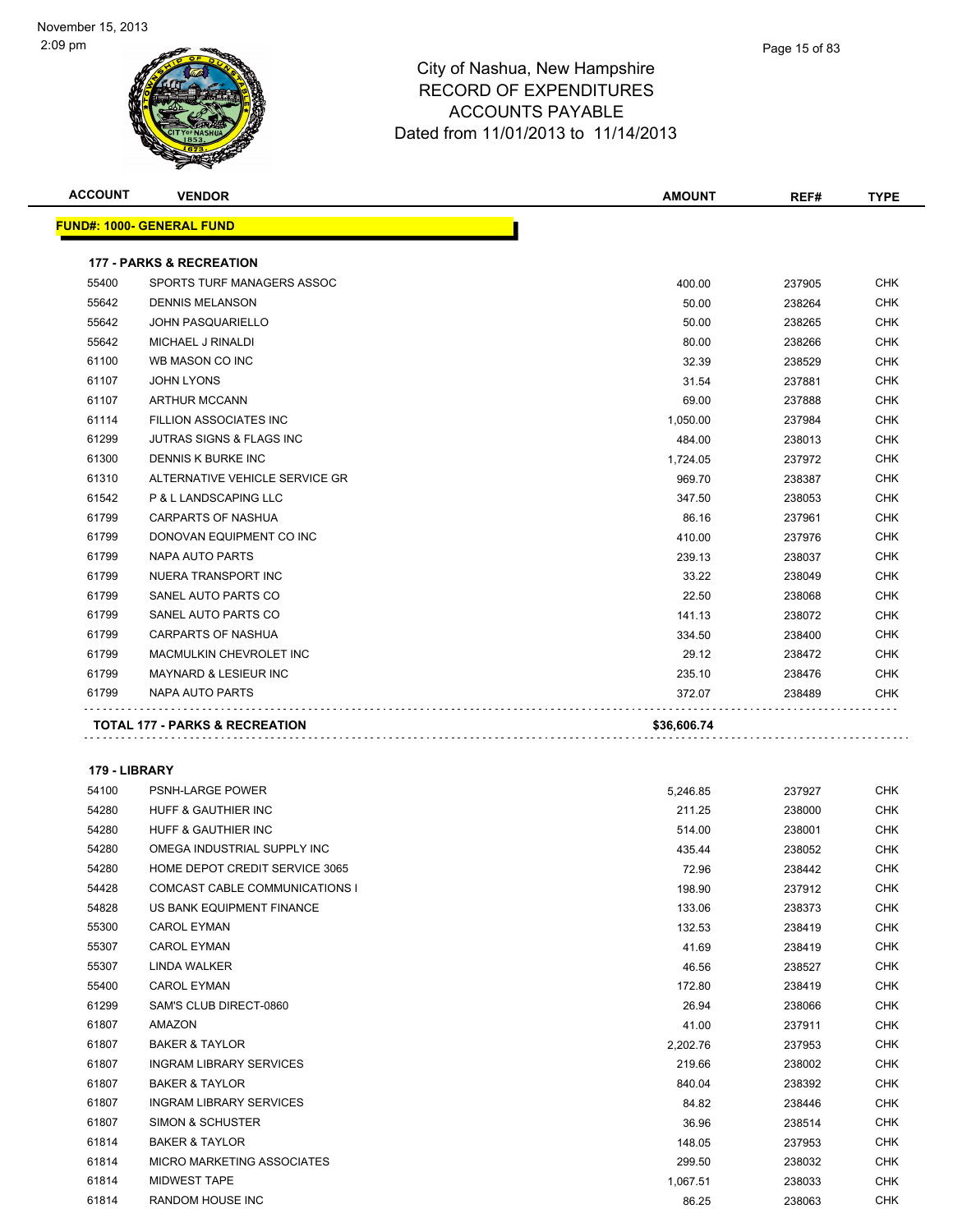# City of Nashua, New Hampshire
# RECORD OF EXPENDITURES
# ACCOUNTS PAYABLE
# Dated from 11/01/2013 to 11/14/2013

| ACCOUNT | VENDOR | AMOUNT | REF# | TYPE |
|---|---|---|---|---|

**FUND#: 1000- GENERAL FUND**

**177 - PARKS & RECREATION**

| ACCOUNT | VENDOR | AMOUNT | REF# | TYPE |
|---|---|---|---|---|
| 55400 | SPORTS TURF MANAGERS ASSOC | 400.00 | 237905 | CHK |
| 55642 | DENNIS MELANSON | 50.00 | 238264 | CHK |
| 55642 | JOHN PASQUARIELLO | 50.00 | 238265 | CHK |
| 55642 | MICHAEL J RINALDI | 80.00 | 238266 | CHK |
| 61100 | WB MASON CO INC | 32.39 | 238529 | CHK |
| 61107 | JOHN LYONS | 31.54 | 237881 | CHK |
| 61107 | ARTHUR MCCANN | 69.00 | 237888 | CHK |
| 61114 | FILLION ASSOCIATES INC | 1,050.00 | 237984 | CHK |
| 61299 | JUTRAS SIGNS & FLAGS INC | 484.00 | 238013 | CHK |
| 61300 | DENNIS K BURKE INC | 1,724.05 | 237972 | CHK |
| 61310 | ALTERNATIVE VEHICLE SERVICE GR | 969.70 | 238387 | CHK |
| 61542 | P & L LANDSCAPING LLC | 347.50 | 238053 | CHK |
| 61799 | CARPARTS OF NASHUA | 86.16 | 237961 | CHK |
| 61799 | DONOVAN EQUIPMENT CO INC | 410.00 | 237976 | CHK |
| 61799 | NAPA AUTO PARTS | 239.13 | 238037 | CHK |
| 61799 | NUERA TRANSPORT INC | 33.22 | 238049 | CHK |
| 61799 | SANEL AUTO PARTS CO | 22.50 | 238068 | CHK |
| 61799 | SANEL AUTO PARTS CO | 141.13 | 238072 | CHK |
| 61799 | CARPARTS OF NASHUA | 334.50 | 238400 | CHK |
| 61799 | MACMULKIN CHEVROLET INC | 29.12 | 238472 | CHK |
| 61799 | MAYNARD & LESIEUR INC | 235.10 | 238476 | CHK |
| 61799 | NAPA AUTO PARTS | 372.07 | 238489 | CHK |
| **TOTAL 177 - PARKS & RECREATION** | | **$36,606.74** | | |

**179 - LIBRARY**

| ACCOUNT | VENDOR | AMOUNT | REF# | TYPE |
|---|---|---|---|---|
| 54100 | PSNH-LARGE POWER | 5,246.85 | 237927 | CHK |
| 54280 | HUFF & GAUTHIER INC | 211.25 | 238000 | CHK |
| 54280 | HUFF & GAUTHIER INC | 514.00 | 238001 | CHK |
| 54280 | OMEGA INDUSTRIAL SUPPLY INC | 435.44 | 238052 | CHK |
| 54280 | HOME DEPOT CREDIT SERVICE 3065 | 72.96 | 238442 | CHK |
| 54428 | COMCAST CABLE COMMUNICATIONS I | 198.90 | 237912 | CHK |
| 54828 | US BANK EQUIPMENT FINANCE | 133.06 | 238373 | CHK |
| 55300 | CAROL EYMAN | 132.53 | 238419 | CHK |
| 55307 | CAROL EYMAN | 41.69 | 238419 | CHK |
| 55307 | LINDA WALKER | 46.56 | 238527 | CHK |
| 55400 | CAROL EYMAN | 172.80 | 238419 | CHK |
| 61299 | SAM'S CLUB DIRECT-0860 | 26.94 | 238066 | CHK |
| 61807 | AMAZON | 41.00 | 237911 | CHK |
| 61807 | BAKER & TAYLOR | 2,202.76 | 237953 | CHK |
| 61807 | INGRAM LIBRARY SERVICES | 219.66 | 238002 | CHK |
| 61807 | BAKER & TAYLOR | 840.04 | 238392 | CHK |
| 61807 | INGRAM LIBRARY SERVICES | 84.82 | 238446 | CHK |
| 61807 | SIMON & SCHUSTER | 36.96 | 238514 | CHK |
| 61814 | BAKER & TAYLOR | 148.05 | 237953 | CHK |
| 61814 | MICRO MARKETING ASSOCIATES | 299.50 | 238032 | CHK |
| 61814 | MIDWEST TAPE | 1,067.51 | 238033 | CHK |
| 61814 | RANDOM HOUSE INC | 86.25 | 238063 | CHK |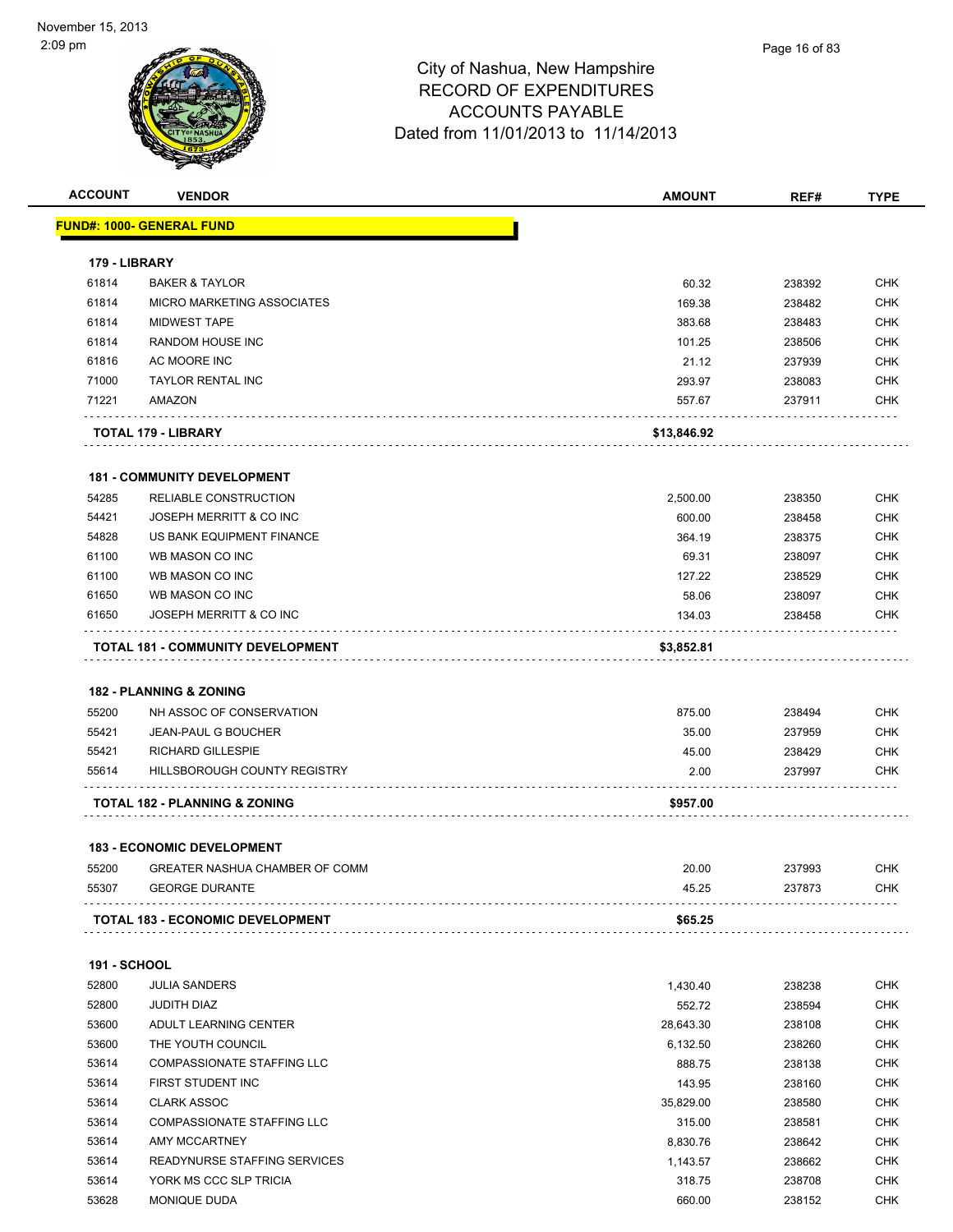November 15, 2013
2:09 pm

# City of Nashua, New Hampshire
## RECORD OF EXPENDITURES
## ACCOUNTS PAYABLE
Dated from 11/01/2013 to 11/14/2013

| ACCOUNT | VENDOR | AMOUNT | REF# | TYPE |
|---|---|---|---|---|
| **FUND#: 1000- GENERAL FUND** | | | | |
| **179 - LIBRARY** | | | | |
| 61814 | BAKER & TAYLOR | 60.32 | 238392 | CHK |
| 61814 | MICRO MARKETING ASSOCIATES | 169.38 | 238482 | CHK |
| 61814 | MIDWEST TAPE | 383.68 | 238483 | CHK |
| 61814 | RANDOM HOUSE INC | 101.25 | 238506 | CHK |
| 61816 | AC MOORE INC | 21.12 | 237939 | CHK |
| 71000 | TAYLOR RENTAL INC | 293.97 | 238083 | CHK |
| 71221 | AMAZON | 557.67 | 237911 | CHK |
| | **TOTAL 179 - LIBRARY** | **$13,846.92** | | |
| **181 - COMMUNITY DEVELOPMENT** | | | | |
| 54285 | RELIABLE CONSTRUCTION | 2,500.00 | 238350 | CHK |
| 54421 | JOSEPH MERRITT & CO INC | 600.00 | 238458 | CHK |
| 54828 | US BANK EQUIPMENT FINANCE | 364.19 | 238375 | CHK |
| 61100 | WB MASON CO INC | 69.31 | 238097 | CHK |
| 61100 | WB MASON CO INC | 127.22 | 238529 | CHK |
| 61650 | WB MASON CO INC | 58.06 | 238097 | CHK |
| 61650 | JOSEPH MERRITT & CO INC | 134.03 | 238458 | CHK |
| | **TOTAL 181 - COMMUNITY DEVELOPMENT** | **$3,852.81** | | |
| **182 - PLANNING & ZONING** | | | | |
| 55200 | NH ASSOC OF CONSERVATION | 875.00 | 238494 | CHK |
| 55421 | JEAN-PAUL G BOUCHER | 35.00 | 237959 | CHK |
| 55421 | RICHARD GILLESPIE | 45.00 | 238429 | CHK |
| 55614 | HILLSBOROUGH COUNTY REGISTRY | 2.00 | 237997 | CHK |
| | **TOTAL 182 - PLANNING & ZONING** | **$957.00** | | |
| **183 - ECONOMIC DEVELOPMENT** | | | | |
| 55200 | GREATER NASHUA CHAMBER OF COMM | 20.00 | 237993 | CHK |
| 55307 | GEORGE DURANTE | 45.25 | 237873 | CHK |
| | **TOTAL 183 - ECONOMIC DEVELOPMENT** | **$65.25** | | |
| **191 - SCHOOL** | | | | |
| 52800 | JULIA SANDERS | 1,430.40 | 238238 | CHK |
| 52800 | JUDITH DIAZ | 552.72 | 238594 | CHK |
| 53600 | ADULT LEARNING CENTER | 28,643.30 | 238108 | CHK |
| 53600 | THE YOUTH COUNCIL | 6,132.50 | 238260 | CHK |
| 53614 | COMPASSIONATE STAFFING LLC | 888.75 | 238138 | CHK |
| 53614 | FIRST STUDENT INC | 143.95 | 238160 | CHK |
| 53614 | CLARK ASSOC | 35,829.00 | 238580 | CHK |
| 53614 | COMPASSIONATE STAFFING LLC | 315.00 | 238581 | CHK |
| 53614 | AMY MCCARTNEY | 8,830.76 | 238642 | CHK |
| 53614 | READYNURSE STAFFING SERVICES | 1,143.57 | 238662 | CHK |
| 53614 | YORK MS CCC SLP TRICIA | 318.75 | 238708 | CHK |
| 53628 | MONIQUE DUDA | 660.00 | 238152 | CHK |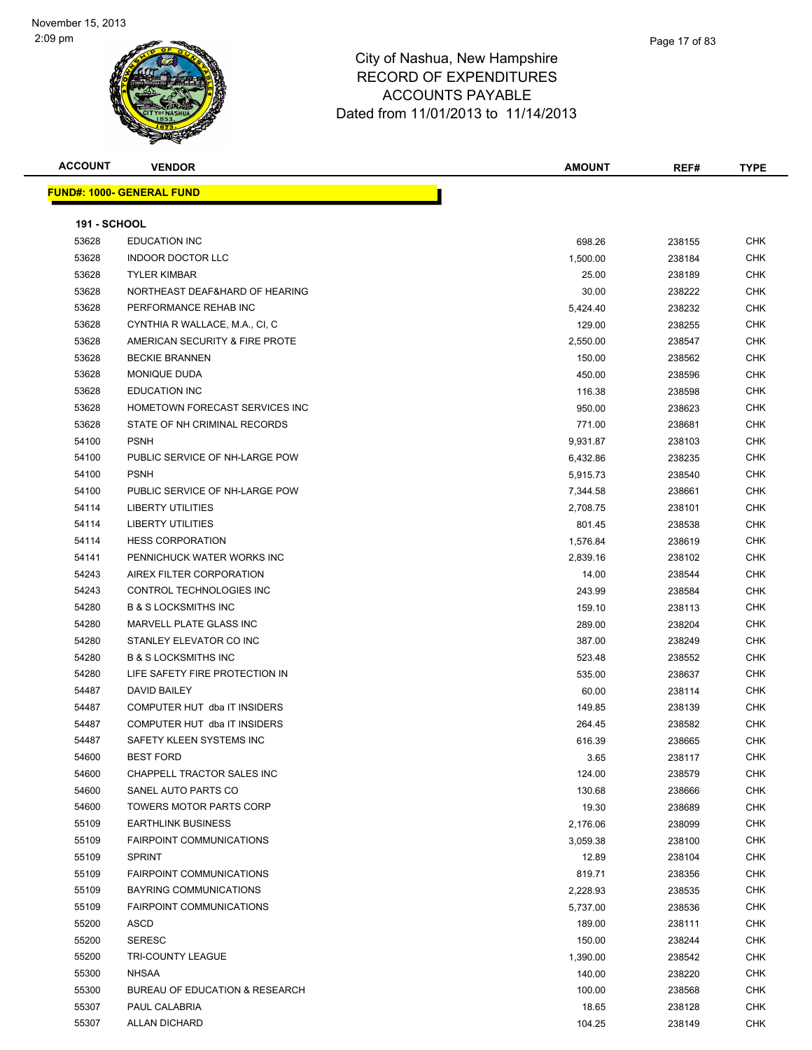# City of Nashua, New Hampshire
## RECORD OF EXPENDITURES
## ACCOUNTS PAYABLE
### Dated from 11/01/2013 to 11/14/2013

November 15, 2013
2:09 pm

| ACCOUNT | VENDOR | AMOUNT | REF# | TYPE |
|---|---|---|---|---|

**FUND#: 1000- GENERAL FUND**

**191 - SCHOOL**

| ACCOUNT | VENDOR | AMOUNT | REF# | TYPE |
|---|---|---|---|---|
| 53628 | EDUCATION INC | 698.26 | 238155 | CHK |
| 53628 | INDOOR DOCTOR LLC | 1,500.00 | 238184 | CHK |
| 53628 | TYLER KIMBAR | 25.00 | 238189 | CHK |
| 53628 | NORTHEAST DEAF&HARD OF HEARING | 30.00 | 238222 | CHK |
| 53628 | PERFORMANCE REHAB INC | 5,424.40 | 238232 | CHK |
| 53628 | CYNTHIA R WALLACE, M.A., CI, C | 129.00 | 238255 | CHK |
| 53628 | AMERICAN SECURITY & FIRE PROTE | 2,550.00 | 238547 | CHK |
| 53628 | BECKIE BRANNEN | 150.00 | 238562 | CHK |
| 53628 | MONIQUE DUDA | 450.00 | 238596 | CHK |
| 53628 | EDUCATION INC | 116.38 | 238598 | CHK |
| 53628 | HOMETOWN FORECAST SERVICES INC | 950.00 | 238623 | CHK |
| 53628 | STATE OF NH CRIMINAL RECORDS | 771.00 | 238681 | CHK |
| 54100 | PSNH | 9,931.87 | 238103 | CHK |
| 54100 | PUBLIC SERVICE OF NH-LARGE POW | 6,432.86 | 238235 | CHK |
| 54100 | PSNH | 5,915.73 | 238540 | CHK |
| 54100 | PUBLIC SERVICE OF NH-LARGE POW | 7,344.58 | 238661 | CHK |
| 54114 | LIBERTY UTILITIES | 2,708.75 | 238101 | CHK |
| 54114 | LIBERTY UTILITIES | 801.45 | 238538 | CHK |
| 54114 | HESS CORPORATION | 1,576.84 | 238619 | CHK |
| 54141 | PENNICHUCK WATER WORKS INC | 2,839.16 | 238102 | CHK |
| 54243 | AIREX FILTER CORPORATION | 14.00 | 238544 | CHK |
| 54243 | CONTROL TECHNOLOGIES INC | 243.99 | 238584 | CHK |
| 54280 | B & S LOCKSMITHS INC | 159.10 | 238113 | CHK |
| 54280 | MARVELL PLATE GLASS INC | 289.00 | 238204 | CHK |
| 54280 | STANLEY ELEVATOR CO INC | 387.00 | 238249 | CHK |
| 54280 | B & S LOCKSMITHS INC | 523.48 | 238552 | CHK |
| 54280 | LIFE SAFETY FIRE PROTECTION IN | 535.00 | 238637 | CHK |
| 54487 | DAVID BAILEY | 60.00 | 238114 | CHK |
| 54487 | COMPUTER HUT dba IT INSIDERS | 149.85 | 238139 | CHK |
| 54487 | COMPUTER HUT dba IT INSIDERS | 264.45 | 238582 | CHK |
| 54487 | SAFETY KLEEN SYSTEMS INC | 616.39 | 238665 | CHK |
| 54600 | BEST FORD | 3.65 | 238117 | CHK |
| 54600 | CHAPPELL TRACTOR SALES INC | 124.00 | 238579 | CHK |
| 54600 | SANEL AUTO PARTS CO | 130.68 | 238666 | CHK |
| 54600 | TOWERS MOTOR PARTS CORP | 19.30 | 238689 | CHK |
| 55109 | EARTHLINK BUSINESS | 2,176.06 | 238099 | CHK |
| 55109 | FAIRPOINT COMMUNICATIONS | 3,059.38 | 238100 | CHK |
| 55109 | SPRINT | 12.89 | 238104 | CHK |
| 55109 | FAIRPOINT COMMUNICATIONS | 819.71 | 238356 | CHK |
| 55109 | BAYRING COMMUNICATIONS | 2,228.93 | 238535 | CHK |
| 55109 | FAIRPOINT COMMUNICATIONS | 5,737.00 | 238536 | CHK |
| 55200 | ASCD | 189.00 | 238111 | CHK |
| 55200 | SERESC | 150.00 | 238244 | CHK |
| 55200 | TRI-COUNTY LEAGUE | 1,390.00 | 238542 | CHK |
| 55300 | NHSAA | 140.00 | 238220 | CHK |
| 55300 | BUREAU OF EDUCATION & RESEARCH | 100.00 | 238568 | CHK |
| 55307 | PAUL CALABRIA | 18.65 | 238128 | CHK |
| 55307 | ALLAN DICHARD | 104.25 | 238149 | CHK |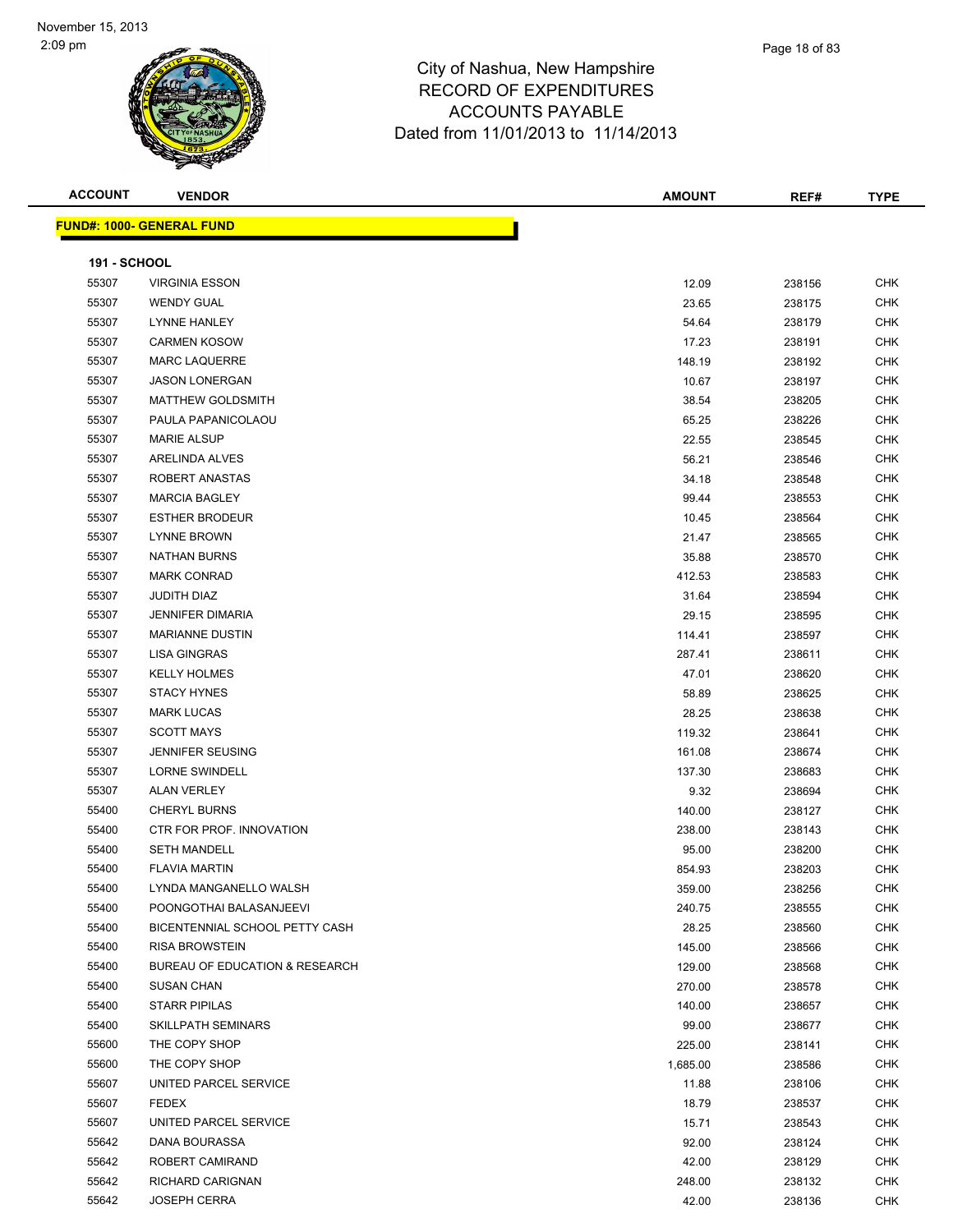# City of Nashua, New Hampshire
## RECORD OF EXPENDITURES
## ACCOUNTS PAYABLE
### Dated from 11/01/2013 to 11/14/2013

November 15, 2013
2:09 pm

| ACCOUNT | VENDOR | AMOUNT | REF# | TYPE |
|---|---|---|---|---|

**FUND#: 1000- GENERAL FUND**

**191 - SCHOOL**

| ACCOUNT | VENDOR | AMOUNT | REF# | TYPE |
|---|---|---|---|---|
| 55307 | VIRGINIA ESSON | 12.09 | 238156 | CHK |
| 55307 | WENDY GUAL | 23.65 | 238175 | CHK |
| 55307 | LYNNE HANLEY | 54.64 | 238179 | CHK |
| 55307 | CARMEN KOSOW | 17.23 | 238191 | CHK |
| 55307 | MARC LAQUERRE | 148.19 | 238192 | CHK |
| 55307 | JASON LONERGAN | 10.67 | 238197 | CHK |
| 55307 | MATTHEW GOLDSMITH | 38.54 | 238205 | CHK |
| 55307 | PAULA PAPANICOLAOU | 65.25 | 238226 | CHK |
| 55307 | MARIE ALSUP | 22.55 | 238545 | CHK |
| 55307 | ARELINDA ALVES | 56.21 | 238546 | CHK |
| 55307 | ROBERT ANASTAS | 34.18 | 238548 | CHK |
| 55307 | MARCIA BAGLEY | 99.44 | 238553 | CHK |
| 55307 | ESTHER BRODEUR | 10.45 | 238564 | CHK |
| 55307 | LYNNE BROWN | 21.47 | 238565 | CHK |
| 55307 | NATHAN BURNS | 35.88 | 238570 | CHK |
| 55307 | MARK CONRAD | 412.53 | 238583 | CHK |
| 55307 | JUDITH DIAZ | 31.64 | 238594 | CHK |
| 55307 | JENNIFER DIMARIA | 29.15 | 238595 | CHK |
| 55307 | MARIANNE DUSTIN | 114.41 | 238597 | CHK |
| 55307 | LISA GINGRAS | 287.41 | 238611 | CHK |
| 55307 | KELLY HOLMES | 47.01 | 238620 | CHK |
| 55307 | STACY HYNES | 58.89 | 238625 | CHK |
| 55307 | MARK LUCAS | 28.25 | 238638 | CHK |
| 55307 | SCOTT MAYS | 119.32 | 238641 | CHK |
| 55307 | JENNIFER SEUSING | 161.08 | 238674 | CHK |
| 55307 | LORNE SWINDELL | 137.30 | 238683 | CHK |
| 55307 | ALAN VERLEY | 9.32 | 238694 | CHK |
| 55400 | CHERYL BURNS | 140.00 | 238127 | CHK |
| 55400 | CTR FOR PROF. INNOVATION | 238.00 | 238143 | CHK |
| 55400 | SETH MANDELL | 95.00 | 238200 | CHK |
| 55400 | FLAVIA MARTIN | 854.93 | 238203 | CHK |
| 55400 | LYNDA MANGANELLO WALSH | 359.00 | 238256 | CHK |
| 55400 | POONGOTHAI BALASANJEEVI | 240.75 | 238555 | CHK |
| 55400 | BICENTENNIAL SCHOOL PETTY CASH | 28.25 | 238560 | CHK |
| 55400 | RISA BROWSTEIN | 145.00 | 238566 | CHK |
| 55400 | BUREAU OF EDUCATION & RESEARCH | 129.00 | 238568 | CHK |
| 55400 | SUSAN CHAN | 270.00 | 238578 | CHK |
| 55400 | STARR PIPILAS | 140.00 | 238657 | CHK |
| 55400 | SKILLPATH SEMINARS | 99.00 | 238677 | CHK |
| 55600 | THE COPY SHOP | 225.00 | 238141 | CHK |
| 55600 | THE COPY SHOP | 1,685.00 | 238586 | CHK |
| 55607 | UNITED PARCEL SERVICE | 11.88 | 238106 | CHK |
| 55607 | FEDEX | 18.79 | 238537 | CHK |
| 55607 | UNITED PARCEL SERVICE | 15.71 | 238543 | CHK |
| 55642 | DANA BOURASSA | 92.00 | 238124 | CHK |
| 55642 | ROBERT CAMIRAND | 42.00 | 238129 | CHK |
| 55642 | RICHARD CARIGNAN | 248.00 | 238132 | CHK |
| 55642 | JOSEPH CERRA | 42.00 | 238136 | CHK |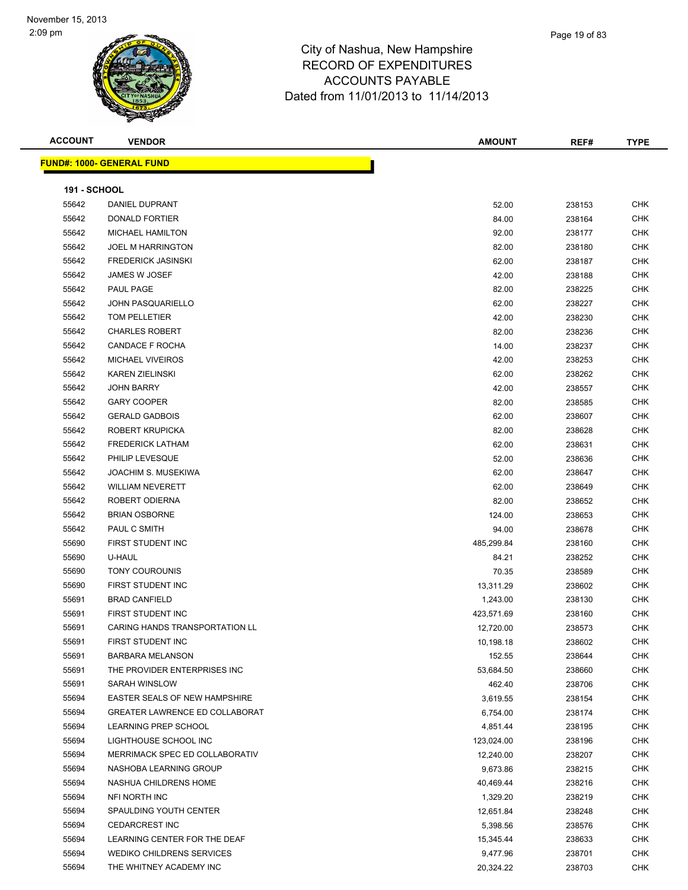# City of Nashua, New Hampshire
## RECORD OF EXPENDITURES
## ACCOUNTS PAYABLE
### Dated from 11/01/2013 to 11/14/2013

November 15, 2013
2:09 pm

**FUND#: 1000- GENERAL FUND**

**191 - SCHOOL**

| ACCOUNT | VENDOR | AMOUNT | REF# | TYPE |
|---|---|---|---|---|
| 55642 | DANIEL DUPRANT | 52.00 | 238153 | CHK |
| 55642 | DONALD FORTIER | 84.00 | 238164 | CHK |
| 55642 | MICHAEL HAMILTON | 92.00 | 238177 | CHK |
| 55642 | JOEL M HARRINGTON | 82.00 | 238180 | CHK |
| 55642 | FREDERICK JASINSKI | 62.00 | 238187 | CHK |
| 55642 | JAMES W JOSEF | 42.00 | 238188 | CHK |
| 55642 | PAUL PAGE | 82.00 | 238225 | CHK |
| 55642 | JOHN PASQUARIELLO | 62.00 | 238227 | CHK |
| 55642 | TOM PELLETIER | 42.00 | 238230 | CHK |
| 55642 | CHARLES ROBERT | 82.00 | 238236 | CHK |
| 55642 | CANDACE F ROCHA | 14.00 | 238237 | CHK |
| 55642 | MICHAEL VIVEIROS | 42.00 | 238253 | CHK |
| 55642 | KAREN ZIELINSKI | 62.00 | 238262 | CHK |
| 55642 | JOHN BARRY | 42.00 | 238557 | CHK |
| 55642 | GARY COOPER | 82.00 | 238585 | CHK |
| 55642 | GERALD GADBOIS | 62.00 | 238607 | CHK |
| 55642 | ROBERT KRUPICKA | 82.00 | 238628 | CHK |
| 55642 | FREDERICK LATHAM | 62.00 | 238631 | CHK |
| 55642 | PHILIP LEVESQUE | 52.00 | 238636 | CHK |
| 55642 | JOACHIM S. MUSEKIWA | 62.00 | 238647 | CHK |
| 55642 | WILLIAM NEVERETT | 62.00 | 238649 | CHK |
| 55642 | ROBERT ODIERNA | 82.00 | 238652 | CHK |
| 55642 | BRIAN OSBORNE | 124.00 | 238653 | CHK |
| 55642 | PAUL C SMITH | 94.00 | 238678 | CHK |
| 55690 | FIRST STUDENT INC | 485,299.84 | 238160 | CHK |
| 55690 | U-HAUL | 84.21 | 238252 | CHK |
| 55690 | TONY COUROUNIS | 70.35 | 238589 | CHK |
| 55690 | FIRST STUDENT INC | 13,311.29 | 238602 | CHK |
| 55691 | BRAD CANFIELD | 1,243.00 | 238130 | CHK |
| 55691 | FIRST STUDENT INC | 423,571.69 | 238160 | CHK |
| 55691 | CARING HANDS TRANSPORTATION LL | 12,720.00 | 238573 | CHK |
| 55691 | FIRST STUDENT INC | 10,198.18 | 238602 | CHK |
| 55691 | BARBARA MELANSON | 152.55 | 238644 | CHK |
| 55691 | THE PROVIDER ENTERPRISES INC | 53,684.50 | 238660 | CHK |
| 55691 | SARAH WINSLOW | 462.40 | 238706 | CHK |
| 55694 | EASTER SEALS OF NEW HAMPSHIRE | 3,619.55 | 238154 | CHK |
| 55694 | GREATER LAWRENCE ED COLLABORAT | 6,754.00 | 238174 | CHK |
| 55694 | LEARNING PREP SCHOOL | 4,851.44 | 238195 | CHK |
| 55694 | LIGHTHOUSE SCHOOL INC | 123,024.00 | 238196 | CHK |
| 55694 | MERRIMACK SPEC ED COLLABORATIV | 12,240.00 | 238207 | CHK |
| 55694 | NASHOBA LEARNING GROUP | 9,673.86 | 238215 | CHK |
| 55694 | NASHUA CHILDRENS HOME | 40,469.44 | 238216 | CHK |
| 55694 | NFI NORTH INC | 1,329.20 | 238219 | CHK |
| 55694 | SPAULDING YOUTH CENTER | 12,651.84 | 238248 | CHK |
| 55694 | CEDARCREST INC | 5,398.56 | 238576 | CHK |
| 55694 | LEARNING CENTER FOR THE DEAF | 15,345.44 | 238633 | CHK |
| 55694 | WEDIKO CHILDRENS SERVICES | 9,477.96 | 238701 | CHK |
| 55694 | THE WHITNEY ACADEMY INC | 20,324.22 | 238703 | CHK |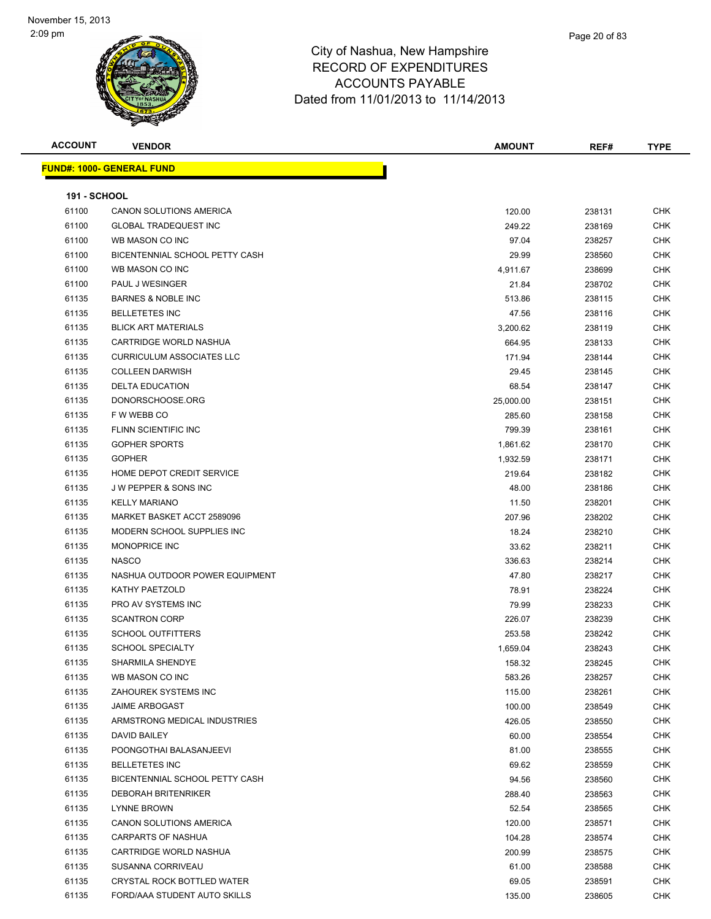November 15, 2013
2:09 pm

# City of Nashua, New Hampshire
## RECORD OF EXPENDITURES
## ACCOUNTS PAYABLE
### Dated from 11/01/2013 to 11/14/2013

| ACCOUNT | VENDOR | AMOUNT | REF# | TYPE |
|---|---|---|---|---|
| **FUND#: 1000- GENERAL FUND** | | | | |
| **191 - SCHOOL** | | | | |
| 61100 | CANON SOLUTIONS AMERICA | 120.00 | 238131 | CHK |
| 61100 | GLOBAL TRADEQUEST INC | 249.22 | 238169 | CHK |
| 61100 | WB MASON CO INC | 97.04 | 238257 | CHK |
| 61100 | BICENTENNIAL SCHOOL PETTY CASH | 29.99 | 238560 | CHK |
| 61100 | WB MASON CO INC | 4,911.67 | 238699 | CHK |
| 61100 | PAUL J WESINGER | 21.84 | 238702 | CHK |
| 61135 | BARNES & NOBLE INC | 513.86 | 238115 | CHK |
| 61135 | BELLETETES INC | 47.56 | 238116 | CHK |
| 61135 | BLICK ART MATERIALS | 3,200.62 | 238119 | CHK |
| 61135 | CARTRIDGE WORLD NASHUA | 664.95 | 238133 | CHK |
| 61135 | CURRICULUM ASSOCIATES LLC | 171.94 | 238144 | CHK |
| 61135 | COLLEEN DARWISH | 29.45 | 238145 | CHK |
| 61135 | DELTA EDUCATION | 68.54 | 238147 | CHK |
| 61135 | DONORSCHOOSE.ORG | 25,000.00 | 238151 | CHK |
| 61135 | F W WEBB CO | 285.60 | 238158 | CHK |
| 61135 | FLINN SCIENTIFIC INC | 799.39 | 238161 | CHK |
| 61135 | GOPHER SPORTS | 1,861.62 | 238170 | CHK |
| 61135 | GOPHER | 1,932.59 | 238171 | CHK |
| 61135 | HOME DEPOT CREDIT SERVICE | 219.64 | 238182 | CHK |
| 61135 | J W PEPPER & SONS INC | 48.00 | 238186 | CHK |
| 61135 | KELLY MARIANO | 11.50 | 238201 | CHK |
| 61135 | MARKET BASKET ACCT 2589096 | 207.96 | 238202 | CHK |
| 61135 | MODERN SCHOOL SUPPLIES INC | 18.24 | 238210 | CHK |
| 61135 | MONOPRICE INC | 33.62 | 238211 | CHK |
| 61135 | NASCO | 336.63 | 238214 | CHK |
| 61135 | NASHUA OUTDOOR POWER EQUIPMENT | 47.80 | 238217 | CHK |
| 61135 | KATHY PAETZOLD | 78.91 | 238224 | CHK |
| 61135 | PRO AV SYSTEMS INC | 79.99 | 238233 | CHK |
| 61135 | SCANTRON CORP | 226.07 | 238239 | CHK |
| 61135 | SCHOOL OUTFITTERS | 253.58 | 238242 | CHK |
| 61135 | SCHOOL SPECIALTY | 1,659.04 | 238243 | CHK |
| 61135 | SHARMILA SHENDYE | 158.32 | 238245 | CHK |
| 61135 | WB MASON CO INC | 583.26 | 238257 | CHK |
| 61135 | ZAHOUREK SYSTEMS INC | 115.00 | 238261 | CHK |
| 61135 | JAIME ARBOGAST | 100.00 | 238549 | CHK |
| 61135 | ARMSTRONG MEDICAL INDUSTRIES | 426.05 | 238550 | CHK |
| 61135 | DAVID BAILEY | 60.00 | 238554 | CHK |
| 61135 | POONGOTHAI BALASANJEEVI | 81.00 | 238555 | CHK |
| 61135 | BELLETETES INC | 69.62 | 238559 | CHK |
| 61135 | BICENTENNIAL SCHOOL PETTY CASH | 94.56 | 238560 | CHK |
| 61135 | DEBORAH BRITENRIKER | 288.40 | 238563 | CHK |
| 61135 | LYNNE BROWN | 52.54 | 238565 | CHK |
| 61135 | CANON SOLUTIONS AMERICA | 120.00 | 238571 | CHK |
| 61135 | CARPARTS OF NASHUA | 104.28 | 238574 | CHK |
| 61135 | CARTRIDGE WORLD NASHUA | 200.99 | 238575 | CHK |
| 61135 | SUSANNA CORRIVEAU | 61.00 | 238588 | CHK |
| 61135 | CRYSTAL ROCK BOTTLED WATER | 69.05 | 238591 | CHK |
| 61135 | FORD/AAA STUDENT AUTO SKILLS | 135.00 | 238605 | CHK |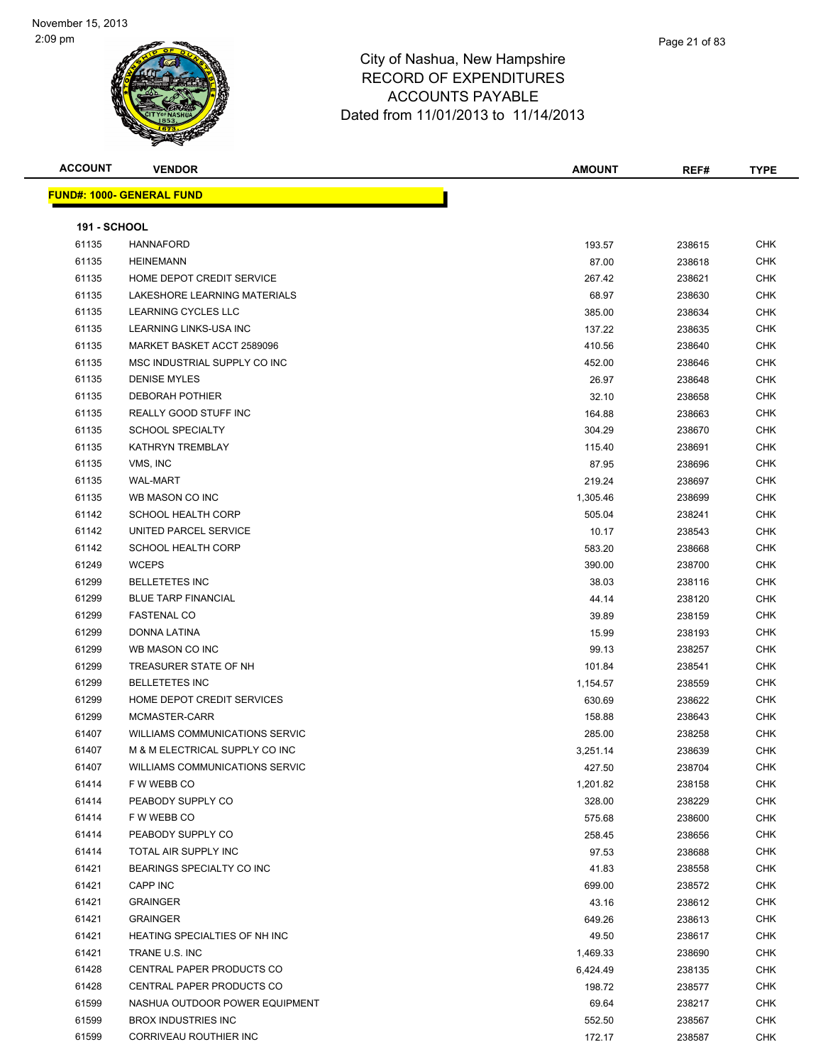November 15, 2013
2:09 pm

# City of Nashua, New Hampshire
## RECORD OF EXPENDITURES
## ACCOUNTS PAYABLE
## Dated from 11/01/2013 to 11/14/2013

| ACCOUNT | VENDOR | AMOUNT | REF# | TYPE |
|---|---|---|---|---|
| **FUND#: 1000- GENERAL FUND** | | | | |
| **191 - SCHOOL** | | | | |
| 61135 | HANNAFORD | 193.57 | 238615 | CHK |
| 61135 | HEINEMANN | 87.00 | 238618 | CHK |
| 61135 | HOME DEPOT CREDIT SERVICE | 267.42 | 238621 | CHK |
| 61135 | LAKESHORE LEARNING MATERIALS | 68.97 | 238630 | CHK |
| 61135 | LEARNING CYCLES LLC | 385.00 | 238634 | CHK |
| 61135 | LEARNING LINKS-USA INC | 137.22 | 238635 | CHK |
| 61135 | MARKET BASKET ACCT 2589096 | 410.56 | 238640 | CHK |
| 61135 | MSC INDUSTRIAL SUPPLY CO INC | 452.00 | 238646 | CHK |
| 61135 | DENISE MYLES | 26.97 | 238648 | CHK |
| 61135 | DEBORAH POTHIER | 32.10 | 238658 | CHK |
| 61135 | REALLY GOOD STUFF INC | 164.88 | 238663 | CHK |
| 61135 | SCHOOL SPECIALTY | 304.29 | 238670 | CHK |
| 61135 | KATHRYN TREMBLAY | 115.40 | 238691 | CHK |
| 61135 | VMS, INC | 87.95 | 238696 | CHK |
| 61135 | WAL-MART | 219.24 | 238697 | CHK |
| 61135 | WB MASON CO INC | 1,305.46 | 238699 | CHK |
| 61142 | SCHOOL HEALTH CORP | 505.04 | 238241 | CHK |
| 61142 | UNITED PARCEL SERVICE | 10.17 | 238543 | CHK |
| 61142 | SCHOOL HEALTH CORP | 583.20 | 238668 | CHK |
| 61249 | WCEPS | 390.00 | 238700 | CHK |
| 61299 | BELLETETES INC | 38.03 | 238116 | CHK |
| 61299 | BLUE TARP FINANCIAL | 44.14 | 238120 | CHK |
| 61299 | FASTENAL CO | 39.89 | 238159 | CHK |
| 61299 | DONNA LATINA | 15.99 | 238193 | CHK |
| 61299 | WB MASON CO INC | 99.13 | 238257 | CHK |
| 61299 | TREASURER STATE OF NH | 101.84 | 238541 | CHK |
| 61299 | BELLETETES INC | 1,154.57 | 238559 | CHK |
| 61299 | HOME DEPOT CREDIT SERVICES | 630.69 | 238622 | CHK |
| 61299 | MCMASTER-CARR | 158.88 | 238643 | CHK |
| 61407 | WILLIAMS COMMUNICATIONS SERVIC | 285.00 | 238258 | CHK |
| 61407 | M & M ELECTRICAL SUPPLY CO INC | 3,251.14 | 238639 | CHK |
| 61407 | WILLIAMS COMMUNICATIONS SERVIC | 427.50 | 238704 | CHK |
| 61414 | F W WEBB CO | 1,201.82 | 238158 | CHK |
| 61414 | PEABODY SUPPLY CO | 328.00 | 238229 | CHK |
| 61414 | F W WEBB CO | 575.68 | 238600 | CHK |
| 61414 | PEABODY SUPPLY CO | 258.45 | 238656 | CHK |
| 61414 | TOTAL AIR SUPPLY INC | 97.53 | 238688 | CHK |
| 61421 | BEARINGS SPECIALTY CO INC | 41.83 | 238558 | CHK |
| 61421 | CAPP INC | 699.00 | 238572 | CHK |
| 61421 | GRAINGER | 43.16 | 238612 | CHK |
| 61421 | GRAINGER | 649.26 | 238613 | CHK |
| 61421 | HEATING SPECIALTIES OF NH INC | 49.50 | 238617 | CHK |
| 61421 | TRANE U.S. INC | 1,469.33 | 238690 | CHK |
| 61428 | CENTRAL PAPER PRODUCTS CO | 6,424.49 | 238135 | CHK |
| 61428 | CENTRAL PAPER PRODUCTS CO | 198.72 | 238577 | CHK |
| 61599 | NASHUA OUTDOOR POWER EQUIPMENT | 69.64 | 238217 | CHK |
| 61599 | BROX INDUSTRIES INC | 552.50 | 238567 | CHK |
| 61599 | CORRIVEAU ROUTHIER INC | 172.17 | 238587 | CHK |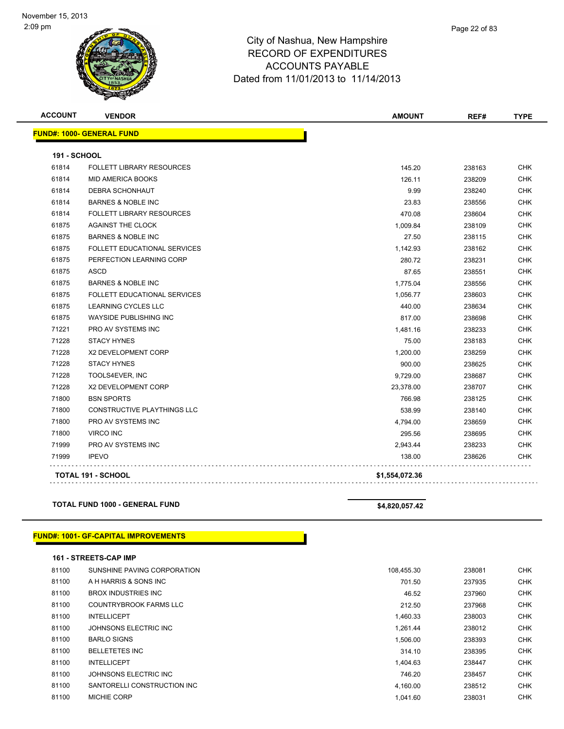City of Nashua, New Hampshire
RECORD OF EXPENDITURES
ACCOUNTS PAYABLE
Dated from 11/01/2013 to 11/14/2013

November 15, 2013
2:09 pm

| ACCOUNT | VENDOR | AMOUNT | REF# | TYPE |
|---|---|---|---|---|
| **FUND#: 1000- GENERAL FUND** | | | | |
| **191 - SCHOOL** | | | | |
| 61814 | FOLLETT LIBRARY RESOURCES | 145.20 | 238163 | CHK |
| 61814 | MID AMERICA BOOKS | 126.11 | 238209 | CHK |
| 61814 | DEBRA SCHONHAUT | 9.99 | 238240 | CHK |
| 61814 | BARNES & NOBLE INC | 23.83 | 238556 | CHK |
| 61814 | FOLLETT LIBRARY RESOURCES | 470.08 | 238604 | CHK |
| 61875 | AGAINST THE CLOCK | 1,009.84 | 238109 | CHK |
| 61875 | BARNES & NOBLE INC | 27.50 | 238115 | CHK |
| 61875 | FOLLETT EDUCATIONAL SERVICES | 1,142.93 | 238162 | CHK |
| 61875 | PERFECTION LEARNING CORP | 280.72 | 238231 | CHK |
| 61875 | ASCD | 87.65 | 238551 | CHK |
| 61875 | BARNES & NOBLE INC | 1,775.04 | 238556 | CHK |
| 61875 | FOLLETT EDUCATIONAL SERVICES | 1,056.77 | 238603 | CHK |
| 61875 | LEARNING CYCLES LLC | 440.00 | 238634 | CHK |
| 61875 | WAYSIDE PUBLISHING INC | 817.00 | 238698 | CHK |
| 71221 | PRO AV SYSTEMS INC | 1,481.16 | 238233 | CHK |
| 71228 | STACY HYNES | 75.00 | 238183 | CHK |
| 71228 | X2 DEVELOPMENT CORP | 1,200.00 | 238259 | CHK |
| 71228 | STACY HYNES | 900.00 | 238625 | CHK |
| 71228 | TOOLS4EVER, INC | 9,729.00 | 238687 | CHK |
| 71228 | X2 DEVELOPMENT CORP | 23,378.00 | 238707 | CHK |
| 71800 | BSN SPORTS | 766.98 | 238125 | CHK |
| 71800 | CONSTRUCTIVE PLAYTHINGS LLC | 538.99 | 238140 | CHK |
| 71800 | PRO AV SYSTEMS INC | 4,794.00 | 238659 | CHK |
| 71800 | VIRCO INC | 295.56 | 238695 | CHK |
| 71999 | PRO AV SYSTEMS INC | 2,943.44 | 238233 | CHK |
| 71999 | IPEVO | 138.00 | 238626 | CHK |
| **TOTAL 191 - SCHOOL** | | **$1,554,072.36** | | |
| **TOTAL FUND 1000 - GENERAL FUND** | | **$4,820,057.42** | | |
| **FUND#: 1001- GF-CAPITAL IMPROVEMENTS** | | | | |
| **161 - STREETS-CAP IMP** | | | | |
| 81100 | SUNSHINE PAVING CORPORATION | 108,455.30 | 238081 | CHK |
| 81100 | A H HARRIS & SONS INC | 701.50 | 237935 | CHK |
| 81100 | BROX INDUSTRIES INC | 46.52 | 237960 | CHK |
| 81100 | COUNTRYBROOK FARMS LLC | 212.50 | 237968 | CHK |
| 81100 | INTELLICEPT | 1,460.33 | 238003 | CHK |
| 81100 | JOHNSONS ELECTRIC INC | 1,261.44 | 238012 | CHK |
| 81100 | BARLO SIGNS | 1,506.00 | 238393 | CHK |
| 81100 | BELLETETES INC | 314.10 | 238395 | CHK |
| 81100 | INTELLICEPT | 1,404.63 | 238447 | CHK |
| 81100 | JOHNSONS ELECTRIC INC | 746.20 | 238457 | CHK |
| 81100 | SANTORELLI CONSTRUCTION INC | 4,160.00 | 238512 | CHK |
| 81100 | MICHIE CORP | 1,041.60 | 238031 | CHK |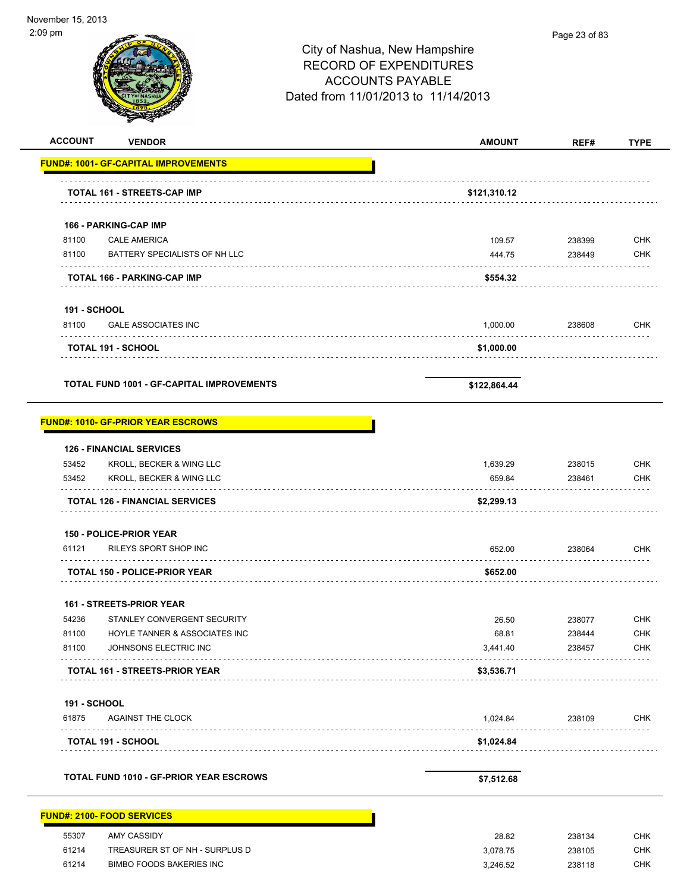City of Nashua, New Hampshire
RECORD OF EXPENDITURES
ACCOUNTS PAYABLE
Dated from 11/01/2013 to 11/14/2013

| ACCOUNT | VENDOR | AMOUNT | REF# | TYPE |
|---|---|---|---|---|
| **FUND#: 1001- GF-CAPITAL IMPROVEMENTS** | | | | |
| | **TOTAL 161 - STREETS-CAP IMP** | **$121,310.12** | | |
| **166 - PARKING-CAP IMP** | | | | |
| 81100 | CALE AMERICA | 109.57 | 238399 | CHK |
| 81100 | BATTERY SPECIALISTS OF NH LLC | 444.75 | 238449 | CHK |
| | **TOTAL 166 - PARKING-CAP IMP** | **$554.32** | | |
| **191 - SCHOOL** | | | | |
| 81100 | GALE ASSOCIATES INC | 1,000.00 | 238608 | CHK |
| | **TOTAL 191 - SCHOOL** | **$1,000.00** | | |
| | **TOTAL FUND 1001 - GF-CAPITAL IMPROVEMENTS** | **$122,864.44** | | |
| **FUND#: 1010- GF-PRIOR YEAR ESCROWS** | | | | |
| **126 - FINANCIAL SERVICES** | | | | |
| 53452 | KROLL, BECKER & WING LLC | 1,639.29 | 238015 | CHK |
| 53452 | KROLL, BECKER & WING LLC | 659.84 | 238461 | CHK |
| | **TOTAL 126 - FINANCIAL SERVICES** | **$2,299.13** | | |
| **150 - POLICE-PRIOR YEAR** | | | | |
| 61121 | RILEYS SPORT SHOP INC | 652.00 | 238064 | CHK |
| | **TOTAL 150 - POLICE-PRIOR YEAR** | **$652.00** | | |
| **161 - STREETS-PRIOR YEAR** | | | | |
| 54236 | STANLEY CONVERGENT SECURITY | 26.50 | 238077 | CHK |
| 81100 | HOYLE TANNER & ASSOCIATES INC | 68.81 | 238444 | CHK |
| 81100 | JOHNSONS ELECTRIC INC | 3,441.40 | 238457 | CHK |
| | **TOTAL 161 - STREETS-PRIOR YEAR** | **$3,536.71** | | |
| **191 - SCHOOL** | | | | |
| 61875 | AGAINST THE CLOCK | 1,024.84 | 238109 | CHK |
| | **TOTAL 191 - SCHOOL** | **$1,024.84** | | |
| | **TOTAL FUND 1010 - GF-PRIOR YEAR ESCROWS** | **$7,512.68** | | |
| **FUND#: 2100- FOOD SERVICES** | | | | |
| 55307 | AMY CASSIDY | 28.82 | 238134 | CHK |
| 61214 | TREASURER ST OF NH - SURPLUS D | 3,078.75 | 238105 | CHK |
| 61214 | BIMBO FOODS BAKERIES INC | 3,246.52 | 238118 | CHK |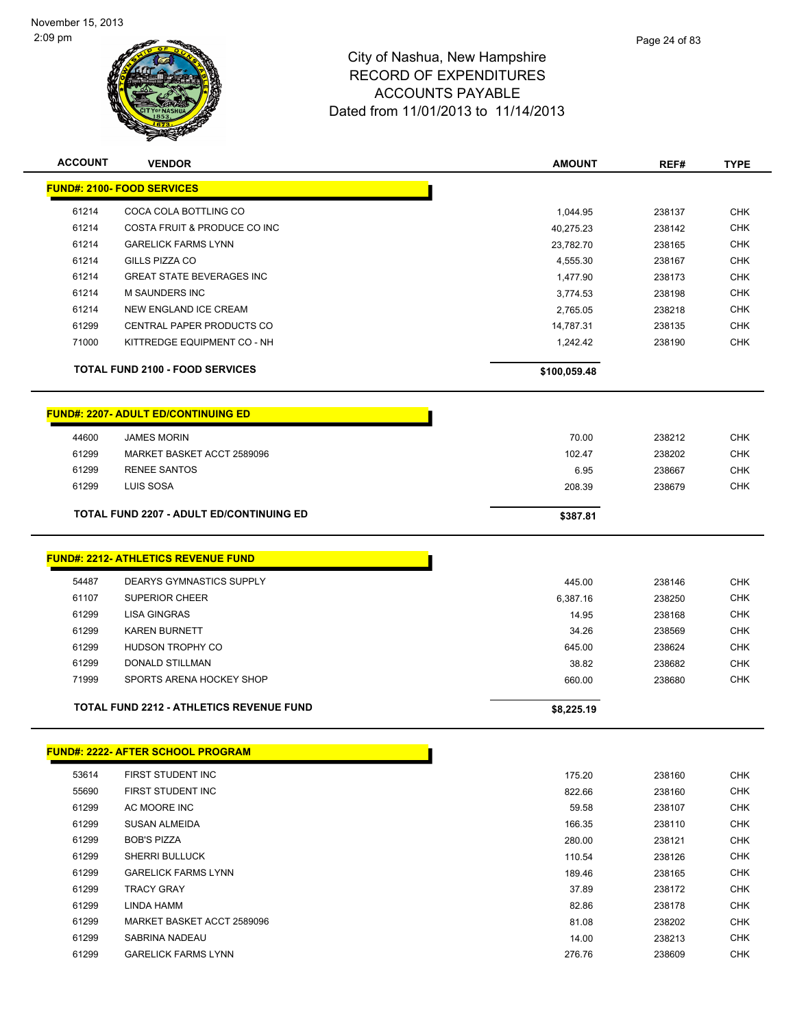# City of Nashua, New Hampshire
## RECORD OF EXPENDITURES
## ACCOUNTS PAYABLE
### Dated from 11/01/2013 to 11/14/2013

November 15, 2013
2:09 pm

| ACCOUNT | VENDOR | AMOUNT | REF# | TYPE |
|---|---|---|---|---|
| **FUND#: 2100- FOOD SERVICES** | | | | |
| 61214 | COCA COLA BOTTLING CO | 1,044.95 | 238137 | CHK |
| 61214 | COSTA FRUIT & PRODUCE CO INC | 40,275.23 | 238142 | CHK |
| 61214 | GARELICK FARMS LYNN | 23,782.70 | 238165 | CHK |
| 61214 | GILLS PIZZA CO | 4,555.30 | 238167 | CHK |
| 61214 | GREAT STATE BEVERAGES INC | 1,477.90 | 238173 | CHK |
| 61214 | M SAUNDERS INC | 3,774.53 | 238198 | CHK |
| 61214 | NEW ENGLAND ICE CREAM | 2,765.05 | 238218 | CHK |
| 61299 | CENTRAL PAPER PRODUCTS CO | 14,787.31 | 238135 | CHK |
| 71000 | KITTREDGE EQUIPMENT CO - NH | 1,242.42 | 238190 | CHK |
| | **TOTAL FUND 2100 - FOOD SERVICES** | **$100,059.48** | | |
| **FUND#: 2207- ADULT ED/CONTINUING ED** | | | | |
| 44600 | JAMES MORIN | 70.00 | 238212 | CHK |
| 61299 | MARKET BASKET ACCT 2589096 | 102.47 | 238202 | CHK |
| 61299 | RENEE SANTOS | 6.95 | 238667 | CHK |
| 61299 | LUIS SOSA | 208.39 | 238679 | CHK |
| | **TOTAL FUND 2207 - ADULT ED/CONTINUING ED** | **$387.81** | | |
| **FUND#: 2212- ATHLETICS REVENUE FUND** | | | | |
| 54487 | DEARYS GYMNASTICS SUPPLY | 445.00 | 238146 | CHK |
| 61107 | SUPERIOR CHEER | 6,387.16 | 238250 | CHK |
| 61299 | LISA GINGRAS | 14.95 | 238168 | CHK |
| 61299 | KAREN BURNETT | 34.26 | 238569 | CHK |
| 61299 | HUDSON TROPHY CO | 645.00 | 238624 | CHK |
| 61299 | DONALD STILLMAN | 38.82 | 238682 | CHK |
| 71999 | SPORTS ARENA HOCKEY SHOP | 660.00 | 238680 | CHK |
| | **TOTAL FUND 2212 - ATHLETICS REVENUE FUND** | **$8,225.19** | | |
| **FUND#: 2222- AFTER SCHOOL PROGRAM** | | | | |
| 53614 | FIRST STUDENT INC | 175.20 | 238160 | CHK |
| 55690 | FIRST STUDENT INC | 822.66 | 238160 | CHK |
| 61299 | AC MOORE INC | 59.58 | 238107 | CHK |
| 61299 | SUSAN ALMEIDA | 166.35 | 238110 | CHK |
| 61299 | BOB'S PIZZA | 280.00 | 238121 | CHK |
| 61299 | SHERRI BULLUCK | 110.54 | 238126 | CHK |
| 61299 | GARELICK FARMS LYNN | 189.46 | 238165 | CHK |
| 61299 | TRACY GRAY | 37.89 | 238172 | CHK |
| 61299 | LINDA HAMM | 82.86 | 238178 | CHK |
| 61299 | MARKET BASKET ACCT 2589096 | 81.08 | 238202 | CHK |
| 61299 | SABRINA NADEAU | 14.00 | 238213 | CHK |
| 61299 | GARELICK FARMS LYNN | 276.76 | 238609 | CHK |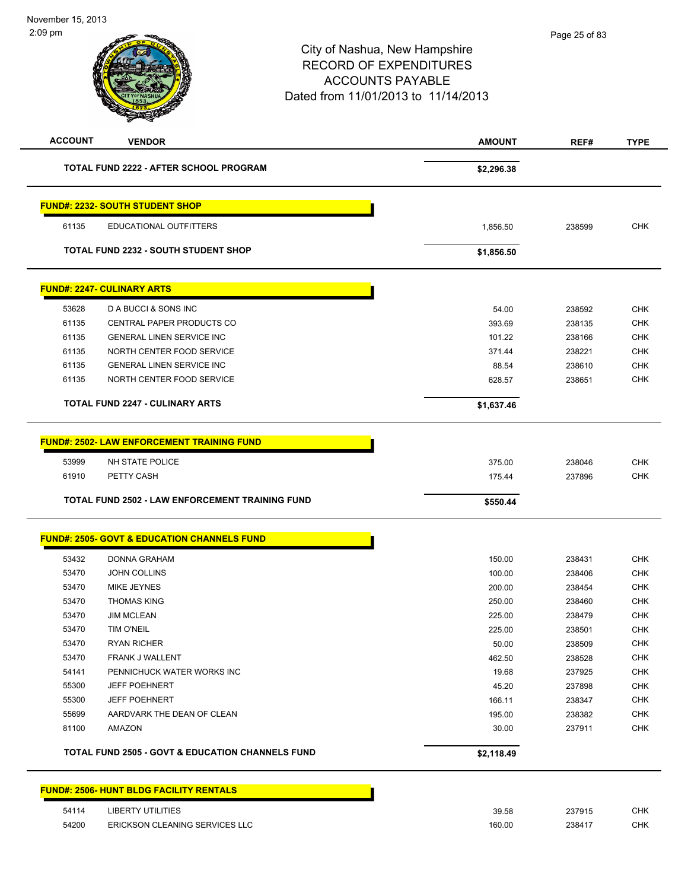City of Nashua, New Hampshire
RECORD OF EXPENDITURES
ACCOUNTS PAYABLE
Dated from 11/01/2013 to 11/14/2013

| ACCOUNT | VENDOR | AMOUNT | REF# | TYPE |
|---|---|---|---|---|
| | **TOTAL FUND 2222 - AFTER SCHOOL PROGRAM** | **$2,296.38** | | |
| | **FUND#: 2232- SOUTH STUDENT SHOP** | | | |
| 61135 | EDUCATIONAL OUTFITTERS | 1,856.50 | 238599 | CHK |
| | **TOTAL FUND 2232 - SOUTH STUDENT SHOP** | **$1,856.50** | | |
| | **FUND#: 2247- CULINARY ARTS** | | | |
| 53628 | D A BUCCI & SONS INC | 54.00 | 238592 | CHK |
| 61135 | CENTRAL PAPER PRODUCTS CO | 393.69 | 238135 | CHK |
| 61135 | GENERAL LINEN SERVICE INC | 101.22 | 238166 | CHK |
| 61135 | NORTH CENTER FOOD SERVICE | 371.44 | 238221 | CHK |
| 61135 | GENERAL LINEN SERVICE INC | 88.54 | 238610 | CHK |
| 61135 | NORTH CENTER FOOD SERVICE | 628.57 | 238651 | CHK |
| | **TOTAL FUND 2247 - CULINARY ARTS** | **$1,637.46** | | |
| | **FUND#: 2502- LAW ENFORCEMENT TRAINING FUND** | | | |
| 53999 | NH STATE POLICE | 375.00 | 238046 | CHK |
| 61910 | PETTY CASH | 175.44 | 237896 | CHK |
| | **TOTAL FUND 2502 - LAW ENFORCEMENT TRAINING FUND** | **$550.44** | | |
| | **FUND#: 2505- GOVT & EDUCATION CHANNELS FUND** | | | |
| 53432 | DONNA GRAHAM | 150.00 | 238431 | CHK |
| 53470 | JOHN COLLINS | 100.00 | 238406 | CHK |
| 53470 | MIKE JEYNES | 200.00 | 238454 | CHK |
| 53470 | THOMAS KING | 250.00 | 238460 | CHK |
| 53470 | JIM MCLEAN | 225.00 | 238479 | CHK |
| 53470 | TIM O'NEIL | 225.00 | 238501 | CHK |
| 53470 | RYAN RICHER | 50.00 | 238509 | CHK |
| 53470 | FRANK J WALLENT | 462.50 | 238528 | CHK |
| 54141 | PENNICHUCK WATER WORKS INC | 19.68 | 237925 | CHK |
| 55300 | JEFF POEHNERT | 45.20 | 237898 | CHK |
| 55300 | JEFF POEHNERT | 166.11 | 238347 | CHK |
| 55699 | AARDVARK THE DEAN OF CLEAN | 195.00 | 238382 | CHK |
| 81100 | AMAZON | 30.00 | 237911 | CHK |
| | **TOTAL FUND 2505 - GOVT & EDUCATION CHANNELS FUND** | **$2,118.49** | | |
| | **FUND#: 2506- HUNT BLDG FACILITY RENTALS** | | | |
| 54114 | LIBERTY UTILITIES | 39.58 | 237915 | CHK |
| 54200 | ERICKSON CLEANING SERVICES LLC | 160.00 | 238417 | CHK |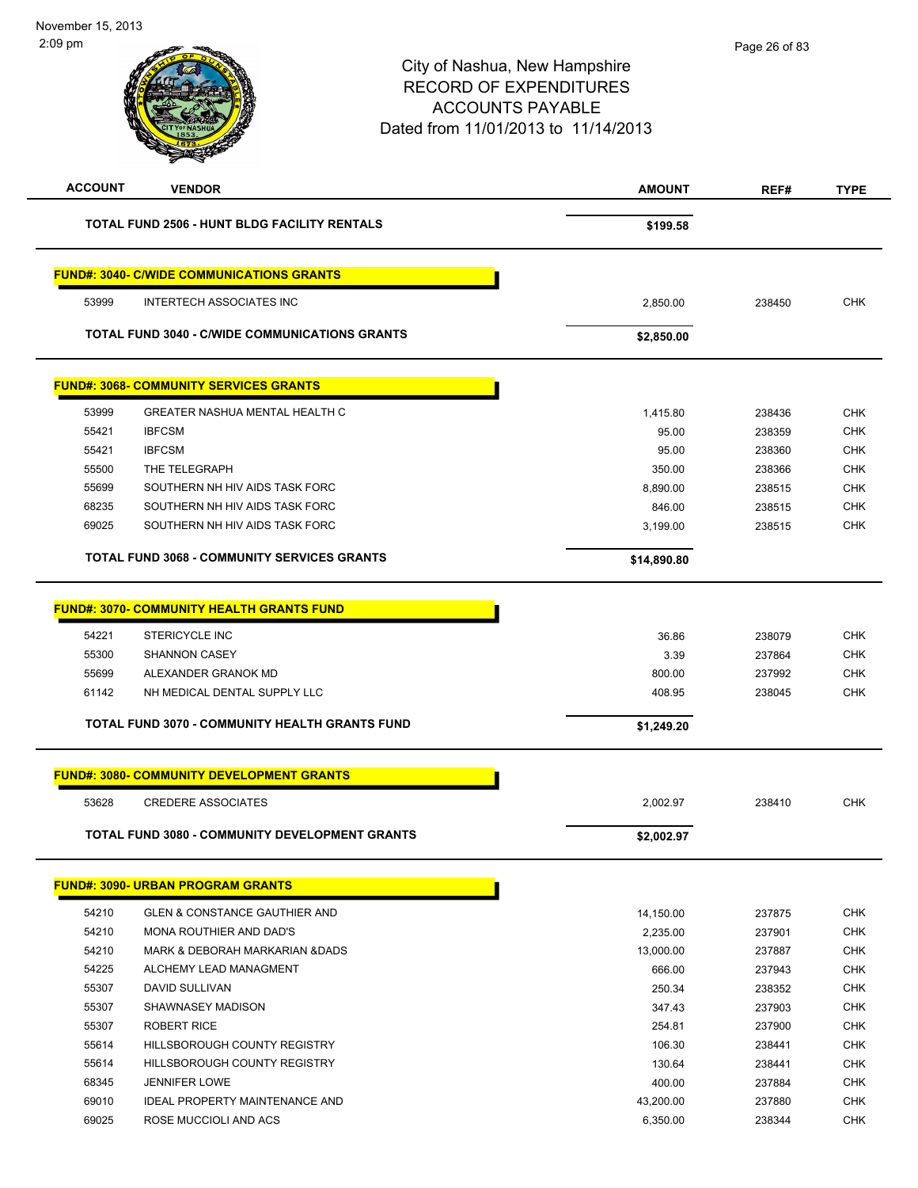City of Nashua, New Hampshire
RECORD OF EXPENDITURES
ACCOUNTS PAYABLE
Dated from 11/01/2013 to 11/14/2013

| ACCOUNT | VENDOR | AMOUNT | REF# | TYPE |
|---|---|---|---|---|
| | **TOTAL FUND 2506 - HUNT BLDG FACILITY RENTALS** | **$199.58** | | |
| | **FUND#: 3040- C/WIDE COMMUNICATIONS GRANTS** | | | |
| 53999 | INTERTECH ASSOCIATES INC | 2,850.00 | 238450 | CHK |
| | **TOTAL FUND 3040 - C/WIDE COMMUNICATIONS GRANTS** | **$2,850.00** | | |
| | **FUND#: 3068- COMMUNITY SERVICES GRANTS** | | | |
| 53999 | GREATER NASHUA MENTAL HEALTH C | 1,415.80 | 238436 | CHK |
| 55421 | IBFCSM | 95.00 | 238359 | CHK |
| 55421 | IBFCSM | 95.00 | 238360 | CHK |
| 55500 | THE TELEGRAPH | 350.00 | 238366 | CHK |
| 55699 | SOUTHERN NH HIV AIDS TASK FORC | 8,890.00 | 238515 | CHK |
| 68235 | SOUTHERN NH HIV AIDS TASK FORC | 846.00 | 238515 | CHK |
| 69025 | SOUTHERN NH HIV AIDS TASK FORC | 3,199.00 | 238515 | CHK |
| | **TOTAL FUND 3068 - COMMUNITY SERVICES GRANTS** | **$14,890.80** | | |
| | **FUND#: 3070- COMMUNITY HEALTH GRANTS FUND** | | | |
| 54221 | STERICYCLE INC | 36.86 | 238079 | CHK |
| 55300 | SHANNON CASEY | 3.39 | 237864 | CHK |
| 55699 | ALEXANDER GRANOK MD | 800.00 | 237992 | CHK |
| 61142 | NH MEDICAL DENTAL SUPPLY LLC | 408.95 | 238045 | CHK |
| | **TOTAL FUND 3070 - COMMUNITY HEALTH GRANTS FUND** | **$1,249.20** | | |
| | **FUND#: 3080- COMMUNITY DEVELOPMENT GRANTS** | | | |
| 53628 | CREDERE ASSOCIATES | 2,002.97 | 238410 | CHK |
| | **TOTAL FUND 3080 - COMMUNITY DEVELOPMENT GRANTS** | **$2,002.97** | | |
| | **FUND#: 3090- URBAN PROGRAM GRANTS** | | | |
| 54210 | GLEN & CONSTANCE GAUTHIER AND | 14,150.00 | 237875 | CHK |
| 54210 | MONA ROUTHIER AND DAD'S | 2,235.00 | 237901 | CHK |
| 54210 | MARK & DEBORAH MARKARIAN &DADS | 13,000.00 | 237887 | CHK |
| 54225 | ALCHEMY LEAD MANAGMENT | 666.00 | 237943 | CHK |
| 55307 | DAVID SULLIVAN | 250.34 | 238352 | CHK |
| 55307 | SHAWNASEY MADISON | 347.43 | 237903 | CHK |
| 55307 | ROBERT RICE | 254.81 | 237900 | CHK |
| 55614 | HILLSBOROUGH COUNTY REGISTRY | 106.30 | 238441 | CHK |
| 55614 | HILLSBOROUGH COUNTY REGISTRY | 130.64 | 238441 | CHK |
| 68345 | JENNIFER LOWE | 400.00 | 237884 | CHK |
| 69010 | IDEAL PROPERTY MAINTENANCE AND | 43,200.00 | 237880 | CHK |
| 69025 | ROSE MUCCIOLI AND ACS | 6,350.00 | 238344 | CHK |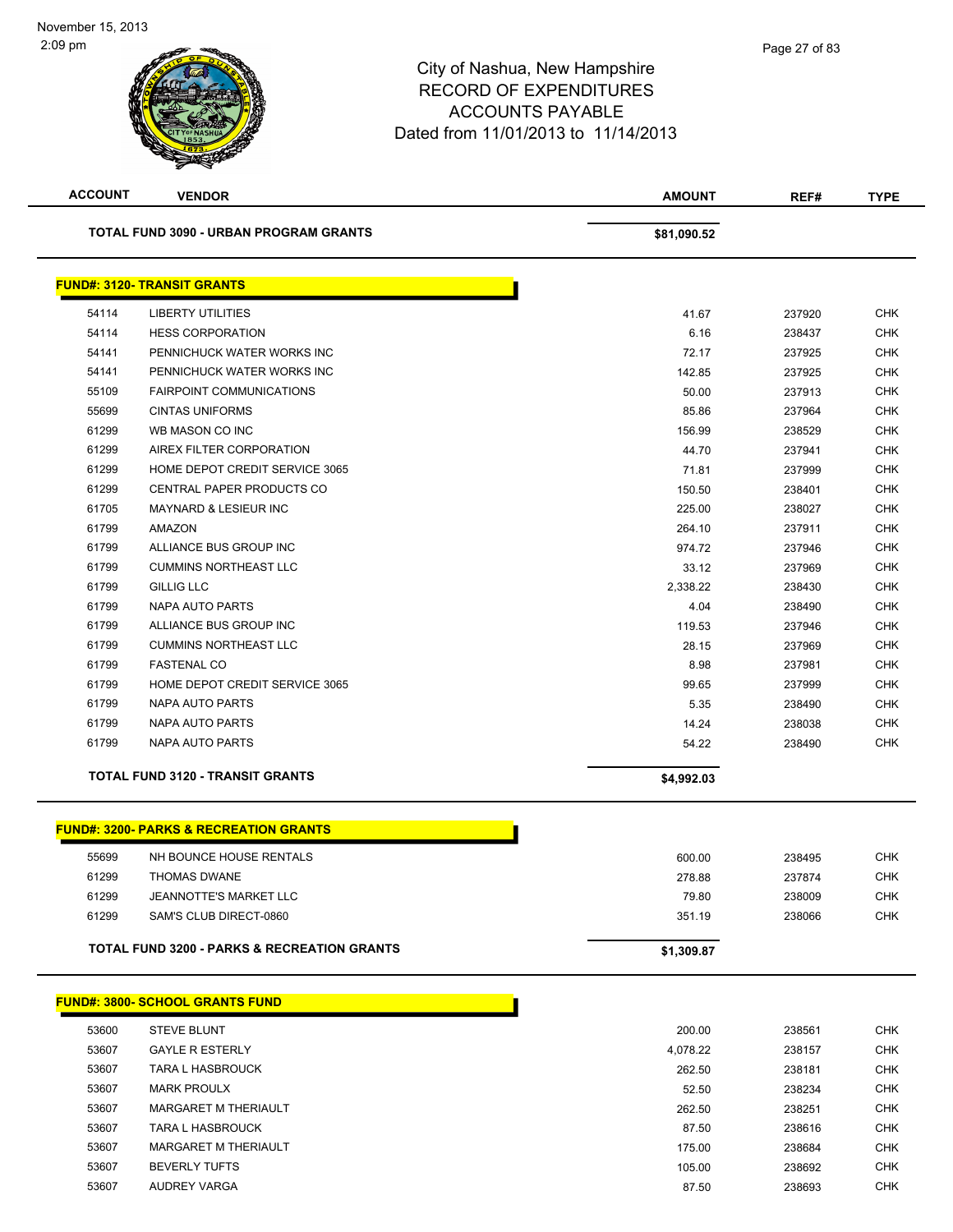City of Nashua, New Hampshire
RECORD OF EXPENDITURES
ACCOUNTS PAYABLE
Dated from 11/01/2013 to 11/14/2013

| ACCOUNT | VENDOR | AMOUNT | REF# | TYPE |
|---|---|---|---|---|
| | **TOTAL FUND 3090 - URBAN PROGRAM GRANTS** | **$81,090.52** | | |

## FUND#: 3120- TRANSIT GRANTS

| ACCOUNT | VENDOR | AMOUNT | REF# | TYPE |
|---|---|---|---|---|
| 54114 | LIBERTY UTILITIES | 41.67 | 237920 | CHK |
| 54114 | HESS CORPORATION | 6.16 | 238437 | CHK |
| 54141 | PENNICHUCK WATER WORKS INC | 72.17 | 237925 | CHK |
| 54141 | PENNICHUCK WATER WORKS INC | 142.85 | 237925 | CHK |
| 55109 | FAIRPOINT COMMUNICATIONS | 50.00 | 237913 | CHK |
| 55699 | CINTAS UNIFORMS | 85.86 | 237964 | CHK |
| 61299 | WB MASON CO INC | 156.99 | 238529 | CHK |
| 61299 | AIREX FILTER CORPORATION | 44.70 | 237941 | CHK |
| 61299 | HOME DEPOT CREDIT SERVICE 3065 | 71.81 | 237999 | CHK |
| 61299 | CENTRAL PAPER PRODUCTS CO | 150.50 | 238401 | CHK |
| 61705 | MAYNARD & LESIEUR INC | 225.00 | 238027 | CHK |
| 61799 | AMAZON | 264.10 | 237911 | CHK |
| 61799 | ALLIANCE BUS GROUP INC | 974.72 | 237946 | CHK |
| 61799 | CUMMINS NORTHEAST LLC | 33.12 | 237969 | CHK |
| 61799 | GILLIG LLC | 2,338.22 | 238430 | CHK |
| 61799 | NAPA AUTO PARTS | 4.04 | 238490 | CHK |
| 61799 | ALLIANCE BUS GROUP INC | 119.53 | 237946 | CHK |
| 61799 | CUMMINS NORTHEAST LLC | 28.15 | 237969 | CHK |
| 61799 | FASTENAL CO | 8.98 | 237981 | CHK |
| 61799 | HOME DEPOT CREDIT SERVICE 3065 | 99.65 | 237999 | CHK |
| 61799 | NAPA AUTO PARTS | 5.35 | 238490 | CHK |
| 61799 | NAPA AUTO PARTS | 14.24 | 238038 | CHK |
| 61799 | NAPA AUTO PARTS | 54.22 | 238490 | CHK |
| | **TOTAL FUND 3120 - TRANSIT GRANTS** | **$4,992.03** | | |

## FUND#: 3200- PARKS & RECREATION GRANTS

| ACCOUNT | VENDOR | AMOUNT | REF# | TYPE |
|---|---|---|---|---|
| 55699 | NH BOUNCE HOUSE RENTALS | 600.00 | 238495 | CHK |
| 61299 | THOMAS DWANE | 278.88 | 237874 | CHK |
| 61299 | JEANNOTTE'S MARKET LLC | 79.80 | 238009 | CHK |
| 61299 | SAM'S CLUB DIRECT-0860 | 351.19 | 238066 | CHK |
| | **TOTAL FUND 3200 - PARKS & RECREATION GRANTS** | **$1,309.87** | | |

## FUND#: 3800- SCHOOL GRANTS FUND

| ACCOUNT | VENDOR | AMOUNT | REF# | TYPE |
|---|---|---|---|---|
| 53600 | STEVE BLUNT | 200.00 | 238561 | CHK |
| 53607 | GAYLE R ESTERLY | 4,078.22 | 238157 | CHK |
| 53607 | TARA L HASBROUCK | 262.50 | 238181 | CHK |
| 53607 | MARK PROULX | 52.50 | 238234 | CHK |
| 53607 | MARGARET M THERIAULT | 262.50 | 238251 | CHK |
| 53607 | TARA L HASBROUCK | 87.50 | 238616 | CHK |
| 53607 | MARGARET M THERIAULT | 175.00 | 238684 | CHK |
| 53607 | BEVERLY TUFTS | 105.00 | 238692 | CHK |
| 53607 | AUDREY VARGA | 87.50 | 238693 | CHK |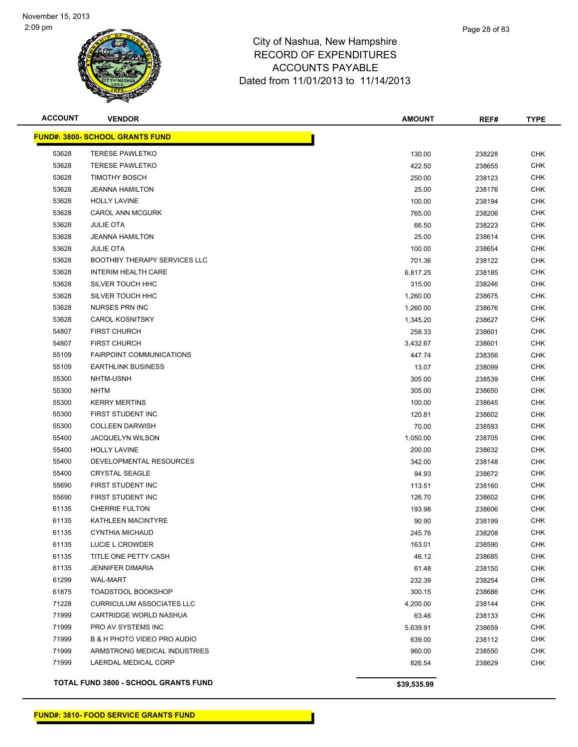# City of Nashua, New Hampshire
## RECORD OF EXPENDITURES
## ACCOUNTS PAYABLE
### Dated from 11/01/2013 to 11/14/2013

November 15, 2013
2:09 pm

| ACCOUNT | VENDOR | AMOUNT | REF# | TYPE |
|---|---|---|---|---|
| **FUND#: 3800- SCHOOL GRANTS FUND** | | | | |
| 53628 | TERESE PAWLETKO | 130.00 | 238228 | CHK |
| 53628 | TERESE PAWLETKO | 422.50 | 238655 | CHK |
| 53628 | TIMOTHY BOSCH | 250.00 | 238123 | CHK |
| 53628 | JEANNA HAMILTON | 25.00 | 238176 | CHK |
| 53628 | HOLLY LAVINE | 100.00 | 238194 | CHK |
| 53628 | CAROL ANN MCGURK | 765.00 | 238206 | CHK |
| 53628 | JULIE OTA | 66.50 | 238223 | CHK |
| 53628 | JEANNA HAMILTON | 25.00 | 238614 | CHK |
| 53628 | JULIE OTA | 100.00 | 238654 | CHK |
| 53628 | BOOTHBY THERAPY SERVICES LLC | 701.36 | 238122 | CHK |
| 53628 | INTERIM HEALTH CARE | 6,817.25 | 238185 | CHK |
| 53628 | SILVER TOUCH HHC | 315.00 | 238246 | CHK |
| 53628 | SILVER TOUCH HHC | 1,260.00 | 238675 | CHK |
| 53628 | NURSES PRN INC | 1,260.00 | 238676 | CHK |
| 53628 | CAROL KOSNITSKY | 1,345.20 | 238627 | CHK |
| 54807 | FIRST CHURCH | 258.33 | 238601 | CHK |
| 54807 | FIRST CHURCH | 3,432.67 | 238601 | CHK |
| 55109 | FAIRPOINT COMMUNICATIONS | 447.74 | 238356 | CHK |
| 55109 | EARTHLINK BUSINESS | 13.07 | 238099 | CHK |
| 55300 | NHTM-USNH | 305.00 | 238539 | CHK |
| 55300 | NHTM | 305.00 | 238650 | CHK |
| 55300 | KERRY MERTINS | 100.00 | 238645 | CHK |
| 55300 | FIRST STUDENT INC | 120.81 | 238602 | CHK |
| 55300 | COLLEEN DARWISH | 70.00 | 238593 | CHK |
| 55400 | JACQUELYN WILSON | 1,050.00 | 238705 | CHK |
| 55400 | HOLLY LAVINE | 200.00 | 238632 | CHK |
| 55400 | DEVELOPMENTAL RESOURCES | 342.00 | 238148 | CHK |
| 55400 | CRYSTAL SEAGLE | 94.93 | 238672 | CHK |
| 55690 | FIRST STUDENT INC | 113.51 | 238160 | CHK |
| 55690 | FIRST STUDENT INC | 126.70 | 238602 | CHK |
| 61135 | CHERRIE FULTON | 193.98 | 238606 | CHK |
| 61135 | KATHLEEN MACINTYRE | 90.90 | 238199 | CHK |
| 61135 | CYNTHIA MICHAUD | 245.76 | 238208 | CHK |
| 61135 | LUCIE L CROWDER | 163.01 | 238590 | CHK |
| 61135 | TITLE ONE PETTY CASH | 46.12 | 238685 | CHK |
| 61135 | JENNIFER DIMARIA | 61.48 | 238150 | CHK |
| 61299 | WAL-MART | 232.39 | 238254 | CHK |
| 61875 | TOADSTOOL BOOKSHOP | 300.15 | 238686 | CHK |
| 71228 | CURRICULUM ASSOCIATES LLC | 4,200.00 | 238144 | CHK |
| 71999 | CARTRIDGE WORLD NASHUA | 63.46 | 238133 | CHK |
| 71999 | PRO AV SYSTEMS INC | 5,639.91 | 238659 | CHK |
| 71999 | B & H PHOTO VIDEO PRO AUDIO | 639.00 | 238112 | CHK |
| 71999 | ARMSTRONG MEDICAL INDUSTRIES | 960.00 | 238550 | CHK |
| 71999 | LAERDAL MEDICAL CORP | 826.54 | 238629 | CHK |
| **TOTAL FUND 3800 - SCHOOL GRANTS FUND** | | **$39,535.99** | | |

**FUND#: 3810- FOOD SERVICE GRANTS FUND**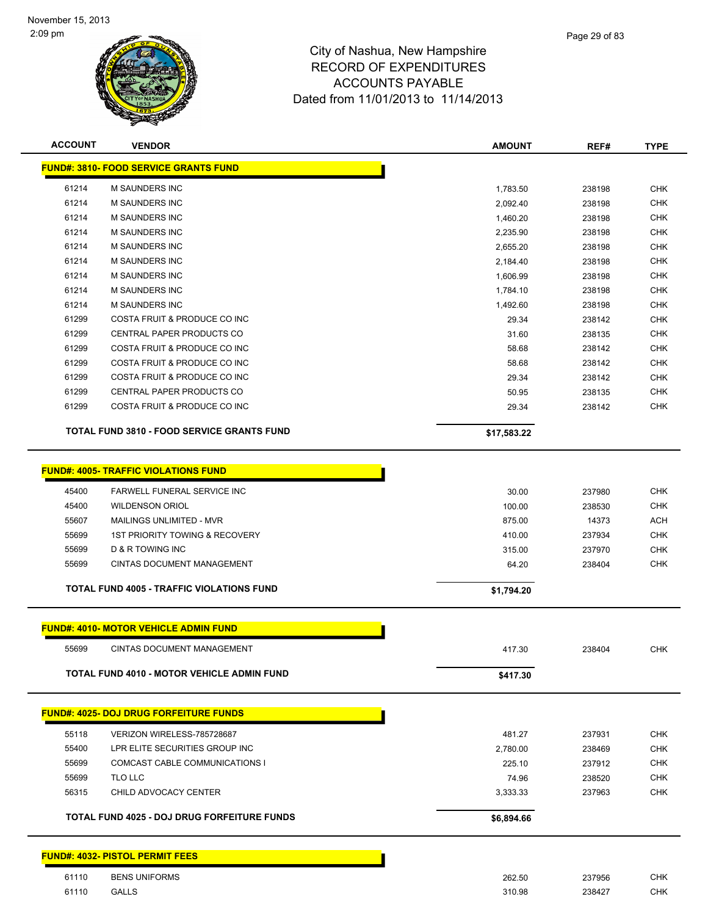City of Nashua, New Hampshire
RECORD OF EXPENDITURES
ACCOUNTS PAYABLE
Dated from 11/01/2013 to 11/14/2013

| ACCOUNT | VENDOR | AMOUNT | REF# | TYPE |
|---|---|---|---|---|
| **FUND#: 3810- FOOD SERVICE GRANTS FUND** | | | | |
| 61214 | M SAUNDERS INC | 1,783.50 | 238198 | CHK |
| 61214 | M SAUNDERS INC | 2,092.40 | 238198 | CHK |
| 61214 | M SAUNDERS INC | 1,460.20 | 238198 | CHK |
| 61214 | M SAUNDERS INC | 2,235.90 | 238198 | CHK |
| 61214 | M SAUNDERS INC | 2,655.20 | 238198 | CHK |
| 61214 | M SAUNDERS INC | 2,184.40 | 238198 | CHK |
| 61214 | M SAUNDERS INC | 1,606.99 | 238198 | CHK |
| 61214 | M SAUNDERS INC | 1,784.10 | 238198 | CHK |
| 61214 | M SAUNDERS INC | 1,492.60 | 238198 | CHK |
| 61299 | COSTA FRUIT & PRODUCE CO INC | 29.34 | 238142 | CHK |
| 61299 | CENTRAL PAPER PRODUCTS CO | 31.60 | 238135 | CHK |
| 61299 | COSTA FRUIT & PRODUCE CO INC | 58.68 | 238142 | CHK |
| 61299 | COSTA FRUIT & PRODUCE CO INC | 58.68 | 238142 | CHK |
| 61299 | COSTA FRUIT & PRODUCE CO INC | 29.34 | 238142 | CHK |
| 61299 | CENTRAL PAPER PRODUCTS CO | 50.95 | 238135 | CHK |
| 61299 | COSTA FRUIT & PRODUCE CO INC | 29.34 | 238142 | CHK |
| **TOTAL FUND 3810 - FOOD SERVICE GRANTS FUND** | | **$17,583.22** | | |
| **FUND#: 4005- TRAFFIC VIOLATIONS FUND** | | | | |
| 45400 | FARWELL FUNERAL SERVICE INC | 30.00 | 237980 | CHK |
| 45400 | WILDENSON ORIOL | 100.00 | 238530 | CHK |
| 55607 | MAILINGS UNLIMITED - MVR | 875.00 | 14373 | ACH |
| 55699 | 1ST PRIORITY TOWING & RECOVERY | 410.00 | 237934 | CHK |
| 55699 | D & R TOWING INC | 315.00 | 237970 | CHK |
| 55699 | CINTAS DOCUMENT MANAGEMENT | 64.20 | 238404 | CHK |
| **TOTAL FUND 4005 - TRAFFIC VIOLATIONS FUND** | | **$1,794.20** | | |
| **FUND#: 4010- MOTOR VEHICLE ADMIN FUND** | | | | |
| 55699 | CINTAS DOCUMENT MANAGEMENT | 417.30 | 238404 | CHK |
| **TOTAL FUND 4010 - MOTOR VEHICLE ADMIN FUND** | | **$417.30** | | |
| **FUND#: 4025- DOJ DRUG FORFEITURE FUNDS** | | | | |
| 55118 | VERIZON WIRELESS-785728687 | 481.27 | 237931 | CHK |
| 55400 | LPR ELITE SECURITIES GROUP INC | 2,780.00 | 238469 | CHK |
| 55699 | COMCAST CABLE COMMUNICATIONS I | 225.10 | 237912 | CHK |
| 55699 | TLO LLC | 74.96 | 238520 | CHK |
| 56315 | CHILD ADVOCACY CENTER | 3,333.33 | 237963 | CHK |
| **TOTAL FUND 4025 - DOJ DRUG FORFEITURE FUNDS** | | **$6,894.66** | | |
| **FUND#: 4032- PISTOL PERMIT FEES** | | | | |
| 61110 | BENS UNIFORMS | 262.50 | 237956 | CHK |
| 61110 | GALLS | 310.98 | 238427 | CHK |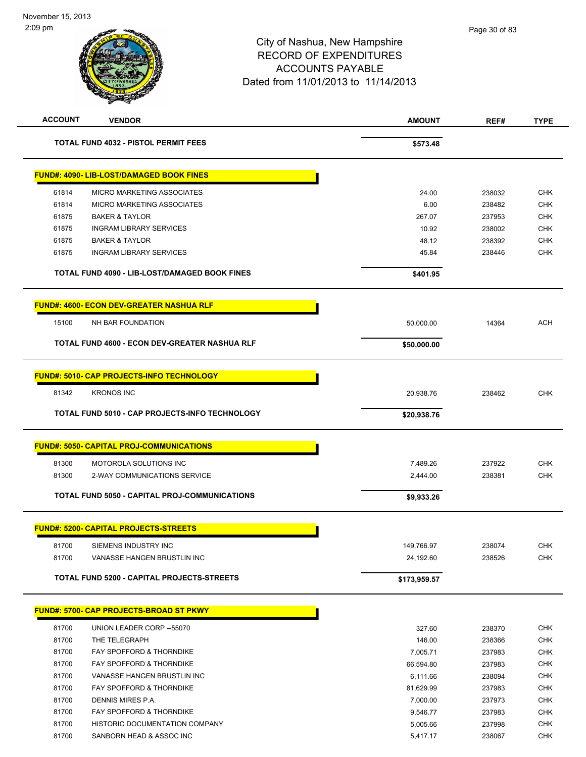City of Nashua, New Hampshire
RECORD OF EXPENDITURES
ACCOUNTS PAYABLE
Dated from 11/01/2013 to 11/14/2013

| ACCOUNT | VENDOR | AMOUNT | REF# | TYPE |
|---|---|---|---|---|
| | **TOTAL FUND 4032 - PISTOL PERMIT FEES** | **$573.48** | | |
| | **FUND#: 4090- LIB-LOST/DAMAGED BOOK FINES** | | | |
| 61814 | MICRO MARKETING ASSOCIATES | 24.00 | 238032 | CHK |
| 61814 | MICRO MARKETING ASSOCIATES | 6.00 | 238482 | CHK |
| 61875 | BAKER & TAYLOR | 267.07 | 237953 | CHK |
| 61875 | INGRAM LIBRARY SERVICES | 10.92 | 238002 | CHK |
| 61875 | BAKER & TAYLOR | 48.12 | 238392 | CHK |
| 61875 | INGRAM LIBRARY SERVICES | 45.84 | 238446 | CHK |
| | **TOTAL FUND 4090 - LIB-LOST/DAMAGED BOOK FINES** | **$401.95** | | |
| | **FUND#: 4600- ECON DEV-GREATER NASHUA RLF** | | | |
| 15100 | NH BAR FOUNDATION | 50,000.00 | 14364 | ACH |
| | **TOTAL FUND 4600 - ECON DEV-GREATER NASHUA RLF** | **$50,000.00** | | |
| | **FUND#: 5010- CAP PROJECTS-INFO TECHNOLOGY** | | | |
| 81342 | KRONOS INC | 20,938.76 | 238462 | CHK |
| | **TOTAL FUND 5010 - CAP PROJECTS-INFO TECHNOLOGY** | **$20,938.76** | | |
| | **FUND#: 5050- CAPITAL PROJ-COMMUNICATIONS** | | | |
| 81300 | MOTOROLA SOLUTIONS INC | 7,489.26 | 237922 | CHK |
| 81300 | 2-WAY COMMUNICATIONS SERVICE | 2,444.00 | 238381 | CHK |
| | **TOTAL FUND 5050 - CAPITAL PROJ-COMMUNICATIONS** | **$9,933.26** | | |
| | **FUND#: 5200- CAPITAL PROJECTS-STREETS** | | | |
| 81700 | SIEMENS INDUSTRY INC | 149,766.97 | 238074 | CHK |
| 81700 | VANASSE HANGEN BRUSTLIN INC | 24,192.60 | 238526 | CHK |
| | **TOTAL FUND 5200 - CAPITAL PROJECTS-STREETS** | **$173,959.57** | | |
| | **FUND#: 5700- CAP PROJECTS-BROAD ST PKWY** | | | |
| 81700 | UNION LEADER CORP --55070 | 327.60 | 238370 | CHK |
| 81700 | THE TELEGRAPH | 146.00 | 238366 | CHK |
| 81700 | FAY SPOFFORD & THORNDIKE | 7,005.71 | 237983 | CHK |
| 81700 | FAY SPOFFORD & THORNDIKE | 66,594.80 | 237983 | CHK |
| 81700 | VANASSE HANGEN BRUSTLIN INC | 6,111.66 | 238094 | CHK |
| 81700 | FAY SPOFFORD & THORNDIKE | 81,629.99 | 237983 | CHK |
| 81700 | DENNIS MIRES P.A. | 7,000.00 | 237973 | CHK |
| 81700 | FAY SPOFFORD & THORNDIKE | 9,546.77 | 237983 | CHK |
| 81700 | HISTORIC DOCUMENTATION COMPANY | 5,005.66 | 237998 | CHK |
| 81700 | SANBORN HEAD & ASSOC INC | 5,417.17 | 238067 | CHK |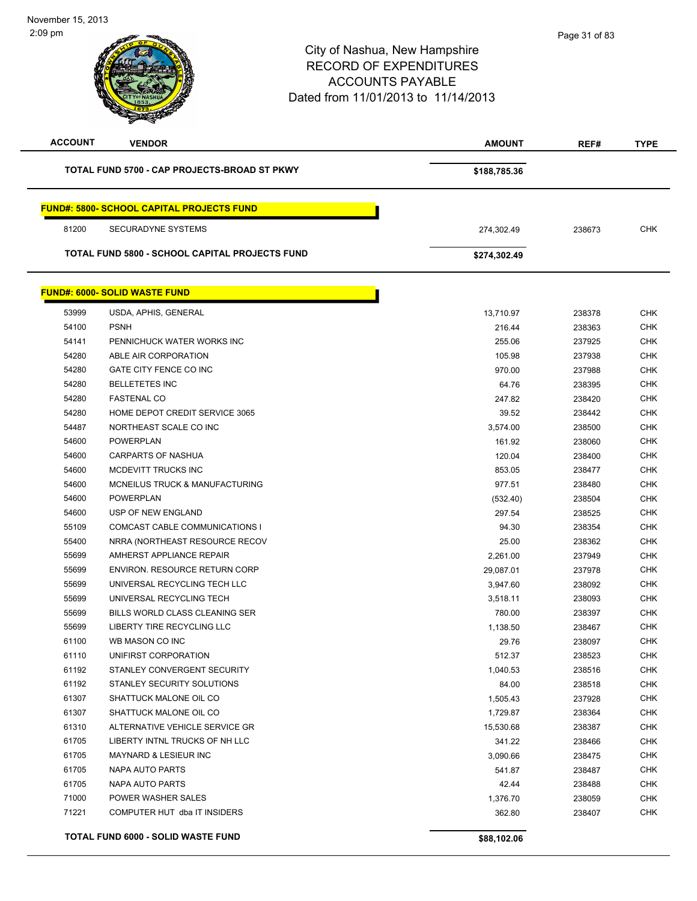# City of Nashua, New Hampshire
# RECORD OF EXPENDITURES
# ACCOUNTS PAYABLE
## Dated from 11/01/2013 to 11/14/2013

| ACCOUNT | VENDOR | AMOUNT | REF# | TYPE |
|---|---|---|---|---|
| | **TOTAL FUND 5700 - CAP PROJECTS-BROAD ST PKWY** | **$188,785.36** | | |

**FUND#: 5800- SCHOOL CAPITAL PROJECTS FUND**

| ACCOUNT | VENDOR | AMOUNT | REF# | TYPE |
|---|---|---|---|---|
| 81200 | SECURADYNE SYSTEMS | 274,302.49 | 238673 | CHK |
| | **TOTAL FUND 5800 - SCHOOL CAPITAL PROJECTS FUND** | **$274,302.49** | | |

**FUND#: 6000- SOLID WASTE FUND**

| ACCOUNT | VENDOR | AMOUNT | REF# | TYPE |
|---|---|---|---|---|
| 53999 | USDA, APHIS, GENERAL | 13,710.97 | 238378 | CHK |
| 54100 | PSNH | 216.44 | 238363 | CHK |
| 54141 | PENNICHUCK WATER WORKS INC | 255.06 | 237925 | CHK |
| 54280 | ABLE AIR CORPORATION | 105.98 | 237938 | CHK |
| 54280 | GATE CITY FENCE CO INC | 970.00 | 237988 | CHK |
| 54280 | BELLETETES INC | 64.76 | 238395 | CHK |
| 54280 | FASTENAL CO | 247.82 | 238420 | CHK |
| 54280 | HOME DEPOT CREDIT SERVICE 3065 | 39.52 | 238442 | CHK |
| 54487 | NORTHEAST SCALE CO INC | 3,574.00 | 238500 | CHK |
| 54600 | POWERPLAN | 161.92 | 238060 | CHK |
| 54600 | CARPARTS OF NASHUA | 120.04 | 238400 | CHK |
| 54600 | MCDEVITT TRUCKS INC | 853.05 | 238477 | CHK |
| 54600 | MCNEILUS TRUCK & MANUFACTURING | 977.51 | 238480 | CHK |
| 54600 | POWERPLAN | (532.40) | 238504 | CHK |
| 54600 | USP OF NEW ENGLAND | 297.54 | 238525 | CHK |
| 55109 | COMCAST CABLE COMMUNICATIONS I | 94.30 | 238354 | CHK |
| 55400 | NRRA (NORTHEAST RESOURCE RECOV | 25.00 | 238362 | CHK |
| 55699 | AMHERST APPLIANCE REPAIR | 2,261.00 | 237949 | CHK |
| 55699 | ENVIRON. RESOURCE RETURN CORP | 29,087.01 | 237978 | CHK |
| 55699 | UNIVERSAL RECYCLING TECH LLC | 3,947.60 | 238092 | CHK |
| 55699 | UNIVERSAL RECYCLING TECH | 3,518.11 | 238093 | CHK |
| 55699 | BILLS WORLD CLASS CLEANING SER | 780.00 | 238397 | CHK |
| 55699 | LIBERTY TIRE RECYCLING LLC | 1,138.50 | 238467 | CHK |
| 61100 | WB MASON CO INC | 29.76 | 238097 | CHK |
| 61110 | UNIFIRST CORPORATION | 512.37 | 238523 | CHK |
| 61192 | STANLEY CONVERGENT SECURITY | 1,040.53 | 238516 | CHK |
| 61192 | STANLEY SECURITY SOLUTIONS | 84.00 | 238518 | CHK |
| 61307 | SHATTUCK MALONE OIL CO | 1,505.43 | 237928 | CHK |
| 61307 | SHATTUCK MALONE OIL CO | 1,729.87 | 238364 | CHK |
| 61310 | ALTERNATIVE VEHICLE SERVICE GR | 15,530.68 | 238387 | CHK |
| 61705 | LIBERTY INTNL TRUCKS OF NH LLC | 341.22 | 238466 | CHK |
| 61705 | MAYNARD & LESIEUR INC | 3,090.66 | 238475 | CHK |
| 61705 | NAPA AUTO PARTS | 541.87 | 238487 | CHK |
| 61705 | NAPA AUTO PARTS | 42.44 | 238488 | CHK |
| 71000 | POWER WASHER SALES | 1,376.70 | 238059 | CHK |
| 71221 | COMPUTER HUT dba IT INSIDERS | 362.80 | 238407 | CHK |
| | **TOTAL FUND 6000 - SOLID WASTE FUND** | **$88,102.06** | | |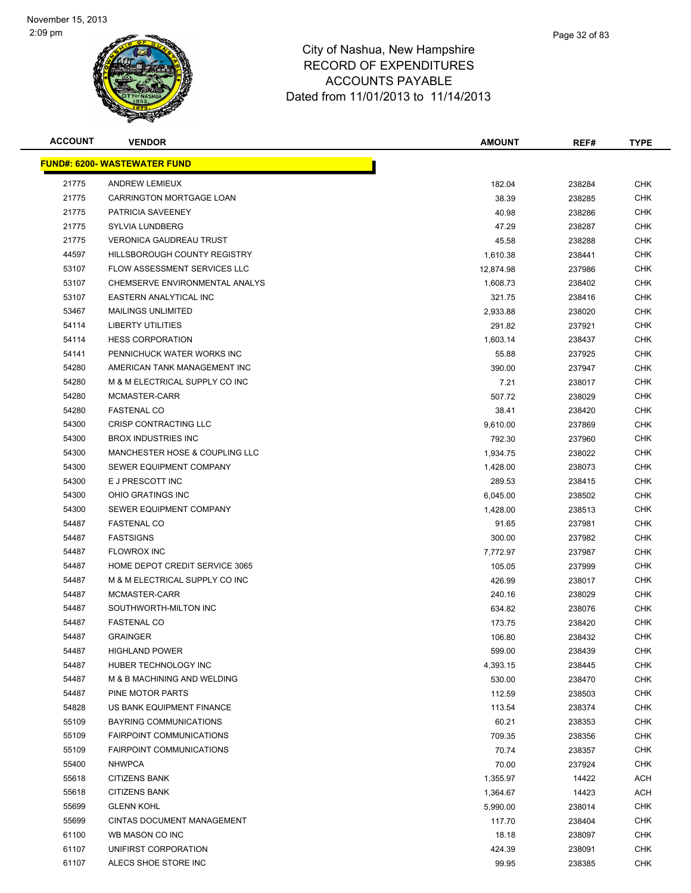City of Nashua, New Hampshire
RECORD OF EXPENDITURES
ACCOUNTS PAYABLE
Dated from 11/01/2013 to 11/14/2013

| ACCOUNT | VENDOR | AMOUNT | REF# | TYPE |
|---|---|---|---|---|
| **FUND#: 6200- WASTEWATER FUND** | | | | |
| 21775 | ANDREW LEMIEUX | 182.04 | 238284 | CHK |
| 21775 | CARRINGTON MORTGAGE LOAN | 38.39 | 238285 | CHK |
| 21775 | PATRICIA SAVEENEY | 40.98 | 238286 | CHK |
| 21775 | SYLVIA LUNDBERG | 47.29 | 238287 | CHK |
| 21775 | VERONICA GAUDREAU TRUST | 45.58 | 238288 | CHK |
| 44597 | HILLSBOROUGH COUNTY REGISTRY | 1,610.38 | 238441 | CHK |
| 53107 | FLOW ASSESSMENT SERVICES LLC | 12,874.98 | 237986 | CHK |
| 53107 | CHEMSERVE ENVIRONMENTAL ANALYS | 1,608.73 | 238402 | CHK |
| 53107 | EASTERN ANALYTICAL INC | 321.75 | 238416 | CHK |
| 53467 | MAILINGS UNLIMITED | 2,933.88 | 238020 | CHK |
| 54114 | LIBERTY UTILITIES | 291.82 | 237921 | CHK |
| 54114 | HESS CORPORATION | 1,603.14 | 238437 | CHK |
| 54141 | PENNICHUCK WATER WORKS INC | 55.88 | 237925 | CHK |
| 54280 | AMERICAN TANK MANAGEMENT INC | 390.00 | 237947 | CHK |
| 54280 | M & M ELECTRICAL SUPPLY CO INC | 7.21 | 238017 | CHK |
| 54280 | MCMASTER-CARR | 507.72 | 238029 | CHK |
| 54280 | FASTENAL CO | 38.41 | 238420 | CHK |
| 54300 | CRISP CONTRACTING LLC | 9,610.00 | 237869 | CHK |
| 54300 | BROX INDUSTRIES INC | 792.30 | 237960 | CHK |
| 54300 | MANCHESTER HOSE & COUPLING LLC | 1,934.75 | 238022 | CHK |
| 54300 | SEWER EQUIPMENT COMPANY | 1,428.00 | 238073 | CHK |
| 54300 | E J PRESCOTT INC | 289.53 | 238415 | CHK |
| 54300 | OHIO GRATINGS INC | 6,045.00 | 238502 | CHK |
| 54300 | SEWER EQUIPMENT COMPANY | 1,428.00 | 238513 | CHK |
| 54487 | FASTENAL CO | 91.65 | 237981 | CHK |
| 54487 | FASTSIGNS | 300.00 | 237982 | CHK |
| 54487 | FLOWROX INC | 7,772.97 | 237987 | CHK |
| 54487 | HOME DEPOT CREDIT SERVICE 3065 | 105.05 | 237999 | CHK |
| 54487 | M & M ELECTRICAL SUPPLY CO INC | 426.99 | 238017 | CHK |
| 54487 | MCMASTER-CARR | 240.16 | 238029 | CHK |
| 54487 | SOUTHWORTH-MILTON INC | 634.82 | 238076 | CHK |
| 54487 | FASTENAL CO | 173.75 | 238420 | CHK |
| 54487 | GRAINGER | 106.80 | 238432 | CHK |
| 54487 | HIGHLAND POWER | 599.00 | 238439 | CHK |
| 54487 | HUBER TECHNOLOGY INC | 4,393.15 | 238445 | CHK |
| 54487 | M & B MACHINING AND WELDING | 530.00 | 238470 | CHK |
| 54487 | PINE MOTOR PARTS | 112.59 | 238503 | CHK |
| 54828 | US BANK EQUIPMENT FINANCE | 113.54 | 238374 | CHK |
| 55109 | BAYRING COMMUNICATIONS | 60.21 | 238353 | CHK |
| 55109 | FAIRPOINT COMMUNICATIONS | 709.35 | 238356 | CHK |
| 55109 | FAIRPOINT COMMUNICATIONS | 70.74 | 238357 | CHK |
| 55400 | NHWPCA | 70.00 | 237924 | CHK |
| 55618 | CITIZENS BANK | 1,355.97 | 14422 | ACH |
| 55618 | CITIZENS BANK | 1,364.67 | 14423 | ACH |
| 55699 | GLENN KOHL | 5,990.00 | 238014 | CHK |
| 55699 | CINTAS DOCUMENT MANAGEMENT | 117.70 | 238404 | CHK |
| 61100 | WB MASON CO INC | 18.18 | 238097 | CHK |
| 61107 | UNIFIRST CORPORATION | 424.39 | 238091 | CHK |
| 61107 | ALECS SHOE STORE INC | 99.95 | 238385 | CHK |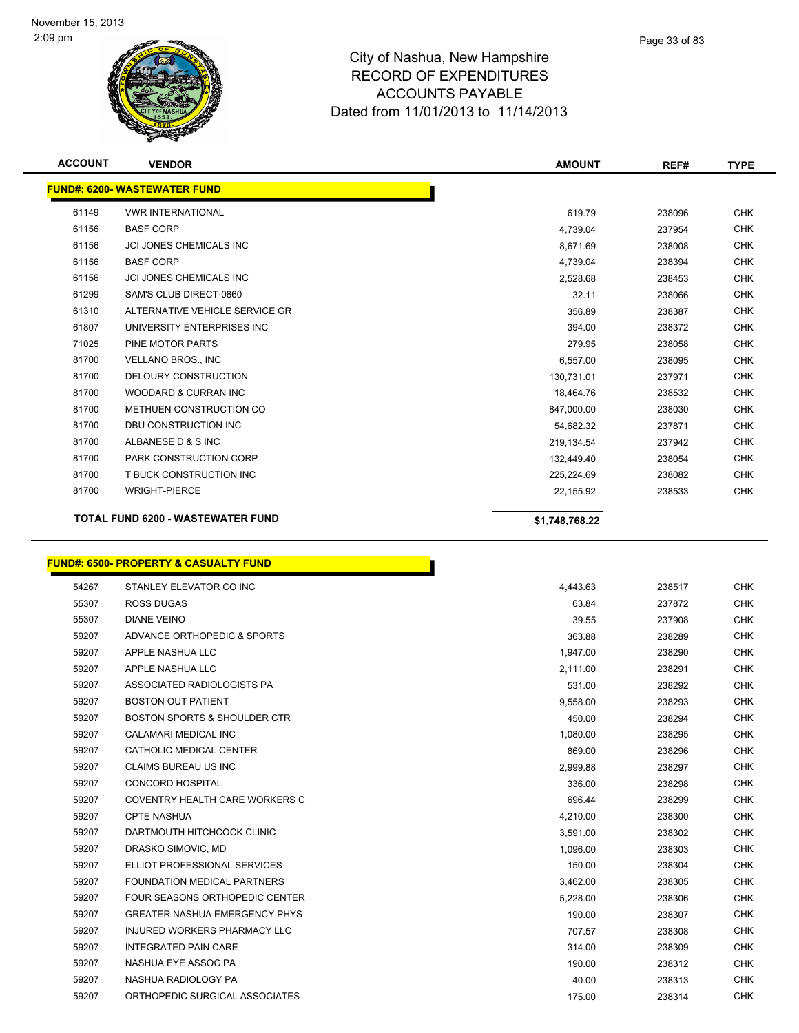# City of Nashua, New Hampshire
## RECORD OF EXPENDITURES
## ACCOUNTS PAYABLE
## Dated from 11/01/2013 to 11/14/2013

November 15, 2013
2:09 pm

| ACCOUNT | VENDOR | AMOUNT | REF# | TYPE |
|---|---|---|---|---|
| **FUND#: 6200- WASTEWATER FUND** | | | | |
| 61149 | VWR INTERNATIONAL | 619.79 | 238096 | CHK |
| 61156 | BASF CORP | 4,739.04 | 237954 | CHK |
| 61156 | JCI JONES CHEMICALS INC | 8,671.69 | 238008 | CHK |
| 61156 | BASF CORP | 4,739.04 | 238394 | CHK |
| 61156 | JCI JONES CHEMICALS INC | 2,528.68 | 238453 | CHK |
| 61299 | SAM'S CLUB DIRECT-0860 | 32.11 | 238066 | CHK |
| 61310 | ALTERNATIVE VEHICLE SERVICE GR | 356.89 | 238387 | CHK |
| 61807 | UNIVERSITY ENTERPRISES INC | 394.00 | 238372 | CHK |
| 71025 | PINE MOTOR PARTS | 279.95 | 238058 | CHK |
| 81700 | VELLANO BROS., INC | 6,557.00 | 238095 | CHK |
| 81700 | DELOURY CONSTRUCTION | 130,731.01 | 237971 | CHK |
| 81700 | WOODARD & CURRAN INC | 18,464.76 | 238532 | CHK |
| 81700 | METHUEN CONSTRUCTION CO | 847,000.00 | 238030 | CHK |
| 81700 | DBU CONSTRUCTION INC | 54,682.32 | 237871 | CHK |
| 81700 | ALBANESE D & S INC | 219,134.54 | 237942 | CHK |
| 81700 | PARK CONSTRUCTION CORP | 132,449.40 | 238054 | CHK |
| 81700 | T BUCK CONSTRUCTION INC | 225,224.69 | 238082 | CHK |
| 81700 | WRIGHT-PIERCE | 22,155.92 | 238533 | CHK |
| | **TOTAL FUND 6200 - WASTEWATER FUND** | **$1,748,768.22** | | |

| ACCOUNT | VENDOR | AMOUNT | REF# | TYPE |
|---|---|---|---|---|
| **FUND#: 6500- PROPERTY & CASUALTY FUND** | | | | |
| 54267 | STANLEY ELEVATOR CO INC | 4,443.63 | 238517 | CHK |
| 55307 | ROSS DUGAS | 63.84 | 237872 | CHK |
| 55307 | DIANE VEINO | 39.55 | 237908 | CHK |
| 59207 | ADVANCE ORTHOPEDIC & SPORTS | 363.88 | 238289 | CHK |
| 59207 | APPLE NASHUA LLC | 1,947.00 | 238290 | CHK |
| 59207 | APPLE NASHUA LLC | 2,111.00 | 238291 | CHK |
| 59207 | ASSOCIATED RADIOLOGISTS PA | 531.00 | 238292 | CHK |
| 59207 | BOSTON OUT PATIENT | 9,558.00 | 238293 | CHK |
| 59207 | BOSTON SPORTS & SHOULDER CTR | 450.00 | 238294 | CHK |
| 59207 | CALAMARI MEDICAL INC | 1,080.00 | 238295 | CHK |
| 59207 | CATHOLIC MEDICAL CENTER | 869.00 | 238296 | CHK |
| 59207 | CLAIMS BUREAU US INC | 2,999.88 | 238297 | CHK |
| 59207 | CONCORD HOSPITAL | 336.00 | 238298 | CHK |
| 59207 | COVENTRY HEALTH CARE WORKERS C | 696.44 | 238299 | CHK |
| 59207 | CPTE NASHUA | 4,210.00 | 238300 | CHK |
| 59207 | DARTMOUTH HITCHCOCK CLINIC | 3,591.00 | 238302 | CHK |
| 59207 | DRASKO SIMOVIC, MD | 1,096.00 | 238303 | CHK |
| 59207 | ELLIOT PROFESSIONAL SERVICES | 150.00 | 238304 | CHK |
| 59207 | FOUNDATION MEDICAL PARTNERS | 3,462.00 | 238305 | CHK |
| 59207 | FOUR SEASONS ORTHOPEDIC CENTER | 5,228.00 | 238306 | CHK |
| 59207 | GREATER NASHUA EMERGENCY PHYS | 190.00 | 238307 | CHK |
| 59207 | INJURED WORKERS PHARMACY LLC | 707.57 | 238308 | CHK |
| 59207 | INTEGRATED PAIN CARE | 314.00 | 238309 | CHK |
| 59207 | NASHUA EYE ASSOC PA | 190.00 | 238312 | CHK |
| 59207 | NASHUA RADIOLOGY PA | 40.00 | 238313 | CHK |
| 59207 | ORTHOPEDIC SURGICAL ASSOCIATES | 175.00 | 238314 | CHK |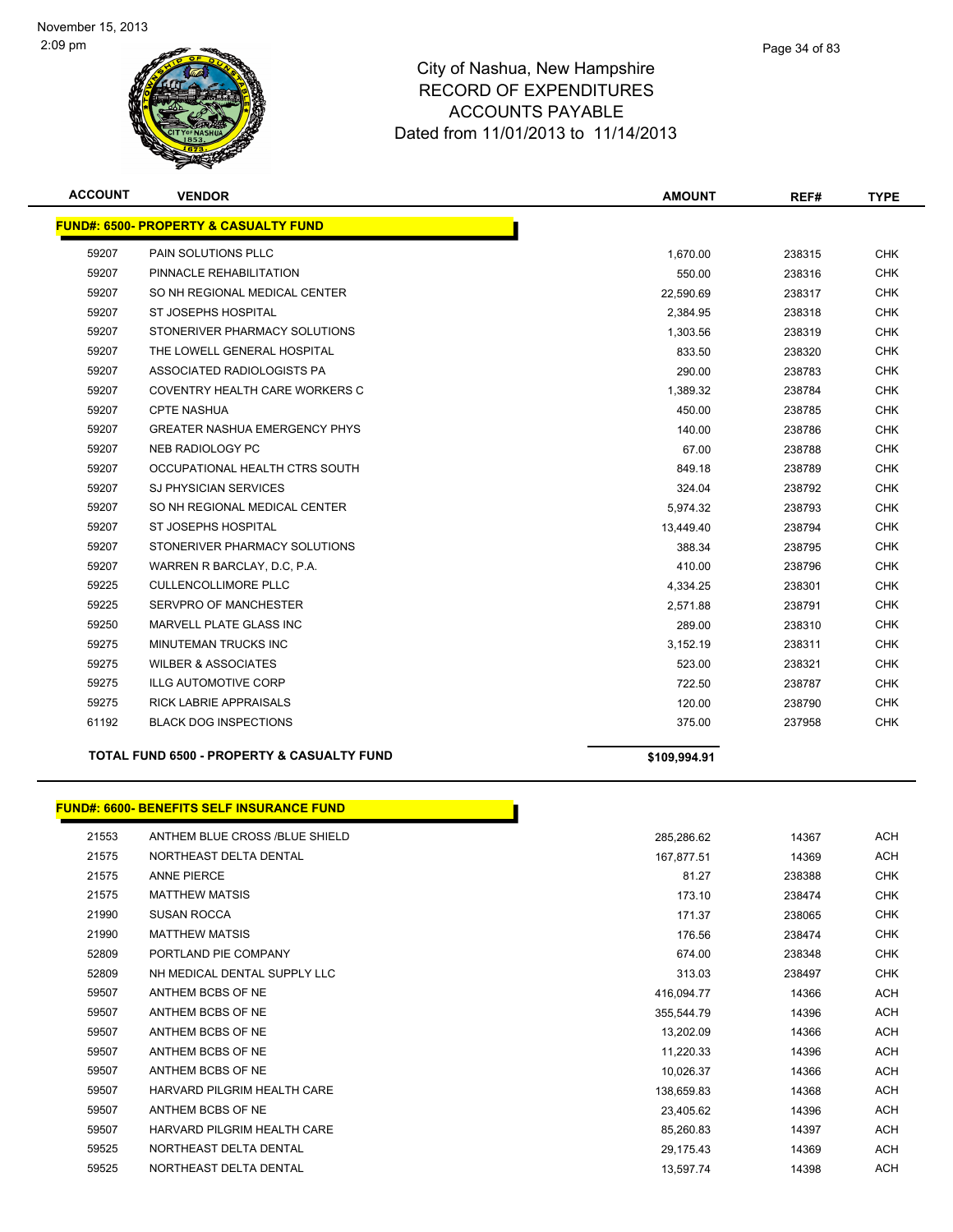November 15, 2013
2:09 pm

# City of Nashua, New Hampshire
## RECORD OF EXPENDITURES
## ACCOUNTS PAYABLE
## Dated from 11/01/2013 to 11/14/2013

| ACCOUNT | VENDOR | AMOUNT | REF# | TYPE |
|---|---|---|---|---|
| **FUND#: 6500- PROPERTY & CASUALTY FUND** | | | | |
| 59207 | PAIN SOLUTIONS PLLC | 1,670.00 | 238315 | CHK |
| 59207 | PINNACLE REHABILITATION | 550.00 | 238316 | CHK |
| 59207 | SO NH REGIONAL MEDICAL CENTER | 22,590.69 | 238317 | CHK |
| 59207 | ST JOSEPHS HOSPITAL | 2,384.95 | 238318 | CHK |
| 59207 | STONERIVER PHARMACY SOLUTIONS | 1,303.56 | 238319 | CHK |
| 59207 | THE LOWELL GENERAL HOSPITAL | 833.50 | 238320 | CHK |
| 59207 | ASSOCIATED RADIOLOGISTS PA | 290.00 | 238783 | CHK |
| 59207 | COVENTRY HEALTH CARE WORKERS C | 1,389.32 | 238784 | CHK |
| 59207 | CPTE NASHUA | 450.00 | 238785 | CHK |
| 59207 | GREATER NASHUA EMERGENCY PHYS | 140.00 | 238786 | CHK |
| 59207 | NEB RADIOLOGY PC | 67.00 | 238788 | CHK |
| 59207 | OCCUPATIONAL HEALTH CTRS SOUTH | 849.18 | 238789 | CHK |
| 59207 | SJ PHYSICIAN SERVICES | 324.04 | 238792 | CHK |
| 59207 | SO NH REGIONAL MEDICAL CENTER | 5,974.32 | 238793 | CHK |
| 59207 | ST JOSEPHS HOSPITAL | 13,449.40 | 238794 | CHK |
| 59207 | STONERIVER PHARMACY SOLUTIONS | 388.34 | 238795 | CHK |
| 59207 | WARREN R BARCLAY, D.C, P.A. | 410.00 | 238796 | CHK |
| 59225 | CULLENCOLLIMORE PLLC | 4,334.25 | 238301 | CHK |
| 59225 | SERVPRO OF MANCHESTER | 2,571.88 | 238791 | CHK |
| 59250 | MARVELL PLATE GLASS INC | 289.00 | 238310 | CHK |
| 59275 | MINUTEMAN TRUCKS INC | 3,152.19 | 238311 | CHK |
| 59275 | WILBER & ASSOCIATES | 523.00 | 238321 | CHK |
| 59275 | ILLG AUTOMOTIVE CORP | 722.50 | 238787 | CHK |
| 59275 | RICK LABRIE APPRAISALS | 120.00 | 238790 | CHK |
| 61192 | BLACK DOG INSPECTIONS | 375.00 | 237958 | CHK |
| | **TOTAL FUND 6500 - PROPERTY & CASUALTY FUND** | **$109,994.91** | | |

| ACCOUNT | VENDOR | AMOUNT | REF# | TYPE |
|---|---|---|---|---|
| **FUND#: 6600- BENEFITS SELF INSURANCE FUND** | | | | |
| 21553 | ANTHEM BLUE CROSS /BLUE SHIELD | 285,286.62 | 14367 | ACH |
| 21575 | NORTHEAST DELTA DENTAL | 167,877.51 | 14369 | ACH |
| 21575 | ANNE PIERCE | 81.27 | 238388 | CHK |
| 21575 | MATTHEW MATSIS | 173.10 | 238474 | CHK |
| 21990 | SUSAN ROCCA | 171.37 | 238065 | CHK |
| 21990 | MATTHEW MATSIS | 176.56 | 238474 | CHK |
| 52809 | PORTLAND PIE COMPANY | 674.00 | 238348 | CHK |
| 52809 | NH MEDICAL DENTAL SUPPLY LLC | 313.03 | 238497 | CHK |
| 59507 | ANTHEM BCBS OF NE | 416,094.77 | 14366 | ACH |
| 59507 | ANTHEM BCBS OF NE | 355,544.79 | 14396 | ACH |
| 59507 | ANTHEM BCBS OF NE | 13,202.09 | 14366 | ACH |
| 59507 | ANTHEM BCBS OF NE | 11,220.33 | 14396 | ACH |
| 59507 | ANTHEM BCBS OF NE | 10,026.37 | 14366 | ACH |
| 59507 | HARVARD PILGRIM HEALTH CARE | 138,659.83 | 14368 | ACH |
| 59507 | ANTHEM BCBS OF NE | 23,405.62 | 14396 | ACH |
| 59507 | HARVARD PILGRIM HEALTH CARE | 85,260.83 | 14397 | ACH |
| 59525 | NORTHEAST DELTA DENTAL | 29,175.43 | 14369 | ACH |
| 59525 | NORTHEAST DELTA DENTAL | 13,597.74 | 14398 | ACH |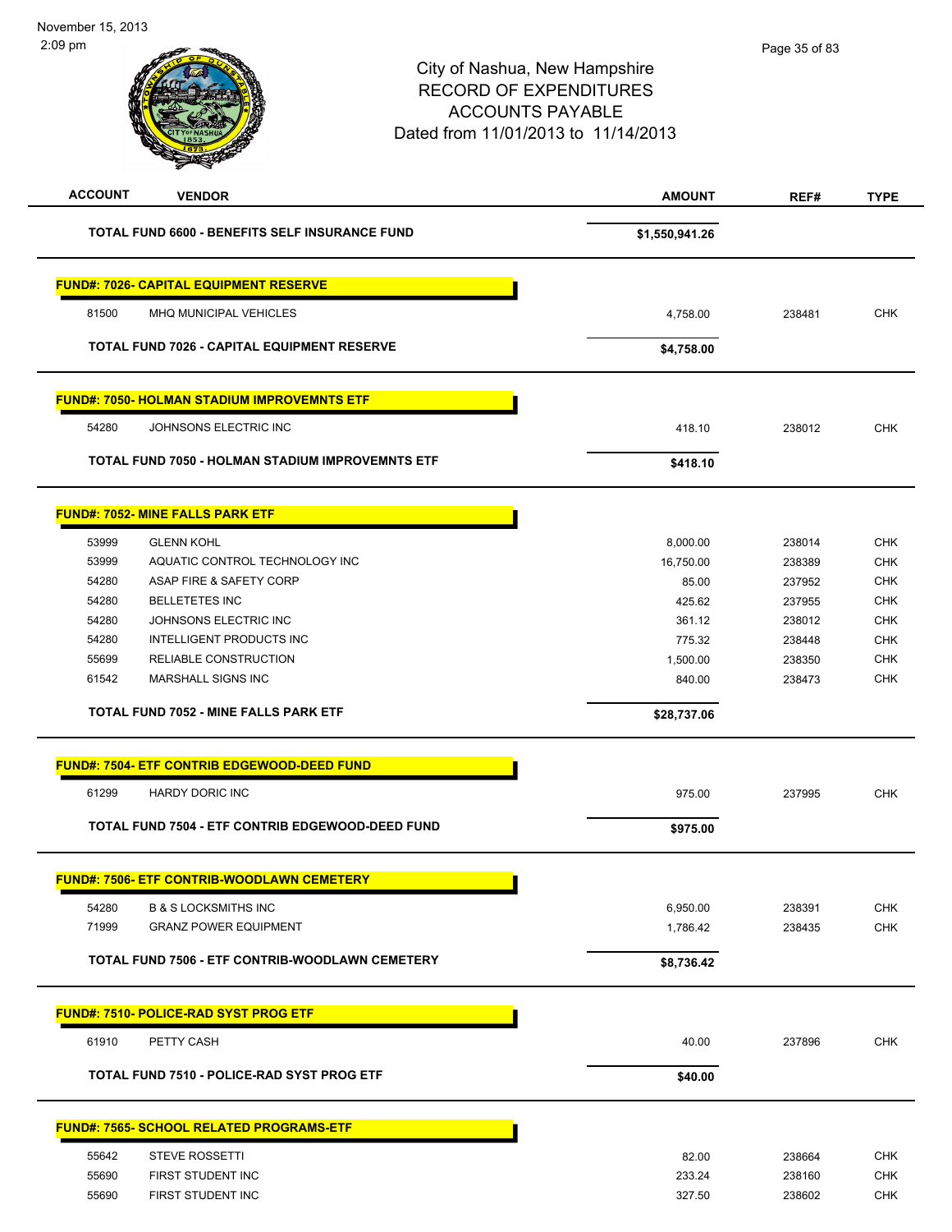| ACCOUNT | VENDOR | AMOUNT | REF# | TYPE |
|---|---|---|---|---|
| | **TOTAL FUND 6600 - BENEFITS SELF INSURANCE FUND** | **$1,550,941.26** | | |

**FUND#: 7026- CAPITAL EQUIPMENT RESERVE**

| ACCOUNT | VENDOR | AMOUNT | REF# | TYPE |
|---|---|---|---|---|
| 81500 | MHQ MUNICIPAL VEHICLES | 4,758.00 | 238481 | CHK |
| | **TOTAL FUND 7026 - CAPITAL EQUIPMENT RESERVE** | **$4,758.00** | | |

**FUND#: 7050- HOLMAN STADIUM IMPROVEMNTS ETF**

| ACCOUNT | VENDOR | AMOUNT | REF# | TYPE |
|---|---|---|---|---|
| 54280 | JOHNSONS ELECTRIC INC | 418.10 | 238012 | CHK |
| | **TOTAL FUND 7050 - HOLMAN STADIUM IMPROVEMNTS ETF** | **$418.10** | | |

**FUND#: 7052- MINE FALLS PARK ETF**

| ACCOUNT | VENDOR | AMOUNT | REF# | TYPE |
|---|---|---|---|---|
| 53999 | GLENN KOHL | 8,000.00 | 238014 | CHK |
| 53999 | AQUATIC CONTROL TECHNOLOGY INC | 16,750.00 | 238389 | CHK |
| 54280 | ASAP FIRE & SAFETY CORP | 85.00 | 237952 | CHK |
| 54280 | BELLETETES INC | 425.62 | 237955 | CHK |
| 54280 | JOHNSONS ELECTRIC INC | 361.12 | 238012 | CHK |
| 54280 | INTELLIGENT PRODUCTS INC | 775.32 | 238448 | CHK |
| 55699 | RELIABLE CONSTRUCTION | 1,500.00 | 238350 | CHK |
| 61542 | MARSHALL SIGNS INC | 840.00 | 238473 | CHK |
| | **TOTAL FUND 7052 - MINE FALLS PARK ETF** | **$28,737.06** | | |

**FUND#: 7504- ETF CONTRIB EDGEWOOD-DEED FUND**

| ACCOUNT | VENDOR | AMOUNT | REF# | TYPE |
|---|---|---|---|---|
| 61299 | HARDY DORIC INC | 975.00 | 237995 | CHK |
| | **TOTAL FUND 7504 - ETF CONTRIB EDGEWOOD-DEED FUND** | **$975.00** | | |

**FUND#: 7506- ETF CONTRIB-WOODLAWN CEMETERY**

| ACCOUNT | VENDOR | AMOUNT | REF# | TYPE |
|---|---|---|---|---|
| 54280 | B & S LOCKSMITHS INC | 6,950.00 | 238391 | CHK |
| 71999 | GRANZ POWER EQUIPMENT | 1,786.42 | 238435 | CHK |
| | **TOTAL FUND 7506 - ETF CONTRIB-WOODLAWN CEMETERY** | **$8,736.42** | | |

**FUND#: 7510- POLICE-RAD SYST PROG ETF**

| ACCOUNT | VENDOR | AMOUNT | REF# | TYPE |
|---|---|---|---|---|
| 61910 | PETTY CASH | 40.00 | 237896 | CHK |
| | **TOTAL FUND 7510 - POLICE-RAD SYST PROG ETF** | **$40.00** | | |

**FUND#: 7565- SCHOOL RELATED PROGRAMS-ETF**

| ACCOUNT | VENDOR | AMOUNT | REF# | TYPE |
|---|---|---|---|---|
| 55642 | STEVE ROSSETTI | 82.00 | 238664 | CHK |
| 55690 | FIRST STUDENT INC | 233.24 | 238160 | CHK |
| 55690 | FIRST STUDENT INC | 327.50 | 238602 | CHK |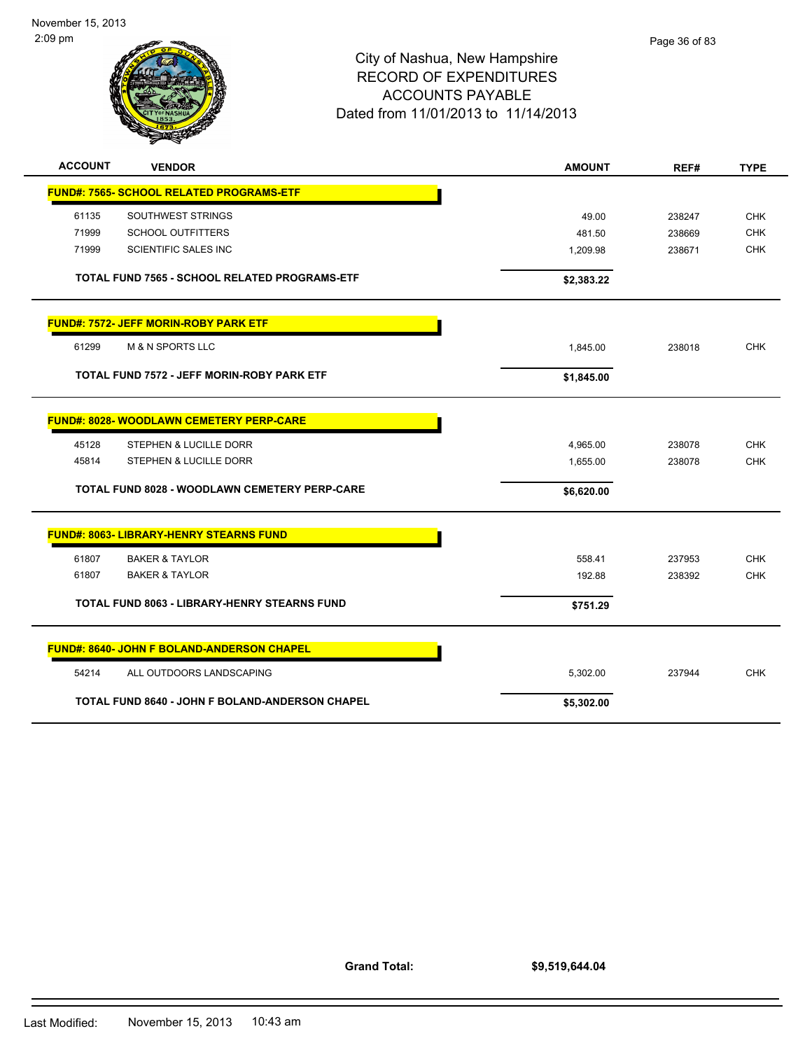# City of Nashua, New Hampshire
## RECORD OF EXPENDITURES
## ACCOUNTS PAYABLE
## Dated from 11/01/2013 to 11/14/2013

November 15, 2013
2:09 pm

| ACCOUNT | VENDOR | AMOUNT | REF# | TYPE |
|---|---|---|---|---|
| **FUND#: 7565- SCHOOL RELATED PROGRAMS-ETF** | | | | |
| 61135 | SOUTHWEST STRINGS | 49.00 | 238247 | CHK |
| 71999 | SCHOOL OUTFITTERS | 481.50 | 238669 | CHK |
| 71999 | SCIENTIFIC SALES INC | 1,209.98 | 238671 | CHK |
| | **TOTAL FUND 7565 - SCHOOL RELATED PROGRAMS-ETF** | **$2,383.22** | | |
| **FUND#: 7572- JEFF MORIN-ROBY PARK ETF** | | | | |
| 61299 | M & N SPORTS LLC | 1,845.00 | 238018 | CHK |
| | **TOTAL FUND 7572 - JEFF MORIN-ROBY PARK ETF** | **$1,845.00** | | |
| **FUND#: 8028- WOODLAWN CEMETERY PERP-CARE** | | | | |
| 45128 | STEPHEN & LUCILLE DORR | 4,965.00 | 238078 | CHK |
| 45814 | STEPHEN & LUCILLE DORR | 1,655.00 | 238078 | CHK |
| | **TOTAL FUND 8028 - WOODLAWN CEMETERY PERP-CARE** | **$6,620.00** | | |
| **FUND#: 8063- LIBRARY-HENRY STEARNS FUND** | | | | |
| 61807 | BAKER & TAYLOR | 558.41 | 237953 | CHK |
| 61807 | BAKER & TAYLOR | 192.88 | 238392 | CHK |
| | **TOTAL FUND 8063 - LIBRARY-HENRY STEARNS FUND** | **$751.29** | | |
| **FUND#: 8640- JOHN F BOLAND-ANDERSON CHAPEL** | | | | |
| 54214 | ALL OUTDOORS LANDSCAPING | 5,302.00 | 237944 | CHK |
| | **TOTAL FUND 8640 - JOHN F BOLAND-ANDERSON CHAPEL** | **$5,302.00** | | |

**Grand Total:** **$9,519,644.04**

Last Modified: November 15, 2013 10:43 am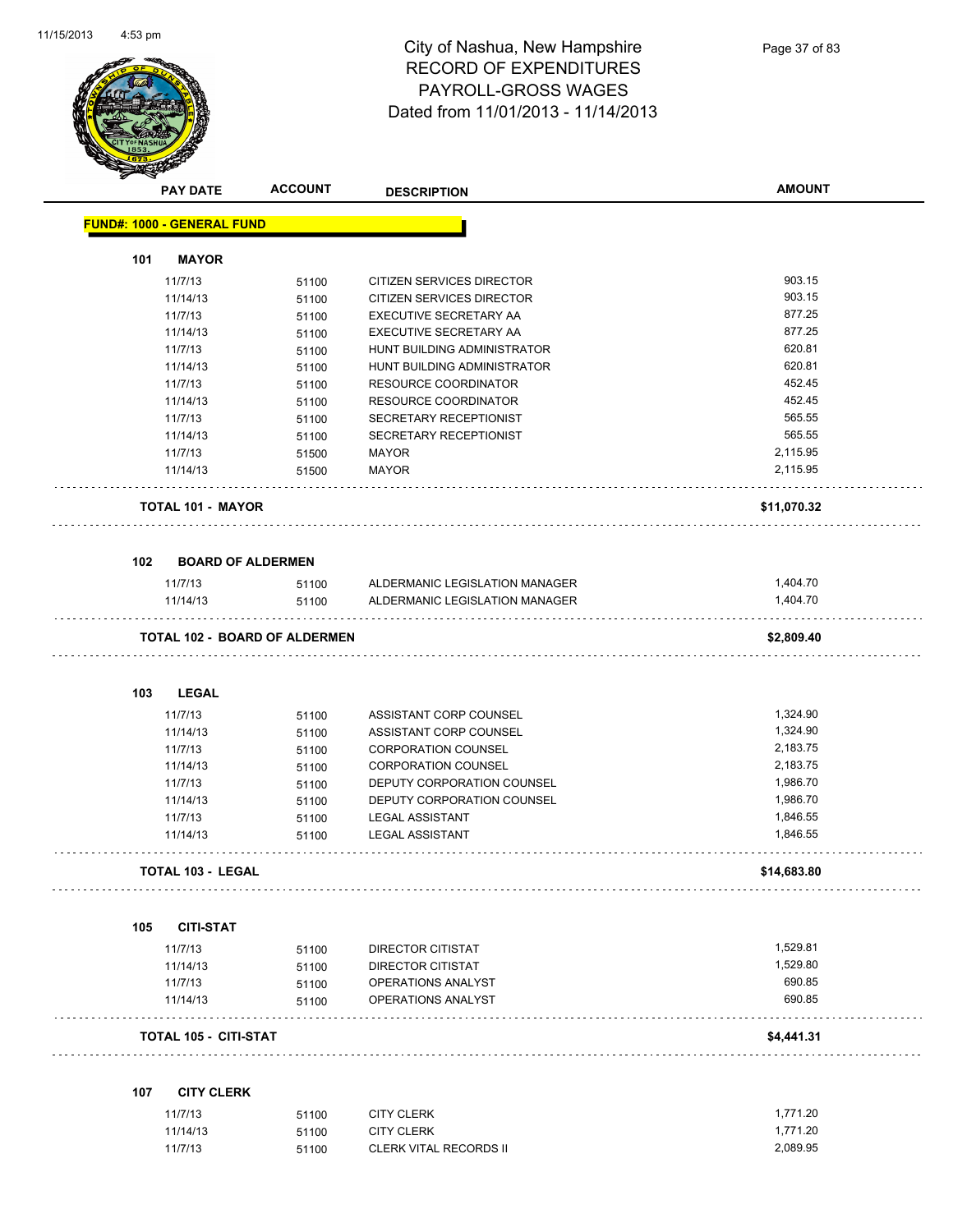# City of Nashua, New Hampshire
## RECORD OF EXPENDITURES
## PAYROLL-GROSS WAGES
### Dated from 11/01/2013 - 11/14/2013

| PAY DATE | ACCOUNT | DESCRIPTION | AMOUNT |
|---|---|---|---|

**FUND#: 1000 - GENERAL FUND**

**101 MAYOR**

| PAY DATE | ACCOUNT | DESCRIPTION | AMOUNT |
|---|---|---|---|
| 11/7/13 | 51100 | CITIZEN SERVICES DIRECTOR | 903.15 |
| 11/14/13 | 51100 | CITIZEN SERVICES DIRECTOR | 903.15 |
| 11/7/13 | 51100 | EXECUTIVE SECRETARY AA | 877.25 |
| 11/14/13 | 51100 | EXECUTIVE SECRETARY AA | 877.25 |
| 11/7/13 | 51100 | HUNT BUILDING ADMINISTRATOR | 620.81 |
| 11/14/13 | 51100 | HUNT BUILDING ADMINISTRATOR | 620.81 |
| 11/7/13 | 51100 | RESOURCE COORDINATOR | 452.45 |
| 11/14/13 | 51100 | RESOURCE COORDINATOR | 452.45 |
| 11/7/13 | 51100 | SECRETARY RECEPTIONIST | 565.55 |
| 11/14/13 | 51100 | SECRETARY RECEPTIONIST | 565.55 |
| 11/7/13 | 51500 | MAYOR | 2,115.95 |
| 11/14/13 | 51500 | MAYOR | 2,115.95 |

**TOTAL 101 - MAYOR** **$11,070.32**

**102 BOARD OF ALDERMEN**

| PAY DATE | ACCOUNT | DESCRIPTION | AMOUNT |
|---|---|---|---|
| 11/7/13 | 51100 | ALDERMANIC LEGISLATION MANAGER | 1,404.70 |
| 11/14/13 | 51100 | ALDERMANIC LEGISLATION MANAGER | 1,404.70 |

**TOTAL 102 - BOARD OF ALDERMEN** **$2,809.40**

**103 LEGAL**

| PAY DATE | ACCOUNT | DESCRIPTION | AMOUNT |
|---|---|---|---|
| 11/7/13 | 51100 | ASSISTANT CORP COUNSEL | 1,324.90 |
| 11/14/13 | 51100 | ASSISTANT CORP COUNSEL | 1,324.90 |
| 11/7/13 | 51100 | CORPORATION COUNSEL | 2,183.75 |
| 11/14/13 | 51100 | CORPORATION COUNSEL | 2,183.75 |
| 11/7/13 | 51100 | DEPUTY CORPORATION COUNSEL | 1,986.70 |
| 11/14/13 | 51100 | DEPUTY CORPORATION COUNSEL | 1,986.70 |
| 11/7/13 | 51100 | LEGAL ASSISTANT | 1,846.55 |
| 11/14/13 | 51100 | LEGAL ASSISTANT | 1,846.55 |

**TOTAL 103 - LEGAL** **$14,683.80**

**105 CITI-STAT**

| PAY DATE | ACCOUNT | DESCRIPTION | AMOUNT |
|---|---|---|---|
| 11/7/13 | 51100 | DIRECTOR CITISTAT | 1,529.81 |
| 11/14/13 | 51100 | DIRECTOR CITISTAT | 1,529.80 |
| 11/7/13 | 51100 | OPERATIONS ANALYST | 690.85 |
| 11/14/13 | 51100 | OPERATIONS ANALYST | 690.85 |

**TOTAL 105 - CITI-STAT** **$4,441.31**

**107 CITY CLERK**

| PAY DATE | ACCOUNT | DESCRIPTION | AMOUNT |
|---|---|---|---|
| 11/7/13 | 51100 | CITY CLERK | 1,771.20 |
| 11/14/13 | 51100 | CITY CLERK | 1,771.20 |
| 11/7/13 | 51100 | CLERK VITAL RECORDS II | 2,089.95 |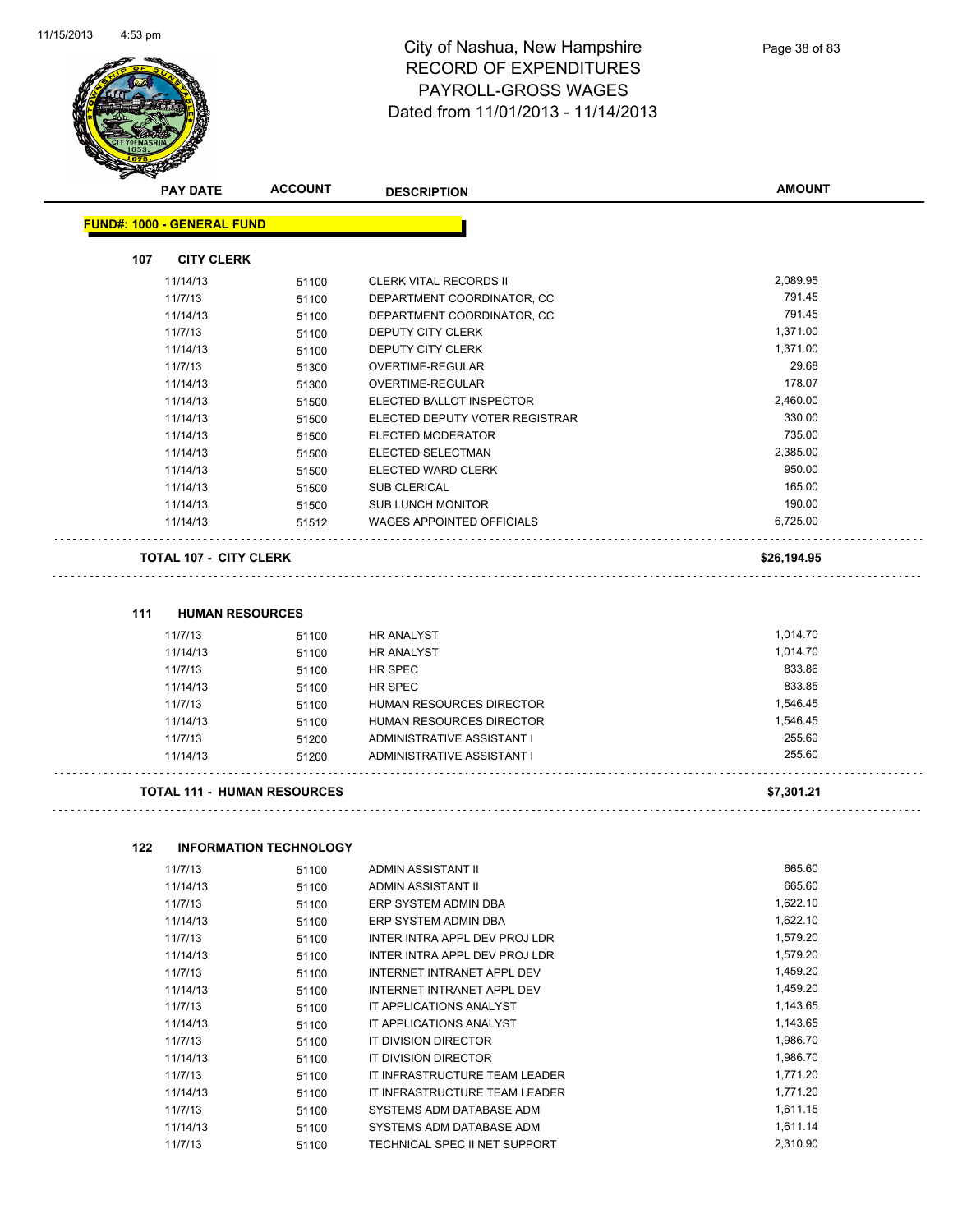# City of Nashua, New Hampshire
## RECORD OF EXPENDITURES
## PAYROLL-GROSS WAGES
### Dated from 11/01/2013 - 11/14/2013

**FUND#: 1000 - GENERAL FUND**

**107 CITY CLERK**

| PAY DATE | ACCOUNT | DESCRIPTION | AMOUNT |
|---|---|---|---|
| 11/14/13 | 51100 | CLERK VITAL RECORDS II | 2,089.95 |
| 11/7/13 | 51100 | DEPARTMENT COORDINATOR, CC | 791.45 |
| 11/14/13 | 51100 | DEPARTMENT COORDINATOR, CC | 791.45 |
| 11/7/13 | 51100 | DEPUTY CITY CLERK | 1,371.00 |
| 11/14/13 | 51100 | DEPUTY CITY CLERK | 1,371.00 |
| 11/7/13 | 51300 | OVERTIME-REGULAR | 29.68 |
| 11/14/13 | 51300 | OVERTIME-REGULAR | 178.07 |
| 11/14/13 | 51500 | ELECTED BALLOT INSPECTOR | 2,460.00 |
| 11/14/13 | 51500 | ELECTED DEPUTY VOTER REGISTRAR | 330.00 |
| 11/14/13 | 51500 | ELECTED MODERATOR | 735.00 |
| 11/14/13 | 51500 | ELECTED SELECTMAN | 2,385.00 |
| 11/14/13 | 51500 | ELECTED WARD CLERK | 950.00 |
| 11/14/13 | 51500 | SUB CLERICAL | 165.00 |
| 11/14/13 | 51500 | SUB LUNCH MONITOR | 190.00 |
| 11/14/13 | 51512 | WAGES APPOINTED OFFICIALS | 6,725.00 |

**TOTAL 107 - CITY CLERK** **$26,194.95**

**111 HUMAN RESOURCES**

| PAY DATE | ACCOUNT | DESCRIPTION | AMOUNT |
|---|---|---|---|
| 11/7/13 | 51100 | HR ANALYST | 1,014.70 |
| 11/14/13 | 51100 | HR ANALYST | 1,014.70 |
| 11/7/13 | 51100 | HR SPEC | 833.86 |
| 11/14/13 | 51100 | HR SPEC | 833.85 |
| 11/7/13 | 51100 | HUMAN RESOURCES DIRECTOR | 1,546.45 |
| 11/14/13 | 51100 | HUMAN RESOURCES DIRECTOR | 1,546.45 |
| 11/7/13 | 51200 | ADMINISTRATIVE ASSISTANT I | 255.60 |
| 11/14/13 | 51200 | ADMINISTRATIVE ASSISTANT I | 255.60 |

**TOTAL 111 - HUMAN RESOURCES** **$7,301.21**

**122 INFORMATION TECHNOLOGY**

| PAY DATE | ACCOUNT | DESCRIPTION | AMOUNT |
|---|---|---|---|
| 11/7/13 | 51100 | ADMIN ASSISTANT II | 665.60 |
| 11/14/13 | 51100 | ADMIN ASSISTANT II | 665.60 |
| 11/7/13 | 51100 | ERP SYSTEM ADMIN DBA | 1,622.10 |
| 11/14/13 | 51100 | ERP SYSTEM ADMIN DBA | 1,622.10 |
| 11/7/13 | 51100 | INTER INTRA APPL DEV PROJ LDR | 1,579.20 |
| 11/14/13 | 51100 | INTER INTRA APPL DEV PROJ LDR | 1,579.20 |
| 11/7/13 | 51100 | INTERNET INTRANET APPL DEV | 1,459.20 |
| 11/14/13 | 51100 | INTERNET INTRANET APPL DEV | 1,459.20 |
| 11/7/13 | 51100 | IT APPLICATIONS ANALYST | 1,143.65 |
| 11/14/13 | 51100 | IT APPLICATIONS ANALYST | 1,143.65 |
| 11/7/13 | 51100 | IT DIVISION DIRECTOR | 1,986.70 |
| 11/14/13 | 51100 | IT DIVISION DIRECTOR | 1,986.70 |
| 11/7/13 | 51100 | IT INFRASTRUCTURE TEAM LEADER | 1,771.20 |
| 11/14/13 | 51100 | IT INFRASTRUCTURE TEAM LEADER | 1,771.20 |
| 11/7/13 | 51100 | SYSTEMS ADM DATABASE ADM | 1,611.15 |
| 11/14/13 | 51100 | SYSTEMS ADM DATABASE ADM | 1,611.14 |
| 11/7/13 | 51100 | TECHNICAL SPEC II NET SUPPORT | 2,310.90 |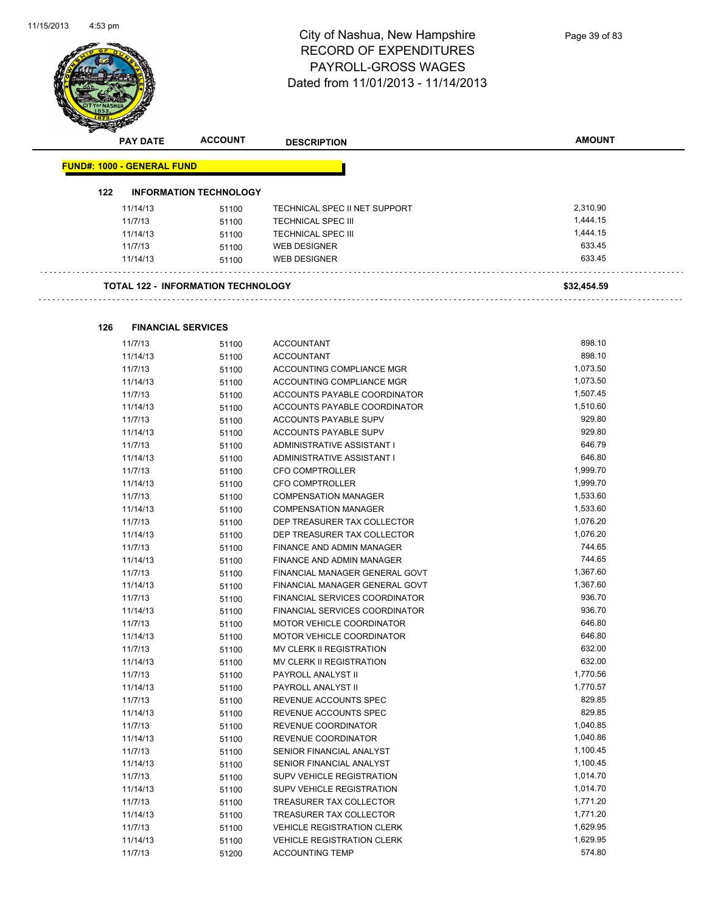City of Nashua, New Hampshire
RECORD OF EXPENDITURES
PAYROLL-GROSS WAGES
Dated from 11/01/2013 - 11/14/2013

| PAY DATE | ACCOUNT | DESCRIPTION | AMOUNT |
|---|---|---|---|

**FUND#: 1000 - GENERAL FUND**

**122 INFORMATION TECHNOLOGY**

| PAY DATE | ACCOUNT | DESCRIPTION | AMOUNT |
|---|---|---|---|
| 11/14/13 | 51100 | TECHNICAL SPEC II NET SUPPORT | 2,310.90 |
| 11/7/13 | 51100 | TECHNICAL SPEC III | 1,444.15 |
| 11/14/13 | 51100 | TECHNICAL SPEC III | 1,444.15 |
| 11/7/13 | 51100 | WEB DESIGNER | 633.45 |
| 11/14/13 | 51100 | WEB DESIGNER | 633.45 |

**TOTAL 122 - INFORMATION TECHNOLOGY** **$32,454.59**

**126 FINANCIAL SERVICES**

| PAY DATE | ACCOUNT | DESCRIPTION | AMOUNT |
|---|---|---|---|
| 11/7/13 | 51100 | ACCOUNTANT | 898.10 |
| 11/14/13 | 51100 | ACCOUNTANT | 898.10 |
| 11/7/13 | 51100 | ACCOUNTING COMPLIANCE MGR | 1,073.50 |
| 11/14/13 | 51100 | ACCOUNTING COMPLIANCE MGR | 1,073.50 |
| 11/7/13 | 51100 | ACCOUNTS PAYABLE COORDINATOR | 1,507.45 |
| 11/14/13 | 51100 | ACCOUNTS PAYABLE COORDINATOR | 1,510.60 |
| 11/7/13 | 51100 | ACCOUNTS PAYABLE SUPV | 929.80 |
| 11/14/13 | 51100 | ACCOUNTS PAYABLE SUPV | 929.80 |
| 11/7/13 | 51100 | ADMINISTRATIVE ASSISTANT I | 646.79 |
| 11/14/13 | 51100 | ADMINISTRATIVE ASSISTANT I | 646.80 |
| 11/7/13 | 51100 | CFO COMPTROLLER | 1,999.70 |
| 11/14/13 | 51100 | CFO COMPTROLLER | 1,999.70 |
| 11/7/13 | 51100 | COMPENSATION MANAGER | 1,533.60 |
| 11/14/13 | 51100 | COMPENSATION MANAGER | 1,533.60 |
| 11/7/13 | 51100 | DEP TREASURER TAX COLLECTOR | 1,076.20 |
| 11/14/13 | 51100 | DEP TREASURER TAX COLLECTOR | 1,076.20 |
| 11/7/13 | 51100 | FINANCE AND ADMIN MANAGER | 744.65 |
| 11/14/13 | 51100 | FINANCE AND ADMIN MANAGER | 744.65 |
| 11/7/13 | 51100 | FINANCIAL MANAGER GENERAL GOVT | 1,367.60 |
| 11/14/13 | 51100 | FINANCIAL MANAGER GENERAL GOVT | 1,367.60 |
| 11/7/13 | 51100 | FINANCIAL SERVICES COORDINATOR | 936.70 |
| 11/14/13 | 51100 | FINANCIAL SERVICES COORDINATOR | 936.70 |
| 11/7/13 | 51100 | MOTOR VEHICLE COORDINATOR | 646.80 |
| 11/14/13 | 51100 | MOTOR VEHICLE COORDINATOR | 646.80 |
| 11/7/13 | 51100 | MV CLERK II REGISTRATION | 632.00 |
| 11/14/13 | 51100 | MV CLERK II REGISTRATION | 632.00 |
| 11/7/13 | 51100 | PAYROLL ANALYST II | 1,770.56 |
| 11/14/13 | 51100 | PAYROLL ANALYST II | 1,770.57 |
| 11/7/13 | 51100 | REVENUE ACCOUNTS SPEC | 829.85 |
| 11/14/13 | 51100 | REVENUE ACCOUNTS SPEC | 829.85 |
| 11/7/13 | 51100 | REVENUE COORDINATOR | 1,040.85 |
| 11/14/13 | 51100 | REVENUE COORDINATOR | 1,040.86 |
| 11/7/13 | 51100 | SENIOR FINANCIAL ANALYST | 1,100.45 |
| 11/14/13 | 51100 | SENIOR FINANCIAL ANALYST | 1,100.45 |
| 11/7/13 | 51100 | SUPV VEHICLE REGISTRATION | 1,014.70 |
| 11/14/13 | 51100 | SUPV VEHICLE REGISTRATION | 1,014.70 |
| 11/7/13 | 51100 | TREASURER TAX COLLECTOR | 1,771.20 |
| 11/14/13 | 51100 | TREASURER TAX COLLECTOR | 1,771.20 |
| 11/7/13 | 51100 | VEHICLE REGISTRATION CLERK | 1,629.95 |
| 11/14/13 | 51100 | VEHICLE REGISTRATION CLERK | 1,629.95 |
| 11/7/13 | 51200 | ACCOUNTING TEMP | 574.80 |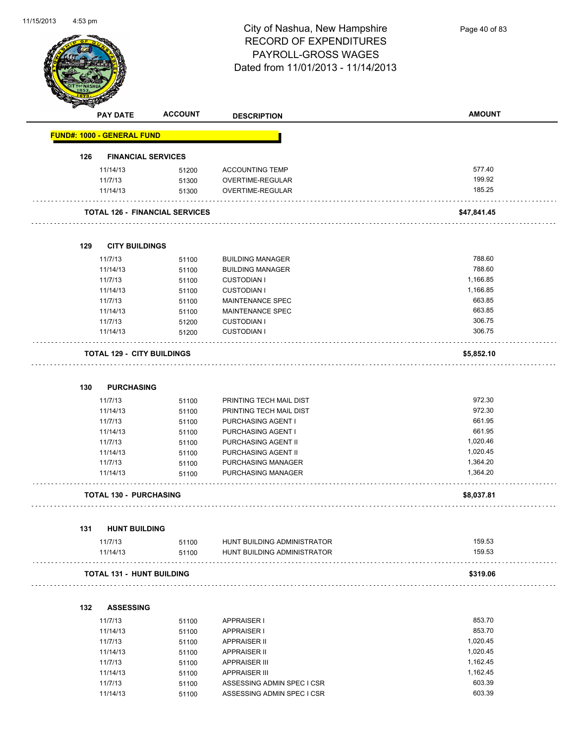# City of Nashua, New Hampshire
## RECORD OF EXPENDITURES
## PAYROLL-GROSS WAGES
## Dated from 11/01/2013 - 11/14/2013

| PAY DATE | ACCOUNT | DESCRIPTION | AMOUNT |
|---|---|---|---|
| **FUND#: 1000 - GENERAL FUND** | | | |
| **126 FINANCIAL SERVICES** | | | |
| 11/14/13 | 51200 | ACCOUNTING TEMP | 577.40 |
| 11/7/13 | 51300 | OVERTIME-REGULAR | 199.92 |
| 11/14/13 | 51300 | OVERTIME-REGULAR | 185.25 |
| **TOTAL 126 - FINANCIAL SERVICES** | | | **$47,841.45** |
| **129 CITY BUILDINGS** | | | |
| 11/7/13 | 51100 | BUILDING MANAGER | 788.60 |
| 11/14/13 | 51100 | BUILDING MANAGER | 788.60 |
| 11/7/13 | 51100 | CUSTODIAN I | 1,166.85 |
| 11/14/13 | 51100 | CUSTODIAN I | 1,166.85 |
| 11/7/13 | 51100 | MAINTENANCE SPEC | 663.85 |
| 11/14/13 | 51100 | MAINTENANCE SPEC | 663.85 |
| 11/7/13 | 51200 | CUSTODIAN I | 306.75 |
| 11/14/13 | 51200 | CUSTODIAN I | 306.75 |
| **TOTAL 129 - CITY BUILDINGS** | | | **$5,852.10** |
| **130 PURCHASING** | | | |
| 11/7/13 | 51100 | PRINTING TECH MAIL DIST | 972.30 |
| 11/14/13 | 51100 | PRINTING TECH MAIL DIST | 972.30 |
| 11/7/13 | 51100 | PURCHASING AGENT I | 661.95 |
| 11/14/13 | 51100 | PURCHASING AGENT I | 661.95 |
| 11/7/13 | 51100 | PURCHASING AGENT II | 1,020.46 |
| 11/14/13 | 51100 | PURCHASING AGENT II | 1,020.45 |
| 11/7/13 | 51100 | PURCHASING MANAGER | 1,364.20 |
| 11/14/13 | 51100 | PURCHASING MANAGER | 1,364.20 |
| **TOTAL 130 - PURCHASING** | | | **$8,037.81** |
| **131 HUNT BUILDING** | | | |
| 11/7/13 | 51100 | HUNT BUILDING ADMINISTRATOR | 159.53 |
| 11/14/13 | 51100 | HUNT BUILDING ADMINISTRATOR | 159.53 |
| **TOTAL 131 - HUNT BUILDING** | | | **$319.06** |
| **132 ASSESSING** | | | |
| 11/7/13 | 51100 | APPRAISER I | 853.70 |
| 11/14/13 | 51100 | APPRAISER I | 853.70 |
| 11/7/13 | 51100 | APPRAISER II | 1,020.45 |
| 11/14/13 | 51100 | APPRAISER II | 1,020.45 |
| 11/7/13 | 51100 | APPRAISER III | 1,162.45 |
| 11/14/13 | 51100 | APPRAISER III | 1,162.45 |
| 11/7/13 | 51100 | ASSESSING ADMIN SPEC I CSR | 603.39 |
| 11/14/13 | 51100 | ASSESSING ADMIN SPEC I CSR | 603.39 |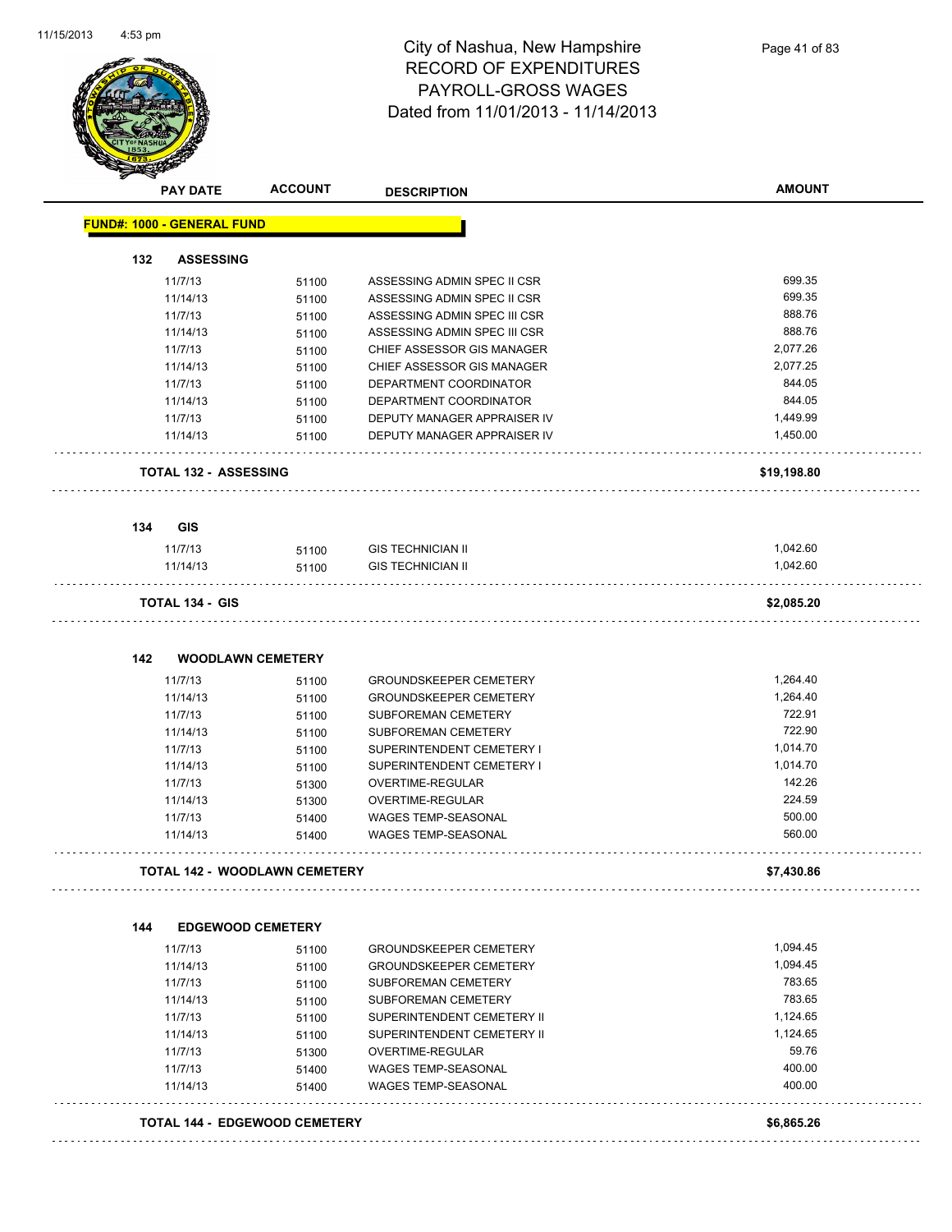# City of Nashua, New Hampshire
## RECORD OF EXPENDITURES
## PAYROLL-GROSS WAGES
## Dated from 11/01/2013 - 11/14/2013

| PAY DATE | ACCOUNT | DESCRIPTION | AMOUNT |
|---|---|---|---|
| **FUND#: 1000 - GENERAL FUND** | | | |
| **132 ASSESSING** | | | |
| 11/7/13 | 51100 | ASSESSING ADMIN SPEC II CSR | 699.35 |
| 11/14/13 | 51100 | ASSESSING ADMIN SPEC II CSR | 699.35 |
| 11/7/13 | 51100 | ASSESSING ADMIN SPEC III CSR | 888.76 |
| 11/14/13 | 51100 | ASSESSING ADMIN SPEC III CSR | 888.76 |
| 11/7/13 | 51100 | CHIEF ASSESSOR GIS MANAGER | 2,077.26 |
| 11/14/13 | 51100 | CHIEF ASSESSOR GIS MANAGER | 2,077.25 |
| 11/7/13 | 51100 | DEPARTMENT COORDINATOR | 844.05 |
| 11/14/13 | 51100 | DEPARTMENT COORDINATOR | 844.05 |
| 11/7/13 | 51100 | DEPUTY MANAGER APPRAISER IV | 1,449.99 |
| 11/14/13 | 51100 | DEPUTY MANAGER APPRAISER IV | 1,450.00 |
| **TOTAL 132 - ASSESSING** | | | **$19,198.80** |
| **134 GIS** | | | |
| 11/7/13 | 51100 | GIS TECHNICIAN II | 1,042.60 |
| 11/14/13 | 51100 | GIS TECHNICIAN II | 1,042.60 |
| **TOTAL 134 - GIS** | | | **$2,085.20** |
| **142 WOODLAWN CEMETERY** | | | |
| 11/7/13 | 51100 | GROUNDSKEEPER CEMETERY | 1,264.40 |
| 11/14/13 | 51100 | GROUNDSKEEPER CEMETERY | 1,264.40 |
| 11/7/13 | 51100 | SUBFOREMAN CEMETERY | 722.91 |
| 11/14/13 | 51100 | SUBFOREMAN CEMETERY | 722.90 |
| 11/7/13 | 51100 | SUPERINTENDENT CEMETERY I | 1,014.70 |
| 11/14/13 | 51100 | SUPERINTENDENT CEMETERY I | 1,014.70 |
| 11/7/13 | 51300 | OVERTIME-REGULAR | 142.26 |
| 11/14/13 | 51300 | OVERTIME-REGULAR | 224.59 |
| 11/7/13 | 51400 | WAGES TEMP-SEASONAL | 500.00 |
| 11/14/13 | 51400 | WAGES TEMP-SEASONAL | 560.00 |
| **TOTAL 142 - WOODLAWN CEMETERY** | | | **$7,430.86** |
| **144 EDGEWOOD CEMETERY** | | | |
| 11/7/13 | 51100 | GROUNDSKEEPER CEMETERY | 1,094.45 |
| 11/14/13 | 51100 | GROUNDSKEEPER CEMETERY | 1,094.45 |
| 11/7/13 | 51100 | SUBFOREMAN CEMETERY | 783.65 |
| 11/14/13 | 51100 | SUBFOREMAN CEMETERY | 783.65 |
| 11/7/13 | 51100 | SUPERINTENDENT CEMETERY II | 1,124.65 |
| 11/14/13 | 51100 | SUPERINTENDENT CEMETERY II | 1,124.65 |
| 11/7/13 | 51300 | OVERTIME-REGULAR | 59.76 |
| 11/7/13 | 51400 | WAGES TEMP-SEASONAL | 400.00 |
| 11/14/13 | 51400 | WAGES TEMP-SEASONAL | 400.00 |
| **TOTAL 144 - EDGEWOOD CEMETERY** | | | **$6,865.26** |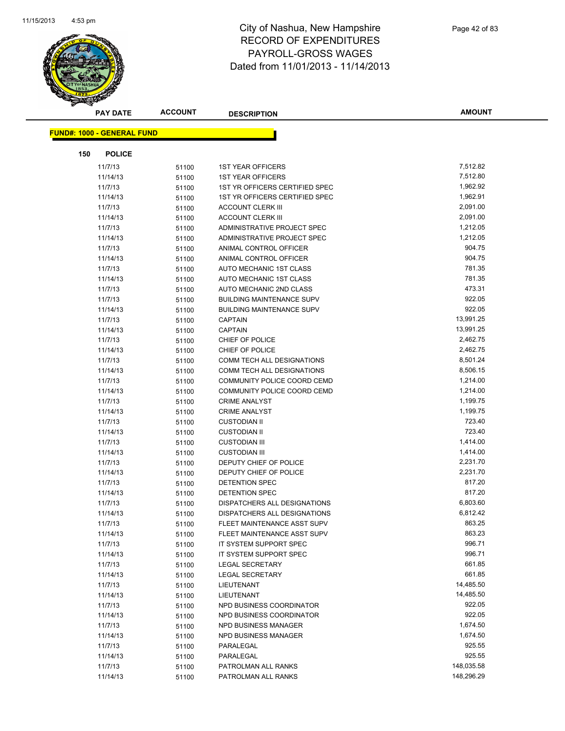# City of Nashua, New Hampshire
# RECORD OF EXPENDITURES
# PAYROLL-GROSS WAGES
# Dated from 11/01/2013 - 11/14/2013

**FUND#: 1000 - GENERAL FUND**

**150 POLICE**

| PAY DATE | ACCOUNT | DESCRIPTION | AMOUNT |
|---|---|---|---|
| 11/7/13 | 51100 | 1ST YEAR OFFICERS | 7,512.82 |
| 11/14/13 | 51100 | 1ST YEAR OFFICERS | 7,512.80 |
| 11/7/13 | 51100 | 1ST YR OFFICERS CERTIFIED SPEC | 1,962.92 |
| 11/14/13 | 51100 | 1ST YR OFFICERS CERTIFIED SPEC | 1,962.91 |
| 11/7/13 | 51100 | ACCOUNT CLERK III | 2,091.00 |
| 11/14/13 | 51100 | ACCOUNT CLERK III | 2,091.00 |
| 11/7/13 | 51100 | ADMINISTRATIVE PROJECT SPEC | 1,212.05 |
| 11/14/13 | 51100 | ADMINISTRATIVE PROJECT SPEC | 1,212.05 |
| 11/7/13 | 51100 | ANIMAL CONTROL OFFICER | 904.75 |
| 11/14/13 | 51100 | ANIMAL CONTROL OFFICER | 904.75 |
| 11/7/13 | 51100 | AUTO MECHANIC 1ST CLASS | 781.35 |
| 11/14/13 | 51100 | AUTO MECHANIC 1ST CLASS | 781.35 |
| 11/7/13 | 51100 | AUTO MECHANIC 2ND CLASS | 473.31 |
| 11/7/13 | 51100 | BUILDING MAINTENANCE SUPV | 922.05 |
| 11/14/13 | 51100 | BUILDING MAINTENANCE SUPV | 922.05 |
| 11/7/13 | 51100 | CAPTAIN | 13,991.25 |
| 11/14/13 | 51100 | CAPTAIN | 13,991.25 |
| 11/7/13 | 51100 | CHIEF OF POLICE | 2,462.75 |
| 11/14/13 | 51100 | CHIEF OF POLICE | 2,462.75 |
| 11/7/13 | 51100 | COMM TECH ALL DESIGNATIONS | 8,501.24 |
| 11/14/13 | 51100 | COMM TECH ALL DESIGNATIONS | 8,506.15 |
| 11/7/13 | 51100 | COMMUNITY POLICE COORD CEMD | 1,214.00 |
| 11/14/13 | 51100 | COMMUNITY POLICE COORD CEMD | 1,214.00 |
| 11/7/13 | 51100 | CRIME ANALYST | 1,199.75 |
| 11/14/13 | 51100 | CRIME ANALYST | 1,199.75 |
| 11/7/13 | 51100 | CUSTODIAN II | 723.40 |
| 11/14/13 | 51100 | CUSTODIAN II | 723.40 |
| 11/7/13 | 51100 | CUSTODIAN III | 1,414.00 |
| 11/14/13 | 51100 | CUSTODIAN III | 1,414.00 |
| 11/7/13 | 51100 | DEPUTY CHIEF OF POLICE | 2,231.70 |
| 11/14/13 | 51100 | DEPUTY CHIEF OF POLICE | 2,231.70 |
| 11/7/13 | 51100 | DETENTION SPEC | 817.20 |
| 11/14/13 | 51100 | DETENTION SPEC | 817.20 |
| 11/7/13 | 51100 | DISPATCHERS ALL DESIGNATIONS | 6,803.60 |
| 11/14/13 | 51100 | DISPATCHERS ALL DESIGNATIONS | 6,812.42 |
| 11/7/13 | 51100 | FLEET MAINTENANCE ASST SUPV | 863.25 |
| 11/14/13 | 51100 | FLEET MAINTENANCE ASST SUPV | 863.23 |
| 11/7/13 | 51100 | IT SYSTEM SUPPORT SPEC | 996.71 |
| 11/14/13 | 51100 | IT SYSTEM SUPPORT SPEC | 996.71 |
| 11/7/13 | 51100 | LEGAL SECRETARY | 661.85 |
| 11/14/13 | 51100 | LEGAL SECRETARY | 661.85 |
| 11/7/13 | 51100 | LIEUTENANT | 14,485.50 |
| 11/14/13 | 51100 | LIEUTENANT | 14,485.50 |
| 11/7/13 | 51100 | NPD BUSINESS COORDINATOR | 922.05 |
| 11/14/13 | 51100 | NPD BUSINESS COORDINATOR | 922.05 |
| 11/7/13 | 51100 | NPD BUSINESS MANAGER | 1,674.50 |
| 11/14/13 | 51100 | NPD BUSINESS MANAGER | 1,674.50 |
| 11/7/13 | 51100 | PARALEGAL | 925.55 |
| 11/14/13 | 51100 | PARALEGAL | 925.55 |
| 11/7/13 | 51100 | PATROLMAN ALL RANKS | 148,035.58 |
| 11/14/13 | 51100 | PATROLMAN ALL RANKS | 148,296.29 |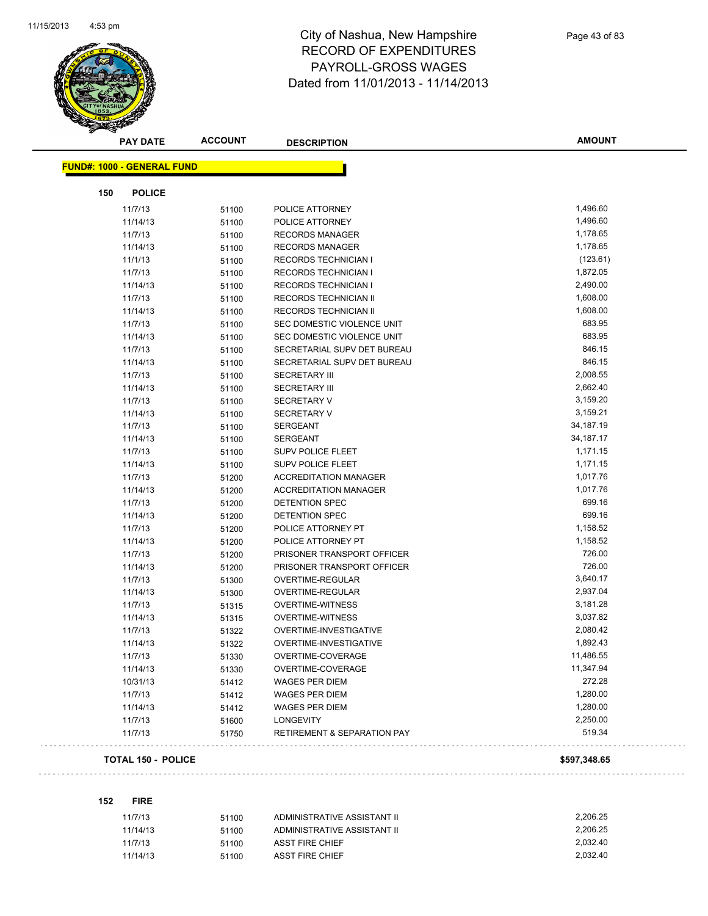# City of Nashua, New Hampshire
# RECORD OF EXPENDITURES
# PAYROLL-GROSS WAGES
# Dated from 11/01/2013 - 11/14/2013

| PAY DATE | ACCOUNT | DESCRIPTION | AMOUNT |
|---|---|---|---|

**FUND#: 1000 - GENERAL FUND**

**150 POLICE**

| PAY DATE | ACCOUNT | DESCRIPTION | AMOUNT |
|---|---|---|---|
| 11/7/13 | 51100 | POLICE ATTORNEY | 1,496.60 |
| 11/14/13 | 51100 | POLICE ATTORNEY | 1,496.60 |
| 11/7/13 | 51100 | RECORDS MANAGER | 1,178.65 |
| 11/14/13 | 51100 | RECORDS MANAGER | 1,178.65 |
| 11/1/13 | 51100 | RECORDS TECHNICIAN I | (123.61) |
| 11/7/13 | 51100 | RECORDS TECHNICIAN I | 1,872.05 |
| 11/14/13 | 51100 | RECORDS TECHNICIAN I | 2,490.00 |
| 11/7/13 | 51100 | RECORDS TECHNICIAN II | 1,608.00 |
| 11/14/13 | 51100 | RECORDS TECHNICIAN II | 1,608.00 |
| 11/7/13 | 51100 | SEC DOMESTIC VIOLENCE UNIT | 683.95 |
| 11/14/13 | 51100 | SEC DOMESTIC VIOLENCE UNIT | 683.95 |
| 11/7/13 | 51100 | SECRETARIAL SUPV DET BUREAU | 846.15 |
| 11/14/13 | 51100 | SECRETARIAL SUPV DET BUREAU | 846.15 |
| 11/7/13 | 51100 | SECRETARY III | 2,008.55 |
| 11/14/13 | 51100 | SECRETARY III | 2,662.40 |
| 11/7/13 | 51100 | SECRETARY V | 3,159.20 |
| 11/14/13 | 51100 | SECRETARY V | 3,159.21 |
| 11/7/13 | 51100 | SERGEANT | 34,187.19 |
| 11/14/13 | 51100 | SERGEANT | 34,187.17 |
| 11/7/13 | 51100 | SUPV POLICE FLEET | 1,171.15 |
| 11/14/13 | 51100 | SUPV POLICE FLEET | 1,171.15 |
| 11/7/13 | 51200 | ACCREDITATION MANAGER | 1,017.76 |
| 11/14/13 | 51200 | ACCREDITATION MANAGER | 1,017.76 |
| 11/7/13 | 51200 | DETENTION SPEC | 699.16 |
| 11/14/13 | 51200 | DETENTION SPEC | 699.16 |
| 11/7/13 | 51200 | POLICE ATTORNEY PT | 1,158.52 |
| 11/14/13 | 51200 | POLICE ATTORNEY PT | 1,158.52 |
| 11/7/13 | 51200 | PRISONER TRANSPORT OFFICER | 726.00 |
| 11/14/13 | 51200 | PRISONER TRANSPORT OFFICER | 726.00 |
| 11/7/13 | 51300 | OVERTIME-REGULAR | 3,640.17 |
| 11/14/13 | 51300 | OVERTIME-REGULAR | 2,937.04 |
| 11/7/13 | 51315 | OVERTIME-WITNESS | 3,181.28 |
| 11/14/13 | 51315 | OVERTIME-WITNESS | 3,037.82 |
| 11/7/13 | 51322 | OVERTIME-INVESTIGATIVE | 2,080.42 |
| 11/14/13 | 51322 | OVERTIME-INVESTIGATIVE | 1,892.43 |
| 11/7/13 | 51330 | OVERTIME-COVERAGE | 11,486.55 |
| 11/14/13 | 51330 | OVERTIME-COVERAGE | 11,347.94 |
| 10/31/13 | 51412 | WAGES PER DIEM | 272.28 |
| 11/7/13 | 51412 | WAGES PER DIEM | 1,280.00 |
| 11/14/13 | 51412 | WAGES PER DIEM | 1,280.00 |
| 11/7/13 | 51600 | LONGEVITY | 2,250.00 |
| 11/7/13 | 51750 | RETIREMENT & SEPARATION PAY | 519.34 |

**TOTAL 150 - POLICE** **$597,348.65**

**152 FIRE**

| PAY DATE | ACCOUNT | DESCRIPTION | AMOUNT |
|---|---|---|---|
| 11/7/13 | 51100 | ADMINISTRATIVE ASSISTANT II | 2,206.25 |
| 11/14/13 | 51100 | ADMINISTRATIVE ASSISTANT II | 2,206.25 |
| 11/7/13 | 51100 | ASST FIRE CHIEF | 2,032.40 |
| 11/14/13 | 51100 | ASST FIRE CHIEF | 2,032.40 |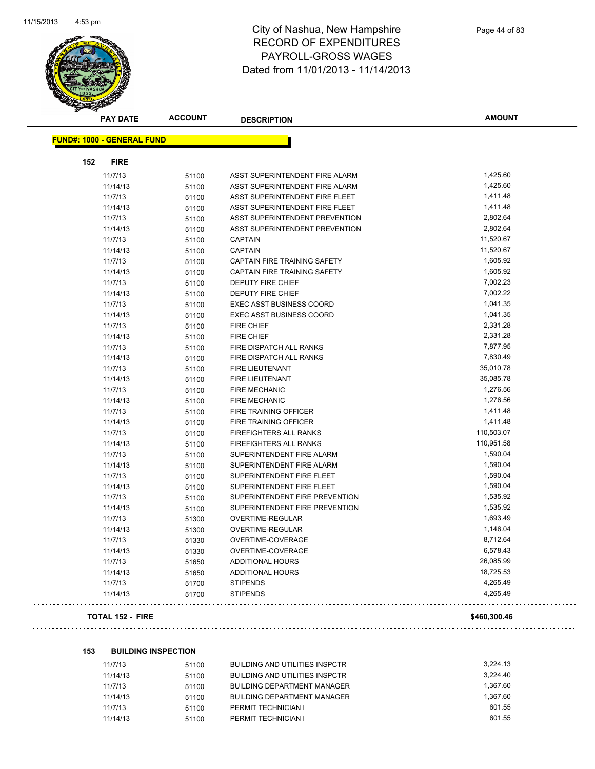# City of Nashua, New Hampshire
## RECORD OF EXPENDITURES
## PAYROLL-GROSS WAGES
Dated from 11/01/2013 - 11/14/2013

| PAY DATE | ACCOUNT | DESCRIPTION | AMOUNT |
|---|---|---|---|

**FUND#: 1000 - GENERAL FUND**

**152 FIRE**

| PAY DATE | ACCOUNT | DESCRIPTION | AMOUNT |
|---|---|---|---|
| 11/7/13 | 51100 | ASST SUPERINTENDENT FIRE ALARM | 1,425.60 |
| 11/14/13 | 51100 | ASST SUPERINTENDENT FIRE ALARM | 1,425.60 |
| 11/7/13 | 51100 | ASST SUPERINTENDENT FIRE FLEET | 1,411.48 |
| 11/14/13 | 51100 | ASST SUPERINTENDENT FIRE FLEET | 1,411.48 |
| 11/7/13 | 51100 | ASST SUPERINTENDENT PREVENTION | 2,802.64 |
| 11/14/13 | 51100 | ASST SUPERINTENDENT PREVENTION | 2,802.64 |
| 11/7/13 | 51100 | CAPTAIN | 11,520.67 |
| 11/14/13 | 51100 | CAPTAIN | 11,520.67 |
| 11/7/13 | 51100 | CAPTAIN FIRE TRAINING SAFETY | 1,605.92 |
| 11/14/13 | 51100 | CAPTAIN FIRE TRAINING SAFETY | 1,605.92 |
| 11/7/13 | 51100 | DEPUTY FIRE CHIEF | 7,002.23 |
| 11/14/13 | 51100 | DEPUTY FIRE CHIEF | 7,002.22 |
| 11/7/13 | 51100 | EXEC ASST BUSINESS COORD | 1,041.35 |
| 11/14/13 | 51100 | EXEC ASST BUSINESS COORD | 1,041.35 |
| 11/7/13 | 51100 | FIRE CHIEF | 2,331.28 |
| 11/14/13 | 51100 | FIRE CHIEF | 2,331.28 |
| 11/7/13 | 51100 | FIRE DISPATCH ALL RANKS | 7,877.95 |
| 11/14/13 | 51100 | FIRE DISPATCH ALL RANKS | 7,830.49 |
| 11/7/13 | 51100 | FIRE LIEUTENANT | 35,010.78 |
| 11/14/13 | 51100 | FIRE LIEUTENANT | 35,085.78 |
| 11/7/13 | 51100 | FIRE MECHANIC | 1,276.56 |
| 11/14/13 | 51100 | FIRE MECHANIC | 1,276.56 |
| 11/7/13 | 51100 | FIRE TRAINING OFFICER | 1,411.48 |
| 11/14/13 | 51100 | FIRE TRAINING OFFICER | 1,411.48 |
| 11/7/13 | 51100 | FIREFIGHTERS ALL RANKS | 110,503.07 |
| 11/14/13 | 51100 | FIREFIGHTERS ALL RANKS | 110,951.58 |
| 11/7/13 | 51100 | SUPERINTENDENT FIRE ALARM | 1,590.04 |
| 11/14/13 | 51100 | SUPERINTENDENT FIRE ALARM | 1,590.04 |
| 11/7/13 | 51100 | SUPERINTENDENT FIRE FLEET | 1,590.04 |
| 11/14/13 | 51100 | SUPERINTENDENT FIRE FLEET | 1,590.04 |
| 11/7/13 | 51100 | SUPERINTENDENT FIRE PREVENTION | 1,535.92 |
| 11/14/13 | 51100 | SUPERINTENDENT FIRE PREVENTION | 1,535.92 |
| 11/7/13 | 51300 | OVERTIME-REGULAR | 1,693.49 |
| 11/14/13 | 51300 | OVERTIME-REGULAR | 1,146.04 |
| 11/7/13 | 51330 | OVERTIME-COVERAGE | 8,712.64 |
| 11/14/13 | 51330 | OVERTIME-COVERAGE | 6,578.43 |
| 11/7/13 | 51650 | ADDITIONAL HOURS | 26,085.99 |
| 11/14/13 | 51650 | ADDITIONAL HOURS | 18,725.53 |
| 11/7/13 | 51700 | STIPENDS | 4,265.49 |
| 11/14/13 | 51700 | STIPENDS | 4,265.49 |

**TOTAL 152 - FIRE** **$460,300.46**

**153 BUILDING INSPECTION**

| PAY DATE | ACCOUNT | DESCRIPTION | AMOUNT |
|---|---|---|---|
| 11/7/13 | 51100 | BUILDING AND UTILITIES INSPCTR | 3,224.13 |
| 11/14/13 | 51100 | BUILDING AND UTILITIES INSPCTR | 3,224.40 |
| 11/7/13 | 51100 | BUILDING DEPARTMENT MANAGER | 1,367.60 |
| 11/14/13 | 51100 | BUILDING DEPARTMENT MANAGER | 1,367.60 |
| 11/7/13 | 51100 | PERMIT TECHNICIAN I | 601.55 |
| 11/14/13 | 51100 | PERMIT TECHNICIAN I | 601.55 |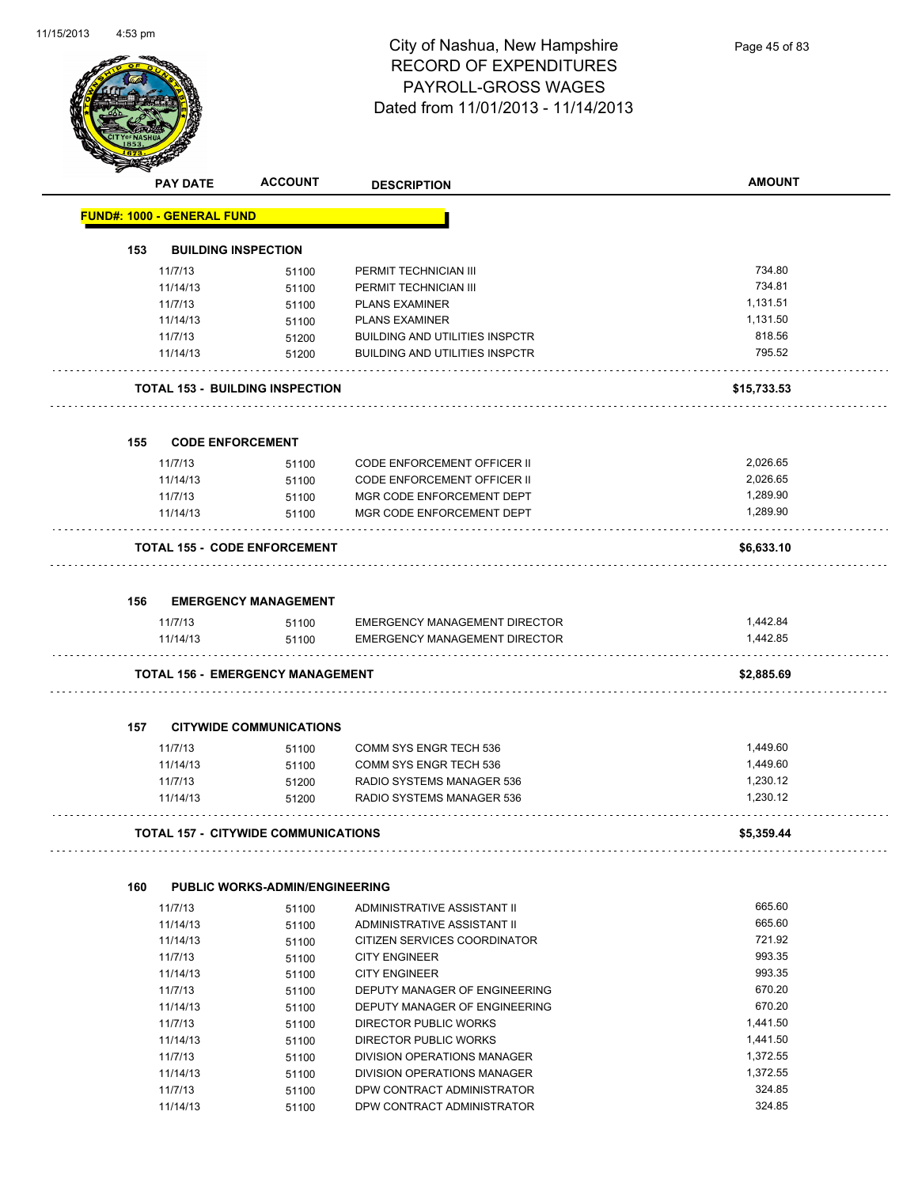# City of Nashua, New Hampshire
## RECORD OF EXPENDITURES
## PAYROLL-GROSS WAGES
### Dated from 11/01/2013 - 11/14/2013

| PAY DATE | ACCOUNT | DESCRIPTION | AMOUNT |
|---|---|---|---|
| **FUND#: 1000 - GENERAL FUND** | | | |
| **153 BUILDING INSPECTION** | | | |
| 11/7/13 | 51100 | PERMIT TECHNICIAN III | 734.80 |
| 11/14/13 | 51100 | PERMIT TECHNICIAN III | 734.81 |
| 11/7/13 | 51100 | PLANS EXAMINER | 1,131.51 |
| 11/14/13 | 51100 | PLANS EXAMINER | 1,131.50 |
| 11/7/13 | 51200 | BUILDING AND UTILITIES INSPCTR | 818.56 |
| 11/14/13 | 51200 | BUILDING AND UTILITIES INSPCTR | 795.52 |
| **TOTAL 153 - BUILDING INSPECTION** | | | **$15,733.53** |
| **155 CODE ENFORCEMENT** | | | |
| 11/7/13 | 51100 | CODE ENFORCEMENT OFFICER II | 2,026.65 |
| 11/14/13 | 51100 | CODE ENFORCEMENT OFFICER II | 2,026.65 |
| 11/7/13 | 51100 | MGR CODE ENFORCEMENT DEPT | 1,289.90 |
| 11/14/13 | 51100 | MGR CODE ENFORCEMENT DEPT | 1,289.90 |
| **TOTAL 155 - CODE ENFORCEMENT** | | | **$6,633.10** |
| **156 EMERGENCY MANAGEMENT** | | | |
| 11/7/13 | 51100 | EMERGENCY MANAGEMENT DIRECTOR | 1,442.84 |
| 11/14/13 | 51100 | EMERGENCY MANAGEMENT DIRECTOR | 1,442.85 |
| **TOTAL 156 - EMERGENCY MANAGEMENT** | | | **$2,885.69** |
| **157 CITYWIDE COMMUNICATIONS** | | | |
| 11/7/13 | 51100 | COMM SYS ENGR TECH 536 | 1,449.60 |
| 11/14/13 | 51100 | COMM SYS ENGR TECH 536 | 1,449.60 |
| 11/7/13 | 51200 | RADIO SYSTEMS MANAGER 536 | 1,230.12 |
| 11/14/13 | 51200 | RADIO SYSTEMS MANAGER 536 | 1,230.12 |
| **TOTAL 157 - CITYWIDE COMMUNICATIONS** | | | **$5,359.44** |
| **160 PUBLIC WORKS-ADMIN/ENGINEERING** | | | |
| 11/7/13 | 51100 | ADMINISTRATIVE ASSISTANT II | 665.60 |
| 11/14/13 | 51100 | ADMINISTRATIVE ASSISTANT II | 665.60 |
| 11/14/13 | 51100 | CITIZEN SERVICES COORDINATOR | 721.92 |
| 11/7/13 | 51100 | CITY ENGINEER | 993.35 |
| 11/14/13 | 51100 | CITY ENGINEER | 993.35 |
| 11/7/13 | 51100 | DEPUTY MANAGER OF ENGINEERING | 670.20 |
| 11/14/13 | 51100 | DEPUTY MANAGER OF ENGINEERING | 670.20 |
| 11/7/13 | 51100 | DIRECTOR PUBLIC WORKS | 1,441.50 |
| 11/14/13 | 51100 | DIRECTOR PUBLIC WORKS | 1,441.50 |
| 11/7/13 | 51100 | DIVISION OPERATIONS MANAGER | 1,372.55 |
| 11/14/13 | 51100 | DIVISION OPERATIONS MANAGER | 1,372.55 |
| 11/7/13 | 51100 | DPW CONTRACT ADMINISTRATOR | 324.85 |
| 11/14/13 | 51100 | DPW CONTRACT ADMINISTRATOR | 324.85 |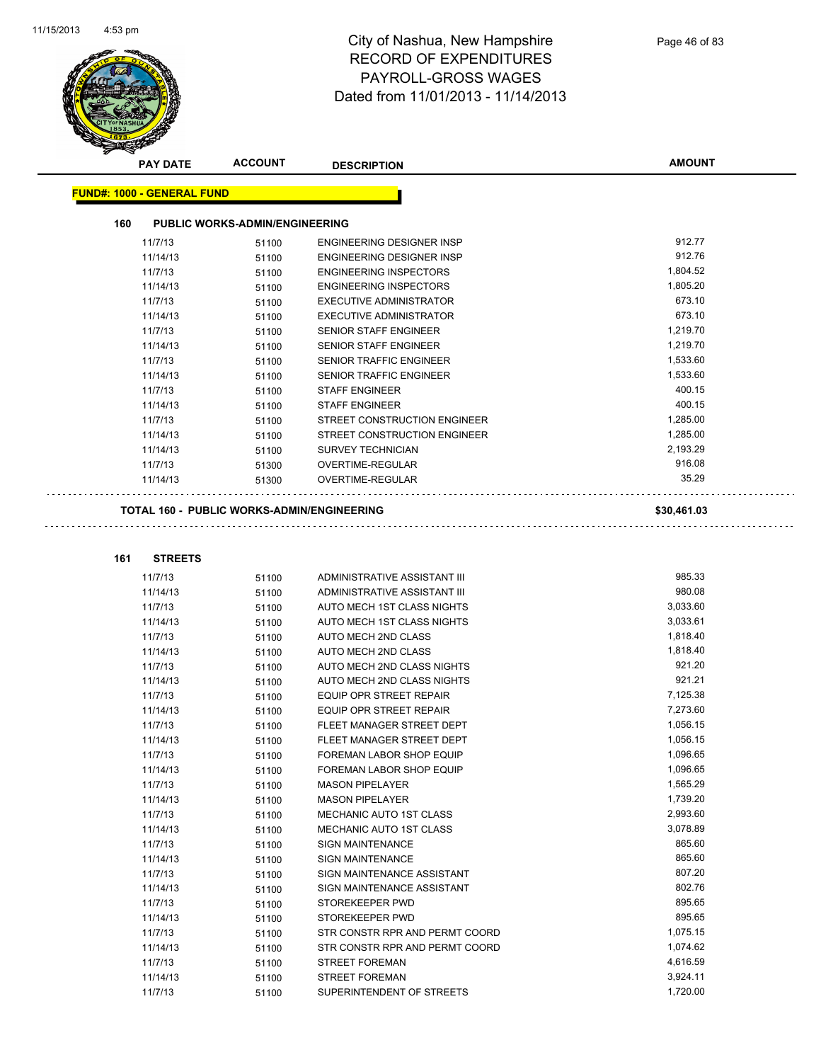# City of Nashua, New Hampshire
## RECORD OF EXPENDITURES
## PAYROLL-GROSS WAGES
## Dated from 11/01/2013 - 11/14/2013

| PAY DATE | ACCOUNT | DESCRIPTION | AMOUNT |
|---|---|---|---|

**FUND#: 1000 - GENERAL FUND**

### 160 PUBLIC WORKS-ADMIN/ENGINEERING

| PAY DATE | ACCOUNT | DESCRIPTION | AMOUNT |
|---|---|---|---|
| 11/7/13 | 51100 | ENGINEERING DESIGNER INSP | 912.77 |
| 11/14/13 | 51100 | ENGINEERING DESIGNER INSP | 912.76 |
| 11/7/13 | 51100 | ENGINEERING INSPECTORS | 1,804.52 |
| 11/14/13 | 51100 | ENGINEERING INSPECTORS | 1,805.20 |
| 11/7/13 | 51100 | EXECUTIVE ADMINISTRATOR | 673.10 |
| 11/14/13 | 51100 | EXECUTIVE ADMINISTRATOR | 673.10 |
| 11/7/13 | 51100 | SENIOR STAFF ENGINEER | 1,219.70 |
| 11/14/13 | 51100 | SENIOR STAFF ENGINEER | 1,219.70 |
| 11/7/13 | 51100 | SENIOR TRAFFIC ENGINEER | 1,533.60 |
| 11/14/13 | 51100 | SENIOR TRAFFIC ENGINEER | 1,533.60 |
| 11/7/13 | 51100 | STAFF ENGINEER | 400.15 |
| 11/14/13 | 51100 | STAFF ENGINEER | 400.15 |
| 11/7/13 | 51100 | STREET CONSTRUCTION ENGINEER | 1,285.00 |
| 11/14/13 | 51100 | STREET CONSTRUCTION ENGINEER | 1,285.00 |
| 11/14/13 | 51100 | SURVEY TECHNICIAN | 2,193.29 |
| 11/7/13 | 51300 | OVERTIME-REGULAR | 916.08 |
| 11/14/13 | 51300 | OVERTIME-REGULAR | 35.29 |

**TOTAL 160 - PUBLIC WORKS-ADMIN/ENGINEERING** **$30,461.03**

### 161 STREETS

| PAY DATE | ACCOUNT | DESCRIPTION | AMOUNT |
|---|---|---|---|
| 11/7/13 | 51100 | ADMINISTRATIVE ASSISTANT III | 985.33 |
| 11/14/13 | 51100 | ADMINISTRATIVE ASSISTANT III | 980.08 |
| 11/7/13 | 51100 | AUTO MECH 1ST CLASS NIGHTS | 3,033.60 |
| 11/14/13 | 51100 | AUTO MECH 1ST CLASS NIGHTS | 3,033.61 |
| 11/7/13 | 51100 | AUTO MECH 2ND CLASS | 1,818.40 |
| 11/14/13 | 51100 | AUTO MECH 2ND CLASS | 1,818.40 |
| 11/7/13 | 51100 | AUTO MECH 2ND CLASS NIGHTS | 921.20 |
| 11/14/13 | 51100 | AUTO MECH 2ND CLASS NIGHTS | 921.21 |
| 11/7/13 | 51100 | EQUIP OPR STREET REPAIR | 7,125.38 |
| 11/14/13 | 51100 | EQUIP OPR STREET REPAIR | 7,273.60 |
| 11/7/13 | 51100 | FLEET MANAGER STREET DEPT | 1,056.15 |
| 11/14/13 | 51100 | FLEET MANAGER STREET DEPT | 1,056.15 |
| 11/7/13 | 51100 | FOREMAN LABOR SHOP EQUIP | 1,096.65 |
| 11/14/13 | 51100 | FOREMAN LABOR SHOP EQUIP | 1,096.65 |
| 11/7/13 | 51100 | MASON PIPELAYER | 1,565.29 |
| 11/14/13 | 51100 | MASON PIPELAYER | 1,739.20 |
| 11/7/13 | 51100 | MECHANIC AUTO 1ST CLASS | 2,993.60 |
| 11/14/13 | 51100 | MECHANIC AUTO 1ST CLASS | 3,078.89 |
| 11/7/13 | 51100 | SIGN MAINTENANCE | 865.60 |
| 11/14/13 | 51100 | SIGN MAINTENANCE | 865.60 |
| 11/7/13 | 51100 | SIGN MAINTENANCE ASSISTANT | 807.20 |
| 11/14/13 | 51100 | SIGN MAINTENANCE ASSISTANT | 802.76 |
| 11/7/13 | 51100 | STOREKEEPER PWD | 895.65 |
| 11/14/13 | 51100 | STOREKEEPER PWD | 895.65 |
| 11/7/13 | 51100 | STR CONSTR RPR AND PERMT COORD | 1,075.15 |
| 11/14/13 | 51100 | STR CONSTR RPR AND PERMT COORD | 1,074.62 |
| 11/7/13 | 51100 | STREET FOREMAN | 4,616.59 |
| 11/14/13 | 51100 | STREET FOREMAN | 3,924.11 |
| 11/7/13 | 51100 | SUPERINTENDENT OF STREETS | 1,720.00 |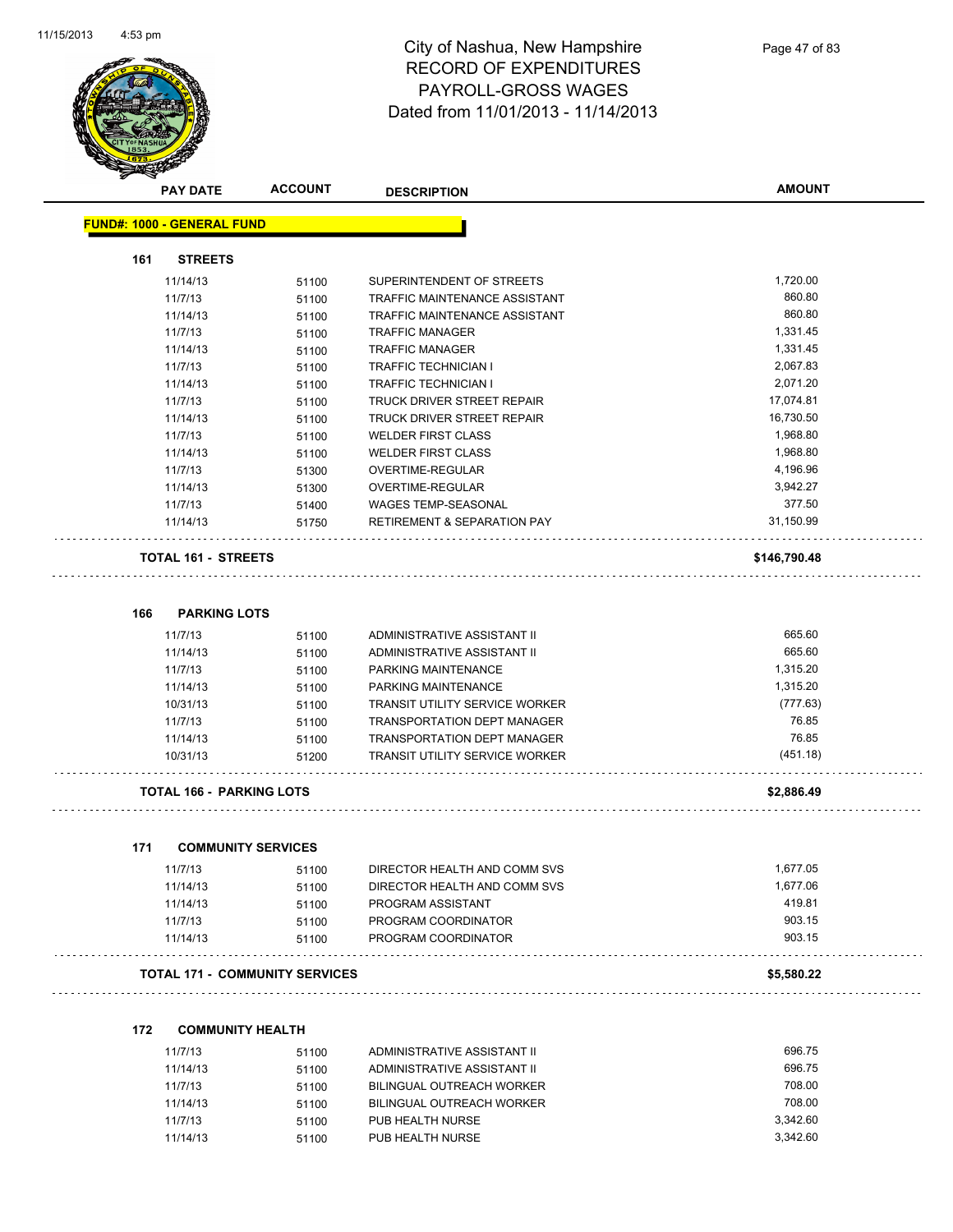# City of Nashua, New Hampshire
# RECORD OF EXPENDITURES
# PAYROLL-GROSS WAGES
# Dated from 11/01/2013 - 11/14/2013

| PAY DATE | ACCOUNT | DESCRIPTION | AMOUNT |
|---|---|---|---|

**FUND#: 1000 - GENERAL FUND**

### 161 STREETS

| PAY DATE | ACCOUNT | DESCRIPTION | AMOUNT |
|---|---|---|---|
| 11/14/13 | 51100 | SUPERINTENDENT OF STREETS | 1,720.00 |
| 11/7/13 | 51100 | TRAFFIC MAINTENANCE ASSISTANT | 860.80 |
| 11/14/13 | 51100 | TRAFFIC MAINTENANCE ASSISTANT | 860.80 |
| 11/7/13 | 51100 | TRAFFIC MANAGER | 1,331.45 |
| 11/14/13 | 51100 | TRAFFIC MANAGER | 1,331.45 |
| 11/7/13 | 51100 | TRAFFIC TECHNICIAN I | 2,067.83 |
| 11/14/13 | 51100 | TRAFFIC TECHNICIAN I | 2,071.20 |
| 11/7/13 | 51100 | TRUCK DRIVER STREET REPAIR | 17,074.81 |
| 11/14/13 | 51100 | TRUCK DRIVER STREET REPAIR | 16,730.50 |
| 11/7/13 | 51100 | WELDER FIRST CLASS | 1,968.80 |
| 11/14/13 | 51100 | WELDER FIRST CLASS | 1,968.80 |
| 11/7/13 | 51300 | OVERTIME-REGULAR | 4,196.96 |
| 11/14/13 | 51300 | OVERTIME-REGULAR | 3,942.27 |
| 11/7/13 | 51400 | WAGES TEMP-SEASONAL | 377.50 |
| 11/14/13 | 51750 | RETIREMENT & SEPARATION PAY | 31,150.99 |

**TOTAL 161 - STREETS** **$146,790.48**

### 166 PARKING LOTS

| PAY DATE | ACCOUNT | DESCRIPTION | AMOUNT |
|---|---|---|---|
| 11/7/13 | 51100 | ADMINISTRATIVE ASSISTANT II | 665.60 |
| 11/14/13 | 51100 | ADMINISTRATIVE ASSISTANT II | 665.60 |
| 11/7/13 | 51100 | PARKING MAINTENANCE | 1,315.20 |
| 11/14/13 | 51100 | PARKING MAINTENANCE | 1,315.20 |
| 10/31/13 | 51100 | TRANSIT UTILITY SERVICE WORKER | (777.63) |
| 11/7/13 | 51100 | TRANSPORTATION DEPT MANAGER | 76.85 |
| 11/14/13 | 51100 | TRANSPORTATION DEPT MANAGER | 76.85 |
| 10/31/13 | 51200 | TRANSIT UTILITY SERVICE WORKER | (451.18) |

**TOTAL 166 - PARKING LOTS** **$2,886.49**

### 171 COMMUNITY SERVICES

| PAY DATE | ACCOUNT | DESCRIPTION | AMOUNT |
|---|---|---|---|
| 11/7/13 | 51100 | DIRECTOR HEALTH AND COMM SVS | 1,677.05 |
| 11/14/13 | 51100 | DIRECTOR HEALTH AND COMM SVS | 1,677.06 |
| 11/14/13 | 51100 | PROGRAM ASSISTANT | 419.81 |
| 11/7/13 | 51100 | PROGRAM COORDINATOR | 903.15 |
| 11/14/13 | 51100 | PROGRAM COORDINATOR | 903.15 |

**TOTAL 171 - COMMUNITY SERVICES** **$5,580.22**

### 172 COMMUNITY HEALTH

| PAY DATE | ACCOUNT | DESCRIPTION | AMOUNT |
|---|---|---|---|
| 11/7/13 | 51100 | ADMINISTRATIVE ASSISTANT II | 696.75 |
| 11/14/13 | 51100 | ADMINISTRATIVE ASSISTANT II | 696.75 |
| 11/7/13 | 51100 | BILINGUAL OUTREACH WORKER | 708.00 |
| 11/14/13 | 51100 | BILINGUAL OUTREACH WORKER | 708.00 |
| 11/7/13 | 51100 | PUB HEALTH NURSE | 3,342.60 |
| 11/14/13 | 51100 | PUB HEALTH NURSE | 3,342.60 |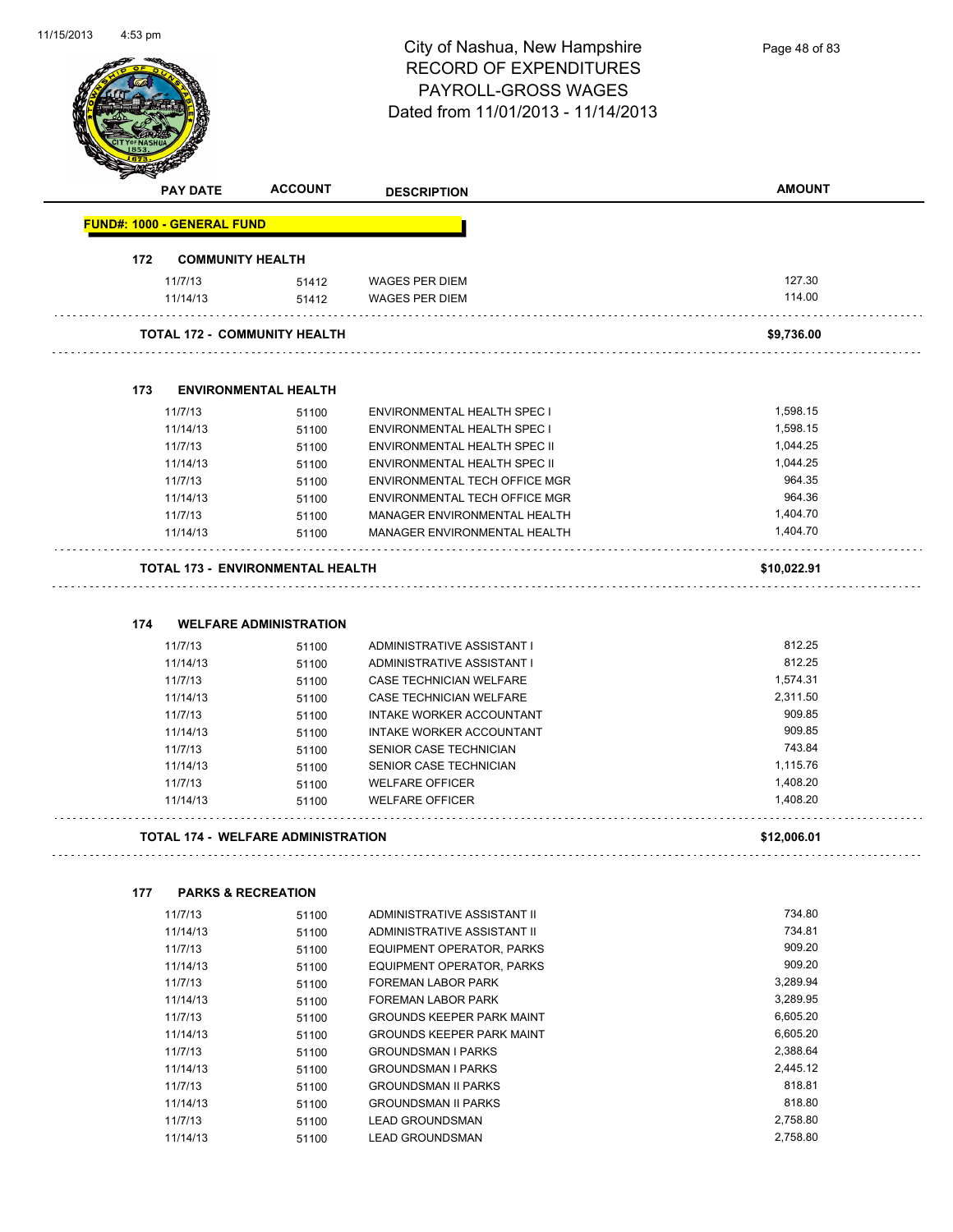# City of Nashua, New Hampshire
## RECORD OF EXPENDITURES
## PAYROLL-GROSS WAGES
## Dated from 11/01/2013 - 11/14/2013

| PAY DATE | ACCOUNT | DESCRIPTION | AMOUNT |
|---|---|---|---|
| **FUND#: 1000 - GENERAL FUND** | | | |
| **172 COMMUNITY HEALTH** | | | |
| 11/7/13 | 51412 | WAGES PER DIEM | 127.30 |
| 11/14/13 | 51412 | WAGES PER DIEM | 114.00 |
| **TOTAL 172 - COMMUNITY HEALTH** | | | **$9,736.00** |
| **173 ENVIRONMENTAL HEALTH** | | | |
| 11/7/13 | 51100 | ENVIRONMENTAL HEALTH SPEC I | 1,598.15 |
| 11/14/13 | 51100 | ENVIRONMENTAL HEALTH SPEC I | 1,598.15 |
| 11/7/13 | 51100 | ENVIRONMENTAL HEALTH SPEC II | 1,044.25 |
| 11/14/13 | 51100 | ENVIRONMENTAL HEALTH SPEC II | 1,044.25 |
| 11/7/13 | 51100 | ENVIRONMENTAL TECH OFFICE MGR | 964.35 |
| 11/14/13 | 51100 | ENVIRONMENTAL TECH OFFICE MGR | 964.36 |
| 11/7/13 | 51100 | MANAGER ENVIRONMENTAL HEALTH | 1,404.70 |
| 11/14/13 | 51100 | MANAGER ENVIRONMENTAL HEALTH | 1,404.70 |
| **TOTAL 173 - ENVIRONMENTAL HEALTH** | | | **$10,022.91** |
| **174 WELFARE ADMINISTRATION** | | | |
| 11/7/13 | 51100 | ADMINISTRATIVE ASSISTANT I | 812.25 |
| 11/14/13 | 51100 | ADMINISTRATIVE ASSISTANT I | 812.25 |
| 11/7/13 | 51100 | CASE TECHNICIAN WELFARE | 1,574.31 |
| 11/14/13 | 51100 | CASE TECHNICIAN WELFARE | 2,311.50 |
| 11/7/13 | 51100 | INTAKE WORKER ACCOUNTANT | 909.85 |
| 11/14/13 | 51100 | INTAKE WORKER ACCOUNTANT | 909.85 |
| 11/7/13 | 51100 | SENIOR CASE TECHNICIAN | 743.84 |
| 11/14/13 | 51100 | SENIOR CASE TECHNICIAN | 1,115.76 |
| 11/7/13 | 51100 | WELFARE OFFICER | 1,408.20 |
| 11/14/13 | 51100 | WELFARE OFFICER | 1,408.20 |
| **TOTAL 174 - WELFARE ADMINISTRATION** | | | **$12,006.01** |
| **177 PARKS & RECREATION** | | | |
| 11/7/13 | 51100 | ADMINISTRATIVE ASSISTANT II | 734.80 |
| 11/14/13 | 51100 | ADMINISTRATIVE ASSISTANT II | 734.81 |
| 11/7/13 | 51100 | EQUIPMENT OPERATOR, PARKS | 909.20 |
| 11/14/13 | 51100 | EQUIPMENT OPERATOR, PARKS | 909.20 |
| 11/7/13 | 51100 | FOREMAN LABOR PARK | 3,289.94 |
| 11/14/13 | 51100 | FOREMAN LABOR PARK | 3,289.95 |
| 11/7/13 | 51100 | GROUNDS KEEPER PARK MAINT | 6,605.20 |
| 11/14/13 | 51100 | GROUNDS KEEPER PARK MAINT | 6,605.20 |
| 11/7/13 | 51100 | GROUNDSMAN I PARKS | 2,388.64 |
| 11/14/13 | 51100 | GROUNDSMAN I PARKS | 2,445.12 |
| 11/7/13 | 51100 | GROUNDSMAN II PARKS | 818.81 |
| 11/14/13 | 51100 | GROUNDSMAN II PARKS | 818.80 |
| 11/7/13 | 51100 | LEAD GROUNDSMAN | 2,758.80 |
| 11/14/13 | 51100 | LEAD GROUNDSMAN | 2,758.80 |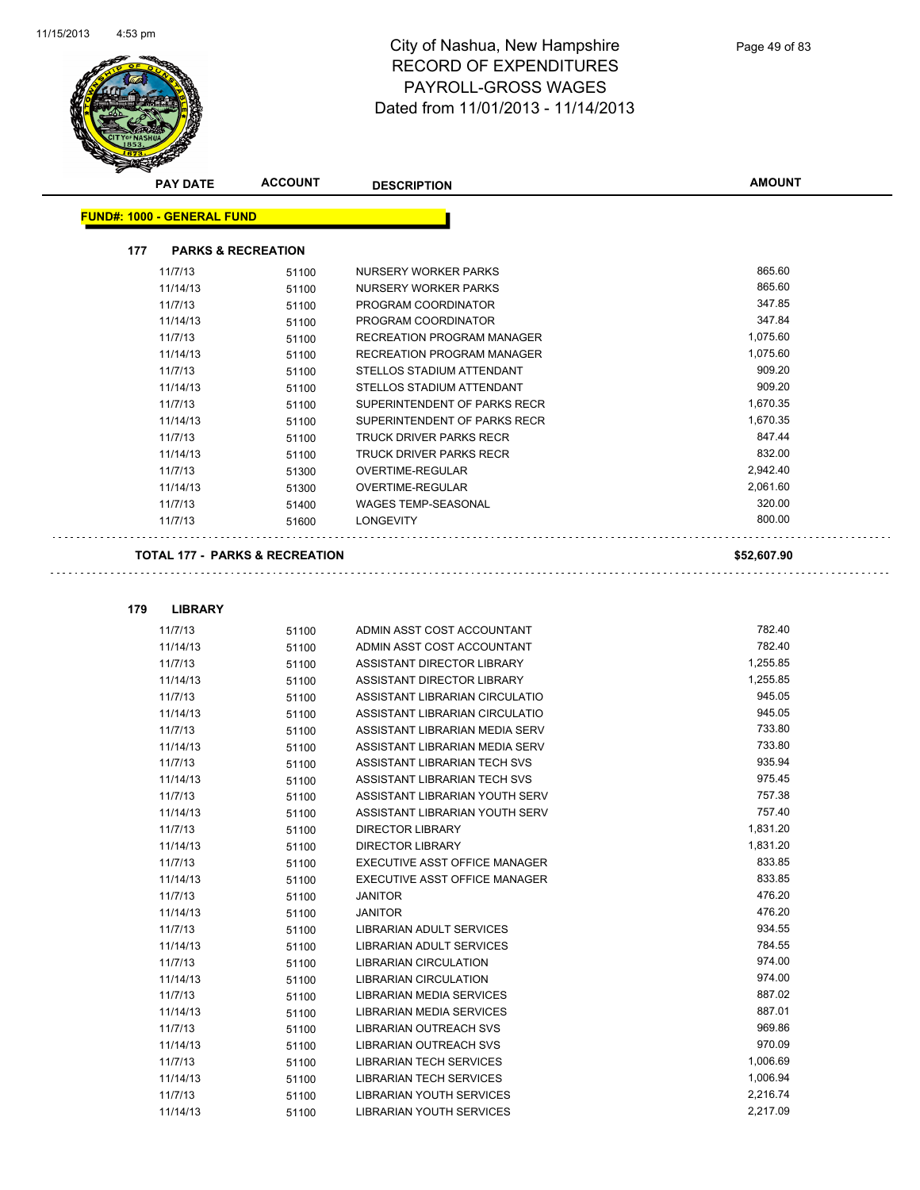# City of Nashua, New Hampshire
# RECORD OF EXPENDITURES
# PAYROLL-GROSS WAGES
# Dated from 11/01/2013 - 11/14/2013

| PAY DATE | ACCOUNT | DESCRIPTION | AMOUNT |
|---|---|---|---|

**FUND#: 1000 - GENERAL FUND**

**177 PARKS & RECREATION**

| PAY DATE | ACCOUNT | DESCRIPTION | AMOUNT |
|---|---|---|---|
| 11/7/13 | 51100 | NURSERY WORKER PARKS | 865.60 |
| 11/14/13 | 51100 | NURSERY WORKER PARKS | 865.60 |
| 11/7/13 | 51100 | PROGRAM COORDINATOR | 347.85 |
| 11/14/13 | 51100 | PROGRAM COORDINATOR | 347.84 |
| 11/7/13 | 51100 | RECREATION PROGRAM MANAGER | 1,075.60 |
| 11/14/13 | 51100 | RECREATION PROGRAM MANAGER | 1,075.60 |
| 11/7/13 | 51100 | STELLOS STADIUM ATTENDANT | 909.20 |
| 11/14/13 | 51100 | STELLOS STADIUM ATTENDANT | 909.20 |
| 11/7/13 | 51100 | SUPERINTENDENT OF PARKS RECR | 1,670.35 |
| 11/14/13 | 51100 | SUPERINTENDENT OF PARKS RECR | 1,670.35 |
| 11/7/13 | 51100 | TRUCK DRIVER PARKS RECR | 847.44 |
| 11/14/13 | 51100 | TRUCK DRIVER PARKS RECR | 832.00 |
| 11/7/13 | 51300 | OVERTIME-REGULAR | 2,942.40 |
| 11/14/13 | 51300 | OVERTIME-REGULAR | 2,061.60 |
| 11/7/13 | 51400 | WAGES TEMP-SEASONAL | 320.00 |
| 11/7/13 | 51600 | LONGEVITY | 800.00 |

**TOTAL 177 - PARKS & RECREATION** **$52,607.90**

**179 LIBRARY**

| PAY DATE | ACCOUNT | DESCRIPTION | AMOUNT |
|---|---|---|---|
| 11/7/13 | 51100 | ADMIN ASST COST ACCOUNTANT | 782.40 |
| 11/14/13 | 51100 | ADMIN ASST COST ACCOUNTANT | 782.40 |
| 11/7/13 | 51100 | ASSISTANT DIRECTOR LIBRARY | 1,255.85 |
| 11/14/13 | 51100 | ASSISTANT DIRECTOR LIBRARY | 1,255.85 |
| 11/7/13 | 51100 | ASSISTANT LIBRARIAN CIRCULATIO | 945.05 |
| 11/14/13 | 51100 | ASSISTANT LIBRARIAN CIRCULATIO | 945.05 |
| 11/7/13 | 51100 | ASSISTANT LIBRARIAN MEDIA SERV | 733.80 |
| 11/14/13 | 51100 | ASSISTANT LIBRARIAN MEDIA SERV | 733.80 |
| 11/7/13 | 51100 | ASSISTANT LIBRARIAN TECH SVS | 935.94 |
| 11/14/13 | 51100 | ASSISTANT LIBRARIAN TECH SVS | 975.45 |
| 11/7/13 | 51100 | ASSISTANT LIBRARIAN YOUTH SERV | 757.38 |
| 11/14/13 | 51100 | ASSISTANT LIBRARIAN YOUTH SERV | 757.40 |
| 11/7/13 | 51100 | DIRECTOR LIBRARY | 1,831.20 |
| 11/14/13 | 51100 | DIRECTOR LIBRARY | 1,831.20 |
| 11/7/13 | 51100 | EXECUTIVE ASST OFFICE MANAGER | 833.85 |
| 11/14/13 | 51100 | EXECUTIVE ASST OFFICE MANAGER | 833.85 |
| 11/7/13 | 51100 | JANITOR | 476.20 |
| 11/14/13 | 51100 | JANITOR | 476.20 |
| 11/7/13 | 51100 | LIBRARIAN ADULT SERVICES | 934.55 |
| 11/14/13 | 51100 | LIBRARIAN ADULT SERVICES | 784.55 |
| 11/7/13 | 51100 | LIBRARIAN CIRCULATION | 974.00 |
| 11/14/13 | 51100 | LIBRARIAN CIRCULATION | 974.00 |
| 11/7/13 | 51100 | LIBRARIAN MEDIA SERVICES | 887.02 |
| 11/14/13 | 51100 | LIBRARIAN MEDIA SERVICES | 887.01 |
| 11/7/13 | 51100 | LIBRARIAN OUTREACH SVS | 969.86 |
| 11/14/13 | 51100 | LIBRARIAN OUTREACH SVS | 970.09 |
| 11/7/13 | 51100 | LIBRARIAN TECH SERVICES | 1,006.69 |
| 11/14/13 | 51100 | LIBRARIAN TECH SERVICES | 1,006.94 |
| 11/7/13 | 51100 | LIBRARIAN YOUTH SERVICES | 2,216.74 |
| 11/14/13 | 51100 | LIBRARIAN YOUTH SERVICES | 2,217.09 |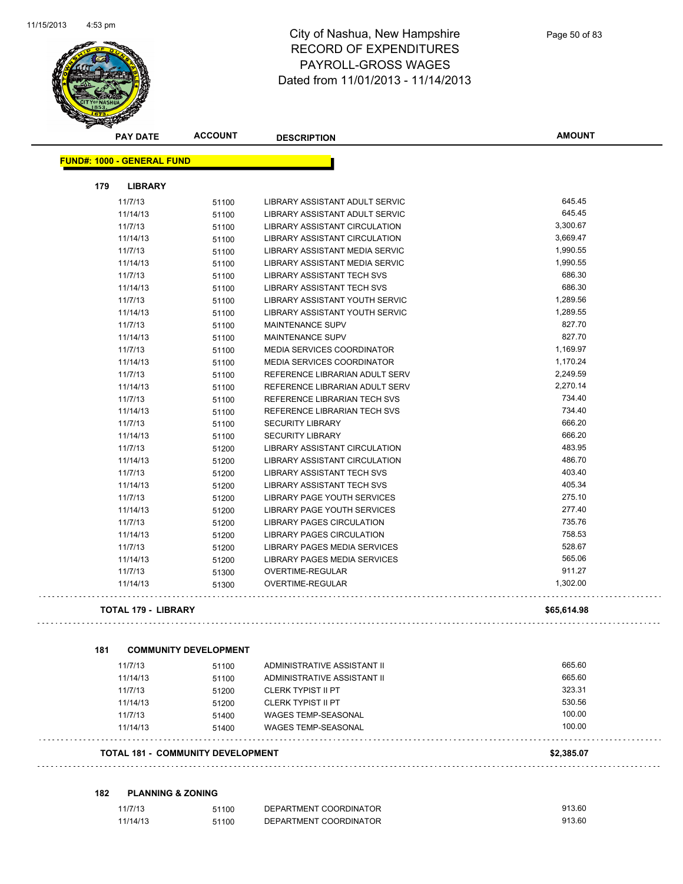# City of Nashua, New Hampshire
## RECORD OF EXPENDITURES
## PAYROLL-GROSS WAGES
## Dated from 11/01/2013 - 11/14/2013

**FUND#: 1000 - GENERAL FUND**

### 179 LIBRARY

| PAY DATE | ACCOUNT | DESCRIPTION | AMOUNT |
|---|---|---|---|
| 11/7/13 | 51100 | LIBRARY ASSISTANT ADULT SERVIC | 645.45 |
| 11/14/13 | 51100 | LIBRARY ASSISTANT ADULT SERVIC | 645.45 |
| 11/7/13 | 51100 | LIBRARY ASSISTANT CIRCULATION | 3,300.67 |
| 11/14/13 | 51100 | LIBRARY ASSISTANT CIRCULATION | 3,669.47 |
| 11/7/13 | 51100 | LIBRARY ASSISTANT MEDIA SERVIC | 1,990.55 |
| 11/14/13 | 51100 | LIBRARY ASSISTANT MEDIA SERVIC | 1,990.55 |
| 11/7/13 | 51100 | LIBRARY ASSISTANT TECH SVS | 686.30 |
| 11/14/13 | 51100 | LIBRARY ASSISTANT TECH SVS | 686.30 |
| 11/7/13 | 51100 | LIBRARY ASSISTANT YOUTH SERVIC | 1,289.56 |
| 11/14/13 | 51100 | LIBRARY ASSISTANT YOUTH SERVIC | 1,289.55 |
| 11/7/13 | 51100 | MAINTENANCE SUPV | 827.70 |
| 11/14/13 | 51100 | MAINTENANCE SUPV | 827.70 |
| 11/7/13 | 51100 | MEDIA SERVICES COORDINATOR | 1,169.97 |
| 11/14/13 | 51100 | MEDIA SERVICES COORDINATOR | 1,170.24 |
| 11/7/13 | 51100 | REFERENCE LIBRARIAN ADULT SERV | 2,249.59 |
| 11/14/13 | 51100 | REFERENCE LIBRARIAN ADULT SERV | 2,270.14 |
| 11/7/13 | 51100 | REFERENCE LIBRARIAN TECH SVS | 734.40 |
| 11/14/13 | 51100 | REFERENCE LIBRARIAN TECH SVS | 734.40 |
| 11/7/13 | 51100 | SECURITY LIBRARY | 666.20 |
| 11/14/13 | 51100 | SECURITY LIBRARY | 666.20 |
| 11/7/13 | 51200 | LIBRARY ASSISTANT CIRCULATION | 483.95 |
| 11/14/13 | 51200 | LIBRARY ASSISTANT CIRCULATION | 486.70 |
| 11/7/13 | 51200 | LIBRARY ASSISTANT TECH SVS | 403.40 |
| 11/14/13 | 51200 | LIBRARY ASSISTANT TECH SVS | 405.34 |
| 11/7/13 | 51200 | LIBRARY PAGE YOUTH SERVICES | 275.10 |
| 11/14/13 | 51200 | LIBRARY PAGE YOUTH SERVICES | 277.40 |
| 11/7/13 | 51200 | LIBRARY PAGES CIRCULATION | 735.76 |
| 11/14/13 | 51200 | LIBRARY PAGES CIRCULATION | 758.53 |
| 11/7/13 | 51200 | LIBRARY PAGES MEDIA SERVICES | 528.67 |
| 11/14/13 | 51200 | LIBRARY PAGES MEDIA SERVICES | 565.06 |
| 11/7/13 | 51300 | OVERTIME-REGULAR | 911.27 |
| 11/14/13 | 51300 | OVERTIME-REGULAR | 1,302.00 |

**TOTAL 179 - LIBRARY** **$65,614.98**

### 181 COMMUNITY DEVELOPMENT

| PAY DATE | ACCOUNT | DESCRIPTION | AMOUNT |
|---|---|---|---|
| 11/7/13 | 51100 | ADMINISTRATIVE ASSISTANT II | 665.60 |
| 11/14/13 | 51100 | ADMINISTRATIVE ASSISTANT II | 665.60 |
| 11/7/13 | 51200 | CLERK TYPIST II PT | 323.31 |
| 11/14/13 | 51200 | CLERK TYPIST II PT | 530.56 |
| 11/7/13 | 51400 | WAGES TEMP-SEASONAL | 100.00 |
| 11/14/13 | 51400 | WAGES TEMP-SEASONAL | 100.00 |

**TOTAL 181 - COMMUNITY DEVELOPMENT** **$2,385.07**

### 182 PLANNING & ZONING

| PAY DATE | ACCOUNT | DESCRIPTION | AMOUNT |
|---|---|---|---|
| 11/7/13 | 51100 | DEPARTMENT COORDINATOR | 913.60 |
| 11/14/13 | 51100 | DEPARTMENT COORDINATOR | 913.60 |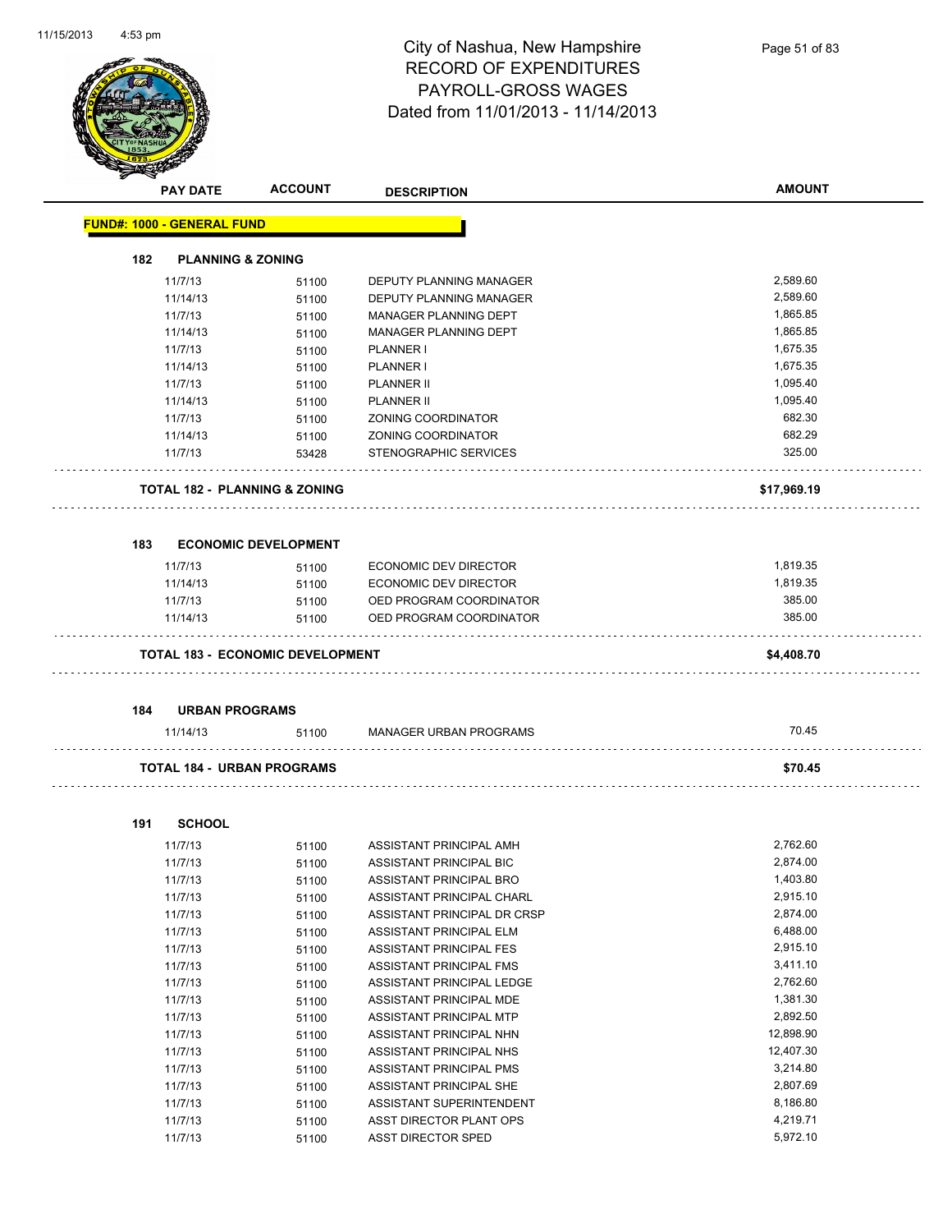# City of Nashua, New Hampshire
## RECORD OF EXPENDITURES
## PAYROLL-GROSS WAGES
## Dated from 11/01/2013 - 11/14/2013

| PAY DATE | ACCOUNT | DESCRIPTION | AMOUNT |
|---|---|---|---|

**FUND#: 1000 - GENERAL FUND**

### 182 PLANNING & ZONING

| PAY DATE | ACCOUNT | DESCRIPTION | AMOUNT |
|---|---|---|---|
| 11/7/13 | 51100 | DEPUTY PLANNING MANAGER | 2,589.60 |
| 11/14/13 | 51100 | DEPUTY PLANNING MANAGER | 2,589.60 |
| 11/7/13 | 51100 | MANAGER PLANNING DEPT | 1,865.85 |
| 11/14/13 | 51100 | MANAGER PLANNING DEPT | 1,865.85 |
| 11/7/13 | 51100 | PLANNER I | 1,675.35 |
| 11/14/13 | 51100 | PLANNER I | 1,675.35 |
| 11/7/13 | 51100 | PLANNER II | 1,095.40 |
| 11/14/13 | 51100 | PLANNER II | 1,095.40 |
| 11/7/13 | 51100 | ZONING COORDINATOR | 682.30 |
| 11/14/13 | 51100 | ZONING COORDINATOR | 682.29 |
| 11/7/13 | 53428 | STENOGRAPHIC SERVICES | 325.00 |

**TOTAL 182 - PLANNING & ZONING** **$17,969.19**

### 183 ECONOMIC DEVELOPMENT

| PAY DATE | ACCOUNT | DESCRIPTION | AMOUNT |
|---|---|---|---|
| 11/7/13 | 51100 | ECONOMIC DEV DIRECTOR | 1,819.35 |
| 11/14/13 | 51100 | ECONOMIC DEV DIRECTOR | 1,819.35 |
| 11/7/13 | 51100 | OED PROGRAM COORDINATOR | 385.00 |
| 11/14/13 | 51100 | OED PROGRAM COORDINATOR | 385.00 |

**TOTAL 183 - ECONOMIC DEVELOPMENT** **$4,408.70**

### 184 URBAN PROGRAMS

| PAY DATE | ACCOUNT | DESCRIPTION | AMOUNT |
|---|---|---|---|
| 11/14/13 | 51100 | MANAGER URBAN PROGRAMS | 70.45 |

**TOTAL 184 - URBAN PROGRAMS** **$70.45**

### 191 SCHOOL

| PAY DATE | ACCOUNT | DESCRIPTION | AMOUNT |
|---|---|---|---|
| 11/7/13 | 51100 | ASSISTANT PRINCIPAL AMH | 2,762.60 |
| 11/7/13 | 51100 | ASSISTANT PRINCIPAL BIC | 2,874.00 |
| 11/7/13 | 51100 | ASSISTANT PRINCIPAL BRO | 1,403.80 |
| 11/7/13 | 51100 | ASSISTANT PRINCIPAL CHARL | 2,915.10 |
| 11/7/13 | 51100 | ASSISTANT PRINCIPAL DR CRSP | 2,874.00 |
| 11/7/13 | 51100 | ASSISTANT PRINCIPAL ELM | 6,488.00 |
| 11/7/13 | 51100 | ASSISTANT PRINCIPAL FES | 2,915.10 |
| 11/7/13 | 51100 | ASSISTANT PRINCIPAL FMS | 3,411.10 |
| 11/7/13 | 51100 | ASSISTANT PRINCIPAL LEDGE | 2,762.60 |
| 11/7/13 | 51100 | ASSISTANT PRINCIPAL MDE | 1,381.30 |
| 11/7/13 | 51100 | ASSISTANT PRINCIPAL MTP | 2,892.50 |
| 11/7/13 | 51100 | ASSISTANT PRINCIPAL NHN | 12,898.90 |
| 11/7/13 | 51100 | ASSISTANT PRINCIPAL NHS | 12,407.30 |
| 11/7/13 | 51100 | ASSISTANT PRINCIPAL PMS | 3,214.80 |
| 11/7/13 | 51100 | ASSISTANT PRINCIPAL SHE | 2,807.69 |
| 11/7/13 | 51100 | ASSISTANT SUPERINTENDENT | 8,186.80 |
| 11/7/13 | 51100 | ASST DIRECTOR PLANT OPS | 4,219.71 |
| 11/7/13 | 51100 | ASST DIRECTOR SPED | 5,972.10 |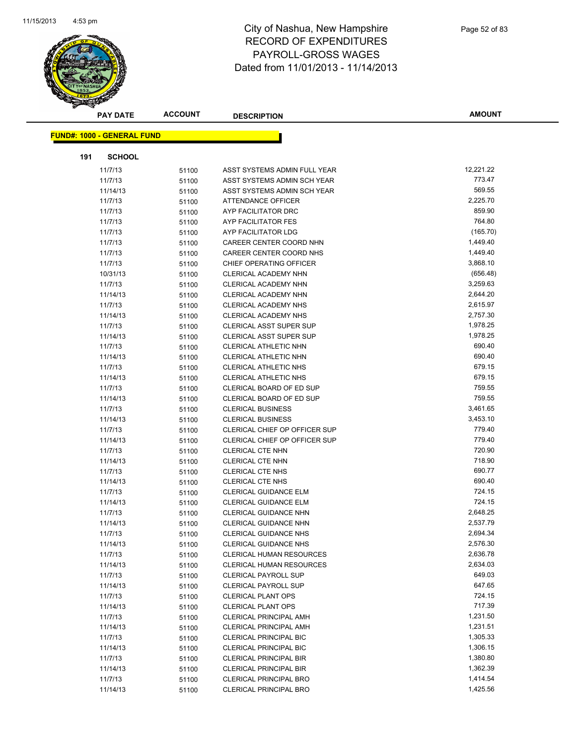# City of Nashua, New Hampshire
## RECORD OF EXPENDITURES
## PAYROLL-GROSS WAGES
## Dated from 11/01/2013 - 11/14/2013

**FUND#: 1000 - GENERAL FUND**

**191 SCHOOL**

| PAY DATE | ACCOUNT | DESCRIPTION | AMOUNT |
|---|---|---|---|
| 11/7/13 | 51100 | ASST SYSTEMS ADMIN FULL YEAR | 12,221.22 |
| 11/7/13 | 51100 | ASST SYSTEMS ADMIN SCH YEAR | 773.47 |
| 11/14/13 | 51100 | ASST SYSTEMS ADMIN SCH YEAR | 569.55 |
| 11/7/13 | 51100 | ATTENDANCE OFFICER | 2,225.70 |
| 11/7/13 | 51100 | AYP FACILITATOR DRC | 859.90 |
| 11/7/13 | 51100 | AYP FACILITATOR FES | 764.80 |
| 11/7/13 | 51100 | AYP FACILITATOR LDG | (165.70) |
| 11/7/13 | 51100 | CAREER CENTER COORD NHN | 1,449.40 |
| 11/7/13 | 51100 | CAREER CENTER COORD NHS | 1,449.40 |
| 11/7/13 | 51100 | CHIEF OPERATING OFFICER | 3,868.10 |
| 10/31/13 | 51100 | CLERICAL ACADEMY NHN | (656.48) |
| 11/7/13 | 51100 | CLERICAL ACADEMY NHN | 3,259.63 |
| 11/14/13 | 51100 | CLERICAL ACADEMY NHN | 2,644.20 |
| 11/7/13 | 51100 | CLERICAL ACADEMY NHS | 2,615.97 |
| 11/14/13 | 51100 | CLERICAL ACADEMY NHS | 2,757.30 |
| 11/7/13 | 51100 | CLERICAL ASST SUPER SUP | 1,978.25 |
| 11/14/13 | 51100 | CLERICAL ASST SUPER SUP | 1,978.25 |
| 11/7/13 | 51100 | CLERICAL ATHLETIC NHN | 690.40 |
| 11/14/13 | 51100 | CLERICAL ATHLETIC NHN | 690.40 |
| 11/7/13 | 51100 | CLERICAL ATHLETIC NHS | 679.15 |
| 11/14/13 | 51100 | CLERICAL ATHLETIC NHS | 679.15 |
| 11/7/13 | 51100 | CLERICAL BOARD OF ED SUP | 759.55 |
| 11/14/13 | 51100 | CLERICAL BOARD OF ED SUP | 759.55 |
| 11/7/13 | 51100 | CLERICAL BUSINESS | 3,461.65 |
| 11/14/13 | 51100 | CLERICAL BUSINESS | 3,453.10 |
| 11/7/13 | 51100 | CLERICAL CHIEF OP OFFICER SUP | 779.40 |
| 11/14/13 | 51100 | CLERICAL CHIEF OP OFFICER SUP | 779.40 |
| 11/7/13 | 51100 | CLERICAL CTE NHN | 720.90 |
| 11/14/13 | 51100 | CLERICAL CTE NHN | 718.90 |
| 11/7/13 | 51100 | CLERICAL CTE NHS | 690.77 |
| 11/14/13 | 51100 | CLERICAL CTE NHS | 690.40 |
| 11/7/13 | 51100 | CLERICAL GUIDANCE ELM | 724.15 |
| 11/14/13 | 51100 | CLERICAL GUIDANCE ELM | 724.15 |
| 11/7/13 | 51100 | CLERICAL GUIDANCE NHN | 2,648.25 |
| 11/14/13 | 51100 | CLERICAL GUIDANCE NHN | 2,537.79 |
| 11/7/13 | 51100 | CLERICAL GUIDANCE NHS | 2,694.34 |
| 11/14/13 | 51100 | CLERICAL GUIDANCE NHS | 2,576.30 |
| 11/7/13 | 51100 | CLERICAL HUMAN RESOURCES | 2,636.78 |
| 11/14/13 | 51100 | CLERICAL HUMAN RESOURCES | 2,634.03 |
| 11/7/13 | 51100 | CLERICAL PAYROLL SUP | 649.03 |
| 11/14/13 | 51100 | CLERICAL PAYROLL SUP | 647.65 |
| 11/7/13 | 51100 | CLERICAL PLANT OPS | 724.15 |
| 11/14/13 | 51100 | CLERICAL PLANT OPS | 717.39 |
| 11/7/13 | 51100 | CLERICAL PRINCIPAL AMH | 1,231.50 |
| 11/14/13 | 51100 | CLERICAL PRINCIPAL AMH | 1,231.51 |
| 11/7/13 | 51100 | CLERICAL PRINCIPAL BIC | 1,305.33 |
| 11/14/13 | 51100 | CLERICAL PRINCIPAL BIC | 1,306.15 |
| 11/7/13 | 51100 | CLERICAL PRINCIPAL BIR | 1,380.80 |
| 11/14/13 | 51100 | CLERICAL PRINCIPAL BIR | 1,362.39 |
| 11/7/13 | 51100 | CLERICAL PRINCIPAL BRO | 1,414.54 |
| 11/14/13 | 51100 | CLERICAL PRINCIPAL BRO | 1,425.56 |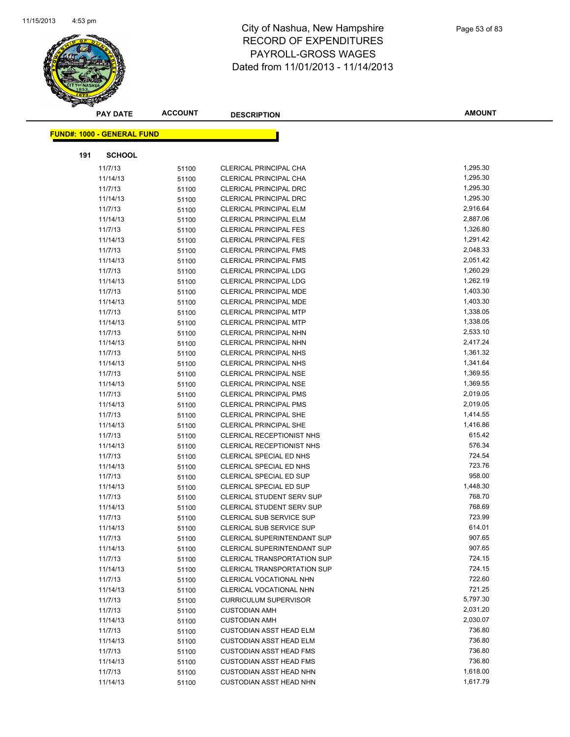# City of Nashua, New Hampshire
# RECORD OF EXPENDITURES
# PAYROLL-GROSS WAGES
# Dated from 11/01/2013 - 11/14/2013

**FUND#: 1000 - GENERAL FUND**

**191 SCHOOL**

| PAY DATE | ACCOUNT | DESCRIPTION | AMOUNT |
|---|---|---|---|
| 11/7/13 | 51100 | CLERICAL PRINCIPAL CHA | 1,295.30 |
| 11/14/13 | 51100 | CLERICAL PRINCIPAL CHA | 1,295.30 |
| 11/7/13 | 51100 | CLERICAL PRINCIPAL DRC | 1,295.30 |
| 11/14/13 | 51100 | CLERICAL PRINCIPAL DRC | 1,295.30 |
| 11/7/13 | 51100 | CLERICAL PRINCIPAL ELM | 2,916.64 |
| 11/14/13 | 51100 | CLERICAL PRINCIPAL ELM | 2,887.06 |
| 11/7/13 | 51100 | CLERICAL PRINCIPAL FES | 1,326.80 |
| 11/14/13 | 51100 | CLERICAL PRINCIPAL FES | 1,291.42 |
| 11/7/13 | 51100 | CLERICAL PRINCIPAL FMS | 2,048.33 |
| 11/14/13 | 51100 | CLERICAL PRINCIPAL FMS | 2,051.42 |
| 11/7/13 | 51100 | CLERICAL PRINCIPAL LDG | 1,260.29 |
| 11/14/13 | 51100 | CLERICAL PRINCIPAL LDG | 1,262.19 |
| 11/7/13 | 51100 | CLERICAL PRINCIPAL MDE | 1,403.30 |
| 11/14/13 | 51100 | CLERICAL PRINCIPAL MDE | 1,403.30 |
| 11/7/13 | 51100 | CLERICAL PRINCIPAL MTP | 1,338.05 |
| 11/14/13 | 51100 | CLERICAL PRINCIPAL MTP | 1,338.05 |
| 11/7/13 | 51100 | CLERICAL PRINCIPAL NHN | 2,533.10 |
| 11/14/13 | 51100 | CLERICAL PRINCIPAL NHN | 2,417.24 |
| 11/7/13 | 51100 | CLERICAL PRINCIPAL NHS | 1,361.32 |
| 11/14/13 | 51100 | CLERICAL PRINCIPAL NHS | 1,341.64 |
| 11/7/13 | 51100 | CLERICAL PRINCIPAL NSE | 1,369.55 |
| 11/14/13 | 51100 | CLERICAL PRINCIPAL NSE | 1,369.55 |
| 11/7/13 | 51100 | CLERICAL PRINCIPAL PMS | 2,019.05 |
| 11/14/13 | 51100 | CLERICAL PRINCIPAL PMS | 2,019.05 |
| 11/7/13 | 51100 | CLERICAL PRINCIPAL SHE | 1,414.55 |
| 11/14/13 | 51100 | CLERICAL PRINCIPAL SHE | 1,416.86 |
| 11/7/13 | 51100 | CLERICAL RECEPTIONIST NHS | 615.42 |
| 11/14/13 | 51100 | CLERICAL RECEPTIONIST NHS | 576.34 |
| 11/7/13 | 51100 | CLERICAL SPECIAL ED NHS | 724.54 |
| 11/14/13 | 51100 | CLERICAL SPECIAL ED NHS | 723.76 |
| 11/7/13 | 51100 | CLERICAL SPECIAL ED SUP | 958.00 |
| 11/14/13 | 51100 | CLERICAL SPECIAL ED SUP | 1,448.30 |
| 11/7/13 | 51100 | CLERICAL STUDENT SERV SUP | 768.70 |
| 11/14/13 | 51100 | CLERICAL STUDENT SERV SUP | 768.69 |
| 11/7/13 | 51100 | CLERICAL SUB SERVICE SUP | 723.99 |
| 11/14/13 | 51100 | CLERICAL SUB SERVICE SUP | 614.01 |
| 11/7/13 | 51100 | CLERICAL SUPERINTENDANT SUP | 907.65 |
| 11/14/13 | 51100 | CLERICAL SUPERINTENDANT SUP | 907.65 |
| 11/7/13 | 51100 | CLERICAL TRANSPORTATION SUP | 724.15 |
| 11/14/13 | 51100 | CLERICAL TRANSPORTATION SUP | 724.15 |
| 11/7/13 | 51100 | CLERICAL VOCATIONAL NHN | 722.60 |
| 11/14/13 | 51100 | CLERICAL VOCATIONAL NHN | 721.25 |
| 11/7/13 | 51100 | CURRICULUM SUPERVISOR | 5,797.30 |
| 11/7/13 | 51100 | CUSTODIAN AMH | 2,031.20 |
| 11/14/13 | 51100 | CUSTODIAN AMH | 2,030.07 |
| 11/7/13 | 51100 | CUSTODIAN ASST HEAD ELM | 736.80 |
| 11/14/13 | 51100 | CUSTODIAN ASST HEAD ELM | 736.80 |
| 11/7/13 | 51100 | CUSTODIAN ASST HEAD FMS | 736.80 |
| 11/14/13 | 51100 | CUSTODIAN ASST HEAD FMS | 736.80 |
| 11/7/13 | 51100 | CUSTODIAN ASST HEAD NHN | 1,618.00 |
| 11/14/13 | 51100 | CUSTODIAN ASST HEAD NHN | 1,617.79 |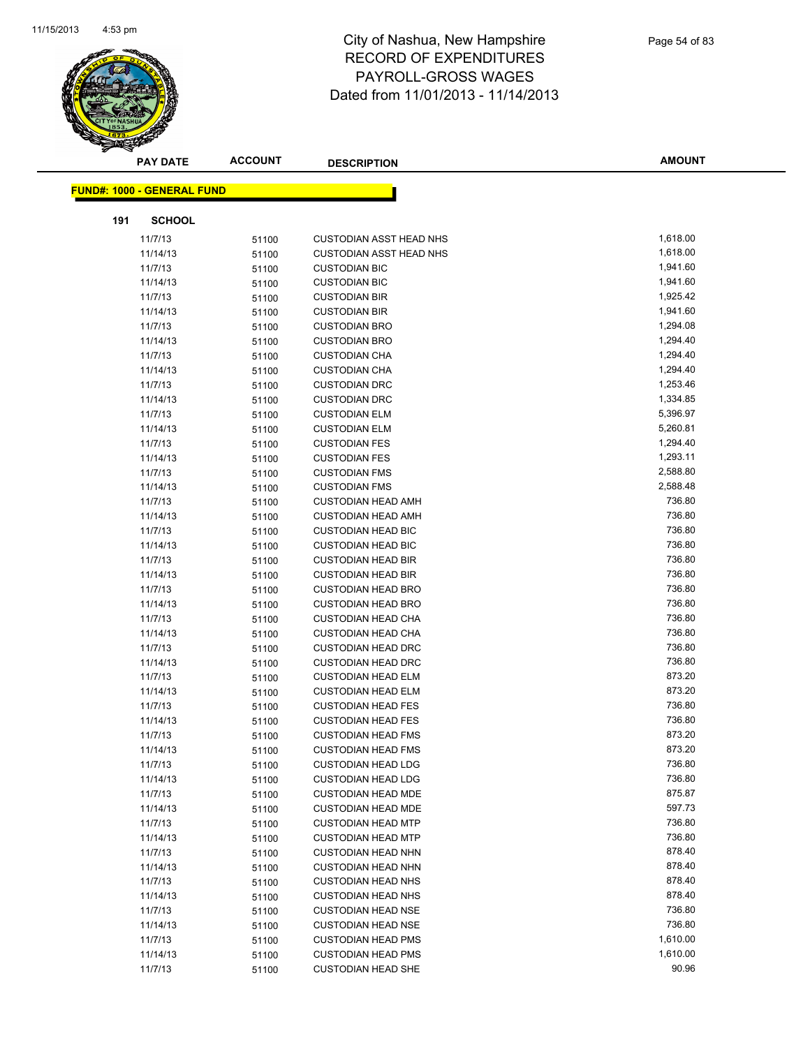# City of Nashua, New Hampshire
# RECORD OF EXPENDITURES
# PAYROLL-GROSS WAGES
# Dated from 11/01/2013 - 11/14/2013

| PAY DATE | ACCOUNT | DESCRIPTION | AMOUNT |
|---|---|---|---|

**FUND#: 1000 - GENERAL FUND**

**191 SCHOOL**

| PAY DATE | ACCOUNT | DESCRIPTION | AMOUNT |
|---|---|---|---|
| 11/7/13 | 51100 | CUSTODIAN ASST HEAD NHS | 1,618.00 |
| 11/14/13 | 51100 | CUSTODIAN ASST HEAD NHS | 1,618.00 |
| 11/7/13 | 51100 | CUSTODIAN BIC | 1,941.60 |
| 11/14/13 | 51100 | CUSTODIAN BIC | 1,941.60 |
| 11/7/13 | 51100 | CUSTODIAN BIR | 1,925.42 |
| 11/14/13 | 51100 | CUSTODIAN BIR | 1,941.60 |
| 11/7/13 | 51100 | CUSTODIAN BRO | 1,294.08 |
| 11/14/13 | 51100 | CUSTODIAN BRO | 1,294.40 |
| 11/7/13 | 51100 | CUSTODIAN CHA | 1,294.40 |
| 11/14/13 | 51100 | CUSTODIAN CHA | 1,294.40 |
| 11/7/13 | 51100 | CUSTODIAN DRC | 1,253.46 |
| 11/14/13 | 51100 | CUSTODIAN DRC | 1,334.85 |
| 11/7/13 | 51100 | CUSTODIAN ELM | 5,396.97 |
| 11/14/13 | 51100 | CUSTODIAN ELM | 5,260.81 |
| 11/7/13 | 51100 | CUSTODIAN FES | 1,294.40 |
| 11/14/13 | 51100 | CUSTODIAN FES | 1,293.11 |
| 11/7/13 | 51100 | CUSTODIAN FMS | 2,588.80 |
| 11/14/13 | 51100 | CUSTODIAN FMS | 2,588.48 |
| 11/7/13 | 51100 | CUSTODIAN HEAD AMH | 736.80 |
| 11/14/13 | 51100 | CUSTODIAN HEAD AMH | 736.80 |
| 11/7/13 | 51100 | CUSTODIAN HEAD BIC | 736.80 |
| 11/14/13 | 51100 | CUSTODIAN HEAD BIC | 736.80 |
| 11/7/13 | 51100 | CUSTODIAN HEAD BIR | 736.80 |
| 11/14/13 | 51100 | CUSTODIAN HEAD BIR | 736.80 |
| 11/7/13 | 51100 | CUSTODIAN HEAD BRO | 736.80 |
| 11/14/13 | 51100 | CUSTODIAN HEAD BRO | 736.80 |
| 11/7/13 | 51100 | CUSTODIAN HEAD CHA | 736.80 |
| 11/14/13 | 51100 | CUSTODIAN HEAD CHA | 736.80 |
| 11/7/13 | 51100 | CUSTODIAN HEAD DRC | 736.80 |
| 11/14/13 | 51100 | CUSTODIAN HEAD DRC | 736.80 |
| 11/7/13 | 51100 | CUSTODIAN HEAD ELM | 873.20 |
| 11/14/13 | 51100 | CUSTODIAN HEAD ELM | 873.20 |
| 11/7/13 | 51100 | CUSTODIAN HEAD FES | 736.80 |
| 11/14/13 | 51100 | CUSTODIAN HEAD FES | 736.80 |
| 11/7/13 | 51100 | CUSTODIAN HEAD FMS | 873.20 |
| 11/14/13 | 51100 | CUSTODIAN HEAD FMS | 873.20 |
| 11/7/13 | 51100 | CUSTODIAN HEAD LDG | 736.80 |
| 11/14/13 | 51100 | CUSTODIAN HEAD LDG | 736.80 |
| 11/7/13 | 51100 | CUSTODIAN HEAD MDE | 875.87 |
| 11/14/13 | 51100 | CUSTODIAN HEAD MDE | 597.73 |
| 11/7/13 | 51100 | CUSTODIAN HEAD MTP | 736.80 |
| 11/14/13 | 51100 | CUSTODIAN HEAD MTP | 736.80 |
| 11/7/13 | 51100 | CUSTODIAN HEAD NHN | 878.40 |
| 11/14/13 | 51100 | CUSTODIAN HEAD NHN | 878.40 |
| 11/7/13 | 51100 | CUSTODIAN HEAD NHS | 878.40 |
| 11/14/13 | 51100 | CUSTODIAN HEAD NHS | 878.40 |
| 11/7/13 | 51100 | CUSTODIAN HEAD NSE | 736.80 |
| 11/14/13 | 51100 | CUSTODIAN HEAD NSE | 736.80 |
| 11/7/13 | 51100 | CUSTODIAN HEAD PMS | 1,610.00 |
| 11/14/13 | 51100 | CUSTODIAN HEAD PMS | 1,610.00 |
| 11/7/13 | 51100 | CUSTODIAN HEAD SHE | 90.96 |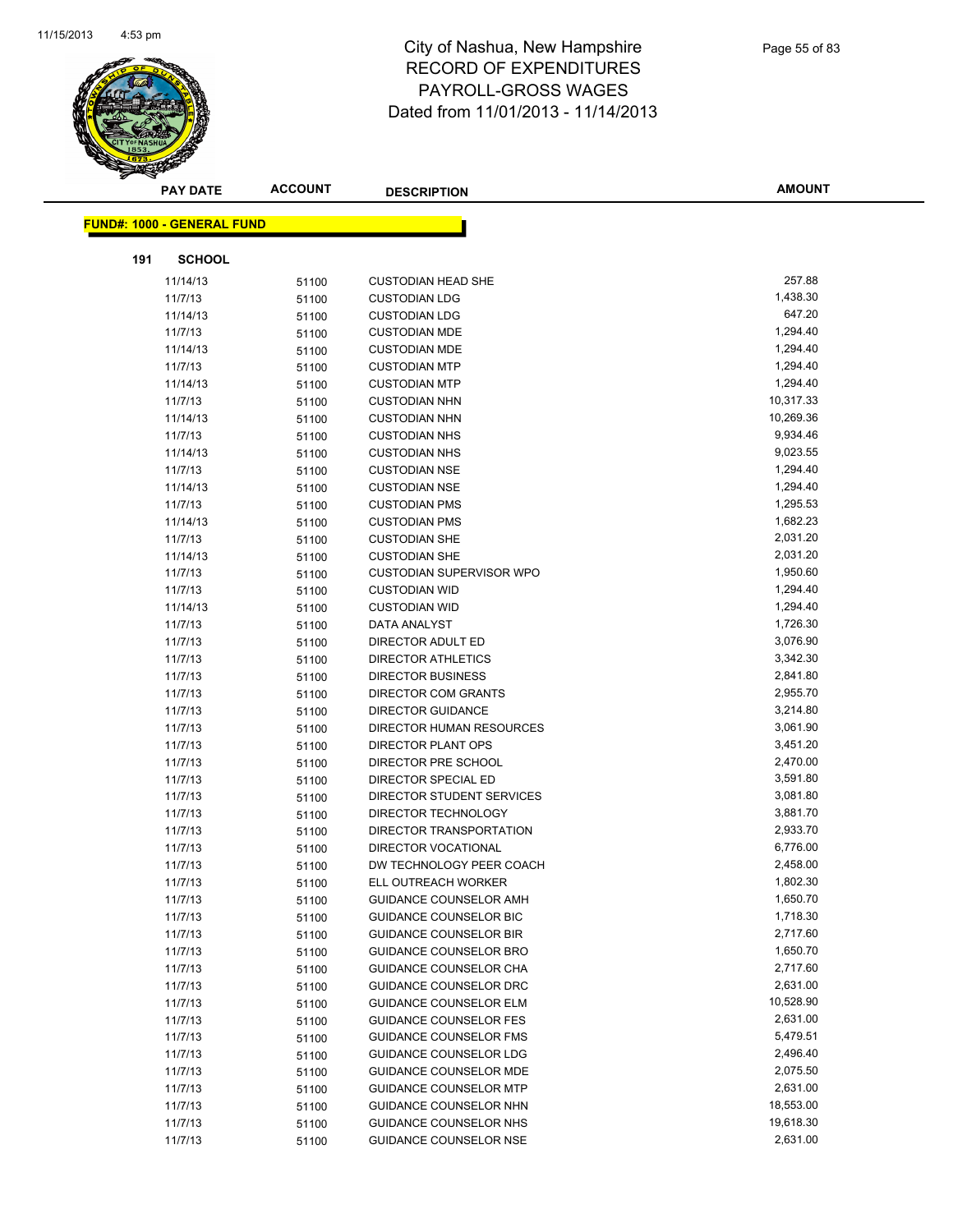# City of Nashua, New Hampshire
## RECORD OF EXPENDITURES
## PAYROLL-GROSS WAGES
## Dated from 11/01/2013 - 11/14/2013

**FUND#: 1000 - GENERAL FUND**

**191 SCHOOL**

| PAY DATE | ACCOUNT | DESCRIPTION | AMOUNT |
|---|---|---|---|
| 11/14/13 | 51100 | CUSTODIAN HEAD SHE | 257.88 |
| 11/7/13 | 51100 | CUSTODIAN LDG | 1,438.30 |
| 11/14/13 | 51100 | CUSTODIAN LDG | 647.20 |
| 11/7/13 | 51100 | CUSTODIAN MDE | 1,294.40 |
| 11/14/13 | 51100 | CUSTODIAN MDE | 1,294.40 |
| 11/7/13 | 51100 | CUSTODIAN MTP | 1,294.40 |
| 11/14/13 | 51100 | CUSTODIAN MTP | 1,294.40 |
| 11/7/13 | 51100 | CUSTODIAN NHN | 10,317.33 |
| 11/14/13 | 51100 | CUSTODIAN NHN | 10,269.36 |
| 11/7/13 | 51100 | CUSTODIAN NHS | 9,934.46 |
| 11/14/13 | 51100 | CUSTODIAN NHS | 9,023.55 |
| 11/7/13 | 51100 | CUSTODIAN NSE | 1,294.40 |
| 11/14/13 | 51100 | CUSTODIAN NSE | 1,294.40 |
| 11/7/13 | 51100 | CUSTODIAN PMS | 1,295.53 |
| 11/14/13 | 51100 | CUSTODIAN PMS | 1,682.23 |
| 11/7/13 | 51100 | CUSTODIAN SHE | 2,031.20 |
| 11/14/13 | 51100 | CUSTODIAN SHE | 2,031.20 |
| 11/7/13 | 51100 | CUSTODIAN SUPERVISOR WPO | 1,950.60 |
| 11/7/13 | 51100 | CUSTODIAN WID | 1,294.40 |
| 11/14/13 | 51100 | CUSTODIAN WID | 1,294.40 |
| 11/7/13 | 51100 | DATA ANALYST | 1,726.30 |
| 11/7/13 | 51100 | DIRECTOR ADULT ED | 3,076.90 |
| 11/7/13 | 51100 | DIRECTOR ATHLETICS | 3,342.30 |
| 11/7/13 | 51100 | DIRECTOR BUSINESS | 2,841.80 |
| 11/7/13 | 51100 | DIRECTOR COM GRANTS | 2,955.70 |
| 11/7/13 | 51100 | DIRECTOR GUIDANCE | 3,214.80 |
| 11/7/13 | 51100 | DIRECTOR HUMAN RESOURCES | 3,061.90 |
| 11/7/13 | 51100 | DIRECTOR PLANT OPS | 3,451.20 |
| 11/7/13 | 51100 | DIRECTOR PRE SCHOOL | 2,470.00 |
| 11/7/13 | 51100 | DIRECTOR SPECIAL ED | 3,591.80 |
| 11/7/13 | 51100 | DIRECTOR STUDENT SERVICES | 3,081.80 |
| 11/7/13 | 51100 | DIRECTOR TECHNOLOGY | 3,881.70 |
| 11/7/13 | 51100 | DIRECTOR TRANSPORTATION | 2,933.70 |
| 11/7/13 | 51100 | DIRECTOR VOCATIONAL | 6,776.00 |
| 11/7/13 | 51100 | DW TECHNOLOGY PEER COACH | 2,458.00 |
| 11/7/13 | 51100 | ELL OUTREACH WORKER | 1,802.30 |
| 11/7/13 | 51100 | GUIDANCE COUNSELOR AMH | 1,650.70 |
| 11/7/13 | 51100 | GUIDANCE COUNSELOR BIC | 1,718.30 |
| 11/7/13 | 51100 | GUIDANCE COUNSELOR BIR | 2,717.60 |
| 11/7/13 | 51100 | GUIDANCE COUNSELOR BRO | 1,650.70 |
| 11/7/13 | 51100 | GUIDANCE COUNSELOR CHA | 2,717.60 |
| 11/7/13 | 51100 | GUIDANCE COUNSELOR DRC | 2,631.00 |
| 11/7/13 | 51100 | GUIDANCE COUNSELOR ELM | 10,528.90 |
| 11/7/13 | 51100 | GUIDANCE COUNSELOR FES | 2,631.00 |
| 11/7/13 | 51100 | GUIDANCE COUNSELOR FMS | 5,479.51 |
| 11/7/13 | 51100 | GUIDANCE COUNSELOR LDG | 2,496.40 |
| 11/7/13 | 51100 | GUIDANCE COUNSELOR MDE | 2,075.50 |
| 11/7/13 | 51100 | GUIDANCE COUNSELOR MTP | 2,631.00 |
| 11/7/13 | 51100 | GUIDANCE COUNSELOR NHN | 18,553.00 |
| 11/7/13 | 51100 | GUIDANCE COUNSELOR NHS | 19,618.30 |
| 11/7/13 | 51100 | GUIDANCE COUNSELOR NSE | 2,631.00 |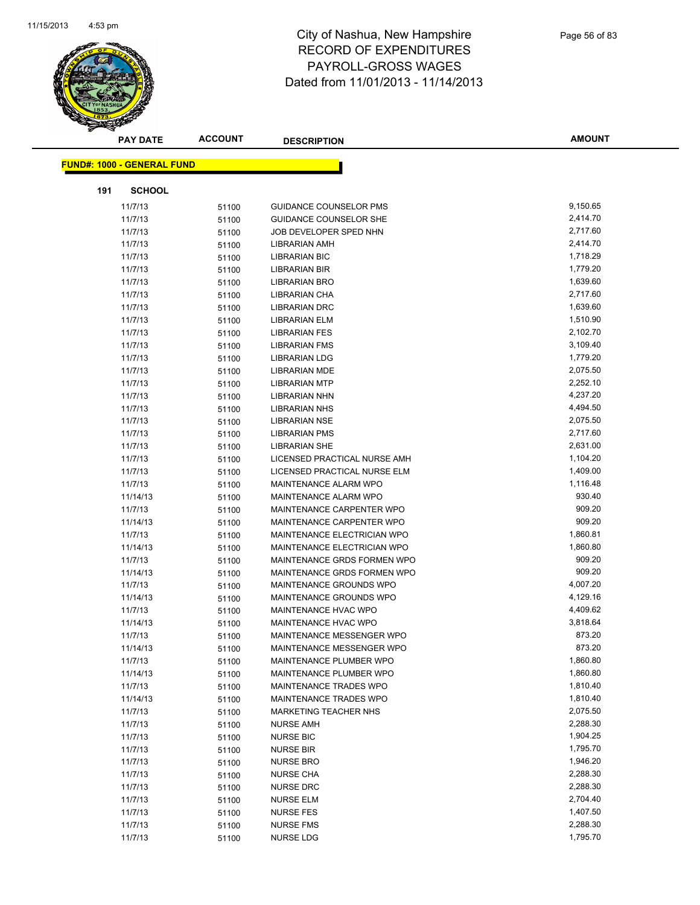# City of Nashua, New Hampshire
# RECORD OF EXPENDITURES
# PAYROLL-GROSS WAGES
# Dated from 11/01/2013 - 11/14/2013

**FUND#: 1000 - GENERAL FUND**

**191 SCHOOL**

| PAY DATE | ACCOUNT | DESCRIPTION | AMOUNT |
|---|---|---|---|
| 11/7/13 | 51100 | GUIDANCE COUNSELOR PMS | 9,150.65 |
| 11/7/13 | 51100 | GUIDANCE COUNSELOR SHE | 2,414.70 |
| 11/7/13 | 51100 | JOB DEVELOPER SPED NHN | 2,717.60 |
| 11/7/13 | 51100 | LIBRARIAN AMH | 2,414.70 |
| 11/7/13 | 51100 | LIBRARIAN BIC | 1,718.29 |
| 11/7/13 | 51100 | LIBRARIAN BIR | 1,779.20 |
| 11/7/13 | 51100 | LIBRARIAN BRO | 1,639.60 |
| 11/7/13 | 51100 | LIBRARIAN CHA | 2,717.60 |
| 11/7/13 | 51100 | LIBRARIAN DRC | 1,639.60 |
| 11/7/13 | 51100 | LIBRARIAN ELM | 1,510.90 |
| 11/7/13 | 51100 | LIBRARIAN FES | 2,102.70 |
| 11/7/13 | 51100 | LIBRARIAN FMS | 3,109.40 |
| 11/7/13 | 51100 | LIBRARIAN LDG | 1,779.20 |
| 11/7/13 | 51100 | LIBRARIAN MDE | 2,075.50 |
| 11/7/13 | 51100 | LIBRARIAN MTP | 2,252.10 |
| 11/7/13 | 51100 | LIBRARIAN NHN | 4,237.20 |
| 11/7/13 | 51100 | LIBRARIAN NHS | 4,494.50 |
| 11/7/13 | 51100 | LIBRARIAN NSE | 2,075.50 |
| 11/7/13 | 51100 | LIBRARIAN PMS | 2,717.60 |
| 11/7/13 | 51100 | LIBRARIAN SHE | 2,631.00 |
| 11/7/13 | 51100 | LICENSED PRACTICAL NURSE AMH | 1,104.20 |
| 11/7/13 | 51100 | LICENSED PRACTICAL NURSE ELM | 1,409.00 |
| 11/7/13 | 51100 | MAINTENANCE ALARM WPO | 1,116.48 |
| 11/14/13 | 51100 | MAINTENANCE ALARM WPO | 930.40 |
| 11/7/13 | 51100 | MAINTENANCE CARPENTER WPO | 909.20 |
| 11/14/13 | 51100 | MAINTENANCE CARPENTER WPO | 909.20 |
| 11/7/13 | 51100 | MAINTENANCE ELECTRICIAN WPO | 1,860.81 |
| 11/14/13 | 51100 | MAINTENANCE ELECTRICIAN WPO | 1,860.80 |
| 11/7/13 | 51100 | MAINTENANCE GRDS FORMEN WPO | 909.20 |
| 11/14/13 | 51100 | MAINTENANCE GRDS FORMEN WPO | 909.20 |
| 11/7/13 | 51100 | MAINTENANCE GROUNDS WPO | 4,007.20 |
| 11/14/13 | 51100 | MAINTENANCE GROUNDS WPO | 4,129.16 |
| 11/7/13 | 51100 | MAINTENANCE HVAC WPO | 4,409.62 |
| 11/14/13 | 51100 | MAINTENANCE HVAC WPO | 3,818.64 |
| 11/7/13 | 51100 | MAINTENANCE MESSENGER WPO | 873.20 |
| 11/14/13 | 51100 | MAINTENANCE MESSENGER WPO | 873.20 |
| 11/7/13 | 51100 | MAINTENANCE PLUMBER WPO | 1,860.80 |
| 11/14/13 | 51100 | MAINTENANCE PLUMBER WPO | 1,860.80 |
| 11/7/13 | 51100 | MAINTENANCE TRADES WPO | 1,810.40 |
| 11/14/13 | 51100 | MAINTENANCE TRADES WPO | 1,810.40 |
| 11/7/13 | 51100 | MARKETING TEACHER NHS | 2,075.50 |
| 11/7/13 | 51100 | NURSE AMH | 2,288.30 |
| 11/7/13 | 51100 | NURSE BIC | 1,904.25 |
| 11/7/13 | 51100 | NURSE BIR | 1,795.70 |
| 11/7/13 | 51100 | NURSE BRO | 1,946.20 |
| 11/7/13 | 51100 | NURSE CHA | 2,288.30 |
| 11/7/13 | 51100 | NURSE DRC | 2,288.30 |
| 11/7/13 | 51100 | NURSE ELM | 2,704.40 |
| 11/7/13 | 51100 | NURSE FES | 1,407.50 |
| 11/7/13 | 51100 | NURSE FMS | 2,288.30 |
| 11/7/13 | 51100 | NURSE LDG | 1,795.70 |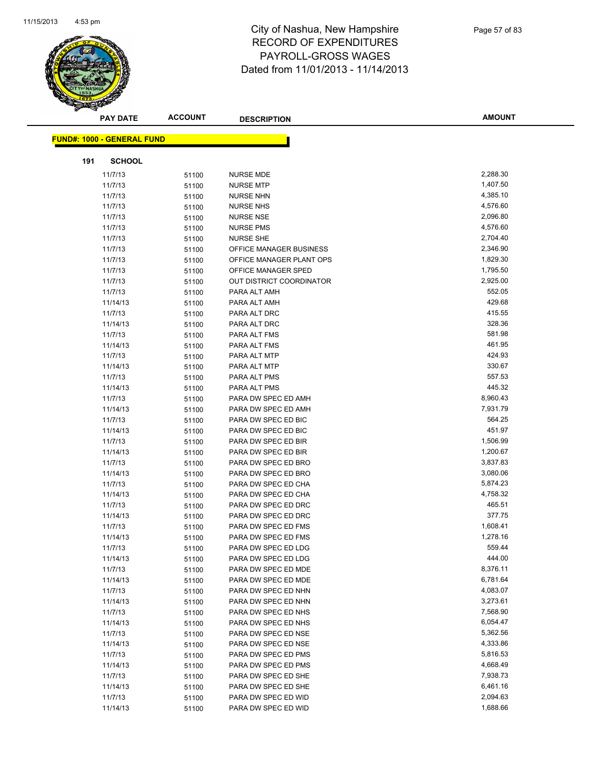# City of Nashua, New Hampshire
## RECORD OF EXPENDITURES
## PAYROLL-GROSS WAGES
## Dated from 11/01/2013 - 11/14/2013

**FUND#: 1000 - GENERAL FUND**

**191 SCHOOL**

| PAY DATE | ACCOUNT | DESCRIPTION | AMOUNT |
|---|---|---|---|
| 11/7/13 | 51100 | NURSE MDE | 2,288.30 |
| 11/7/13 | 51100 | NURSE MTP | 1,407.50 |
| 11/7/13 | 51100 | NURSE NHN | 4,385.10 |
| 11/7/13 | 51100 | NURSE NHS | 4,576.60 |
| 11/7/13 | 51100 | NURSE NSE | 2,096.80 |
| 11/7/13 | 51100 | NURSE PMS | 4,576.60 |
| 11/7/13 | 51100 | NURSE SHE | 2,704.40 |
| 11/7/13 | 51100 | OFFICE MANAGER BUSINESS | 2,346.90 |
| 11/7/13 | 51100 | OFFICE MANAGER PLANT OPS | 1,829.30 |
| 11/7/13 | 51100 | OFFICE MANAGER SPED | 1,795.50 |
| 11/7/13 | 51100 | OUT DISTRICT COORDINATOR | 2,925.00 |
| 11/7/13 | 51100 | PARA ALT AMH | 552.05 |
| 11/14/13 | 51100 | PARA ALT AMH | 429.68 |
| 11/7/13 | 51100 | PARA ALT DRC | 415.55 |
| 11/14/13 | 51100 | PARA ALT DRC | 328.36 |
| 11/7/13 | 51100 | PARA ALT FMS | 581.98 |
| 11/14/13 | 51100 | PARA ALT FMS | 461.95 |
| 11/7/13 | 51100 | PARA ALT MTP | 424.93 |
| 11/14/13 | 51100 | PARA ALT MTP | 330.67 |
| 11/7/13 | 51100 | PARA ALT PMS | 557.53 |
| 11/14/13 | 51100 | PARA ALT PMS | 445.32 |
| 11/7/13 | 51100 | PARA DW SPEC ED AMH | 8,960.43 |
| 11/14/13 | 51100 | PARA DW SPEC ED AMH | 7,931.79 |
| 11/7/13 | 51100 | PARA DW SPEC ED BIC | 564.25 |
| 11/14/13 | 51100 | PARA DW SPEC ED BIC | 451.97 |
| 11/7/13 | 51100 | PARA DW SPEC ED BIR | 1,506.99 |
| 11/14/13 | 51100 | PARA DW SPEC ED BIR | 1,200.67 |
| 11/7/13 | 51100 | PARA DW SPEC ED BRO | 3,837.83 |
| 11/14/13 | 51100 | PARA DW SPEC ED BRO | 3,080.06 |
| 11/7/13 | 51100 | PARA DW SPEC ED CHA | 5,874.23 |
| 11/14/13 | 51100 | PARA DW SPEC ED CHA | 4,758.32 |
| 11/7/13 | 51100 | PARA DW SPEC ED DRC | 465.51 |
| 11/14/13 | 51100 | PARA DW SPEC ED DRC | 377.75 |
| 11/7/13 | 51100 | PARA DW SPEC ED FMS | 1,608.41 |
| 11/14/13 | 51100 | PARA DW SPEC ED FMS | 1,278.16 |
| 11/7/13 | 51100 | PARA DW SPEC ED LDG | 559.44 |
| 11/14/13 | 51100 | PARA DW SPEC ED LDG | 444.00 |
| 11/7/13 | 51100 | PARA DW SPEC ED MDE | 8,376.11 |
| 11/14/13 | 51100 | PARA DW SPEC ED MDE | 6,781.64 |
| 11/7/13 | 51100 | PARA DW SPEC ED NHN | 4,083.07 |
| 11/14/13 | 51100 | PARA DW SPEC ED NHN | 3,273.61 |
| 11/7/13 | 51100 | PARA DW SPEC ED NHS | 7,568.90 |
| 11/14/13 | 51100 | PARA DW SPEC ED NHS | 6,054.47 |
| 11/7/13 | 51100 | PARA DW SPEC ED NSE | 5,362.56 |
| 11/14/13 | 51100 | PARA DW SPEC ED NSE | 4,333.86 |
| 11/7/13 | 51100 | PARA DW SPEC ED PMS | 5,816.53 |
| 11/14/13 | 51100 | PARA DW SPEC ED PMS | 4,668.49 |
| 11/7/13 | 51100 | PARA DW SPEC ED SHE | 7,938.73 |
| 11/14/13 | 51100 | PARA DW SPEC ED SHE | 6,461.16 |
| 11/7/13 | 51100 | PARA DW SPEC ED WID | 2,094.63 |
| 11/14/13 | 51100 | PARA DW SPEC ED WID | 1,688.66 |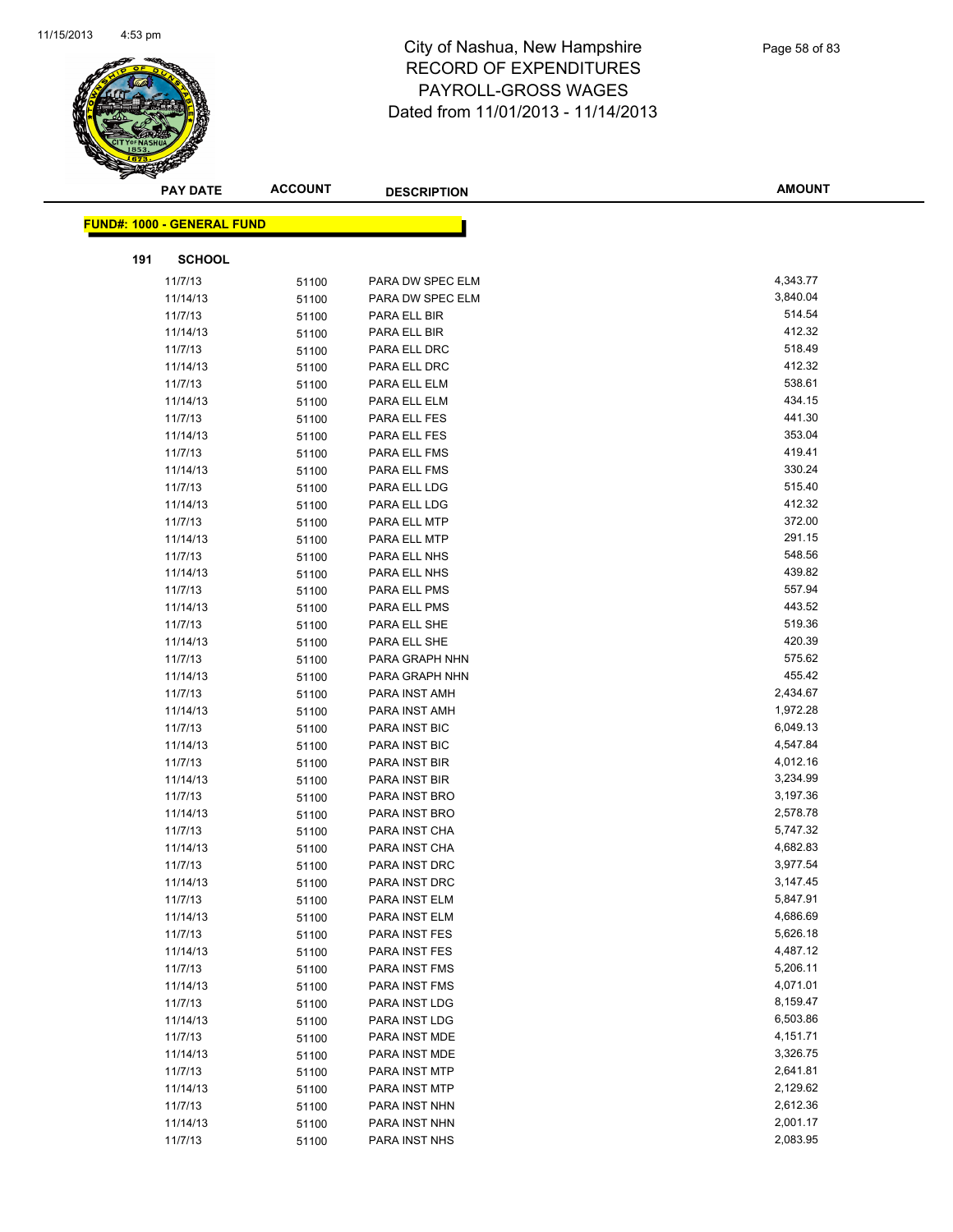# City of Nashua, New Hampshire
## RECORD OF EXPENDITURES
## PAYROLL-GROSS WAGES
## Dated from 11/01/2013 - 11/14/2013

| PAY DATE | ACCOUNT | DESCRIPTION | AMOUNT |
|---|---|---|---|

**FUND#: 1000 - GENERAL FUND**

**191 SCHOOL**

| PAY DATE | ACCOUNT | DESCRIPTION | AMOUNT |
|---|---|---|---|
| 11/7/13 | 51100 | PARA DW SPEC ELM | 4,343.77 |
| 11/14/13 | 51100 | PARA DW SPEC ELM | 3,840.04 |
| 11/7/13 | 51100 | PARA ELL BIR | 514.54 |
| 11/14/13 | 51100 | PARA ELL BIR | 412.32 |
| 11/7/13 | 51100 | PARA ELL DRC | 518.49 |
| 11/14/13 | 51100 | PARA ELL DRC | 412.32 |
| 11/7/13 | 51100 | PARA ELL ELM | 538.61 |
| 11/14/13 | 51100 | PARA ELL ELM | 434.15 |
| 11/7/13 | 51100 | PARA ELL FES | 441.30 |
| 11/14/13 | 51100 | PARA ELL FES | 353.04 |
| 11/7/13 | 51100 | PARA ELL FMS | 419.41 |
| 11/14/13 | 51100 | PARA ELL FMS | 330.24 |
| 11/7/13 | 51100 | PARA ELL LDG | 515.40 |
| 11/14/13 | 51100 | PARA ELL LDG | 412.32 |
| 11/7/13 | 51100 | PARA ELL MTP | 372.00 |
| 11/14/13 | 51100 | PARA ELL MTP | 291.15 |
| 11/7/13 | 51100 | PARA ELL NHS | 548.56 |
| 11/14/13 | 51100 | PARA ELL NHS | 439.82 |
| 11/7/13 | 51100 | PARA ELL PMS | 557.94 |
| 11/14/13 | 51100 | PARA ELL PMS | 443.52 |
| 11/7/13 | 51100 | PARA ELL SHE | 519.36 |
| 11/14/13 | 51100 | PARA ELL SHE | 420.39 |
| 11/7/13 | 51100 | PARA GRAPH NHN | 575.62 |
| 11/14/13 | 51100 | PARA GRAPH NHN | 455.42 |
| 11/7/13 | 51100 | PARA INST AMH | 2,434.67 |
| 11/14/13 | 51100 | PARA INST AMH | 1,972.28 |
| 11/7/13 | 51100 | PARA INST BIC | 6,049.13 |
| 11/14/13 | 51100 | PARA INST BIC | 4,547.84 |
| 11/7/13 | 51100 | PARA INST BIR | 4,012.16 |
| 11/14/13 | 51100 | PARA INST BIR | 3,234.99 |
| 11/7/13 | 51100 | PARA INST BRO | 3,197.36 |
| 11/14/13 | 51100 | PARA INST BRO | 2,578.78 |
| 11/7/13 | 51100 | PARA INST CHA | 5,747.32 |
| 11/14/13 | 51100 | PARA INST CHA | 4,682.83 |
| 11/7/13 | 51100 | PARA INST DRC | 3,977.54 |
| 11/14/13 | 51100 | PARA INST DRC | 3,147.45 |
| 11/7/13 | 51100 | PARA INST ELM | 5,847.91 |
| 11/14/13 | 51100 | PARA INST ELM | 4,686.69 |
| 11/7/13 | 51100 | PARA INST FES | 5,626.18 |
| 11/14/13 | 51100 | PARA INST FES | 4,487.12 |
| 11/7/13 | 51100 | PARA INST FMS | 5,206.11 |
| 11/14/13 | 51100 | PARA INST FMS | 4,071.01 |
| 11/7/13 | 51100 | PARA INST LDG | 8,159.47 |
| 11/14/13 | 51100 | PARA INST LDG | 6,503.86 |
| 11/7/13 | 51100 | PARA INST MDE | 4,151.71 |
| 11/14/13 | 51100 | PARA INST MDE | 3,326.75 |
| 11/7/13 | 51100 | PARA INST MTP | 2,641.81 |
| 11/14/13 | 51100 | PARA INST MTP | 2,129.62 |
| 11/7/13 | 51100 | PARA INST NHN | 2,612.36 |
| 11/14/13 | 51100 | PARA INST NHN | 2,001.17 |
| 11/7/13 | 51100 | PARA INST NHS | 2,083.95 |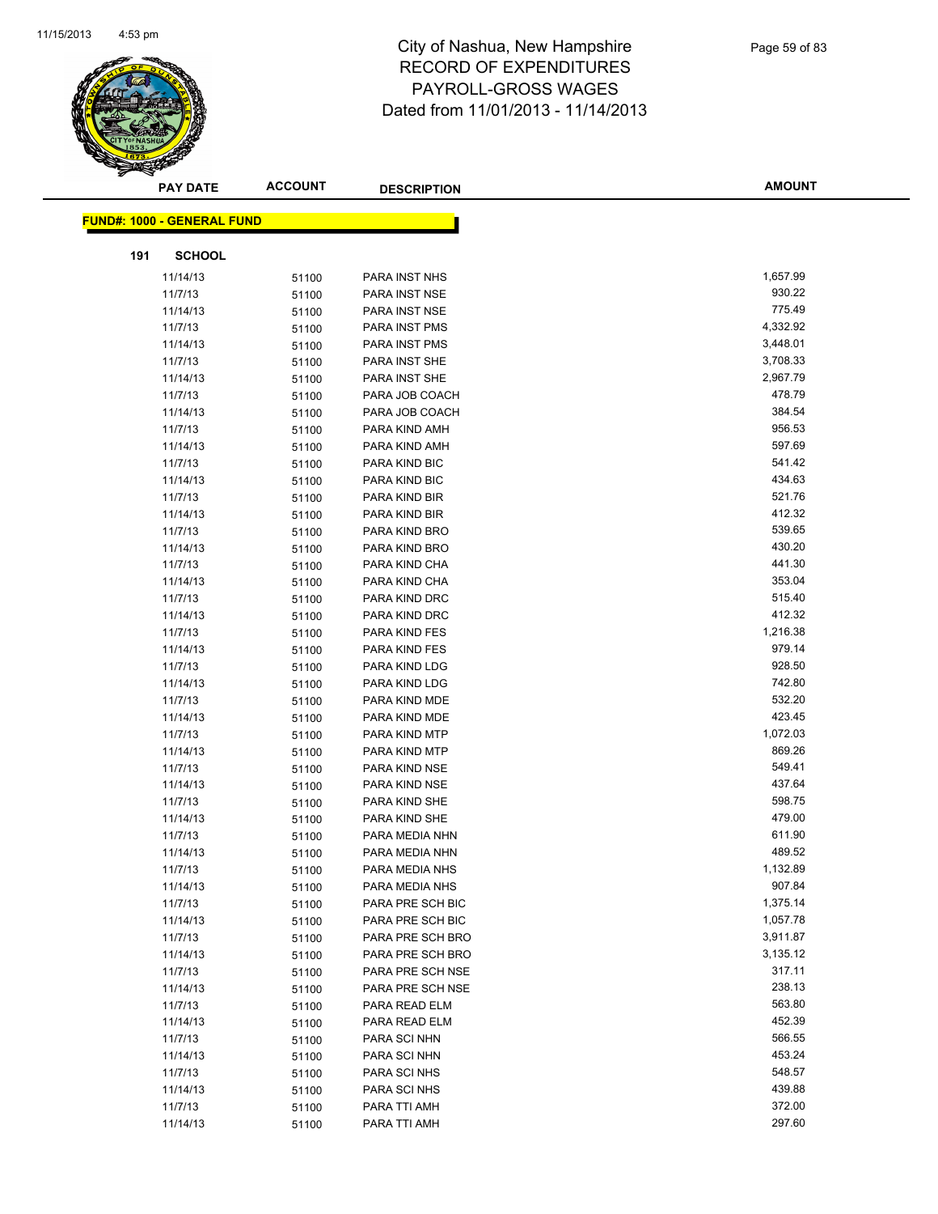# City of Nashua, New Hampshire
# RECORD OF EXPENDITURES
# PAYROLL-GROSS WAGES
# Dated from 11/01/2013 - 11/14/2013

**FUND#: 1000 - GENERAL FUND**

**191 SCHOOL**

| PAY DATE | ACCOUNT | DESCRIPTION | AMOUNT |
|---|---|---|---|
| 11/14/13 | 51100 | PARA INST NHS | 1,657.99 |
| 11/7/13 | 51100 | PARA INST NSE | 930.22 |
| 11/14/13 | 51100 | PARA INST NSE | 775.49 |
| 11/7/13 | 51100 | PARA INST PMS | 4,332.92 |
| 11/14/13 | 51100 | PARA INST PMS | 3,448.01 |
| 11/7/13 | 51100 | PARA INST SHE | 3,708.33 |
| 11/14/13 | 51100 | PARA INST SHE | 2,967.79 |
| 11/7/13 | 51100 | PARA JOB COACH | 478.79 |
| 11/14/13 | 51100 | PARA JOB COACH | 384.54 |
| 11/7/13 | 51100 | PARA KIND AMH | 956.53 |
| 11/14/13 | 51100 | PARA KIND AMH | 597.69 |
| 11/7/13 | 51100 | PARA KIND BIC | 541.42 |
| 11/14/13 | 51100 | PARA KIND BIC | 434.63 |
| 11/7/13 | 51100 | PARA KIND BIR | 521.76 |
| 11/14/13 | 51100 | PARA KIND BIR | 412.32 |
| 11/7/13 | 51100 | PARA KIND BRO | 539.65 |
| 11/14/13 | 51100 | PARA KIND BRO | 430.20 |
| 11/7/13 | 51100 | PARA KIND CHA | 441.30 |
| 11/14/13 | 51100 | PARA KIND CHA | 353.04 |
| 11/7/13 | 51100 | PARA KIND DRC | 515.40 |
| 11/14/13 | 51100 | PARA KIND DRC | 412.32 |
| 11/7/13 | 51100 | PARA KIND FES | 1,216.38 |
| 11/14/13 | 51100 | PARA KIND FES | 979.14 |
| 11/7/13 | 51100 | PARA KIND LDG | 928.50 |
| 11/14/13 | 51100 | PARA KIND LDG | 742.80 |
| 11/7/13 | 51100 | PARA KIND MDE | 532.20 |
| 11/14/13 | 51100 | PARA KIND MDE | 423.45 |
| 11/7/13 | 51100 | PARA KIND MTP | 1,072.03 |
| 11/14/13 | 51100 | PARA KIND MTP | 869.26 |
| 11/7/13 | 51100 | PARA KIND NSE | 549.41 |
| 11/14/13 | 51100 | PARA KIND NSE | 437.64 |
| 11/7/13 | 51100 | PARA KIND SHE | 598.75 |
| 11/14/13 | 51100 | PARA KIND SHE | 479.00 |
| 11/7/13 | 51100 | PARA MEDIA NHN | 611.90 |
| 11/14/13 | 51100 | PARA MEDIA NHN | 489.52 |
| 11/7/13 | 51100 | PARA MEDIA NHS | 1,132.89 |
| 11/14/13 | 51100 | PARA MEDIA NHS | 907.84 |
| 11/7/13 | 51100 | PARA PRE SCH BIC | 1,375.14 |
| 11/14/13 | 51100 | PARA PRE SCH BIC | 1,057.78 |
| 11/7/13 | 51100 | PARA PRE SCH BRO | 3,911.87 |
| 11/14/13 | 51100 | PARA PRE SCH BRO | 3,135.12 |
| 11/7/13 | 51100 | PARA PRE SCH NSE | 317.11 |
| 11/14/13 | 51100 | PARA PRE SCH NSE | 238.13 |
| 11/7/13 | 51100 | PARA READ ELM | 563.80 |
| 11/14/13 | 51100 | PARA READ ELM | 452.39 |
| 11/7/13 | 51100 | PARA SCI NHN | 566.55 |
| 11/14/13 | 51100 | PARA SCI NHN | 453.24 |
| 11/7/13 | 51100 | PARA SCI NHS | 548.57 |
| 11/14/13 | 51100 | PARA SCI NHS | 439.88 |
| 11/7/13 | 51100 | PARA TTI AMH | 372.00 |
| 11/14/13 | 51100 | PARA TTI AMH | 297.60 |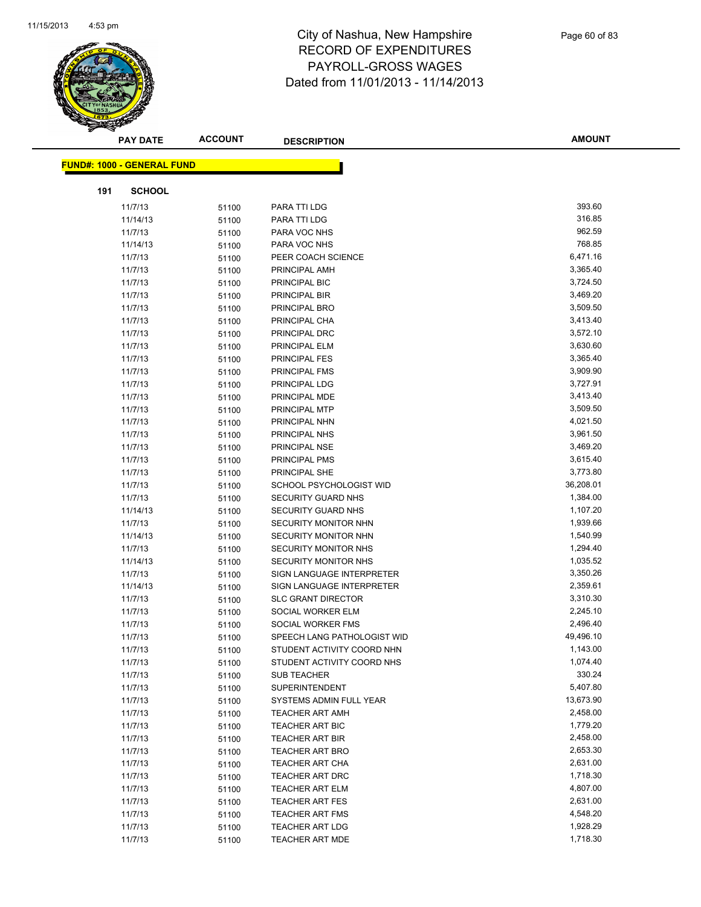# City of Nashua, New Hampshire
# RECORD OF EXPENDITURES
# PAYROLL-GROSS WAGES
# Dated from 11/01/2013 - 11/14/2013

**FUND#: 1000 - GENERAL FUND**

**191 SCHOOL**

| PAY DATE | ACCOUNT | DESCRIPTION | AMOUNT |
|---|---|---|---|
| 11/7/13 | 51100 | PARA TTI LDG | 393.60 |
| 11/14/13 | 51100 | PARA TTI LDG | 316.85 |
| 11/7/13 | 51100 | PARA VOC NHS | 962.59 |
| 11/14/13 | 51100 | PARA VOC NHS | 768.85 |
| 11/7/13 | 51100 | PEER COACH SCIENCE | 6,471.16 |
| 11/7/13 | 51100 | PRINCIPAL AMH | 3,365.40 |
| 11/7/13 | 51100 | PRINCIPAL BIC | 3,724.50 |
| 11/7/13 | 51100 | PRINCIPAL BIR | 3,469.20 |
| 11/7/13 | 51100 | PRINCIPAL BRO | 3,509.50 |
| 11/7/13 | 51100 | PRINCIPAL CHA | 3,413.40 |
| 11/7/13 | 51100 | PRINCIPAL DRC | 3,572.10 |
| 11/7/13 | 51100 | PRINCIPAL ELM | 3,630.60 |
| 11/7/13 | 51100 | PRINCIPAL FES | 3,365.40 |
| 11/7/13 | 51100 | PRINCIPAL FMS | 3,909.90 |
| 11/7/13 | 51100 | PRINCIPAL LDG | 3,727.91 |
| 11/7/13 | 51100 | PRINCIPAL MDE | 3,413.40 |
| 11/7/13 | 51100 | PRINCIPAL MTP | 3,509.50 |
| 11/7/13 | 51100 | PRINCIPAL NHN | 4,021.50 |
| 11/7/13 | 51100 | PRINCIPAL NHS | 3,961.50 |
| 11/7/13 | 51100 | PRINCIPAL NSE | 3,469.20 |
| 11/7/13 | 51100 | PRINCIPAL PMS | 3,615.40 |
| 11/7/13 | 51100 | PRINCIPAL SHE | 3,773.80 |
| 11/7/13 | 51100 | SCHOOL PSYCHOLOGIST WID | 36,208.01 |
| 11/7/13 | 51100 | SECURITY GUARD NHS | 1,384.00 |
| 11/14/13 | 51100 | SECURITY GUARD NHS | 1,107.20 |
| 11/7/13 | 51100 | SECURITY MONITOR NHN | 1,939.66 |
| 11/14/13 | 51100 | SECURITY MONITOR NHN | 1,540.99 |
| 11/7/13 | 51100 | SECURITY MONITOR NHS | 1,294.40 |
| 11/14/13 | 51100 | SECURITY MONITOR NHS | 1,035.52 |
| 11/7/13 | 51100 | SIGN LANGUAGE INTERPRETER | 3,350.26 |
| 11/14/13 | 51100 | SIGN LANGUAGE INTERPRETER | 2,359.61 |
| 11/7/13 | 51100 | SLC GRANT DIRECTOR | 3,310.30 |
| 11/7/13 | 51100 | SOCIAL WORKER ELM | 2,245.10 |
| 11/7/13 | 51100 | SOCIAL WORKER FMS | 2,496.40 |
| 11/7/13 | 51100 | SPEECH LANG PATHOLOGIST WID | 49,496.10 |
| 11/7/13 | 51100 | STUDENT ACTIVITY COORD NHN | 1,143.00 |
| 11/7/13 | 51100 | STUDENT ACTIVITY COORD NHS | 1,074.40 |
| 11/7/13 | 51100 | SUB TEACHER | 330.24 |
| 11/7/13 | 51100 | SUPERINTENDENT | 5,407.80 |
| 11/7/13 | 51100 | SYSTEMS ADMIN FULL YEAR | 13,673.90 |
| 11/7/13 | 51100 | TEACHER ART AMH | 2,458.00 |
| 11/7/13 | 51100 | TEACHER ART BIC | 1,779.20 |
| 11/7/13 | 51100 | TEACHER ART BIR | 2,458.00 |
| 11/7/13 | 51100 | TEACHER ART BRO | 2,653.30 |
| 11/7/13 | 51100 | TEACHER ART CHA | 2,631.00 |
| 11/7/13 | 51100 | TEACHER ART DRC | 1,718.30 |
| 11/7/13 | 51100 | TEACHER ART ELM | 4,807.00 |
| 11/7/13 | 51100 | TEACHER ART FES | 2,631.00 |
| 11/7/13 | 51100 | TEACHER ART FMS | 4,548.20 |
| 11/7/13 | 51100 | TEACHER ART LDG | 1,928.29 |
| 11/7/13 | 51100 | TEACHER ART MDE | 1,718.30 |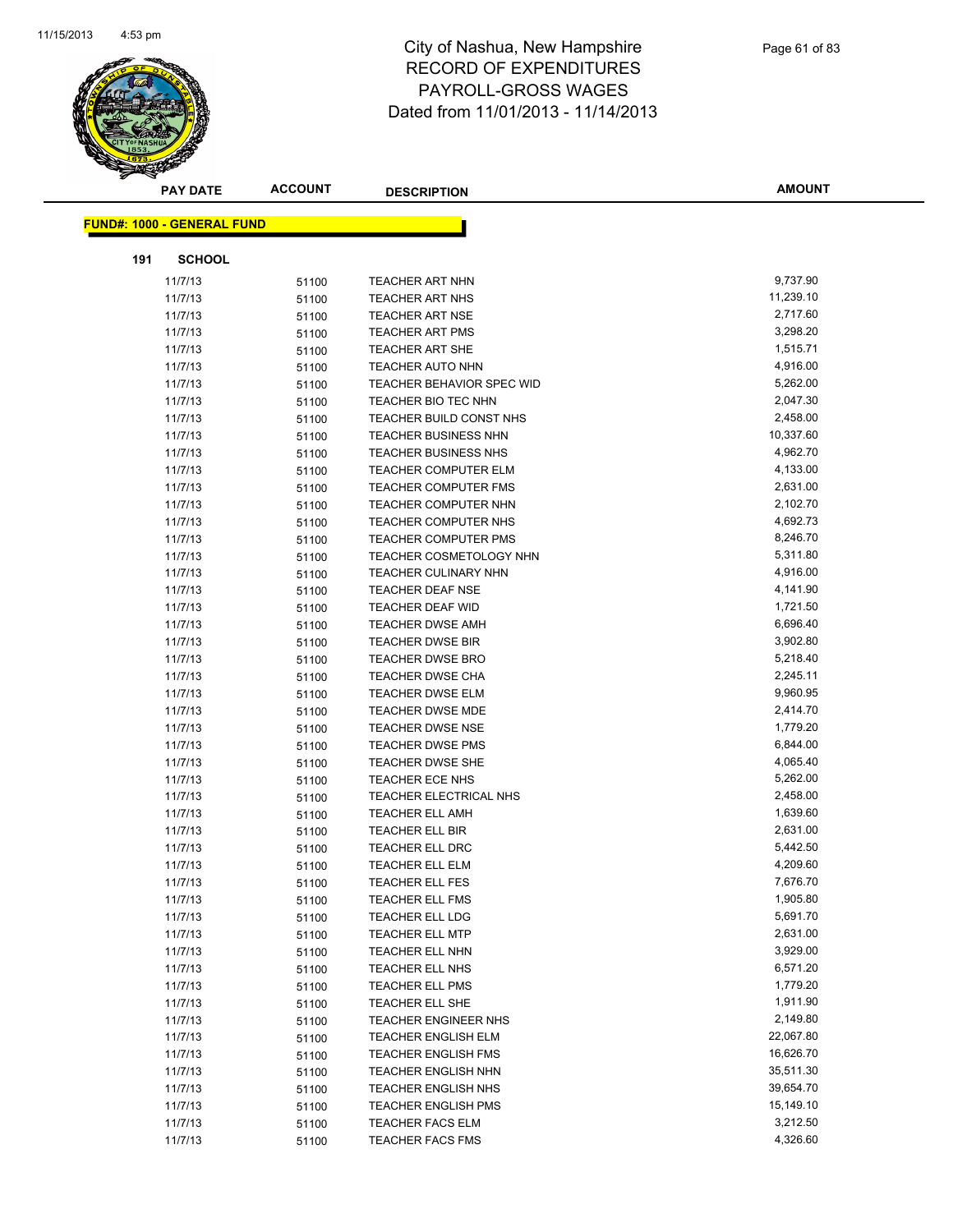# City of Nashua, New Hampshire
# RECORD OF EXPENDITURES
# PAYROLL-GROSS WAGES
# Dated from 11/01/2013 - 11/14/2013

**FUND#: 1000 - GENERAL FUND**

**191 SCHOOL**

| PAY DATE | ACCOUNT | DESCRIPTION | AMOUNT |
|---|---|---|---|
| 11/7/13 | 51100 | TEACHER ART NHN | 9,737.90 |
| 11/7/13 | 51100 | TEACHER ART NHS | 11,239.10 |
| 11/7/13 | 51100 | TEACHER ART NSE | 2,717.60 |
| 11/7/13 | 51100 | TEACHER ART PMS | 3,298.20 |
| 11/7/13 | 51100 | TEACHER ART SHE | 1,515.71 |
| 11/7/13 | 51100 | TEACHER AUTO NHN | 4,916.00 |
| 11/7/13 | 51100 | TEACHER BEHAVIOR SPEC WID | 5,262.00 |
| 11/7/13 | 51100 | TEACHER BIO TEC NHN | 2,047.30 |
| 11/7/13 | 51100 | TEACHER BUILD CONST NHS | 2,458.00 |
| 11/7/13 | 51100 | TEACHER BUSINESS NHN | 10,337.60 |
| 11/7/13 | 51100 | TEACHER BUSINESS NHS | 4,962.70 |
| 11/7/13 | 51100 | TEACHER COMPUTER ELM | 4,133.00 |
| 11/7/13 | 51100 | TEACHER COMPUTER FMS | 2,631.00 |
| 11/7/13 | 51100 | TEACHER COMPUTER NHN | 2,102.70 |
| 11/7/13 | 51100 | TEACHER COMPUTER NHS | 4,692.73 |
| 11/7/13 | 51100 | TEACHER COMPUTER PMS | 8,246.70 |
| 11/7/13 | 51100 | TEACHER COSMETOLOGY NHN | 5,311.80 |
| 11/7/13 | 51100 | TEACHER CULINARY NHN | 4,916.00 |
| 11/7/13 | 51100 | TEACHER DEAF NSE | 4,141.90 |
| 11/7/13 | 51100 | TEACHER DEAF WID | 1,721.50 |
| 11/7/13 | 51100 | TEACHER DWSE AMH | 6,696.40 |
| 11/7/13 | 51100 | TEACHER DWSE BIR | 3,902.80 |
| 11/7/13 | 51100 | TEACHER DWSE BRO | 5,218.40 |
| 11/7/13 | 51100 | TEACHER DWSE CHA | 2,245.11 |
| 11/7/13 | 51100 | TEACHER DWSE ELM | 9,960.95 |
| 11/7/13 | 51100 | TEACHER DWSE MDE | 2,414.70 |
| 11/7/13 | 51100 | TEACHER DWSE NSE | 1,779.20 |
| 11/7/13 | 51100 | TEACHER DWSE PMS | 6,844.00 |
| 11/7/13 | 51100 | TEACHER DWSE SHE | 4,065.40 |
| 11/7/13 | 51100 | TEACHER ECE NHS | 5,262.00 |
| 11/7/13 | 51100 | TEACHER ELECTRICAL NHS | 2,458.00 |
| 11/7/13 | 51100 | TEACHER ELL AMH | 1,639.60 |
| 11/7/13 | 51100 | TEACHER ELL BIR | 2,631.00 |
| 11/7/13 | 51100 | TEACHER ELL DRC | 5,442.50 |
| 11/7/13 | 51100 | TEACHER ELL ELM | 4,209.60 |
| 11/7/13 | 51100 | TEACHER ELL FES | 7,676.70 |
| 11/7/13 | 51100 | TEACHER ELL FMS | 1,905.80 |
| 11/7/13 | 51100 | TEACHER ELL LDG | 5,691.70 |
| 11/7/13 | 51100 | TEACHER ELL MTP | 2,631.00 |
| 11/7/13 | 51100 | TEACHER ELL NHN | 3,929.00 |
| 11/7/13 | 51100 | TEACHER ELL NHS | 6,571.20 |
| 11/7/13 | 51100 | TEACHER ELL PMS | 1,779.20 |
| 11/7/13 | 51100 | TEACHER ELL SHE | 1,911.90 |
| 11/7/13 | 51100 | TEACHER ENGINEER NHS | 2,149.80 |
| 11/7/13 | 51100 | TEACHER ENGLISH ELM | 22,067.80 |
| 11/7/13 | 51100 | TEACHER ENGLISH FMS | 16,626.70 |
| 11/7/13 | 51100 | TEACHER ENGLISH NHN | 35,511.30 |
| 11/7/13 | 51100 | TEACHER ENGLISH NHS | 39,654.70 |
| 11/7/13 | 51100 | TEACHER ENGLISH PMS | 15,149.10 |
| 11/7/13 | 51100 | TEACHER FACS ELM | 3,212.50 |
| 11/7/13 | 51100 | TEACHER FACS FMS | 4,326.60 |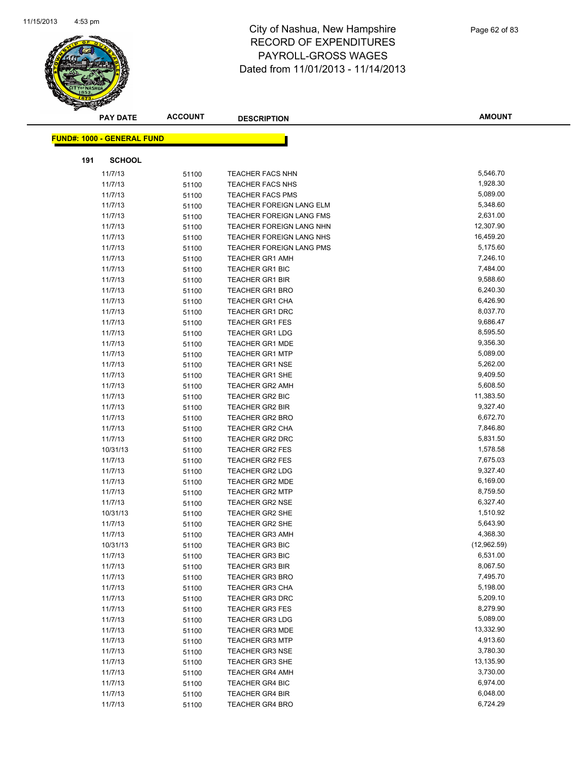# City of Nashua, New Hampshire
# RECORD OF EXPENDITURES
# PAYROLL-GROSS WAGES
# Dated from 11/01/2013 - 11/14/2013

**FUND#: 1000 - GENERAL FUND**

**191 SCHOOL**

| PAY DATE | ACCOUNT | DESCRIPTION | AMOUNT |
|---|---|---|---|
| 11/7/13 | 51100 | TEACHER FACS NHN | 5,546.70 |
| 11/7/13 | 51100 | TEACHER FACS NHS | 1,928.30 |
| 11/7/13 | 51100 | TEACHER FACS PMS | 5,089.00 |
| 11/7/13 | 51100 | TEACHER FOREIGN LANG ELM | 5,348.60 |
| 11/7/13 | 51100 | TEACHER FOREIGN LANG FMS | 2,631.00 |
| 11/7/13 | 51100 | TEACHER FOREIGN LANG NHN | 12,307.90 |
| 11/7/13 | 51100 | TEACHER FOREIGN LANG NHS | 16,459.20 |
| 11/7/13 | 51100 | TEACHER FOREIGN LANG PMS | 5,175.60 |
| 11/7/13 | 51100 | TEACHER GR1 AMH | 7,246.10 |
| 11/7/13 | 51100 | TEACHER GR1 BIC | 7,484.00 |
| 11/7/13 | 51100 | TEACHER GR1 BIR | 9,588.60 |
| 11/7/13 | 51100 | TEACHER GR1 BRO | 6,240.30 |
| 11/7/13 | 51100 | TEACHER GR1 CHA | 6,426.90 |
| 11/7/13 | 51100 | TEACHER GR1 DRC | 8,037.70 |
| 11/7/13 | 51100 | TEACHER GR1 FES | 9,686.47 |
| 11/7/13 | 51100 | TEACHER GR1 LDG | 8,595.50 |
| 11/7/13 | 51100 | TEACHER GR1 MDE | 9,356.30 |
| 11/7/13 | 51100 | TEACHER GR1 MTP | 5,089.00 |
| 11/7/13 | 51100 | TEACHER GR1 NSE | 5,262.00 |
| 11/7/13 | 51100 | TEACHER GR1 SHE | 9,409.50 |
| 11/7/13 | 51100 | TEACHER GR2 AMH | 5,608.50 |
| 11/7/13 | 51100 | TEACHER GR2 BIC | 11,383.50 |
| 11/7/13 | 51100 | TEACHER GR2 BIR | 9,327.40 |
| 11/7/13 | 51100 | TEACHER GR2 BRO | 6,672.70 |
| 11/7/13 | 51100 | TEACHER GR2 CHA | 7,846.80 |
| 11/7/13 | 51100 | TEACHER GR2 DRC | 5,831.50 |
| 10/31/13 | 51100 | TEACHER GR2 FES | 1,578.58 |
| 11/7/13 | 51100 | TEACHER GR2 FES | 7,675.03 |
| 11/7/13 | 51100 | TEACHER GR2 LDG | 9,327.40 |
| 11/7/13 | 51100 | TEACHER GR2 MDE | 6,169.00 |
| 11/7/13 | 51100 | TEACHER GR2 MTP | 8,759.50 |
| 11/7/13 | 51100 | TEACHER GR2 NSE | 6,327.40 |
| 10/31/13 | 51100 | TEACHER GR2 SHE | 1,510.92 |
| 11/7/13 | 51100 | TEACHER GR2 SHE | 5,643.90 |
| 11/7/13 | 51100 | TEACHER GR3 AMH | 4,368.30 |
| 10/31/13 | 51100 | TEACHER GR3 BIC | (12,962.59) |
| 11/7/13 | 51100 | TEACHER GR3 BIC | 6,531.00 |
| 11/7/13 | 51100 | TEACHER GR3 BIR | 8,067.50 |
| 11/7/13 | 51100 | TEACHER GR3 BRO | 7,495.70 |
| 11/7/13 | 51100 | TEACHER GR3 CHA | 5,198.00 |
| 11/7/13 | 51100 | TEACHER GR3 DRC | 5,209.10 |
| 11/7/13 | 51100 | TEACHER GR3 FES | 8,279.90 |
| 11/7/13 | 51100 | TEACHER GR3 LDG | 5,089.00 |
| 11/7/13 | 51100 | TEACHER GR3 MDE | 13,332.90 |
| 11/7/13 | 51100 | TEACHER GR3 MTP | 4,913.60 |
| 11/7/13 | 51100 | TEACHER GR3 NSE | 3,780.30 |
| 11/7/13 | 51100 | TEACHER GR3 SHE | 13,135.90 |
| 11/7/13 | 51100 | TEACHER GR4 AMH | 3,730.00 |
| 11/7/13 | 51100 | TEACHER GR4 BIC | 6,974.00 |
| 11/7/13 | 51100 | TEACHER GR4 BIR | 6,048.00 |
| 11/7/13 | 51100 | TEACHER GR4 BRO | 6,724.29 |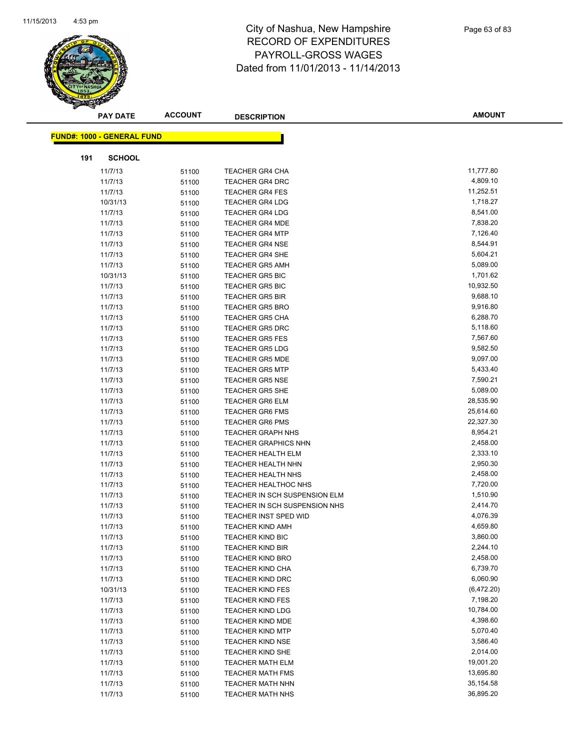# City of Nashua, New Hampshire
## RECORD OF EXPENDITURES
## PAYROLL-GROSS WAGES
## Dated from 11/01/2013 - 11/14/2013

| PAY DATE | ACCOUNT | DESCRIPTION | AMOUNT |
|---|---|---|---|

**FUND#: 1000 - GENERAL FUND**

**191 SCHOOL**

| PAY DATE | ACCOUNT | DESCRIPTION | AMOUNT |
|---|---|---|---|
| 11/7/13 | 51100 | TEACHER GR4 CHA | 11,777.80 |
| 11/7/13 | 51100 | TEACHER GR4 DRC | 4,809.10 |
| 11/7/13 | 51100 | TEACHER GR4 FES | 11,252.51 |
| 10/31/13 | 51100 | TEACHER GR4 LDG | 1,718.27 |
| 11/7/13 | 51100 | TEACHER GR4 LDG | 8,541.00 |
| 11/7/13 | 51100 | TEACHER GR4 MDE | 7,838.20 |
| 11/7/13 | 51100 | TEACHER GR4 MTP | 7,126.40 |
| 11/7/13 | 51100 | TEACHER GR4 NSE | 8,544.91 |
| 11/7/13 | 51100 | TEACHER GR4 SHE | 5,604.21 |
| 11/7/13 | 51100 | TEACHER GR5 AMH | 5,089.00 |
| 10/31/13 | 51100 | TEACHER GR5 BIC | 1,701.62 |
| 11/7/13 | 51100 | TEACHER GR5 BIC | 10,932.50 |
| 11/7/13 | 51100 | TEACHER GR5 BIR | 9,688.10 |
| 11/7/13 | 51100 | TEACHER GR5 BRO | 9,916.80 |
| 11/7/13 | 51100 | TEACHER GR5 CHA | 6,288.70 |
| 11/7/13 | 51100 | TEACHER GR5 DRC | 5,118.60 |
| 11/7/13 | 51100 | TEACHER GR5 FES | 7,567.60 |
| 11/7/13 | 51100 | TEACHER GR5 LDG | 9,582.50 |
| 11/7/13 | 51100 | TEACHER GR5 MDE | 9,097.00 |
| 11/7/13 | 51100 | TEACHER GR5 MTP | 5,433.40 |
| 11/7/13 | 51100 | TEACHER GR5 NSE | 7,590.21 |
| 11/7/13 | 51100 | TEACHER GR5 SHE | 5,089.00 |
| 11/7/13 | 51100 | TEACHER GR6 ELM | 28,535.90 |
| 11/7/13 | 51100 | TEACHER GR6 FMS | 25,614.60 |
| 11/7/13 | 51100 | TEACHER GR6 PMS | 22,327.30 |
| 11/7/13 | 51100 | TEACHER GRAPH NHS | 8,954.21 |
| 11/7/13 | 51100 | TEACHER GRAPHICS NHN | 2,458.00 |
| 11/7/13 | 51100 | TEACHER HEALTH ELM | 2,333.10 |
| 11/7/13 | 51100 | TEACHER HEALTH NHN | 2,950.30 |
| 11/7/13 | 51100 | TEACHER HEALTH NHS | 2,458.00 |
| 11/7/13 | 51100 | TEACHER HEALTHOC NHS | 7,720.00 |
| 11/7/13 | 51100 | TEACHER IN SCH SUSPENSION ELM | 1,510.90 |
| 11/7/13 | 51100 | TEACHER IN SCH SUSPENSION NHS | 2,414.70 |
| 11/7/13 | 51100 | TEACHER INST SPED WID | 4,076.39 |
| 11/7/13 | 51100 | TEACHER KIND AMH | 4,659.80 |
| 11/7/13 | 51100 | TEACHER KIND BIC | 3,860.00 |
| 11/7/13 | 51100 | TEACHER KIND BIR | 2,244.10 |
| 11/7/13 | 51100 | TEACHER KIND BRO | 2,458.00 |
| 11/7/13 | 51100 | TEACHER KIND CHA | 6,739.70 |
| 11/7/13 | 51100 | TEACHER KIND DRC | 6,060.90 |
| 10/31/13 | 51100 | TEACHER KIND FES | (6,472.20) |
| 11/7/13 | 51100 | TEACHER KIND FES | 7,198.20 |
| 11/7/13 | 51100 | TEACHER KIND LDG | 10,784.00 |
| 11/7/13 | 51100 | TEACHER KIND MDE | 4,398.60 |
| 11/7/13 | 51100 | TEACHER KIND MTP | 5,070.40 |
| 11/7/13 | 51100 | TEACHER KIND NSE | 3,586.40 |
| 11/7/13 | 51100 | TEACHER KIND SHE | 2,014.00 |
| 11/7/13 | 51100 | TEACHER MATH ELM | 19,001.20 |
| 11/7/13 | 51100 | TEACHER MATH FMS | 13,695.80 |
| 11/7/13 | 51100 | TEACHER MATH NHN | 35,154.58 |
| 11/7/13 | 51100 | TEACHER MATH NHS | 36,895.20 |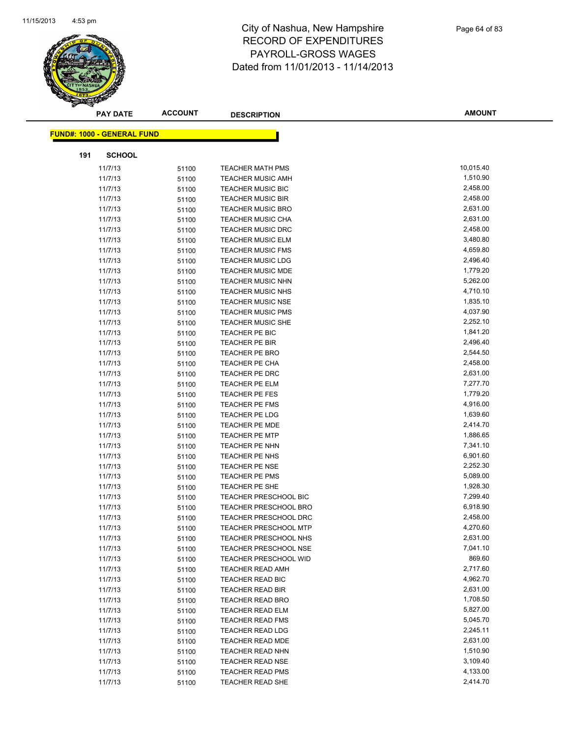# City of Nashua, New Hampshire
# RECORD OF EXPENDITURES
# PAYROLL-GROSS WAGES
# Dated from 11/01/2013 - 11/14/2013

**FUND#: 1000 - GENERAL FUND**

**191 SCHOOL**

| PAY DATE | ACCOUNT | DESCRIPTION | AMOUNT |
|---|---|---|---|
| 11/7/13 | 51100 | TEACHER MATH PMS | 10,015.40 |
| 11/7/13 | 51100 | TEACHER MUSIC AMH | 1,510.90 |
| 11/7/13 | 51100 | TEACHER MUSIC BIC | 2,458.00 |
| 11/7/13 | 51100 | TEACHER MUSIC BIR | 2,458.00 |
| 11/7/13 | 51100 | TEACHER MUSIC BRO | 2,631.00 |
| 11/7/13 | 51100 | TEACHER MUSIC CHA | 2,631.00 |
| 11/7/13 | 51100 | TEACHER MUSIC DRC | 2,458.00 |
| 11/7/13 | 51100 | TEACHER MUSIC ELM | 3,480.80 |
| 11/7/13 | 51100 | TEACHER MUSIC FMS | 4,659.80 |
| 11/7/13 | 51100 | TEACHER MUSIC LDG | 2,496.40 |
| 11/7/13 | 51100 | TEACHER MUSIC MDE | 1,779.20 |
| 11/7/13 | 51100 | TEACHER MUSIC NHN | 5,262.00 |
| 11/7/13 | 51100 | TEACHER MUSIC NHS | 4,710.10 |
| 11/7/13 | 51100 | TEACHER MUSIC NSE | 1,835.10 |
| 11/7/13 | 51100 | TEACHER MUSIC PMS | 4,037.90 |
| 11/7/13 | 51100 | TEACHER MUSIC SHE | 2,252.10 |
| 11/7/13 | 51100 | TEACHER PE BIC | 1,841.20 |
| 11/7/13 | 51100 | TEACHER PE BIR | 2,496.40 |
| 11/7/13 | 51100 | TEACHER PE BRO | 2,544.50 |
| 11/7/13 | 51100 | TEACHER PE CHA | 2,458.00 |
| 11/7/13 | 51100 | TEACHER PE DRC | 2,631.00 |
| 11/7/13 | 51100 | TEACHER PE ELM | 7,277.70 |
| 11/7/13 | 51100 | TEACHER PE FES | 1,779.20 |
| 11/7/13 | 51100 | TEACHER PE FMS | 4,916.00 |
| 11/7/13 | 51100 | TEACHER PE LDG | 1,639.60 |
| 11/7/13 | 51100 | TEACHER PE MDE | 2,414.70 |
| 11/7/13 | 51100 | TEACHER PE MTP | 1,886.65 |
| 11/7/13 | 51100 | TEACHER PE NHN | 7,341.10 |
| 11/7/13 | 51100 | TEACHER PE NHS | 6,901.60 |
| 11/7/13 | 51100 | TEACHER PE NSE | 2,252.30 |
| 11/7/13 | 51100 | TEACHER PE PMS | 5,089.00 |
| 11/7/13 | 51100 | TEACHER PE SHE | 1,928.30 |
| 11/7/13 | 51100 | TEACHER PRESCHOOL BIC | 7,299.40 |
| 11/7/13 | 51100 | TEACHER PRESCHOOL BRO | 6,918.90 |
| 11/7/13 | 51100 | TEACHER PRESCHOOL DRC | 2,458.00 |
| 11/7/13 | 51100 | TEACHER PRESCHOOL MTP | 4,270.60 |
| 11/7/13 | 51100 | TEACHER PRESCHOOL NHS | 2,631.00 |
| 11/7/13 | 51100 | TEACHER PRESCHOOL NSE | 7,041.10 |
| 11/7/13 | 51100 | TEACHER PRESCHOOL WID | 869.60 |
| 11/7/13 | 51100 | TEACHER READ AMH | 2,717.60 |
| 11/7/13 | 51100 | TEACHER READ BIC | 4,962.70 |
| 11/7/13 | 51100 | TEACHER READ BIR | 2,631.00 |
| 11/7/13 | 51100 | TEACHER READ BRO | 1,708.50 |
| 11/7/13 | 51100 | TEACHER READ ELM | 5,827.00 |
| 11/7/13 | 51100 | TEACHER READ FMS | 5,045.70 |
| 11/7/13 | 51100 | TEACHER READ LDG | 2,245.11 |
| 11/7/13 | 51100 | TEACHER READ MDE | 2,631.00 |
| 11/7/13 | 51100 | TEACHER READ NHN | 1,510.90 |
| 11/7/13 | 51100 | TEACHER READ NSE | 3,109.40 |
| 11/7/13 | 51100 | TEACHER READ PMS | 4,133.00 |
| 11/7/13 | 51100 | TEACHER READ SHE | 2,414.70 |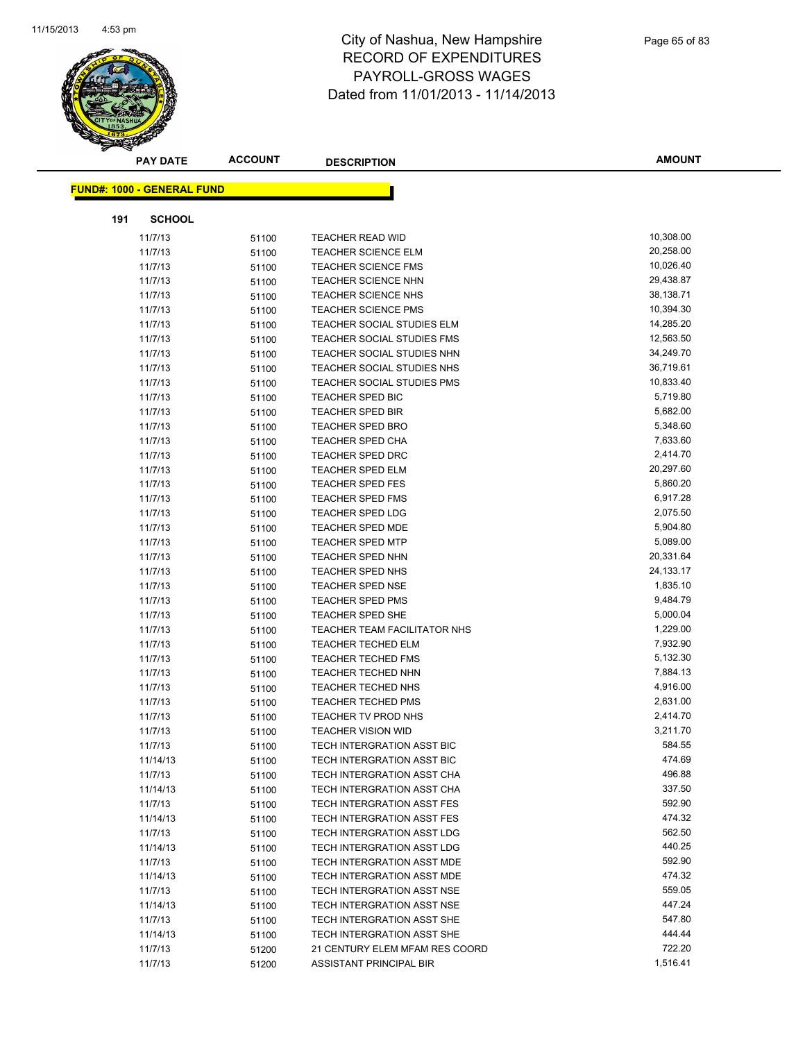# City of Nashua, New Hampshire
# RECORD OF EXPENDITURES
# PAYROLL-GROSS WAGES
# Dated from 11/01/2013 - 11/14/2013

**FUND#: 1000 - GENERAL FUND**

**191 SCHOOL**

| PAY DATE | ACCOUNT | DESCRIPTION | AMOUNT |
|---|---|---|---|
| 11/7/13 | 51100 | TEACHER READ WID | 10,308.00 |
| 11/7/13 | 51100 | TEACHER SCIENCE ELM | 20,258.00 |
| 11/7/13 | 51100 | TEACHER SCIENCE FMS | 10,026.40 |
| 11/7/13 | 51100 | TEACHER SCIENCE NHN | 29,438.87 |
| 11/7/13 | 51100 | TEACHER SCIENCE NHS | 38,138.71 |
| 11/7/13 | 51100 | TEACHER SCIENCE PMS | 10,394.30 |
| 11/7/13 | 51100 | TEACHER SOCIAL STUDIES ELM | 14,285.20 |
| 11/7/13 | 51100 | TEACHER SOCIAL STUDIES FMS | 12,563.50 |
| 11/7/13 | 51100 | TEACHER SOCIAL STUDIES NHN | 34,249.70 |
| 11/7/13 | 51100 | TEACHER SOCIAL STUDIES NHS | 36,719.61 |
| 11/7/13 | 51100 | TEACHER SOCIAL STUDIES PMS | 10,833.40 |
| 11/7/13 | 51100 | TEACHER SPED BIC | 5,719.80 |
| 11/7/13 | 51100 | TEACHER SPED BIR | 5,682.00 |
| 11/7/13 | 51100 | TEACHER SPED BRO | 5,348.60 |
| 11/7/13 | 51100 | TEACHER SPED CHA | 7,633.60 |
| 11/7/13 | 51100 | TEACHER SPED DRC | 2,414.70 |
| 11/7/13 | 51100 | TEACHER SPED ELM | 20,297.60 |
| 11/7/13 | 51100 | TEACHER SPED FES | 5,860.20 |
| 11/7/13 | 51100 | TEACHER SPED FMS | 6,917.28 |
| 11/7/13 | 51100 | TEACHER SPED LDG | 2,075.50 |
| 11/7/13 | 51100 | TEACHER SPED MDE | 5,904.80 |
| 11/7/13 | 51100 | TEACHER SPED MTP | 5,089.00 |
| 11/7/13 | 51100 | TEACHER SPED NHN | 20,331.64 |
| 11/7/13 | 51100 | TEACHER SPED NHS | 24,133.17 |
| 11/7/13 | 51100 | TEACHER SPED NSE | 1,835.10 |
| 11/7/13 | 51100 | TEACHER SPED PMS | 9,484.79 |
| 11/7/13 | 51100 | TEACHER SPED SHE | 5,000.04 |
| 11/7/13 | 51100 | TEACHER TEAM FACILITATOR NHS | 1,229.00 |
| 11/7/13 | 51100 | TEACHER TECHED ELM | 7,932.90 |
| 11/7/13 | 51100 | TEACHER TECHED FMS | 5,132.30 |
| 11/7/13 | 51100 | TEACHER TECHED NHN | 7,884.13 |
| 11/7/13 | 51100 | TEACHER TECHED NHS | 4,916.00 |
| 11/7/13 | 51100 | TEACHER TECHED PMS | 2,631.00 |
| 11/7/13 | 51100 | TEACHER TV PROD NHS | 2,414.70 |
| 11/7/13 | 51100 | TEACHER VISION WID | 3,211.70 |
| 11/7/13 | 51100 | TECH INTERGRATION ASST BIC | 584.55 |
| 11/14/13 | 51100 | TECH INTERGRATION ASST BIC | 474.69 |
| 11/7/13 | 51100 | TECH INTERGRATION ASST CHA | 496.88 |
| 11/14/13 | 51100 | TECH INTERGRATION ASST CHA | 337.50 |
| 11/7/13 | 51100 | TECH INTERGRATION ASST FES | 592.90 |
| 11/14/13 | 51100 | TECH INTERGRATION ASST FES | 474.32 |
| 11/7/13 | 51100 | TECH INTERGRATION ASST LDG | 562.50 |
| 11/14/13 | 51100 | TECH INTERGRATION ASST LDG | 440.25 |
| 11/7/13 | 51100 | TECH INTERGRATION ASST MDE | 592.90 |
| 11/14/13 | 51100 | TECH INTERGRATION ASST MDE | 474.32 |
| 11/7/13 | 51100 | TECH INTERGRATION ASST NSE | 559.05 |
| 11/14/13 | 51100 | TECH INTERGRATION ASST NSE | 447.24 |
| 11/7/13 | 51100 | TECH INTERGRATION ASST SHE | 547.80 |
| 11/14/13 | 51100 | TECH INTERGRATION ASST SHE | 444.44 |
| 11/7/13 | 51200 | 21 CENTURY ELEM MFAM RES COORD | 722.20 |
| 11/7/13 | 51200 | ASSISTANT PRINCIPAL BIR | 1,516.41 |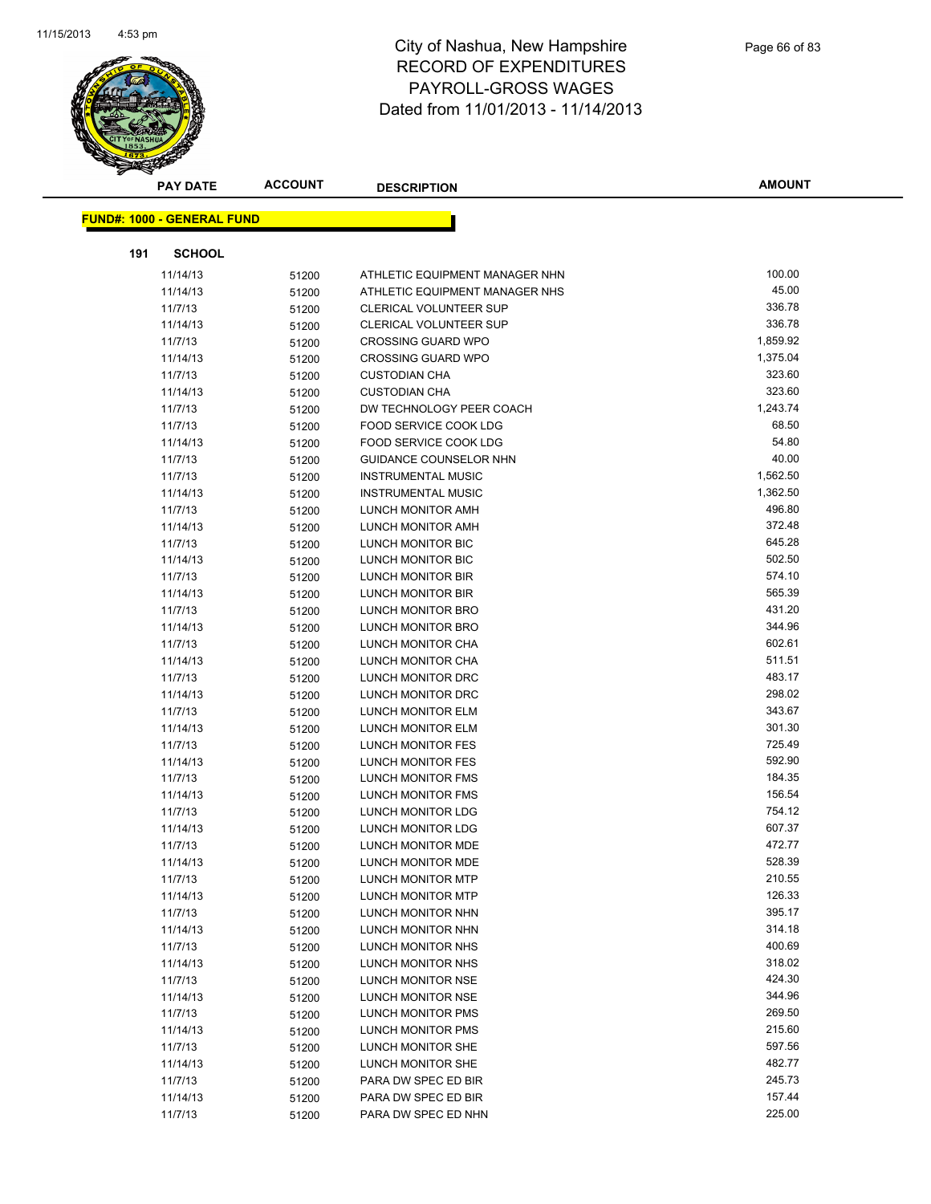# City of Nashua, New Hampshire
# RECORD OF EXPENDITURES
# PAYROLL-GROSS WAGES
# Dated from 11/01/2013 - 11/14/2013

| PAY DATE | ACCOUNT | DESCRIPTION | AMOUNT |
|---|---|---|---|

**FUND#: 1000 - GENERAL FUND**

**191 SCHOOL**

| PAY DATE | ACCOUNT | DESCRIPTION | AMOUNT |
|---|---|---|---|
| 11/14/13 | 51200 | ATHLETIC EQUIPMENT MANAGER NHN | 100.00 |
| 11/14/13 | 51200 | ATHLETIC EQUIPMENT MANAGER NHS | 45.00 |
| 11/7/13 | 51200 | CLERICAL VOLUNTEER SUP | 336.78 |
| 11/14/13 | 51200 | CLERICAL VOLUNTEER SUP | 336.78 |
| 11/7/13 | 51200 | CROSSING GUARD WPO | 1,859.92 |
| 11/14/13 | 51200 | CROSSING GUARD WPO | 1,375.04 |
| 11/7/13 | 51200 | CUSTODIAN CHA | 323.60 |
| 11/14/13 | 51200 | CUSTODIAN CHA | 323.60 |
| 11/7/13 | 51200 | DW TECHNOLOGY PEER COACH | 1,243.74 |
| 11/7/13 | 51200 | FOOD SERVICE COOK LDG | 68.50 |
| 11/14/13 | 51200 | FOOD SERVICE COOK LDG | 54.80 |
| 11/7/13 | 51200 | GUIDANCE COUNSELOR NHN | 40.00 |
| 11/7/13 | 51200 | INSTRUMENTAL MUSIC | 1,562.50 |
| 11/14/13 | 51200 | INSTRUMENTAL MUSIC | 1,362.50 |
| 11/7/13 | 51200 | LUNCH MONITOR AMH | 496.80 |
| 11/14/13 | 51200 | LUNCH MONITOR AMH | 372.48 |
| 11/7/13 | 51200 | LUNCH MONITOR BIC | 645.28 |
| 11/14/13 | 51200 | LUNCH MONITOR BIC | 502.50 |
| 11/7/13 | 51200 | LUNCH MONITOR BIR | 574.10 |
| 11/14/13 | 51200 | LUNCH MONITOR BIR | 565.39 |
| 11/7/13 | 51200 | LUNCH MONITOR BRO | 431.20 |
| 11/14/13 | 51200 | LUNCH MONITOR BRO | 344.96 |
| 11/7/13 | 51200 | LUNCH MONITOR CHA | 602.61 |
| 11/14/13 | 51200 | LUNCH MONITOR CHA | 511.51 |
| 11/7/13 | 51200 | LUNCH MONITOR DRC | 483.17 |
| 11/14/13 | 51200 | LUNCH MONITOR DRC | 298.02 |
| 11/7/13 | 51200 | LUNCH MONITOR ELM | 343.67 |
| 11/14/13 | 51200 | LUNCH MONITOR ELM | 301.30 |
| 11/7/13 | 51200 | LUNCH MONITOR FES | 725.49 |
| 11/14/13 | 51200 | LUNCH MONITOR FES | 592.90 |
| 11/7/13 | 51200 | LUNCH MONITOR FMS | 184.35 |
| 11/14/13 | 51200 | LUNCH MONITOR FMS | 156.54 |
| 11/7/13 | 51200 | LUNCH MONITOR LDG | 754.12 |
| 11/14/13 | 51200 | LUNCH MONITOR LDG | 607.37 |
| 11/7/13 | 51200 | LUNCH MONITOR MDE | 472.77 |
| 11/14/13 | 51200 | LUNCH MONITOR MDE | 528.39 |
| 11/7/13 | 51200 | LUNCH MONITOR MTP | 210.55 |
| 11/14/13 | 51200 | LUNCH MONITOR MTP | 126.33 |
| 11/7/13 | 51200 | LUNCH MONITOR NHN | 395.17 |
| 11/14/13 | 51200 | LUNCH MONITOR NHN | 314.18 |
| 11/7/13 | 51200 | LUNCH MONITOR NHS | 400.69 |
| 11/14/13 | 51200 | LUNCH MONITOR NHS | 318.02 |
| 11/7/13 | 51200 | LUNCH MONITOR NSE | 424.30 |
| 11/14/13 | 51200 | LUNCH MONITOR NSE | 344.96 |
| 11/7/13 | 51200 | LUNCH MONITOR PMS | 269.50 |
| 11/14/13 | 51200 | LUNCH MONITOR PMS | 215.60 |
| 11/7/13 | 51200 | LUNCH MONITOR SHE | 597.56 |
| 11/14/13 | 51200 | LUNCH MONITOR SHE | 482.77 |
| 11/7/13 | 51200 | PARA DW SPEC ED BIR | 245.73 |
| 11/14/13 | 51200 | PARA DW SPEC ED BIR | 157.44 |
| 11/7/13 | 51200 | PARA DW SPEC ED NHN | 225.00 |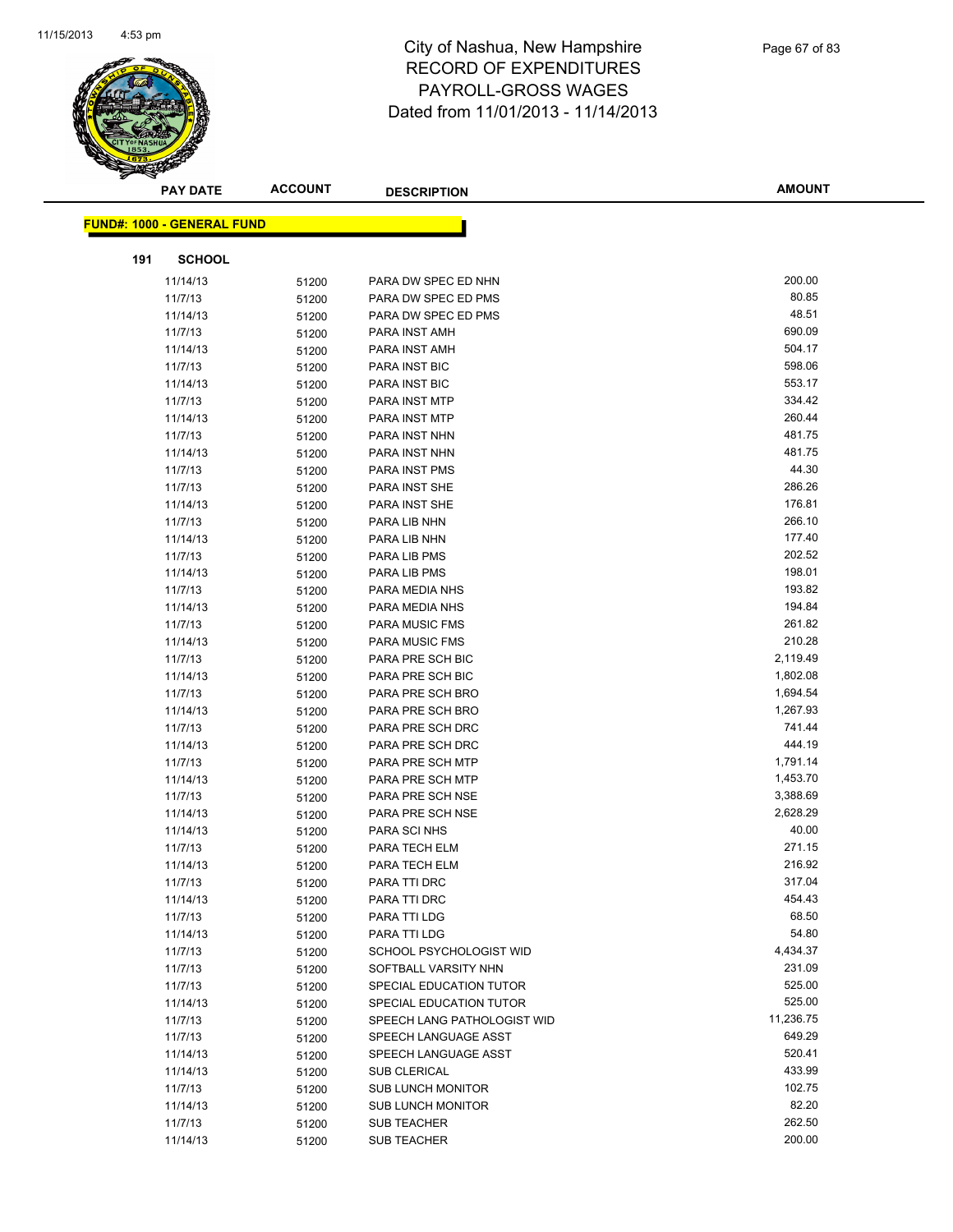# City of Nashua, New Hampshire
# RECORD OF EXPENDITURES
# PAYROLL-GROSS WAGES
# Dated from 11/01/2013 - 11/14/2013

| PAY DATE | ACCOUNT | DESCRIPTION | AMOUNT |
|---|---|---|---|

**FUND#: 1000 - GENERAL FUND**

**191 SCHOOL**

| PAY DATE | ACCOUNT | DESCRIPTION | AMOUNT |
|---|---|---|---|
| 11/14/13 | 51200 | PARA DW SPEC ED NHN | 200.00 |
| 11/7/13 | 51200 | PARA DW SPEC ED PMS | 80.85 |
| 11/14/13 | 51200 | PARA DW SPEC ED PMS | 48.51 |
| 11/7/13 | 51200 | PARA INST AMH | 690.09 |
| 11/14/13 | 51200 | PARA INST AMH | 504.17 |
| 11/7/13 | 51200 | PARA INST BIC | 598.06 |
| 11/14/13 | 51200 | PARA INST BIC | 553.17 |
| 11/7/13 | 51200 | PARA INST MTP | 334.42 |
| 11/14/13 | 51200 | PARA INST MTP | 260.44 |
| 11/7/13 | 51200 | PARA INST NHN | 481.75 |
| 11/14/13 | 51200 | PARA INST NHN | 481.75 |
| 11/7/13 | 51200 | PARA INST PMS | 44.30 |
| 11/7/13 | 51200 | PARA INST SHE | 286.26 |
| 11/14/13 | 51200 | PARA INST SHE | 176.81 |
| 11/7/13 | 51200 | PARA LIB NHN | 266.10 |
| 11/14/13 | 51200 | PARA LIB NHN | 177.40 |
| 11/7/13 | 51200 | PARA LIB PMS | 202.52 |
| 11/14/13 | 51200 | PARA LIB PMS | 198.01 |
| 11/7/13 | 51200 | PARA MEDIA NHS | 193.82 |
| 11/14/13 | 51200 | PARA MEDIA NHS | 194.84 |
| 11/7/13 | 51200 | PARA MUSIC FMS | 261.82 |
| 11/14/13 | 51200 | PARA MUSIC FMS | 210.28 |
| 11/7/13 | 51200 | PARA PRE SCH BIC | 2,119.49 |
| 11/14/13 | 51200 | PARA PRE SCH BIC | 1,802.08 |
| 11/7/13 | 51200 | PARA PRE SCH BRO | 1,694.54 |
| 11/14/13 | 51200 | PARA PRE SCH BRO | 1,267.93 |
| 11/7/13 | 51200 | PARA PRE SCH DRC | 741.44 |
| 11/14/13 | 51200 | PARA PRE SCH DRC | 444.19 |
| 11/7/13 | 51200 | PARA PRE SCH MTP | 1,791.14 |
| 11/14/13 | 51200 | PARA PRE SCH MTP | 1,453.70 |
| 11/7/13 | 51200 | PARA PRE SCH NSE | 3,388.69 |
| 11/14/13 | 51200 | PARA PRE SCH NSE | 2,628.29 |
| 11/14/13 | 51200 | PARA SCI NHS | 40.00 |
| 11/7/13 | 51200 | PARA TECH ELM | 271.15 |
| 11/14/13 | 51200 | PARA TECH ELM | 216.92 |
| 11/7/13 | 51200 | PARA TTI DRC | 317.04 |
| 11/14/13 | 51200 | PARA TTI DRC | 454.43 |
| 11/7/13 | 51200 | PARA TTI LDG | 68.50 |
| 11/14/13 | 51200 | PARA TTI LDG | 54.80 |
| 11/7/13 | 51200 | SCHOOL PSYCHOLOGIST WID | 4,434.37 |
| 11/7/13 | 51200 | SOFTBALL VARSITY NHN | 231.09 |
| 11/7/13 | 51200 | SPECIAL EDUCATION TUTOR | 525.00 |
| 11/14/13 | 51200 | SPECIAL EDUCATION TUTOR | 525.00 |
| 11/7/13 | 51200 | SPEECH LANG PATHOLOGIST WID | 11,236.75 |
| 11/7/13 | 51200 | SPEECH LANGUAGE ASST | 649.29 |
| 11/14/13 | 51200 | SPEECH LANGUAGE ASST | 520.41 |
| 11/14/13 | 51200 | SUB CLERICAL | 433.99 |
| 11/7/13 | 51200 | SUB LUNCH MONITOR | 102.75 |
| 11/14/13 | 51200 | SUB LUNCH MONITOR | 82.20 |
| 11/7/13 | 51200 | SUB TEACHER | 262.50 |
| 11/14/13 | 51200 | SUB TEACHER | 200.00 |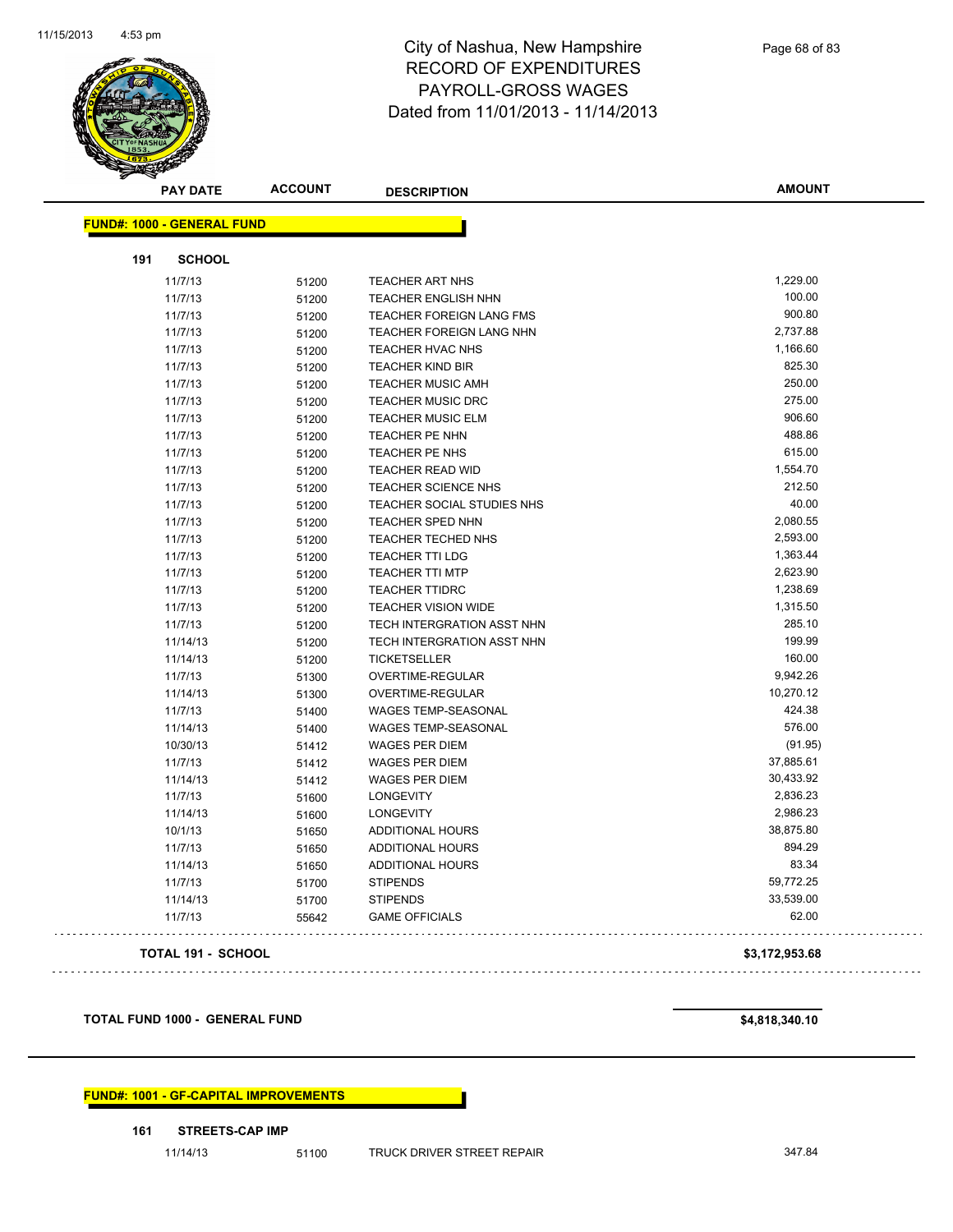# City of Nashua, New Hampshire
## RECORD OF EXPENDITURES
## PAYROLL-GROSS WAGES
### Dated from 11/01/2013 - 11/14/2013

| PAY DATE | ACCOUNT | DESCRIPTION | AMOUNT |
|---|---|---|---|
| **FUND#: 1000 - GENERAL FUND** | | | |
| **191 SCHOOL** | | | |
| 11/7/13 | 51200 | TEACHER ART NHS | 1,229.00 |
| 11/7/13 | 51200 | TEACHER ENGLISH NHN | 100.00 |
| 11/7/13 | 51200 | TEACHER FOREIGN LANG FMS | 900.80 |
| 11/7/13 | 51200 | TEACHER FOREIGN LANG NHN | 2,737.88 |
| 11/7/13 | 51200 | TEACHER HVAC NHS | 1,166.60 |
| 11/7/13 | 51200 | TEACHER KIND BIR | 825.30 |
| 11/7/13 | 51200 | TEACHER MUSIC AMH | 250.00 |
| 11/7/13 | 51200 | TEACHER MUSIC DRC | 275.00 |
| 11/7/13 | 51200 | TEACHER MUSIC ELM | 906.60 |
| 11/7/13 | 51200 | TEACHER PE NHN | 488.86 |
| 11/7/13 | 51200 | TEACHER PE NHS | 615.00 |
| 11/7/13 | 51200 | TEACHER READ WID | 1,554.70 |
| 11/7/13 | 51200 | TEACHER SCIENCE NHS | 212.50 |
| 11/7/13 | 51200 | TEACHER SOCIAL STUDIES NHS | 40.00 |
| 11/7/13 | 51200 | TEACHER SPED NHN | 2,080.55 |
| 11/7/13 | 51200 | TEACHER TECHED NHS | 2,593.00 |
| 11/7/13 | 51200 | TEACHER TTI LDG | 1,363.44 |
| 11/7/13 | 51200 | TEACHER TTI MTP | 2,623.90 |
| 11/7/13 | 51200 | TEACHER TTIDRC | 1,238.69 |
| 11/7/13 | 51200 | TEACHER VISION WIDE | 1,315.50 |
| 11/7/13 | 51200 | TECH INTERGRATION ASST NHN | 285.10 |
| 11/14/13 | 51200 | TECH INTERGRATION ASST NHN | 199.99 |
| 11/14/13 | 51200 | TICKETSELLER | 160.00 |
| 11/7/13 | 51300 | OVERTIME-REGULAR | 9,942.26 |
| 11/14/13 | 51300 | OVERTIME-REGULAR | 10,270.12 |
| 11/7/13 | 51400 | WAGES TEMP-SEASONAL | 424.38 |
| 11/14/13 | 51400 | WAGES TEMP-SEASONAL | 576.00 |
| 10/30/13 | 51412 | WAGES PER DIEM | (91.95) |
| 11/7/13 | 51412 | WAGES PER DIEM | 37,885.61 |
| 11/14/13 | 51412 | WAGES PER DIEM | 30,433.92 |
| 11/7/13 | 51600 | LONGEVITY | 2,836.23 |
| 11/14/13 | 51600 | LONGEVITY | 2,986.23 |
| 10/1/13 | 51650 | ADDITIONAL HOURS | 38,875.80 |
| 11/7/13 | 51650 | ADDITIONAL HOURS | 894.29 |
| 11/14/13 | 51650 | ADDITIONAL HOURS | 83.34 |
| 11/7/13 | 51700 | STIPENDS | 59,772.25 |
| 11/14/13 | 51700 | STIPENDS | 33,539.00 |
| 11/7/13 | 55642 | GAME OFFICIALS | 62.00 |
| **TOTAL 191 - SCHOOL** | | | **$3,172,953.68** |
| **TOTAL FUND 1000 - GENERAL FUND** | | | **$4,818,340.10** |
| **FUND#: 1001 - GF-CAPITAL IMPROVEMENTS** | | | |
| **161 STREETS-CAP IMP** | | | |
| 11/14/13 | 51100 | TRUCK DRIVER STREET REPAIR | 347.84 |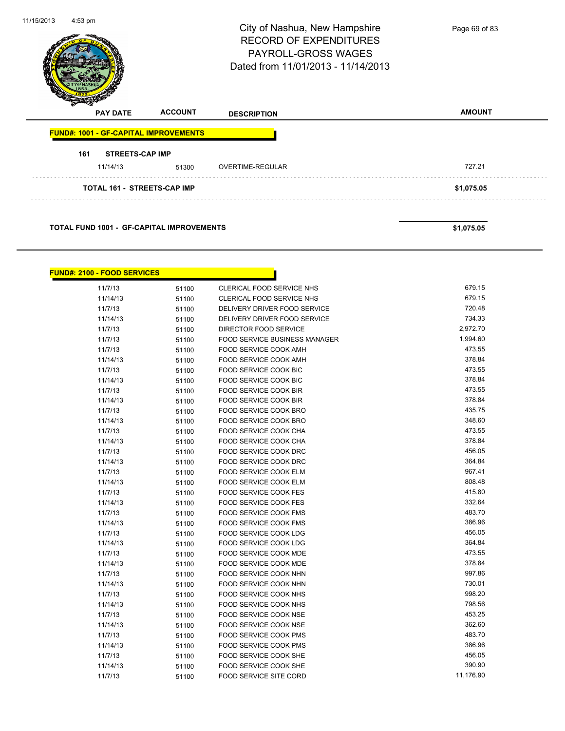# City of Nashua, New Hampshire
## RECORD OF EXPENDITURES
## PAYROLL-GROSS WAGES
## Dated from 11/01/2013 - 11/14/2013

| PAY DATE | ACCOUNT | DESCRIPTION | AMOUNT |
|---|---|---|---|
| **FUND#: 1001 - GF-CAPITAL IMPROVEMENTS** | | | |
| **161 STREETS-CAP IMP** | | | |
| 11/14/13 | 51300 | OVERTIME-REGULAR | 727.21 |
| **TOTAL 161 - STREETS-CAP IMP** | | | **$1,075.05** |
| **TOTAL FUND 1001 - GF-CAPITAL IMPROVEMENTS** | | | **$1,075.05** |

| PAY DATE | ACCOUNT | DESCRIPTION | AMOUNT |
|---|---|---|---|
| **FUND#: 2100 - FOOD SERVICES** | | | |
| 11/7/13 | 51100 | CLERICAL FOOD SERVICE NHS | 679.15 |
| 11/14/13 | 51100 | CLERICAL FOOD SERVICE NHS | 679.15 |
| 11/7/13 | 51100 | DELIVERY DRIVER FOOD SERVICE | 720.48 |
| 11/14/13 | 51100 | DELIVERY DRIVER FOOD SERVICE | 734.33 |
| 11/7/13 | 51100 | DIRECTOR FOOD SERVICE | 2,972.70 |
| 11/7/13 | 51100 | FOOD SERVICE BUSINESS MANAGER | 1,994.60 |
| 11/7/13 | 51100 | FOOD SERVICE COOK AMH | 473.55 |
| 11/14/13 | 51100 | FOOD SERVICE COOK AMH | 378.84 |
| 11/7/13 | 51100 | FOOD SERVICE COOK BIC | 473.55 |
| 11/14/13 | 51100 | FOOD SERVICE COOK BIC | 378.84 |
| 11/7/13 | 51100 | FOOD SERVICE COOK BIR | 473.55 |
| 11/14/13 | 51100 | FOOD SERVICE COOK BIR | 378.84 |
| 11/7/13 | 51100 | FOOD SERVICE COOK BRO | 435.75 |
| 11/14/13 | 51100 | FOOD SERVICE COOK BRO | 348.60 |
| 11/7/13 | 51100 | FOOD SERVICE COOK CHA | 473.55 |
| 11/14/13 | 51100 | FOOD SERVICE COOK CHA | 378.84 |
| 11/7/13 | 51100 | FOOD SERVICE COOK DRC | 456.05 |
| 11/14/13 | 51100 | FOOD SERVICE COOK DRC | 364.84 |
| 11/7/13 | 51100 | FOOD SERVICE COOK ELM | 967.41 |
| 11/14/13 | 51100 | FOOD SERVICE COOK ELM | 808.48 |
| 11/7/13 | 51100 | FOOD SERVICE COOK FES | 415.80 |
| 11/14/13 | 51100 | FOOD SERVICE COOK FES | 332.64 |
| 11/7/13 | 51100 | FOOD SERVICE COOK FMS | 483.70 |
| 11/14/13 | 51100 | FOOD SERVICE COOK FMS | 386.96 |
| 11/7/13 | 51100 | FOOD SERVICE COOK LDG | 456.05 |
| 11/14/13 | 51100 | FOOD SERVICE COOK LDG | 364.84 |
| 11/7/13 | 51100 | FOOD SERVICE COOK MDE | 473.55 |
| 11/14/13 | 51100 | FOOD SERVICE COOK MDE | 378.84 |
| 11/7/13 | 51100 | FOOD SERVICE COOK NHN | 997.86 |
| 11/14/13 | 51100 | FOOD SERVICE COOK NHN | 730.01 |
| 11/7/13 | 51100 | FOOD SERVICE COOK NHS | 998.20 |
| 11/14/13 | 51100 | FOOD SERVICE COOK NHS | 798.56 |
| 11/7/13 | 51100 | FOOD SERVICE COOK NSE | 453.25 |
| 11/14/13 | 51100 | FOOD SERVICE COOK NSE | 362.60 |
| 11/7/13 | 51100 | FOOD SERVICE COOK PMS | 483.70 |
| 11/14/13 | 51100 | FOOD SERVICE COOK PMS | 386.96 |
| 11/7/13 | 51100 | FOOD SERVICE COOK SHE | 456.05 |
| 11/14/13 | 51100 | FOOD SERVICE COOK SHE | 390.90 |
| 11/7/13 | 51100 | FOOD SERVICE SITE CORD | 11,176.90 |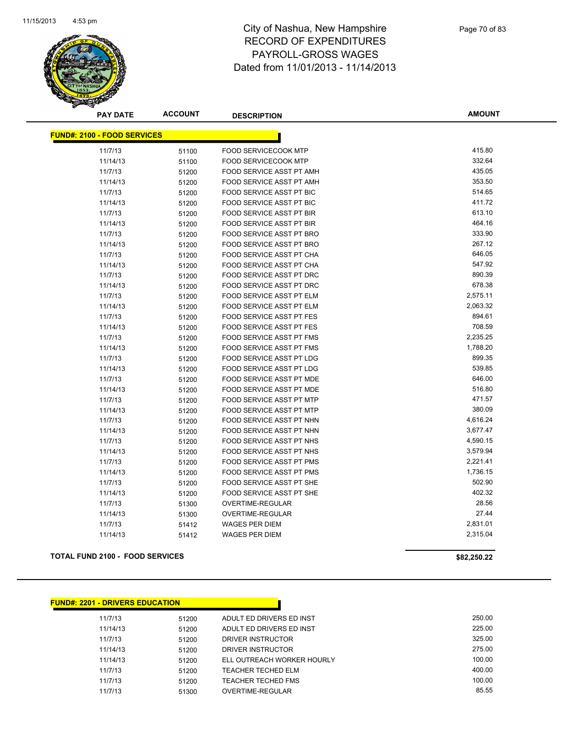# City of Nashua, New Hampshire
## RECORD OF EXPENDITURES
## PAYROLL-GROSS WAGES
## Dated from 11/01/2013 - 11/14/2013

| PAY DATE | ACCOUNT | DESCRIPTION | AMOUNT |
|---|---|---|---|

**FUND#: 2100 - FOOD SERVICES**

| PAY DATE | ACCOUNT | DESCRIPTION | AMOUNT |
|---|---|---|---|
| 11/7/13 | 51100 | FOOD SERVICECOOK MTP | 415.80 |
| 11/14/13 | 51100 | FOOD SERVICECOOK MTP | 332.64 |
| 11/7/13 | 51200 | FOOD SERVICE ASST PT AMH | 435.05 |
| 11/14/13 | 51200 | FOOD SERVICE ASST PT AMH | 353.50 |
| 11/7/13 | 51200 | FOOD SERVICE ASST PT BIC | 514.65 |
| 11/14/13 | 51200 | FOOD SERVICE ASST PT BIC | 411.72 |
| 11/7/13 | 51200 | FOOD SERVICE ASST PT BIR | 613.10 |
| 11/14/13 | 51200 | FOOD SERVICE ASST PT BIR | 464.16 |
| 11/7/13 | 51200 | FOOD SERVICE ASST PT BRO | 333.90 |
| 11/14/13 | 51200 | FOOD SERVICE ASST PT BRO | 267.12 |
| 11/7/13 | 51200 | FOOD SERVICE ASST PT CHA | 646.05 |
| 11/14/13 | 51200 | FOOD SERVICE ASST PT CHA | 547.92 |
| 11/7/13 | 51200 | FOOD SERVICE ASST PT DRC | 890.39 |
| 11/14/13 | 51200 | FOOD SERVICE ASST PT DRC | 678.38 |
| 11/7/13 | 51200 | FOOD SERVICE ASST PT ELM | 2,575.11 |
| 11/14/13 | 51200 | FOOD SERVICE ASST PT ELM | 2,063.32 |
| 11/7/13 | 51200 | FOOD SERVICE ASST PT FES | 894.61 |
| 11/14/13 | 51200 | FOOD SERVICE ASST PT FES | 708.59 |
| 11/7/13 | 51200 | FOOD SERVICE ASST PT FMS | 2,235.25 |
| 11/14/13 | 51200 | FOOD SERVICE ASST PT FMS | 1,788.20 |
| 11/7/13 | 51200 | FOOD SERVICE ASST PT LDG | 899.35 |
| 11/14/13 | 51200 | FOOD SERVICE ASST PT LDG | 539.85 |
| 11/7/13 | 51200 | FOOD SERVICE ASST PT MDE | 646.00 |
| 11/14/13 | 51200 | FOOD SERVICE ASST PT MDE | 516.80 |
| 11/7/13 | 51200 | FOOD SERVICE ASST PT MTP | 471.57 |
| 11/14/13 | 51200 | FOOD SERVICE ASST PT MTP | 380.09 |
| 11/7/13 | 51200 | FOOD SERVICE ASST PT NHN | 4,616.24 |
| 11/14/13 | 51200 | FOOD SERVICE ASST PT NHN | 3,677.47 |
| 11/7/13 | 51200 | FOOD SERVICE ASST PT NHS | 4,590.15 |
| 11/14/13 | 51200 | FOOD SERVICE ASST PT NHS | 3,579.94 |
| 11/7/13 | 51200 | FOOD SERVICE ASST PT PMS | 2,221.41 |
| 11/14/13 | 51200 | FOOD SERVICE ASST PT PMS | 1,736.15 |
| 11/7/13 | 51200 | FOOD SERVICE ASST PT SHE | 502.90 |
| 11/14/13 | 51200 | FOOD SERVICE ASST PT SHE | 402.32 |
| 11/7/13 | 51300 | OVERTIME-REGULAR | 28.56 |
| 11/14/13 | 51300 | OVERTIME-REGULAR | 27.44 |
| 11/7/13 | 51412 | WAGES PER DIEM | 2,831.01 |
| 11/14/13 | 51412 | WAGES PER DIEM | 2,315.04 |

**TOTAL FUND 2100 - FOOD SERVICES** **$82,250.22**

**FUND#: 2201 - DRIVERS EDUCATION**

| PAY DATE | ACCOUNT | DESCRIPTION | AMOUNT |
|---|---|---|---|
| 11/7/13 | 51200 | ADULT ED DRIVERS ED INST | 250.00 |
| 11/14/13 | 51200 | ADULT ED DRIVERS ED INST | 225.00 |
| 11/7/13 | 51200 | DRIVER INSTRUCTOR | 325.00 |
| 11/14/13 | 51200 | DRIVER INSTRUCTOR | 275.00 |
| 11/14/13 | 51200 | ELL OUTREACH WORKER HOURLY | 100.00 |
| 11/7/13 | 51200 | TEACHER TECHED ELM | 400.00 |
| 11/7/13 | 51200 | TEACHER TECHED FMS | 100.00 |
| 11/7/13 | 51300 | OVERTIME-REGULAR | 85.55 |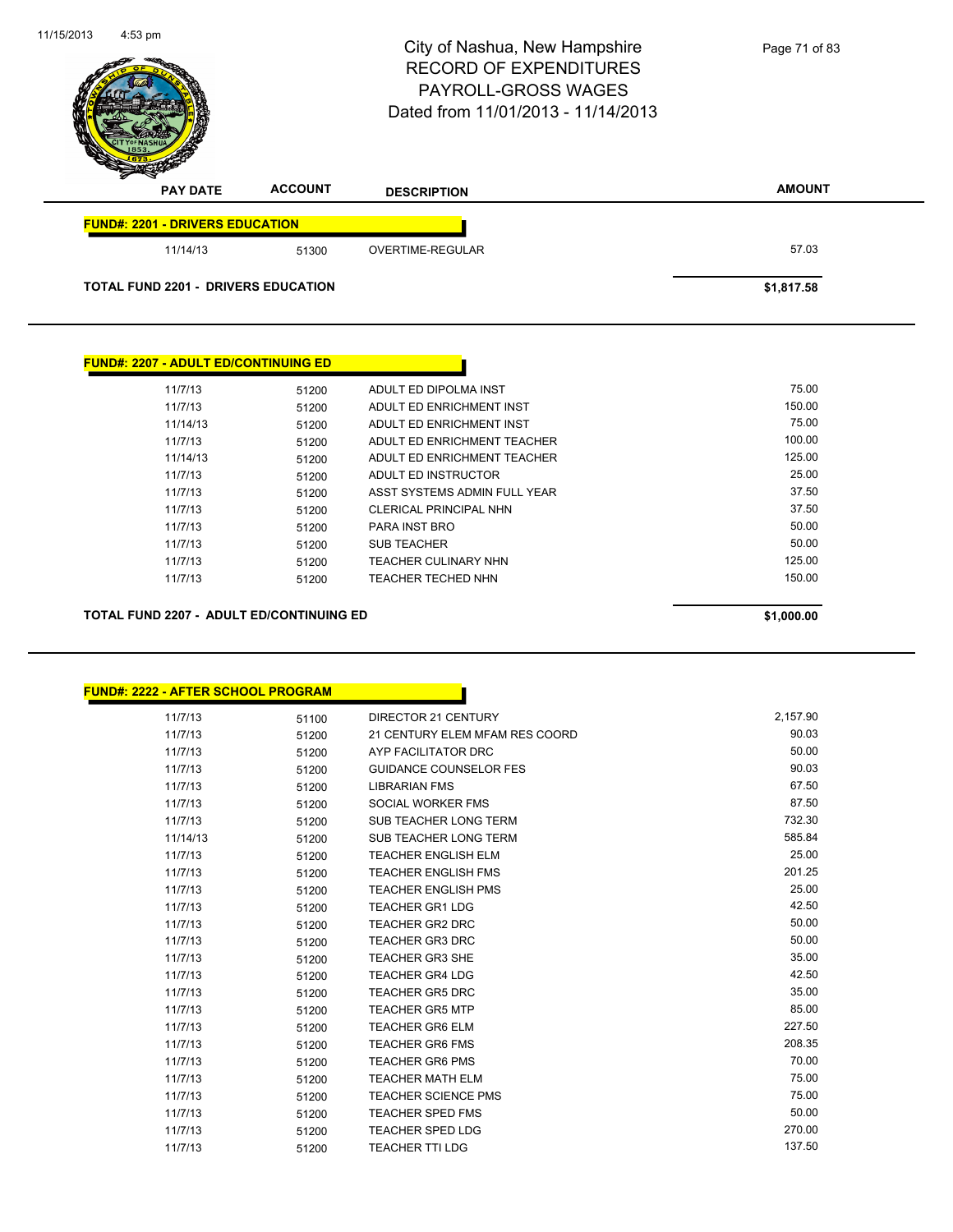# City of Nashua, New Hampshire
## RECORD OF EXPENDITURES
## PAYROLL-GROSS WAGES
## Dated from 11/01/2013 - 11/14/2013

| PAY DATE | ACCOUNT | DESCRIPTION | AMOUNT |
|---|---|---|---|
| **FUND#: 2201 - DRIVERS EDUCATION** | | | |
| 11/14/13 | 51300 | OVERTIME-REGULAR | 57.03 |
| **TOTAL FUND 2201 - DRIVERS EDUCATION** | | | **$1,817.58** |

| PAY DATE | ACCOUNT | DESCRIPTION | AMOUNT |
|---|---|---|---|
| **FUND#: 2207 - ADULT ED/CONTINUING ED** | | | |
| 11/7/13 | 51200 | ADULT ED DIPOLMA INST | 75.00 |
| 11/7/13 | 51200 | ADULT ED ENRICHMENT INST | 150.00 |
| 11/14/13 | 51200 | ADULT ED ENRICHMENT INST | 75.00 |
| 11/7/13 | 51200 | ADULT ED ENRICHMENT TEACHER | 100.00 |
| 11/14/13 | 51200 | ADULT ED ENRICHMENT TEACHER | 125.00 |
| 11/7/13 | 51200 | ADULT ED INSTRUCTOR | 25.00 |
| 11/7/13 | 51200 | ASST SYSTEMS ADMIN FULL YEAR | 37.50 |
| 11/7/13 | 51200 | CLERICAL PRINCIPAL NHN | 37.50 |
| 11/7/13 | 51200 | PARA INST BRO | 50.00 |
| 11/7/13 | 51200 | SUB TEACHER | 50.00 |
| 11/7/13 | 51200 | TEACHER CULINARY NHN | 125.00 |
| 11/7/13 | 51200 | TEACHER TECHED NHN | 150.00 |
| **TOTAL FUND 2207 - ADULT ED/CONTINUING ED** | | | **$1,000.00** |

| PAY DATE | ACCOUNT | DESCRIPTION | AMOUNT |
|---|---|---|---|
| **FUND#: 2222 - AFTER SCHOOL PROGRAM** | | | |
| 11/7/13 | 51100 | DIRECTOR 21 CENTURY | 2,157.90 |
| 11/7/13 | 51200 | 21 CENTURY ELEM MFAM RES COORD | 90.03 |
| 11/7/13 | 51200 | AYP FACILITATOR DRC | 50.00 |
| 11/7/13 | 51200 | GUIDANCE COUNSELOR FES | 90.03 |
| 11/7/13 | 51200 | LIBRARIAN FMS | 67.50 |
| 11/7/13 | 51200 | SOCIAL WORKER FMS | 87.50 |
| 11/7/13 | 51200 | SUB TEACHER LONG TERM | 732.30 |
| 11/14/13 | 51200 | SUB TEACHER LONG TERM | 585.84 |
| 11/7/13 | 51200 | TEACHER ENGLISH ELM | 25.00 |
| 11/7/13 | 51200 | TEACHER ENGLISH FMS | 201.25 |
| 11/7/13 | 51200 | TEACHER ENGLISH PMS | 25.00 |
| 11/7/13 | 51200 | TEACHER GR1 LDG | 42.50 |
| 11/7/13 | 51200 | TEACHER GR2 DRC | 50.00 |
| 11/7/13 | 51200 | TEACHER GR3 DRC | 50.00 |
| 11/7/13 | 51200 | TEACHER GR3 SHE | 35.00 |
| 11/7/13 | 51200 | TEACHER GR4 LDG | 42.50 |
| 11/7/13 | 51200 | TEACHER GR5 DRC | 35.00 |
| 11/7/13 | 51200 | TEACHER GR5 MTP | 85.00 |
| 11/7/13 | 51200 | TEACHER GR6 ELM | 227.50 |
| 11/7/13 | 51200 | TEACHER GR6 FMS | 208.35 |
| 11/7/13 | 51200 | TEACHER GR6 PMS | 70.00 |
| 11/7/13 | 51200 | TEACHER MATH ELM | 75.00 |
| 11/7/13 | 51200 | TEACHER SCIENCE PMS | 75.00 |
| 11/7/13 | 51200 | TEACHER SPED FMS | 50.00 |
| 11/7/13 | 51200 | TEACHER SPED LDG | 270.00 |
| 11/7/13 | 51200 | TEACHER TTI LDG | 137.50 |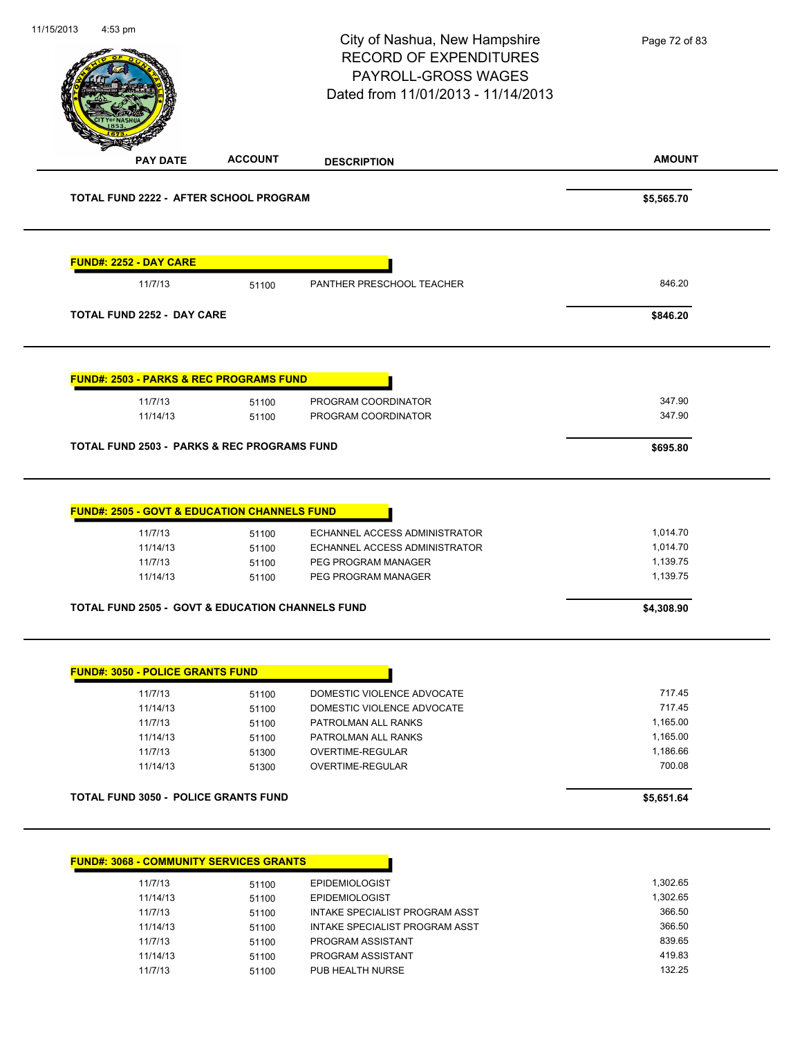# City of Nashua, New Hampshire
## RECORD OF EXPENDITURES
## PAYROLL-GROSS WAGES
## Dated from 11/01/2013 - 11/14/2013

| PAY DATE | ACCOUNT | DESCRIPTION | AMOUNT |
|---|---|---|---|
| **TOTAL FUND 2222 - AFTER SCHOOL PROGRAM** | | | **$5,565.70** |
| **FUND#: 2252 - DAY CARE** | | | |
| 11/7/13 | 51100 | PANTHER PRESCHOOL TEACHER | 846.20 |
| **TOTAL FUND 2252 - DAY CARE** | | | **$846.20** |
| **FUND#: 2503 - PARKS & REC PROGRAMS FUND** | | | |
| 11/7/13 | 51100 | PROGRAM COORDINATOR | 347.90 |
| 11/14/13 | 51100 | PROGRAM COORDINATOR | 347.90 |
| **TOTAL FUND 2503 - PARKS & REC PROGRAMS FUND** | | | **$695.80** |
| **FUND#: 2505 - GOVT & EDUCATION CHANNELS FUND** | | | |
| 11/7/13 | 51100 | ECHANNEL ACCESS ADMINISTRATOR | 1,014.70 |
| 11/14/13 | 51100 | ECHANNEL ACCESS ADMINISTRATOR | 1,014.70 |
| 11/7/13 | 51100 | PEG PROGRAM MANAGER | 1,139.75 |
| 11/14/13 | 51100 | PEG PROGRAM MANAGER | 1,139.75 |
| **TOTAL FUND 2505 - GOVT & EDUCATION CHANNELS FUND** | | | **$4,308.90** |
| **FUND#: 3050 - POLICE GRANTS FUND** | | | |
| 11/7/13 | 51100 | DOMESTIC VIOLENCE ADVOCATE | 717.45 |
| 11/14/13 | 51100 | DOMESTIC VIOLENCE ADVOCATE | 717.45 |
| 11/7/13 | 51100 | PATROLMAN ALL RANKS | 1,165.00 |
| 11/14/13 | 51100 | PATROLMAN ALL RANKS | 1,165.00 |
| 11/7/13 | 51300 | OVERTIME-REGULAR | 1,186.66 |
| 11/14/13 | 51300 | OVERTIME-REGULAR | 700.08 |
| **TOTAL FUND 3050 - POLICE GRANTS FUND** | | | **$5,651.64** |
| **FUND#: 3068 - COMMUNITY SERVICES GRANTS** | | | |
| 11/7/13 | 51100 | EPIDEMIOLOGIST | 1,302.65 |
| 11/14/13 | 51100 | EPIDEMIOLOGIST | 1,302.65 |
| 11/7/13 | 51100 | INTAKE SPECIALIST PROGRAM ASST | 366.50 |
| 11/14/13 | 51100 | INTAKE SPECIALIST PROGRAM ASST | 366.50 |
| 11/7/13 | 51100 | PROGRAM ASSISTANT | 839.65 |
| 11/14/13 | 51100 | PROGRAM ASSISTANT | 419.83 |
| 11/7/13 | 51100 | PUB HEALTH NURSE | 132.25 |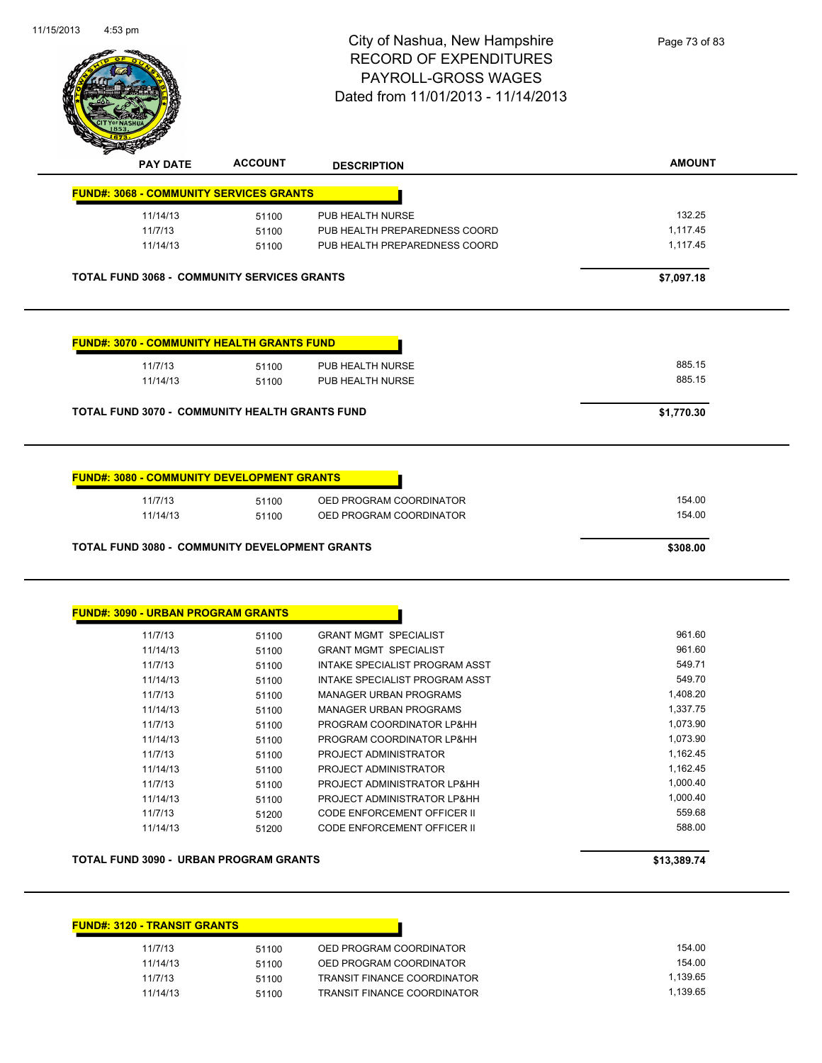# City of Nashua, New Hampshire
## RECORD OF EXPENDITURES
## PAYROLL-GROSS WAGES
## Dated from 11/01/2013 - 11/14/2013

| PAY DATE | ACCOUNT | DESCRIPTION | AMOUNT |
|---|---|---|---|

**FUND#: 3068 - COMMUNITY SERVICES GRANTS**

| PAY DATE | ACCOUNT | DESCRIPTION | AMOUNT |
|---|---|---|---|
| 11/14/13 | 51100 | PUB HEALTH NURSE | 132.25 |
| 11/7/13 | 51100 | PUB HEALTH PREPAREDNESS COORD | 1,117.45 |
| 11/14/13 | 51100 | PUB HEALTH PREPAREDNESS COORD | 1,117.45 |

**TOTAL FUND 3068 - COMMUNITY SERVICES GRANTS** **$7,097.18**

**FUND#: 3070 - COMMUNITY HEALTH GRANTS FUND**

| PAY DATE | ACCOUNT | DESCRIPTION | AMOUNT |
|---|---|---|---|
| 11/7/13 | 51100 | PUB HEALTH NURSE | 885.15 |
| 11/14/13 | 51100 | PUB HEALTH NURSE | 885.15 |

**TOTAL FUND 3070 - COMMUNITY HEALTH GRANTS FUND** **$1,770.30**

**FUND#: 3080 - COMMUNITY DEVELOPMENT GRANTS**

| PAY DATE | ACCOUNT | DESCRIPTION | AMOUNT |
|---|---|---|---|
| 11/7/13 | 51100 | OED PROGRAM COORDINATOR | 154.00 |
| 11/14/13 | 51100 | OED PROGRAM COORDINATOR | 154.00 |

**TOTAL FUND 3080 - COMMUNITY DEVELOPMENT GRANTS** **$308.00**

**FUND#: 3090 - URBAN PROGRAM GRANTS**

| PAY DATE | ACCOUNT | DESCRIPTION | AMOUNT |
|---|---|---|---|
| 11/7/13 | 51100 | GRANT MGMT SPECIALIST | 961.60 |
| 11/14/13 | 51100 | GRANT MGMT SPECIALIST | 961.60 |
| 11/7/13 | 51100 | INTAKE SPECIALIST PROGRAM ASST | 549.71 |
| 11/14/13 | 51100 | INTAKE SPECIALIST PROGRAM ASST | 549.70 |
| 11/7/13 | 51100 | MANAGER URBAN PROGRAMS | 1,408.20 |
| 11/14/13 | 51100 | MANAGER URBAN PROGRAMS | 1,337.75 |
| 11/7/13 | 51100 | PROGRAM COORDINATOR LP&HH | 1,073.90 |
| 11/14/13 | 51100 | PROGRAM COORDINATOR LP&HH | 1,073.90 |
| 11/7/13 | 51100 | PROJECT ADMINISTRATOR | 1,162.45 |
| 11/14/13 | 51100 | PROJECT ADMINISTRATOR | 1,162.45 |
| 11/7/13 | 51100 | PROJECT ADMINISTRATOR LP&HH | 1,000.40 |
| 11/14/13 | 51100 | PROJECT ADMINISTRATOR LP&HH | 1,000.40 |
| 11/7/13 | 51200 | CODE ENFORCEMENT OFFICER II | 559.68 |
| 11/14/13 | 51200 | CODE ENFORCEMENT OFFICER II | 588.00 |

**TOTAL FUND 3090 - URBAN PROGRAM GRANTS** **$13,389.74**

**FUND#: 3120 - TRANSIT GRANTS**

| PAY DATE | ACCOUNT | DESCRIPTION | AMOUNT |
|---|---|---|---|
| 11/7/13 | 51100 | OED PROGRAM COORDINATOR | 154.00 |
| 11/14/13 | 51100 | OED PROGRAM COORDINATOR | 154.00 |
| 11/7/13 | 51100 | TRANSIT FINANCE COORDINATOR | 1,139.65 |
| 11/14/13 | 51100 | TRANSIT FINANCE COORDINATOR | 1,139.65 |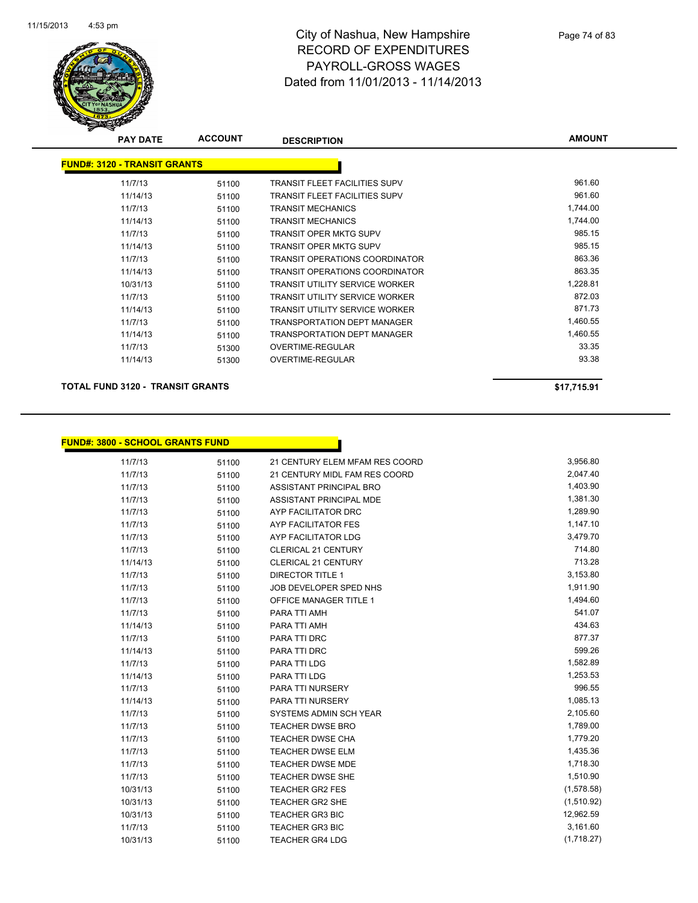# City of Nashua, New Hampshire
# RECORD OF EXPENDITURES
# PAYROLL-GROSS WAGES
# Dated from 11/01/2013 - 11/14/2013

| PAY DATE | ACCOUNT | DESCRIPTION | AMOUNT |
|---|---|---|---|
| **FUND#: 3120 - TRANSIT GRANTS** | | | |
| 11/7/13 | 51100 | TRANSIT FLEET FACILITIES SUPV | 961.60 |
| 11/14/13 | 51100 | TRANSIT FLEET FACILITIES SUPV | 961.60 |
| 11/7/13 | 51100 | TRANSIT MECHANICS | 1,744.00 |
| 11/14/13 | 51100 | TRANSIT MECHANICS | 1,744.00 |
| 11/7/13 | 51100 | TRANSIT OPER MKTG SUPV | 985.15 |
| 11/14/13 | 51100 | TRANSIT OPER MKTG SUPV | 985.15 |
| 11/7/13 | 51100 | TRANSIT OPERATIONS COORDINATOR | 863.36 |
| 11/14/13 | 51100 | TRANSIT OPERATIONS COORDINATOR | 863.35 |
| 10/31/13 | 51100 | TRANSIT UTILITY SERVICE WORKER | 1,228.81 |
| 11/7/13 | 51100 | TRANSIT UTILITY SERVICE WORKER | 872.03 |
| 11/14/13 | 51100 | TRANSIT UTILITY SERVICE WORKER | 871.73 |
| 11/7/13 | 51100 | TRANSPORTATION DEPT MANAGER | 1,460.55 |
| 11/14/13 | 51100 | TRANSPORTATION DEPT MANAGER | 1,460.55 |
| 11/7/13 | 51300 | OVERTIME-REGULAR | 33.35 |
| 11/14/13 | 51300 | OVERTIME-REGULAR | 93.38 |
| **TOTAL FUND 3120 - TRANSIT GRANTS** | | | **$17,715.91** |

| PAY DATE | ACCOUNT | DESCRIPTION | AMOUNT |
|---|---|---|---|
| **FUND#: 3800 - SCHOOL GRANTS FUND** | | | |
| 11/7/13 | 51100 | 21 CENTURY ELEM MFAM RES COORD | 3,956.80 |
| 11/7/13 | 51100 | 21 CENTURY MIDL FAM RES COORD | 2,047.40 |
| 11/7/13 | 51100 | ASSISTANT PRINCIPAL BRO | 1,403.90 |
| 11/7/13 | 51100 | ASSISTANT PRINCIPAL MDE | 1,381.30 |
| 11/7/13 | 51100 | AYP FACILITATOR DRC | 1,289.90 |
| 11/7/13 | 51100 | AYP FACILITATOR FES | 1,147.10 |
| 11/7/13 | 51100 | AYP FACILITATOR LDG | 3,479.70 |
| 11/7/13 | 51100 | CLERICAL 21 CENTURY | 714.80 |
| 11/14/13 | 51100 | CLERICAL 21 CENTURY | 713.28 |
| 11/7/13 | 51100 | DIRECTOR TITLE 1 | 3,153.80 |
| 11/7/13 | 51100 | JOB DEVELOPER SPED NHS | 1,911.90 |
| 11/7/13 | 51100 | OFFICE MANAGER TITLE 1 | 1,494.60 |
| 11/7/13 | 51100 | PARA TTI AMH | 541.07 |
| 11/14/13 | 51100 | PARA TTI AMH | 434.63 |
| 11/7/13 | 51100 | PARA TTI DRC | 877.37 |
| 11/14/13 | 51100 | PARA TTI DRC | 599.26 |
| 11/7/13 | 51100 | PARA TTI LDG | 1,582.89 |
| 11/14/13 | 51100 | PARA TTI LDG | 1,253.53 |
| 11/7/13 | 51100 | PARA TTI NURSERY | 996.55 |
| 11/14/13 | 51100 | PARA TTI NURSERY | 1,085.13 |
| 11/7/13 | 51100 | SYSTEMS ADMIN SCH YEAR | 2,105.60 |
| 11/7/13 | 51100 | TEACHER DWSE BRO | 1,789.00 |
| 11/7/13 | 51100 | TEACHER DWSE CHA | 1,779.20 |
| 11/7/13 | 51100 | TEACHER DWSE ELM | 1,435.36 |
| 11/7/13 | 51100 | TEACHER DWSE MDE | 1,718.30 |
| 11/7/13 | 51100 | TEACHER DWSE SHE | 1,510.90 |
| 10/31/13 | 51100 | TEACHER GR2 FES | (1,578.58) |
| 10/31/13 | 51100 | TEACHER GR2 SHE | (1,510.92) |
| 10/31/13 | 51100 | TEACHER GR3 BIC | 12,962.59 |
| 11/7/13 | 51100 | TEACHER GR3 BIC | 3,161.60 |
| 10/31/13 | 51100 | TEACHER GR4 LDG | (1,718.27) |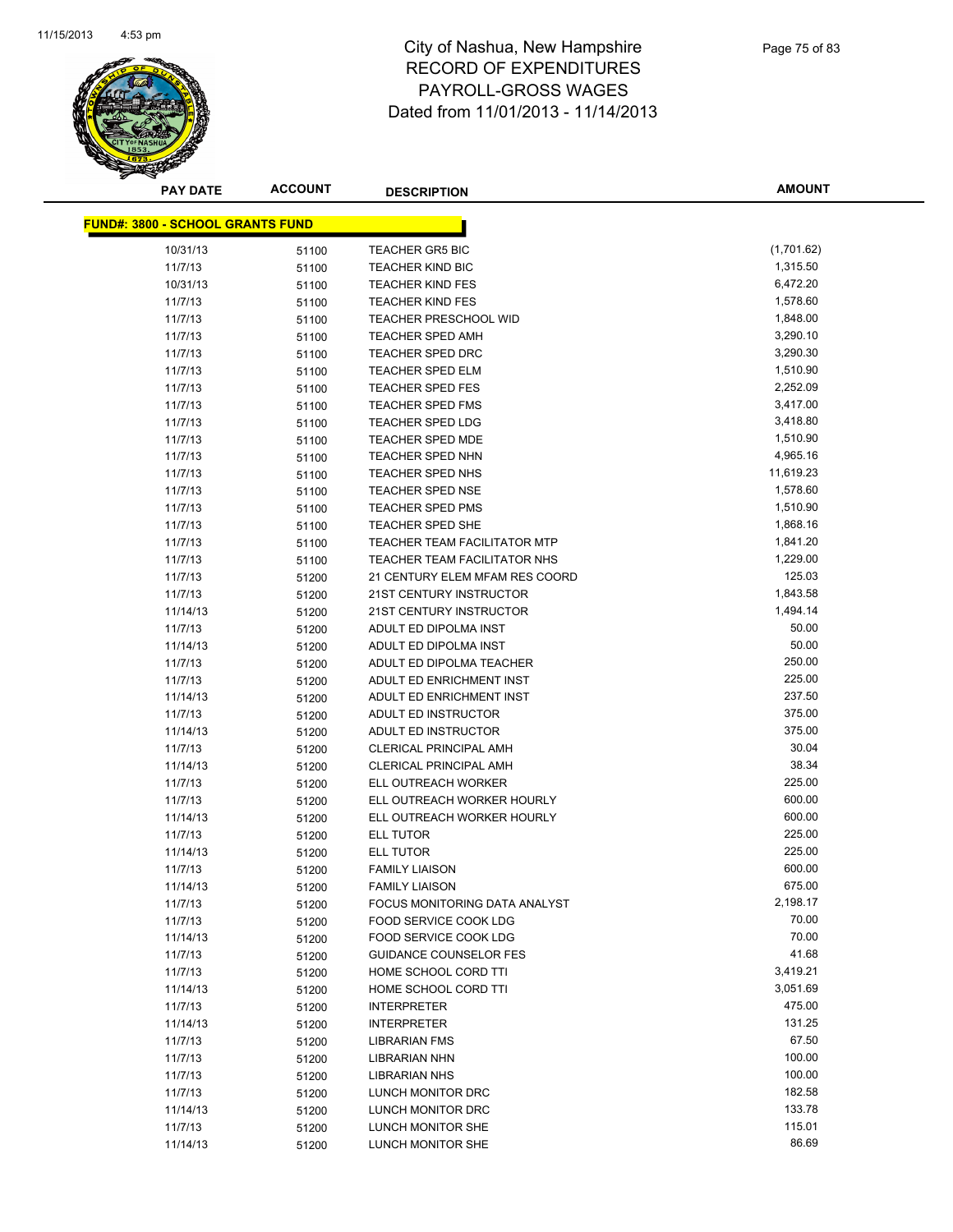# City of Nashua, New Hampshire
# RECORD OF EXPENDITURES
# PAYROLL-GROSS WAGES
# Dated from 11/01/2013 - 11/14/2013

| PAY DATE | ACCOUNT | DESCRIPTION | AMOUNT |
|---|---|---|---|
| **FUND#: 3800 - SCHOOL GRANTS FUND** | | | |
| 10/31/13 | 51100 | TEACHER GR5 BIC | (1,701.62) |
| 11/7/13 | 51100 | TEACHER KIND BIC | 1,315.50 |
| 10/31/13 | 51100 | TEACHER KIND FES | 6,472.20 |
| 11/7/13 | 51100 | TEACHER KIND FES | 1,578.60 |
| 11/7/13 | 51100 | TEACHER PRESCHOOL WID | 1,848.00 |
| 11/7/13 | 51100 | TEACHER SPED AMH | 3,290.10 |
| 11/7/13 | 51100 | TEACHER SPED DRC | 3,290.30 |
| 11/7/13 | 51100 | TEACHER SPED ELM | 1,510.90 |
| 11/7/13 | 51100 | TEACHER SPED FES | 2,252.09 |
| 11/7/13 | 51100 | TEACHER SPED FMS | 3,417.00 |
| 11/7/13 | 51100 | TEACHER SPED LDG | 3,418.80 |
| 11/7/13 | 51100 | TEACHER SPED MDE | 1,510.90 |
| 11/7/13 | 51100 | TEACHER SPED NHN | 4,965.16 |
| 11/7/13 | 51100 | TEACHER SPED NHS | 11,619.23 |
| 11/7/13 | 51100 | TEACHER SPED NSE | 1,578.60 |
| 11/7/13 | 51100 | TEACHER SPED PMS | 1,510.90 |
| 11/7/13 | 51100 | TEACHER SPED SHE | 1,868.16 |
| 11/7/13 | 51100 | TEACHER TEAM FACILITATOR MTP | 1,841.20 |
| 11/7/13 | 51100 | TEACHER TEAM FACILITATOR NHS | 1,229.00 |
| 11/7/13 | 51200 | 21 CENTURY ELEM MFAM RES COORD | 125.03 |
| 11/7/13 | 51200 | 21ST CENTURY INSTRUCTOR | 1,843.58 |
| 11/14/13 | 51200 | 21ST CENTURY INSTRUCTOR | 1,494.14 |
| 11/7/13 | 51200 | ADULT ED DIPOLMA INST | 50.00 |
| 11/14/13 | 51200 | ADULT ED DIPOLMA INST | 50.00 |
| 11/7/13 | 51200 | ADULT ED DIPOLMA TEACHER | 250.00 |
| 11/7/13 | 51200 | ADULT ED ENRICHMENT INST | 225.00 |
| 11/14/13 | 51200 | ADULT ED ENRICHMENT INST | 237.50 |
| 11/7/13 | 51200 | ADULT ED INSTRUCTOR | 375.00 |
| 11/14/13 | 51200 | ADULT ED INSTRUCTOR | 375.00 |
| 11/7/13 | 51200 | CLERICAL PRINCIPAL AMH | 30.04 |
| 11/14/13 | 51200 | CLERICAL PRINCIPAL AMH | 38.34 |
| 11/7/13 | 51200 | ELL OUTREACH WORKER | 225.00 |
| 11/7/13 | 51200 | ELL OUTREACH WORKER HOURLY | 600.00 |
| 11/14/13 | 51200 | ELL OUTREACH WORKER HOURLY | 600.00 |
| 11/7/13 | 51200 | ELL TUTOR | 225.00 |
| 11/14/13 | 51200 | ELL TUTOR | 225.00 |
| 11/7/13 | 51200 | FAMILY LIAISON | 600.00 |
| 11/14/13 | 51200 | FAMILY LIAISON | 675.00 |
| 11/7/13 | 51200 | FOCUS MONITORING DATA ANALYST | 2,198.17 |
| 11/7/13 | 51200 | FOOD SERVICE COOK LDG | 70.00 |
| 11/14/13 | 51200 | FOOD SERVICE COOK LDG | 70.00 |
| 11/7/13 | 51200 | GUIDANCE COUNSELOR FES | 41.68 |
| 11/7/13 | 51200 | HOME SCHOOL CORD TTI | 3,419.21 |
| 11/14/13 | 51200 | HOME SCHOOL CORD TTI | 3,051.69 |
| 11/7/13 | 51200 | INTERPRETER | 475.00 |
| 11/14/13 | 51200 | INTERPRETER | 131.25 |
| 11/7/13 | 51200 | LIBRARIAN FMS | 67.50 |
| 11/7/13 | 51200 | LIBRARIAN NHN | 100.00 |
| 11/7/13 | 51200 | LIBRARIAN NHS | 100.00 |
| 11/7/13 | 51200 | LUNCH MONITOR DRC | 182.58 |
| 11/14/13 | 51200 | LUNCH MONITOR DRC | 133.78 |
| 11/7/13 | 51200 | LUNCH MONITOR SHE | 115.01 |
| 11/14/13 | 51200 | LUNCH MONITOR SHE | 86.69 |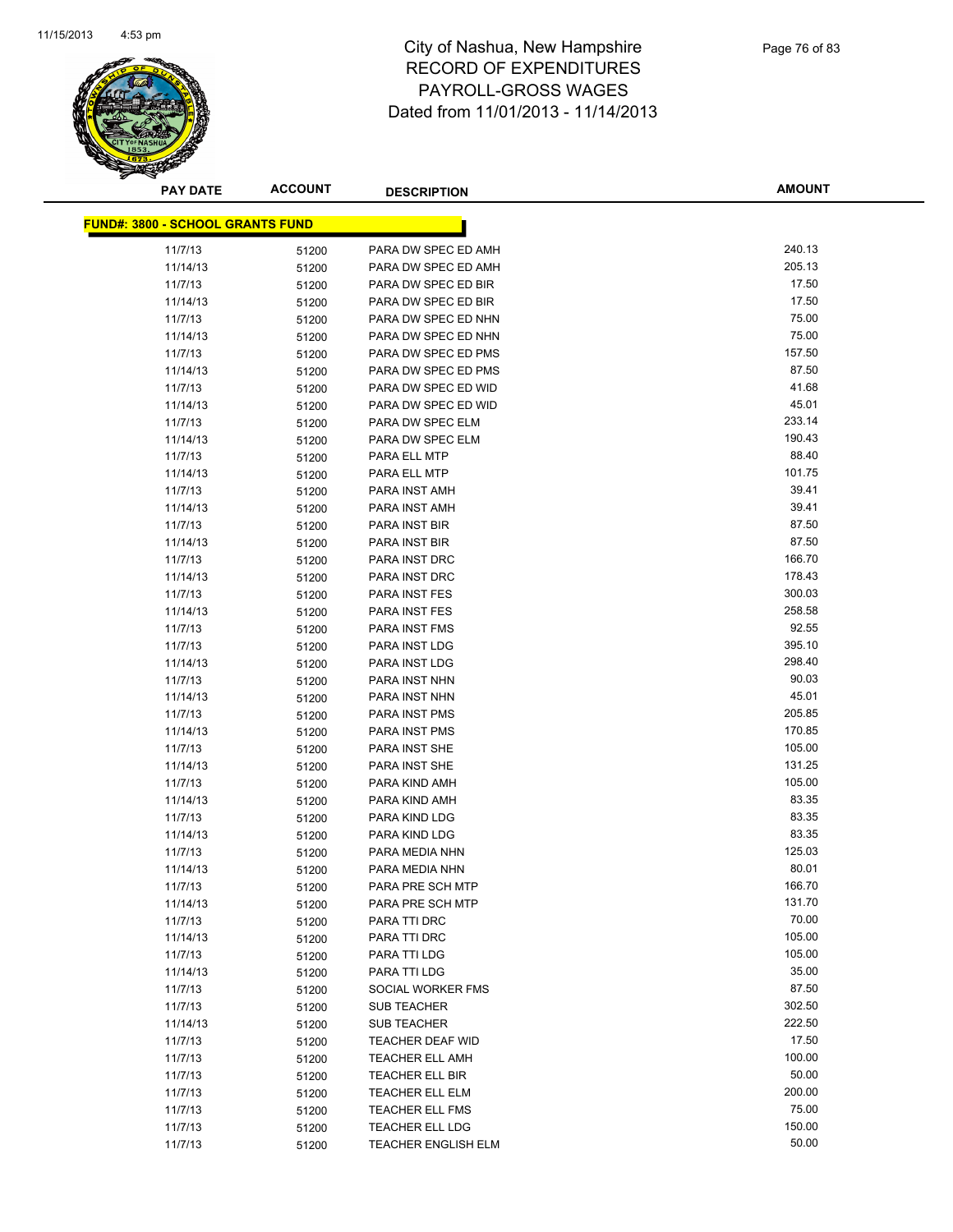# City of Nashua, New Hampshire
# RECORD OF EXPENDITURES
# PAYROLL-GROSS WAGES
# Dated from 11/01/2013 - 11/14/2013

| PAY DATE | ACCOUNT | DESCRIPTION | AMOUNT |
|---|---|---|---|
| **FUND#: 3800 - SCHOOL GRANTS FUND** | | | |
| 11/7/13 | 51200 | PARA DW SPEC ED AMH | 240.13 |
| 11/14/13 | 51200 | PARA DW SPEC ED AMH | 205.13 |
| 11/7/13 | 51200 | PARA DW SPEC ED BIR | 17.50 |
| 11/14/13 | 51200 | PARA DW SPEC ED BIR | 17.50 |
| 11/7/13 | 51200 | PARA DW SPEC ED NHN | 75.00 |
| 11/14/13 | 51200 | PARA DW SPEC ED NHN | 75.00 |
| 11/7/13 | 51200 | PARA DW SPEC ED PMS | 157.50 |
| 11/14/13 | 51200 | PARA DW SPEC ED PMS | 87.50 |
| 11/7/13 | 51200 | PARA DW SPEC ED WID | 41.68 |
| 11/14/13 | 51200 | PARA DW SPEC ED WID | 45.01 |
| 11/7/13 | 51200 | PARA DW SPEC ELM | 233.14 |
| 11/14/13 | 51200 | PARA DW SPEC ELM | 190.43 |
| 11/7/13 | 51200 | PARA ELL MTP | 88.40 |
| 11/14/13 | 51200 | PARA ELL MTP | 101.75 |
| 11/7/13 | 51200 | PARA INST AMH | 39.41 |
| 11/14/13 | 51200 | PARA INST AMH | 39.41 |
| 11/7/13 | 51200 | PARA INST BIR | 87.50 |
| 11/14/13 | 51200 | PARA INST BIR | 87.50 |
| 11/7/13 | 51200 | PARA INST DRC | 166.70 |
| 11/14/13 | 51200 | PARA INST DRC | 178.43 |
| 11/7/13 | 51200 | PARA INST FES | 300.03 |
| 11/14/13 | 51200 | PARA INST FES | 258.58 |
| 11/7/13 | 51200 | PARA INST FMS | 92.55 |
| 11/7/13 | 51200 | PARA INST LDG | 395.10 |
| 11/14/13 | 51200 | PARA INST LDG | 298.40 |
| 11/7/13 | 51200 | PARA INST NHN | 90.03 |
| 11/14/13 | 51200 | PARA INST NHN | 45.01 |
| 11/7/13 | 51200 | PARA INST PMS | 205.85 |
| 11/14/13 | 51200 | PARA INST PMS | 170.85 |
| 11/7/13 | 51200 | PARA INST SHE | 105.00 |
| 11/14/13 | 51200 | PARA INST SHE | 131.25 |
| 11/7/13 | 51200 | PARA KIND AMH | 105.00 |
| 11/14/13 | 51200 | PARA KIND AMH | 83.35 |
| 11/7/13 | 51200 | PARA KIND LDG | 83.35 |
| 11/14/13 | 51200 | PARA KIND LDG | 83.35 |
| 11/7/13 | 51200 | PARA MEDIA NHN | 125.03 |
| 11/14/13 | 51200 | PARA MEDIA NHN | 80.01 |
| 11/7/13 | 51200 | PARA PRE SCH MTP | 166.70 |
| 11/14/13 | 51200 | PARA PRE SCH MTP | 131.70 |
| 11/7/13 | 51200 | PARA TTI DRC | 70.00 |
| 11/14/13 | 51200 | PARA TTI DRC | 105.00 |
| 11/7/13 | 51200 | PARA TTI LDG | 105.00 |
| 11/14/13 | 51200 | PARA TTI LDG | 35.00 |
| 11/7/13 | 51200 | SOCIAL WORKER FMS | 87.50 |
| 11/7/13 | 51200 | SUB TEACHER | 302.50 |
| 11/14/13 | 51200 | SUB TEACHER | 222.50 |
| 11/7/13 | 51200 | TEACHER DEAF WID | 17.50 |
| 11/7/13 | 51200 | TEACHER ELL AMH | 100.00 |
| 11/7/13 | 51200 | TEACHER ELL BIR | 50.00 |
| 11/7/13 | 51200 | TEACHER ELL ELM | 200.00 |
| 11/7/13 | 51200 | TEACHER ELL FMS | 75.00 |
| 11/7/13 | 51200 | TEACHER ELL LDG | 150.00 |
| 11/7/13 | 51200 | TEACHER ENGLISH ELM | 50.00 |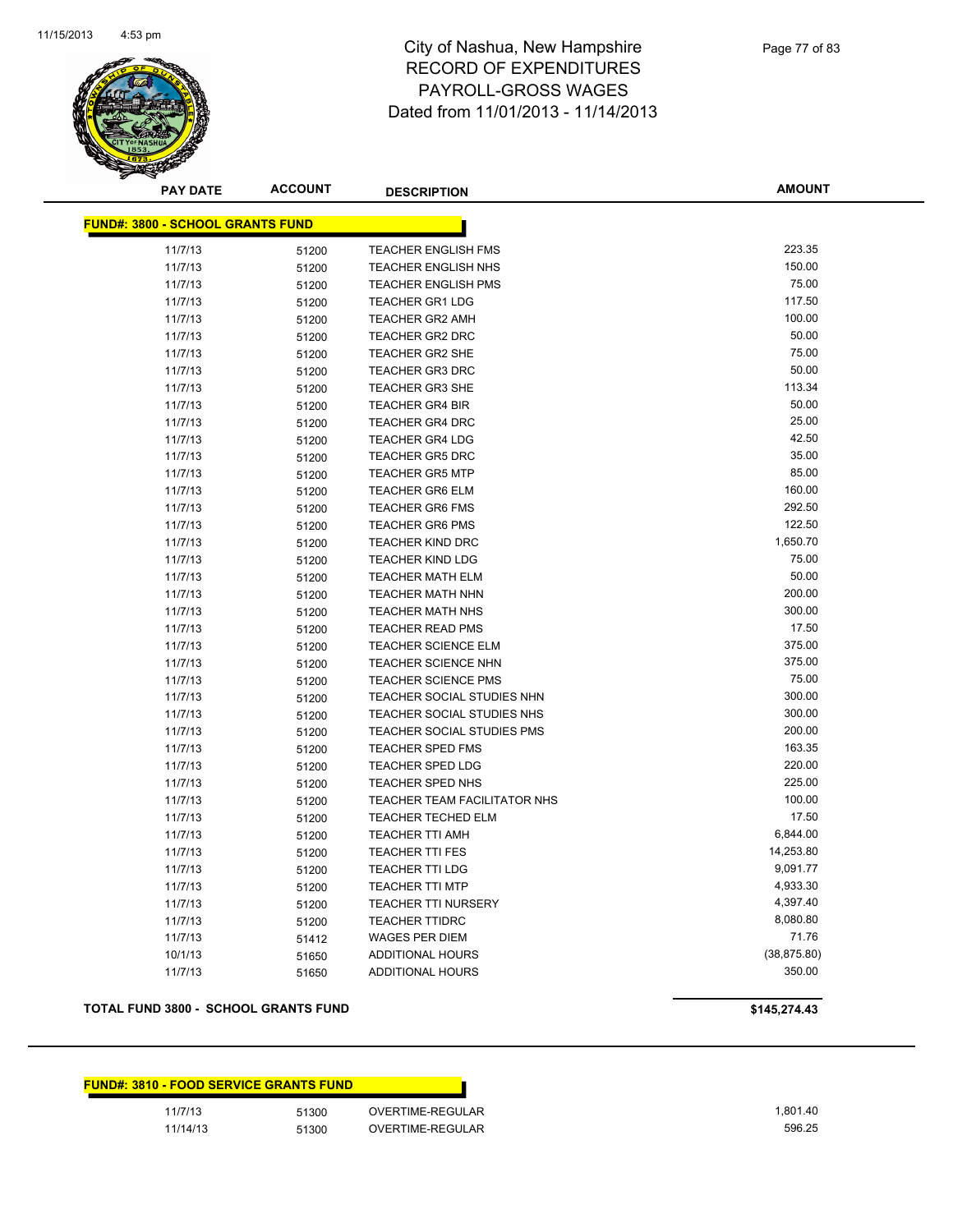# City of Nashua, New Hampshire
# RECORD OF EXPENDITURES
# PAYROLL-GROSS WAGES
# Dated from 11/01/2013 - 11/14/2013

## FUND#: 3800 - SCHOOL GRANTS FUND

| PAY DATE | ACCOUNT | DESCRIPTION | AMOUNT |
|---|---|---|---|
| 11/7/13 | 51200 | TEACHER ENGLISH FMS | 223.35 |
| 11/7/13 | 51200 | TEACHER ENGLISH NHS | 150.00 |
| 11/7/13 | 51200 | TEACHER ENGLISH PMS | 75.00 |
| 11/7/13 | 51200 | TEACHER GR1 LDG | 117.50 |
| 11/7/13 | 51200 | TEACHER GR2 AMH | 100.00 |
| 11/7/13 | 51200 | TEACHER GR2 DRC | 50.00 |
| 11/7/13 | 51200 | TEACHER GR2 SHE | 75.00 |
| 11/7/13 | 51200 | TEACHER GR3 DRC | 50.00 |
| 11/7/13 | 51200 | TEACHER GR3 SHE | 113.34 |
| 11/7/13 | 51200 | TEACHER GR4 BIR | 50.00 |
| 11/7/13 | 51200 | TEACHER GR4 DRC | 25.00 |
| 11/7/13 | 51200 | TEACHER GR4 LDG | 42.50 |
| 11/7/13 | 51200 | TEACHER GR5 DRC | 35.00 |
| 11/7/13 | 51200 | TEACHER GR5 MTP | 85.00 |
| 11/7/13 | 51200 | TEACHER GR6 ELM | 160.00 |
| 11/7/13 | 51200 | TEACHER GR6 FMS | 292.50 |
| 11/7/13 | 51200 | TEACHER GR6 PMS | 122.50 |
| 11/7/13 | 51200 | TEACHER KIND DRC | 1,650.70 |
| 11/7/13 | 51200 | TEACHER KIND LDG | 75.00 |
| 11/7/13 | 51200 | TEACHER MATH ELM | 50.00 |
| 11/7/13 | 51200 | TEACHER MATH NHN | 200.00 |
| 11/7/13 | 51200 | TEACHER MATH NHS | 300.00 |
| 11/7/13 | 51200 | TEACHER READ PMS | 17.50 |
| 11/7/13 | 51200 | TEACHER SCIENCE ELM | 375.00 |
| 11/7/13 | 51200 | TEACHER SCIENCE NHN | 375.00 |
| 11/7/13 | 51200 | TEACHER SCIENCE PMS | 75.00 |
| 11/7/13 | 51200 | TEACHER SOCIAL STUDIES NHN | 300.00 |
| 11/7/13 | 51200 | TEACHER SOCIAL STUDIES NHS | 300.00 |
| 11/7/13 | 51200 | TEACHER SOCIAL STUDIES PMS | 200.00 |
| 11/7/13 | 51200 | TEACHER SPED FMS | 163.35 |
| 11/7/13 | 51200 | TEACHER SPED LDG | 220.00 |
| 11/7/13 | 51200 | TEACHER SPED NHS | 225.00 |
| 11/7/13 | 51200 | TEACHER TEAM FACILITATOR NHS | 100.00 |
| 11/7/13 | 51200 | TEACHER TECHED ELM | 17.50 |
| 11/7/13 | 51200 | TEACHER TTI AMH | 6,844.00 |
| 11/7/13 | 51200 | TEACHER TTI FES | 14,253.80 |
| 11/7/13 | 51200 | TEACHER TTI LDG | 9,091.77 |
| 11/7/13 | 51200 | TEACHER TTI MTP | 4,933.30 |
| 11/7/13 | 51200 | TEACHER TTI NURSERY | 4,397.40 |
| 11/7/13 | 51200 | TEACHER TTIDRC | 8,080.80 |
| 11/7/13 | 51412 | WAGES PER DIEM | 71.76 |
| 10/1/13 | 51650 | ADDITIONAL HOURS | (38,875.80) |
| 11/7/13 | 51650 | ADDITIONAL HOURS | 350.00 |

**TOTAL FUND 3800 - SCHOOL GRANTS FUND** **$145,274.43**

## FUND#: 3810 - FOOD SERVICE GRANTS FUND

| PAY DATE | ACCOUNT | DESCRIPTION | AMOUNT |
|---|---|---|---|
| 11/7/13 | 51300 | OVERTIME-REGULAR | 1,801.40 |
| 11/14/13 | 51300 | OVERTIME-REGULAR | 596.25 |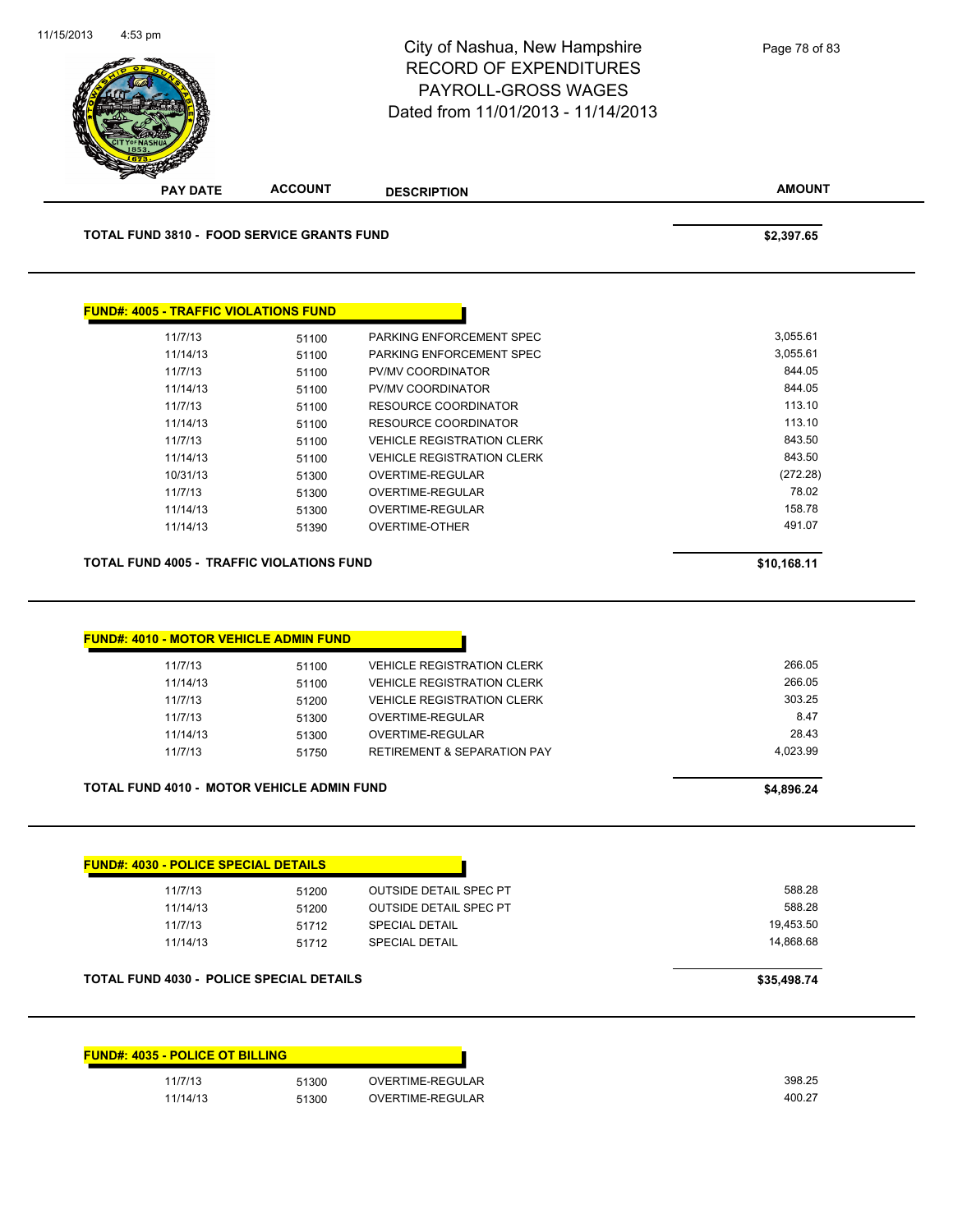City of Nashua, New Hampshire
RECORD OF EXPENDITURES
PAYROLL-GROSS WAGES
Dated from 11/01/2013 - 11/14/2013

| PAY DATE | ACCOUNT | DESCRIPTION | AMOUNT |
|---|---|---|---|

**TOTAL FUND 3810 - FOOD SERVICE GRANTS FUND** — **$2,397.65**

**FUND#: 4005 - TRAFFIC VIOLATIONS FUND**

| PAY DATE | ACCOUNT | DESCRIPTION | AMOUNT |
|---|---|---|---|
| 11/7/13 | 51100 | PARKING ENFORCEMENT SPEC | 3,055.61 |
| 11/14/13 | 51100 | PARKING ENFORCEMENT SPEC | 3,055.61 |
| 11/7/13 | 51100 | PV/MV COORDINATOR | 844.05 |
| 11/14/13 | 51100 | PV/MV COORDINATOR | 844.05 |
| 11/7/13 | 51100 | RESOURCE COORDINATOR | 113.10 |
| 11/14/13 | 51100 | RESOURCE COORDINATOR | 113.10 |
| 11/7/13 | 51100 | VEHICLE REGISTRATION CLERK | 843.50 |
| 11/14/13 | 51100 | VEHICLE REGISTRATION CLERK | 843.50 |
| 10/31/13 | 51300 | OVERTIME-REGULAR | (272.28) |
| 11/7/13 | 51300 | OVERTIME-REGULAR | 78.02 |
| 11/14/13 | 51300 | OVERTIME-REGULAR | 158.78 |
| 11/14/13 | 51390 | OVERTIME-OTHER | 491.07 |

**TOTAL FUND 4005 - TRAFFIC VIOLATIONS FUND** — **$10,168.11**

**FUND#: 4010 - MOTOR VEHICLE ADMIN FUND**

| PAY DATE | ACCOUNT | DESCRIPTION | AMOUNT |
|---|---|---|---|
| 11/7/13 | 51100 | VEHICLE REGISTRATION CLERK | 266.05 |
| 11/14/13 | 51100 | VEHICLE REGISTRATION CLERK | 266.05 |
| 11/7/13 | 51200 | VEHICLE REGISTRATION CLERK | 303.25 |
| 11/7/13 | 51300 | OVERTIME-REGULAR | 8.47 |
| 11/14/13 | 51300 | OVERTIME-REGULAR | 28.43 |
| 11/7/13 | 51750 | RETIREMENT & SEPARATION PAY | 4,023.99 |

**TOTAL FUND 4010 - MOTOR VEHICLE ADMIN FUND** — **$4,896.24**

**FUND#: 4030 - POLICE SPECIAL DETAILS**

| PAY DATE | ACCOUNT | DESCRIPTION | AMOUNT |
|---|---|---|---|
| 11/7/13 | 51200 | OUTSIDE DETAIL SPEC PT | 588.28 |
| 11/14/13 | 51200 | OUTSIDE DETAIL SPEC PT | 588.28 |
| 11/7/13 | 51712 | SPECIAL DETAIL | 19,453.50 |
| 11/14/13 | 51712 | SPECIAL DETAIL | 14,868.68 |

**TOTAL FUND 4030 - POLICE SPECIAL DETAILS** — **$35,498.74**

**FUND#: 4035 - POLICE OT BILLING**

| PAY DATE | ACCOUNT | DESCRIPTION | AMOUNT |
|---|---|---|---|
| 11/7/13 | 51300 | OVERTIME-REGULAR | 398.25 |
| 11/14/13 | 51300 | OVERTIME-REGULAR | 400.27 |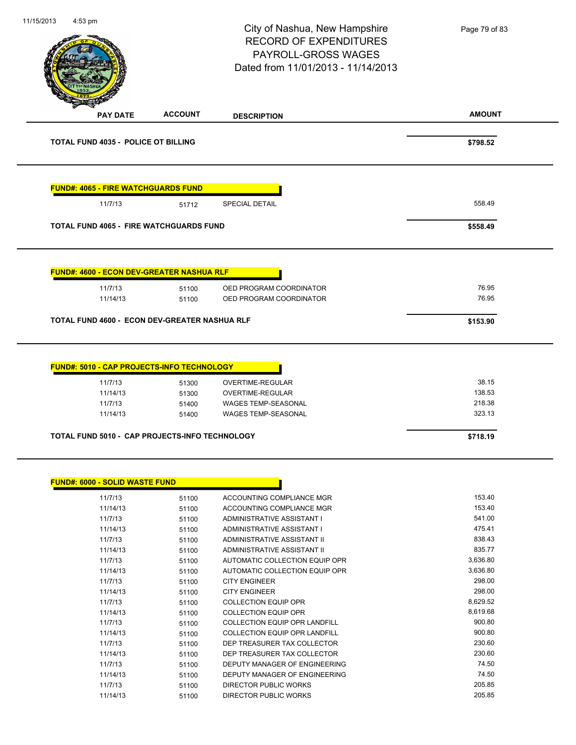# City of Nashua, New Hampshire
## RECORD OF EXPENDITURES
## PAYROLL-GROSS WAGES
## Dated from 11/01/2013 - 11/14/2013

| PAY DATE | ACCOUNT | DESCRIPTION | AMOUNT |
|---|---|---|---|
| **TOTAL FUND 4035 - POLICE OT BILLING** | | | **$798.52** |

**FUND#: 4065 - FIRE WATCHGUARDS FUND**

| PAY DATE | ACCOUNT | DESCRIPTION | AMOUNT |
|---|---|---|---|
| 11/7/13 | 51712 | SPECIAL DETAIL | 558.49 |
| **TOTAL FUND 4065 - FIRE WATCHGUARDS FUND** | | | **$558.49** |

**FUND#: 4600 - ECON DEV-GREATER NASHUA RLF**

| PAY DATE | ACCOUNT | DESCRIPTION | AMOUNT |
|---|---|---|---|
| 11/7/13 | 51100 | OED PROGRAM COORDINATOR | 76.95 |
| 11/14/13 | 51100 | OED PROGRAM COORDINATOR | 76.95 |
| **TOTAL FUND 4600 - ECON DEV-GREATER NASHUA RLF** | | | **$153.90** |

**FUND#: 5010 - CAP PROJECTS-INFO TECHNOLOGY**

| PAY DATE | ACCOUNT | DESCRIPTION | AMOUNT |
|---|---|---|---|
| 11/7/13 | 51300 | OVERTIME-REGULAR | 38.15 |
| 11/14/13 | 51300 | OVERTIME-REGULAR | 138.53 |
| 11/7/13 | 51400 | WAGES TEMP-SEASONAL | 218.38 |
| 11/14/13 | 51400 | WAGES TEMP-SEASONAL | 323.13 |
| **TOTAL FUND 5010 - CAP PROJECTS-INFO TECHNOLOGY** | | | **$718.19** |

**FUND#: 6000 - SOLID WASTE FUND**

| PAY DATE | ACCOUNT | DESCRIPTION | AMOUNT |
|---|---|---|---|
| 11/7/13 | 51100 | ACCOUNTING COMPLIANCE MGR | 153.40 |
| 11/14/13 | 51100 | ACCOUNTING COMPLIANCE MGR | 153.40 |
| 11/7/13 | 51100 | ADMINISTRATIVE ASSISTANT I | 541.00 |
| 11/14/13 | 51100 | ADMINISTRATIVE ASSISTANT I | 475.41 |
| 11/7/13 | 51100 | ADMINISTRATIVE ASSISTANT II | 838.43 |
| 11/14/13 | 51100 | ADMINISTRATIVE ASSISTANT II | 835.77 |
| 11/7/13 | 51100 | AUTOMATIC COLLECTION EQUIP OPR | 3,636.80 |
| 11/14/13 | 51100 | AUTOMATIC COLLECTION EQUIP OPR | 3,636.80 |
| 11/7/13 | 51100 | CITY ENGINEER | 298.00 |
| 11/14/13 | 51100 | CITY ENGINEER | 298.00 |
| 11/7/13 | 51100 | COLLECTION EQUIP OPR | 8,629.52 |
| 11/14/13 | 51100 | COLLECTION EQUIP OPR | 8,619.68 |
| 11/7/13 | 51100 | COLLECTION EQUIP OPR LANDFILL | 900.80 |
| 11/14/13 | 51100 | COLLECTION EQUIP OPR LANDFILL | 900.80 |
| 11/7/13 | 51100 | DEP TREASURER TAX COLLECTOR | 230.60 |
| 11/14/13 | 51100 | DEP TREASURER TAX COLLECTOR | 230.60 |
| 11/7/13 | 51100 | DEPUTY MANAGER OF ENGINEERING | 74.50 |
| 11/14/13 | 51100 | DEPUTY MANAGER OF ENGINEERING | 74.50 |
| 11/7/13 | 51100 | DIRECTOR PUBLIC WORKS | 205.85 |
| 11/14/13 | 51100 | DIRECTOR PUBLIC WORKS | 205.85 |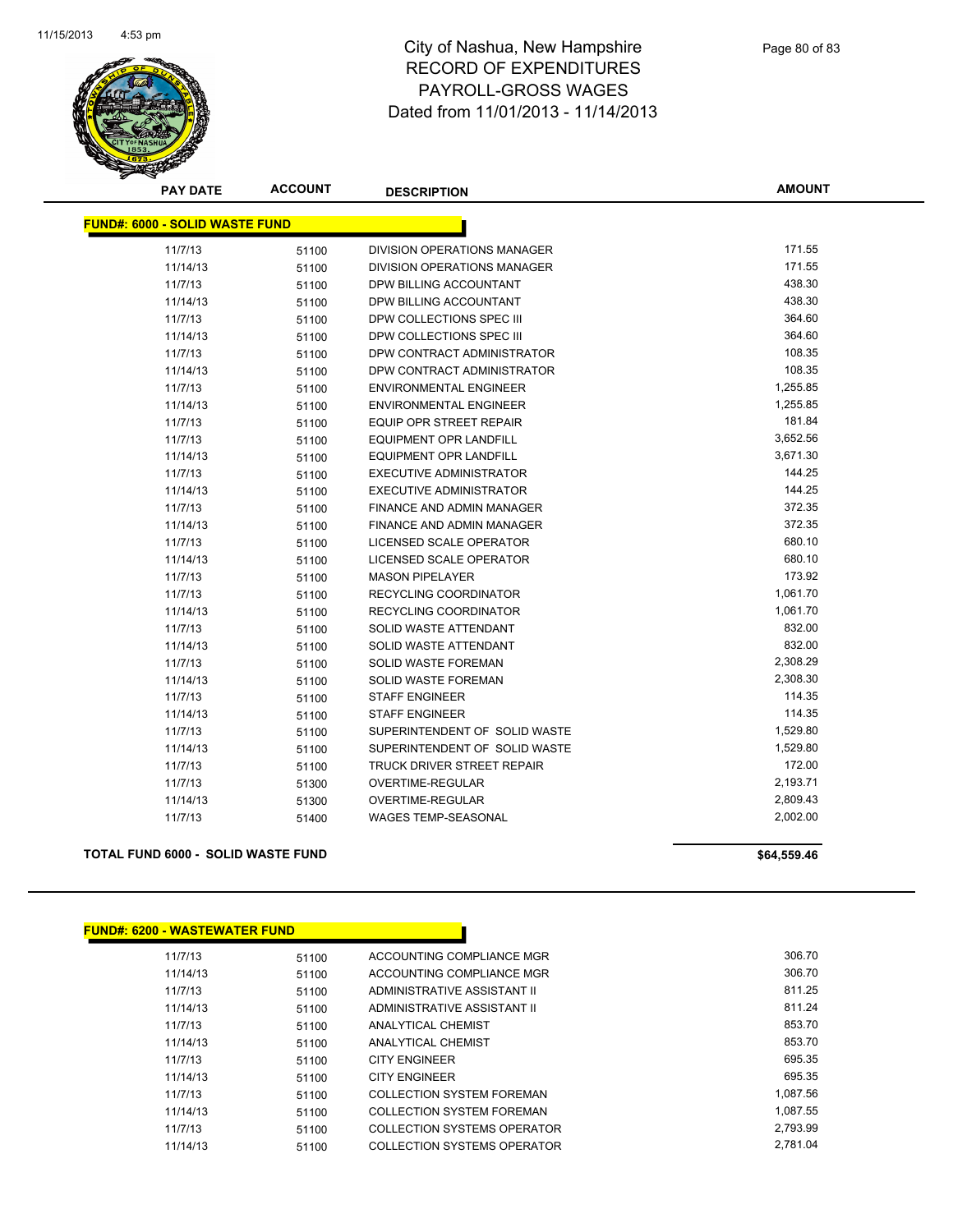# City of Nashua, New Hampshire
## RECORD OF EXPENDITURES
## PAYROLL-GROSS WAGES
## Dated from 11/01/2013 - 11/14/2013

**FUND#: 6000 - SOLID WASTE FUND**

| PAY DATE | ACCOUNT | DESCRIPTION | AMOUNT |
|---|---|---|---|
| 11/7/13 | 51100 | DIVISION OPERATIONS MANAGER | 171.55 |
| 11/14/13 | 51100 | DIVISION OPERATIONS MANAGER | 171.55 |
| 11/7/13 | 51100 | DPW BILLING ACCOUNTANT | 438.30 |
| 11/14/13 | 51100 | DPW BILLING ACCOUNTANT | 438.30 |
| 11/7/13 | 51100 | DPW COLLECTIONS SPEC III | 364.60 |
| 11/14/13 | 51100 | DPW COLLECTIONS SPEC III | 364.60 |
| 11/7/13 | 51100 | DPW CONTRACT ADMINISTRATOR | 108.35 |
| 11/14/13 | 51100 | DPW CONTRACT ADMINISTRATOR | 108.35 |
| 11/7/13 | 51100 | ENVIRONMENTAL ENGINEER | 1,255.85 |
| 11/14/13 | 51100 | ENVIRONMENTAL ENGINEER | 1,255.85 |
| 11/7/13 | 51100 | EQUIP OPR STREET REPAIR | 181.84 |
| 11/7/13 | 51100 | EQUIPMENT OPR LANDFILL | 3,652.56 |
| 11/14/13 | 51100 | EQUIPMENT OPR LANDFILL | 3,671.30 |
| 11/7/13 | 51100 | EXECUTIVE ADMINISTRATOR | 144.25 |
| 11/14/13 | 51100 | EXECUTIVE ADMINISTRATOR | 144.25 |
| 11/7/13 | 51100 | FINANCE AND ADMIN MANAGER | 372.35 |
| 11/14/13 | 51100 | FINANCE AND ADMIN MANAGER | 372.35 |
| 11/7/13 | 51100 | LICENSED SCALE OPERATOR | 680.10 |
| 11/14/13 | 51100 | LICENSED SCALE OPERATOR | 680.10 |
| 11/7/13 | 51100 | MASON PIPELAYER | 173.92 |
| 11/7/13 | 51100 | RECYCLING COORDINATOR | 1,061.70 |
| 11/14/13 | 51100 | RECYCLING COORDINATOR | 1,061.70 |
| 11/7/13 | 51100 | SOLID WASTE ATTENDANT | 832.00 |
| 11/14/13 | 51100 | SOLID WASTE ATTENDANT | 832.00 |
| 11/7/13 | 51100 | SOLID WASTE FOREMAN | 2,308.29 |
| 11/14/13 | 51100 | SOLID WASTE FOREMAN | 2,308.30 |
| 11/7/13 | 51100 | STAFF ENGINEER | 114.35 |
| 11/14/13 | 51100 | STAFF ENGINEER | 114.35 |
| 11/7/13 | 51100 | SUPERINTENDENT OF SOLID WASTE | 1,529.80 |
| 11/14/13 | 51100 | SUPERINTENDENT OF SOLID WASTE | 1,529.80 |
| 11/7/13 | 51100 | TRUCK DRIVER STREET REPAIR | 172.00 |
| 11/7/13 | 51300 | OVERTIME-REGULAR | 2,193.71 |
| 11/14/13 | 51300 | OVERTIME-REGULAR | 2,809.43 |
| 11/7/13 | 51400 | WAGES TEMP-SEASONAL | 2,002.00 |

**TOTAL FUND 6000 - SOLID WASTE FUND** **$64,559.46**

**FUND#: 6200 - WASTEWATER FUND**

| PAY DATE | ACCOUNT | DESCRIPTION | AMOUNT |
|---|---|---|---|
| 11/7/13 | 51100 | ACCOUNTING COMPLIANCE MGR | 306.70 |
| 11/14/13 | 51100 | ACCOUNTING COMPLIANCE MGR | 306.70 |
| 11/7/13 | 51100 | ADMINISTRATIVE ASSISTANT II | 811.25 |
| 11/14/13 | 51100 | ADMINISTRATIVE ASSISTANT II | 811.24 |
| 11/7/13 | 51100 | ANALYTICAL CHEMIST | 853.70 |
| 11/14/13 | 51100 | ANALYTICAL CHEMIST | 853.70 |
| 11/7/13 | 51100 | CITY ENGINEER | 695.35 |
| 11/14/13 | 51100 | CITY ENGINEER | 695.35 |
| 11/7/13 | 51100 | COLLECTION SYSTEM FOREMAN | 1,087.56 |
| 11/14/13 | 51100 | COLLECTION SYSTEM FOREMAN | 1,087.55 |
| 11/7/13 | 51100 | COLLECTION SYSTEMS OPERATOR | 2,793.99 |
| 11/14/13 | 51100 | COLLECTION SYSTEMS OPERATOR | 2,781.04 |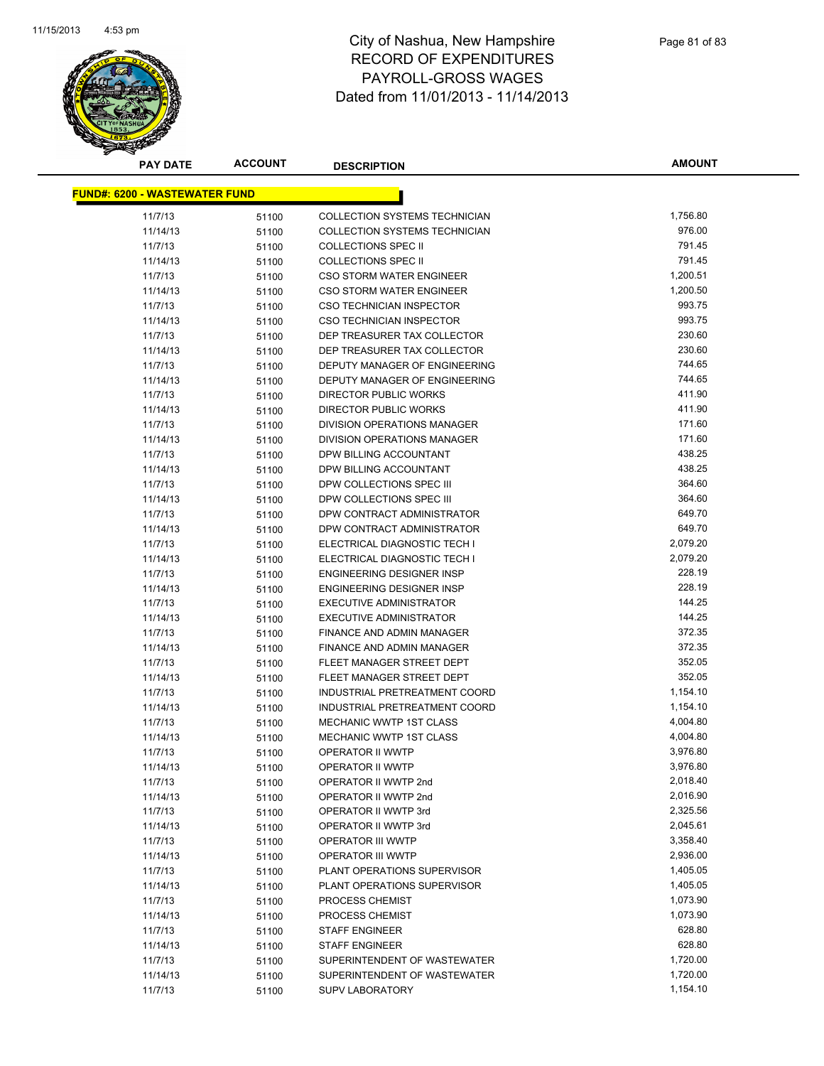# City of Nashua, New Hampshire
# RECORD OF EXPENDITURES
# PAYROLL-GROSS WAGES
# Dated from 11/01/2013 - 11/14/2013

| PAY DATE | ACCOUNT | DESCRIPTION | AMOUNT |
|---|---|---|---|
| **FUND#: 6200 - WASTEWATER FUND** | | | |
| 11/7/13 | 51100 | COLLECTION SYSTEMS TECHNICIAN | 1,756.80 |
| 11/14/13 | 51100 | COLLECTION SYSTEMS TECHNICIAN | 976.00 |
| 11/7/13 | 51100 | COLLECTIONS SPEC II | 791.45 |
| 11/14/13 | 51100 | COLLECTIONS SPEC II | 791.45 |
| 11/7/13 | 51100 | CSO STORM WATER ENGINEER | 1,200.51 |
| 11/14/13 | 51100 | CSO STORM WATER ENGINEER | 1,200.50 |
| 11/7/13 | 51100 | CSO TECHNICIAN INSPECTOR | 993.75 |
| 11/14/13 | 51100 | CSO TECHNICIAN INSPECTOR | 993.75 |
| 11/7/13 | 51100 | DEP TREASURER TAX COLLECTOR | 230.60 |
| 11/14/13 | 51100 | DEP TREASURER TAX COLLECTOR | 230.60 |
| 11/7/13 | 51100 | DEPUTY MANAGER OF ENGINEERING | 744.65 |
| 11/14/13 | 51100 | DEPUTY MANAGER OF ENGINEERING | 744.65 |
| 11/7/13 | 51100 | DIRECTOR PUBLIC WORKS | 411.90 |
| 11/14/13 | 51100 | DIRECTOR PUBLIC WORKS | 411.90 |
| 11/7/13 | 51100 | DIVISION OPERATIONS MANAGER | 171.60 |
| 11/14/13 | 51100 | DIVISION OPERATIONS MANAGER | 171.60 |
| 11/7/13 | 51100 | DPW BILLING ACCOUNTANT | 438.25 |
| 11/14/13 | 51100 | DPW BILLING ACCOUNTANT | 438.25 |
| 11/7/13 | 51100 | DPW COLLECTIONS SPEC III | 364.60 |
| 11/14/13 | 51100 | DPW COLLECTIONS SPEC III | 364.60 |
| 11/7/13 | 51100 | DPW CONTRACT ADMINISTRATOR | 649.70 |
| 11/14/13 | 51100 | DPW CONTRACT ADMINISTRATOR | 649.70 |
| 11/7/13 | 51100 | ELECTRICAL DIAGNOSTIC TECH I | 2,079.20 |
| 11/14/13 | 51100 | ELECTRICAL DIAGNOSTIC TECH I | 2,079.20 |
| 11/7/13 | 51100 | ENGINEERING DESIGNER INSP | 228.19 |
| 11/14/13 | 51100 | ENGINEERING DESIGNER INSP | 228.19 |
| 11/7/13 | 51100 | EXECUTIVE ADMINISTRATOR | 144.25 |
| 11/14/13 | 51100 | EXECUTIVE ADMINISTRATOR | 144.25 |
| 11/7/13 | 51100 | FINANCE AND ADMIN MANAGER | 372.35 |
| 11/14/13 | 51100 | FINANCE AND ADMIN MANAGER | 372.35 |
| 11/7/13 | 51100 | FLEET MANAGER STREET DEPT | 352.05 |
| 11/14/13 | 51100 | FLEET MANAGER STREET DEPT | 352.05 |
| 11/7/13 | 51100 | INDUSTRIAL PRETREATMENT COORD | 1,154.10 |
| 11/14/13 | 51100 | INDUSTRIAL PRETREATMENT COORD | 1,154.10 |
| 11/7/13 | 51100 | MECHANIC WWTP 1ST CLASS | 4,004.80 |
| 11/14/13 | 51100 | MECHANIC WWTP 1ST CLASS | 4,004.80 |
| 11/7/13 | 51100 | OPERATOR II WWTP | 3,976.80 |
| 11/14/13 | 51100 | OPERATOR II WWTP | 3,976.80 |
| 11/7/13 | 51100 | OPERATOR II WWTP 2nd | 2,018.40 |
| 11/14/13 | 51100 | OPERATOR II WWTP 2nd | 2,016.90 |
| 11/7/13 | 51100 | OPERATOR II WWTP 3rd | 2,325.56 |
| 11/14/13 | 51100 | OPERATOR II WWTP 3rd | 2,045.61 |
| 11/7/13 | 51100 | OPERATOR III WWTP | 3,358.40 |
| 11/14/13 | 51100 | OPERATOR III WWTP | 2,936.00 |
| 11/7/13 | 51100 | PLANT OPERATIONS SUPERVISOR | 1,405.05 |
| 11/14/13 | 51100 | PLANT OPERATIONS SUPERVISOR | 1,405.05 |
| 11/7/13 | 51100 | PROCESS CHEMIST | 1,073.90 |
| 11/14/13 | 51100 | PROCESS CHEMIST | 1,073.90 |
| 11/7/13 | 51100 | STAFF ENGINEER | 628.80 |
| 11/14/13 | 51100 | STAFF ENGINEER | 628.80 |
| 11/7/13 | 51100 | SUPERINTENDENT OF WASTEWATER | 1,720.00 |
| 11/14/13 | 51100 | SUPERINTENDENT OF WASTEWATER | 1,720.00 |
| 11/7/13 | 51100 | SUPV LABORATORY | 1,154.10 |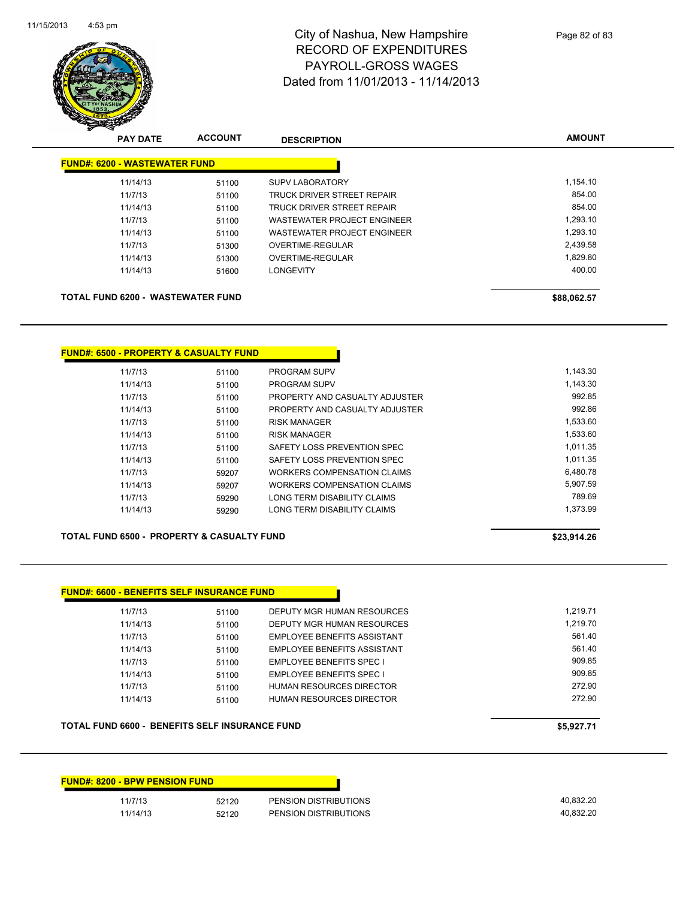# City of Nashua, New Hampshire
# RECORD OF EXPENDITURES
# PAYROLL-GROSS WAGES
# Dated from 11/01/2013 - 11/14/2013

| PAY DATE | ACCOUNT | DESCRIPTION | AMOUNT |
|---|---|---|---|
| **FUND#: 6200 - WASTEWATER FUND** | | | |
| 11/14/13 | 51100 | SUPV LABORATORY | 1,154.10 |
| 11/7/13 | 51100 | TRUCK DRIVER STREET REPAIR | 854.00 |
| 11/14/13 | 51100 | TRUCK DRIVER STREET REPAIR | 854.00 |
| 11/7/13 | 51100 | WASTEWATER PROJECT ENGINEER | 1,293.10 |
| 11/14/13 | 51100 | WASTEWATER PROJECT ENGINEER | 1,293.10 |
| 11/7/13 | 51300 | OVERTIME-REGULAR | 2,439.58 |
| 11/14/13 | 51300 | OVERTIME-REGULAR | 1,829.80 |
| 11/14/13 | 51600 | LONGEVITY | 400.00 |
| **TOTAL FUND 6200 - WASTEWATER FUND** | | | **$88,062.57** |

| PAY DATE | ACCOUNT | DESCRIPTION | AMOUNT |
|---|---|---|---|
| **FUND#: 6500 - PROPERTY & CASUALTY FUND** | | | |
| 11/7/13 | 51100 | PROGRAM SUPV | 1,143.30 |
| 11/14/13 | 51100 | PROGRAM SUPV | 1,143.30 |
| 11/7/13 | 51100 | PROPERTY AND CASUALTY ADJUSTER | 992.85 |
| 11/14/13 | 51100 | PROPERTY AND CASUALTY ADJUSTER | 992.86 |
| 11/7/13 | 51100 | RISK MANAGER | 1,533.60 |
| 11/14/13 | 51100 | RISK MANAGER | 1,533.60 |
| 11/7/13 | 51100 | SAFETY LOSS PREVENTION SPEC | 1,011.35 |
| 11/14/13 | 51100 | SAFETY LOSS PREVENTION SPEC | 1,011.35 |
| 11/7/13 | 59207 | WORKERS COMPENSATION CLAIMS | 6,480.78 |
| 11/14/13 | 59207 | WORKERS COMPENSATION CLAIMS | 5,907.59 |
| 11/7/13 | 59290 | LONG TERM DISABILITY CLAIMS | 789.69 |
| 11/14/13 | 59290 | LONG TERM DISABILITY CLAIMS | 1,373.99 |
| **TOTAL FUND 6500 - PROPERTY & CASUALTY FUND** | | | **$23,914.26** |

| PAY DATE | ACCOUNT | DESCRIPTION | AMOUNT |
|---|---|---|---|
| **FUND#: 6600 - BENEFITS SELF INSURANCE FUND** | | | |
| 11/7/13 | 51100 | DEPUTY MGR HUMAN RESOURCES | 1,219.71 |
| 11/14/13 | 51100 | DEPUTY MGR HUMAN RESOURCES | 1,219.70 |
| 11/7/13 | 51100 | EMPLOYEE BENEFITS ASSISTANT | 561.40 |
| 11/14/13 | 51100 | EMPLOYEE BENEFITS ASSISTANT | 561.40 |
| 11/7/13 | 51100 | EMPLOYEE BENEFITS SPEC I | 909.85 |
| 11/14/13 | 51100 | EMPLOYEE BENEFITS SPEC I | 909.85 |
| 11/7/13 | 51100 | HUMAN RESOURCES DIRECTOR | 272.90 |
| 11/14/13 | 51100 | HUMAN RESOURCES DIRECTOR | 272.90 |
| **TOTAL FUND 6600 - BENEFITS SELF INSURANCE FUND** | | | **$5,927.71** |

| PAY DATE | ACCOUNT | DESCRIPTION | AMOUNT |
|---|---|---|---|
| **FUND#: 8200 - BPW PENSION FUND** | | | |
| 11/7/13 | 52120 | PENSION DISTRIBUTIONS | 40,832.20 |
| 11/14/13 | 52120 | PENSION DISTRIBUTIONS | 40,832.20 |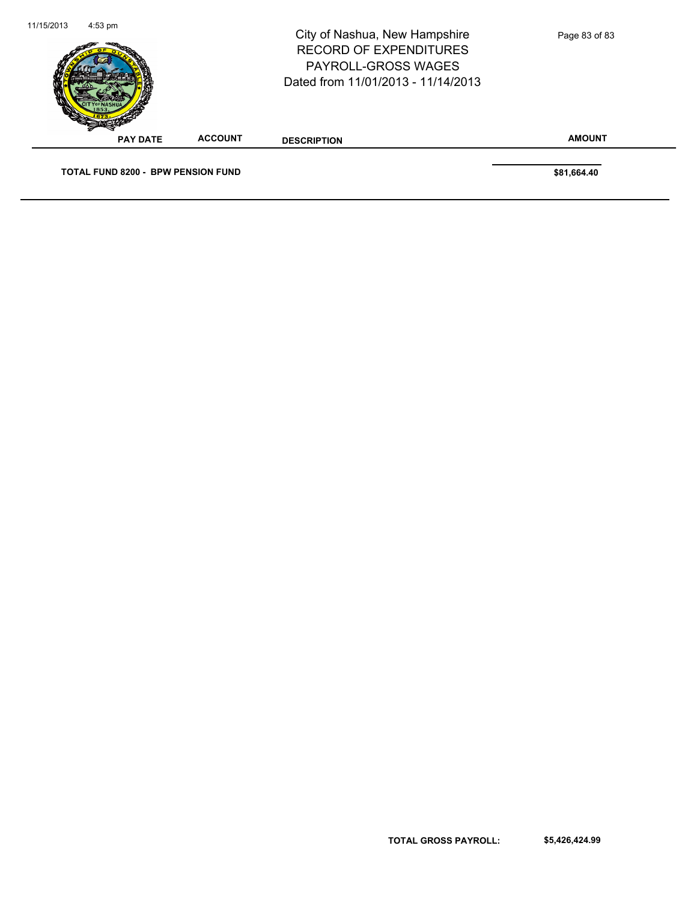| PAY DATE | ACCOUNT | DESCRIPTION | AMOUNT |
|---|---|---|---|
| **TOTAL FUND 8200 - BPW PENSION FUND** | | | **$81,664.40** |

**TOTAL GROSS PAYROLL:** **$5,426,424.99**